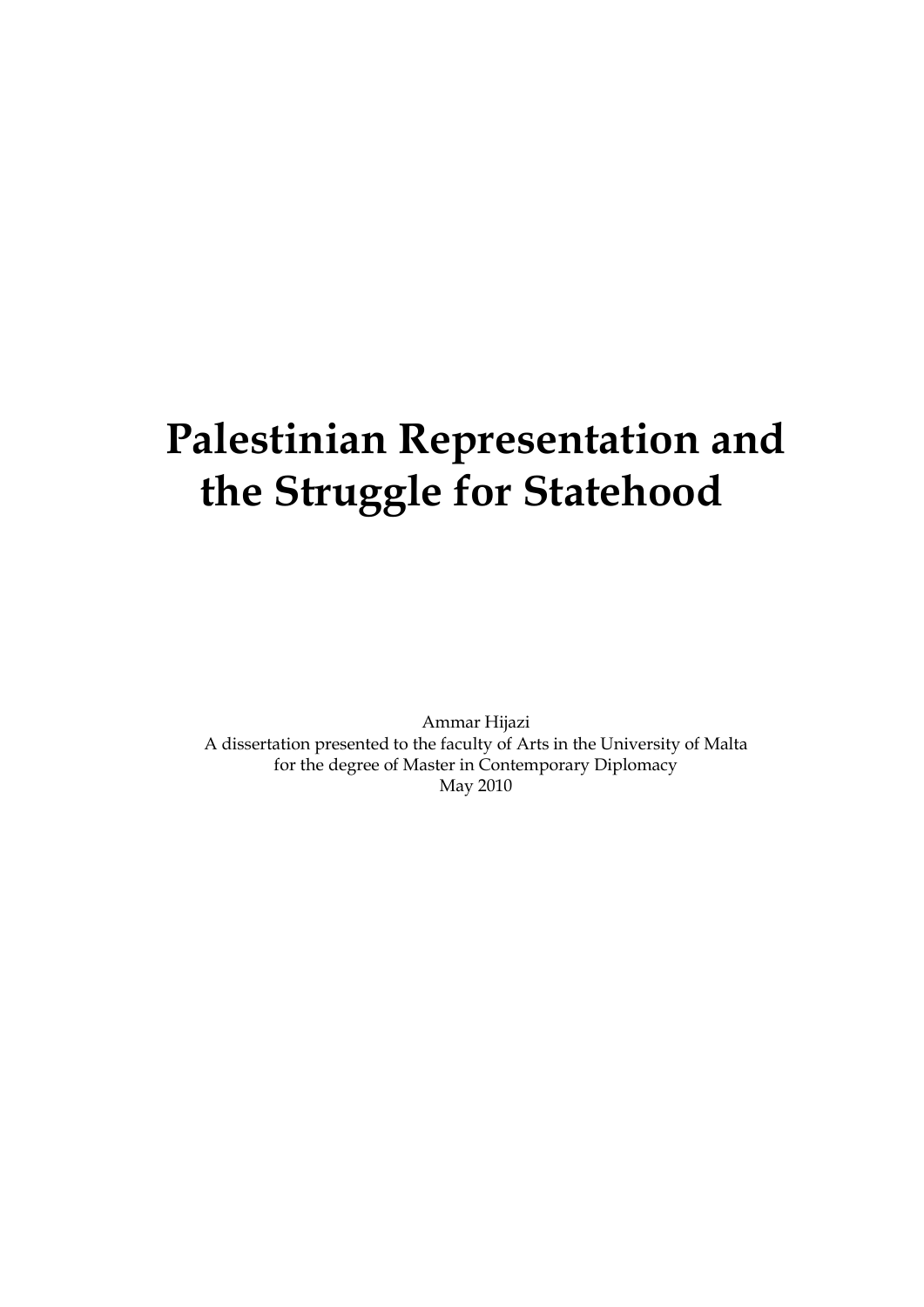# Palestinian Representation and the Struggle for Statehood

Ammar Hijazi
A dissertation presented to the faculty of Arts in the University of Malta
for the degree of Master in Contemporary Diplomacy
May 2010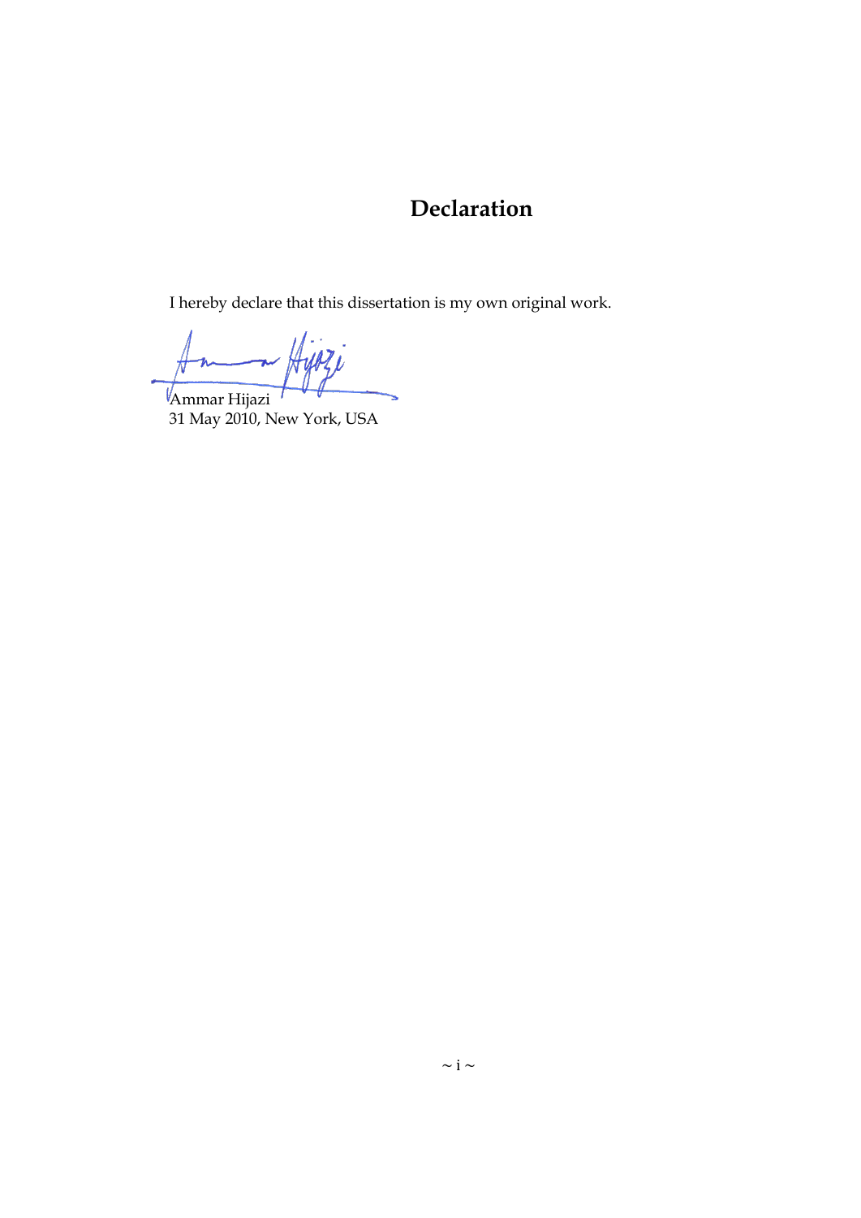# Declaration

I hereby declare that this dissertation is my own original work.

Ammar Hijazi
31 May 2010, New York, USA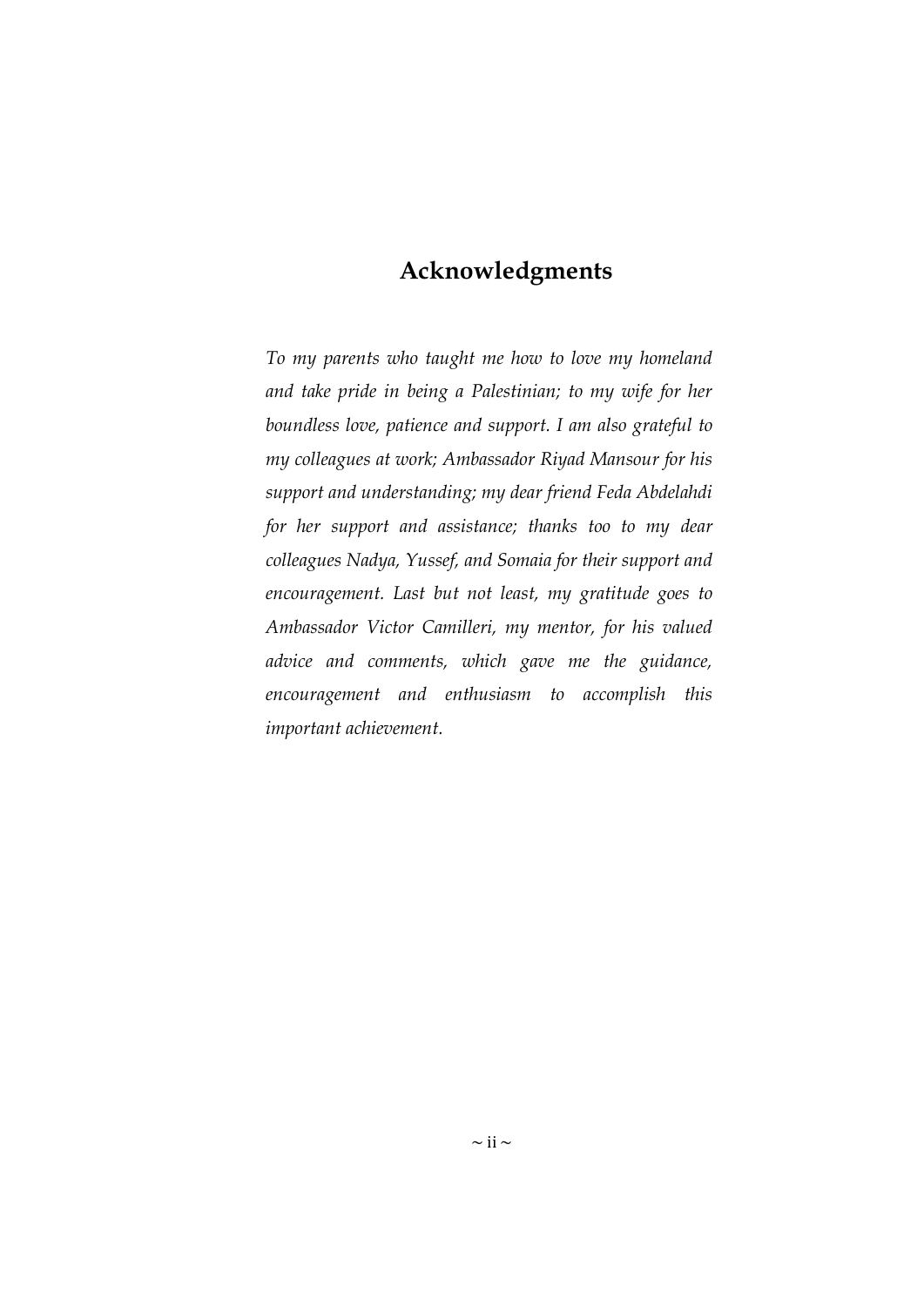## Acknowledgments

*To my parents who taught me how to love my homeland and take pride in being a Palestinian; to my wife for her boundless love, patience and support. I am also grateful to my colleagues at work; Ambassador Riyad Mansour for his support and understanding; my dear friend Feda Abdelahdi for her support and assistance; thanks too to my dear colleagues Nadya, Yussef, and Somaia for their support and encouragement. Last but not least, my gratitude goes to Ambassador Victor Camilleri, my mentor, for his valued advice and comments, which gave me the guidance, encouragement and enthusiasm to accomplish this important achievement.*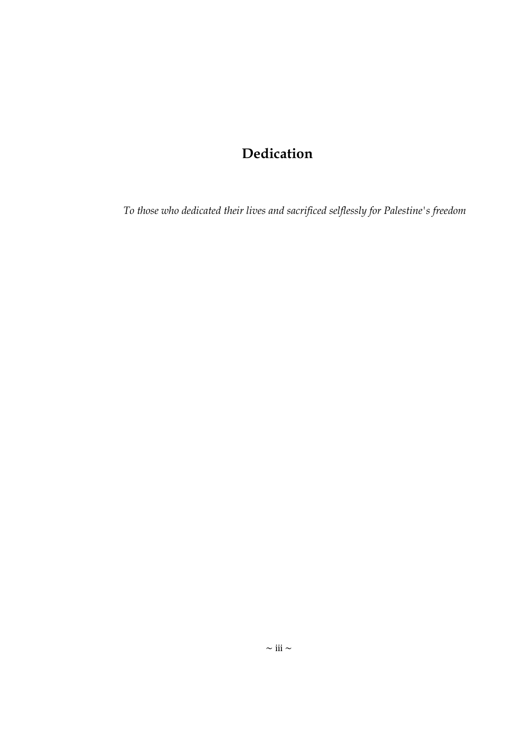# Dedication

*To those who dedicated their lives and sacrificed selflessly for Palestine's freedom*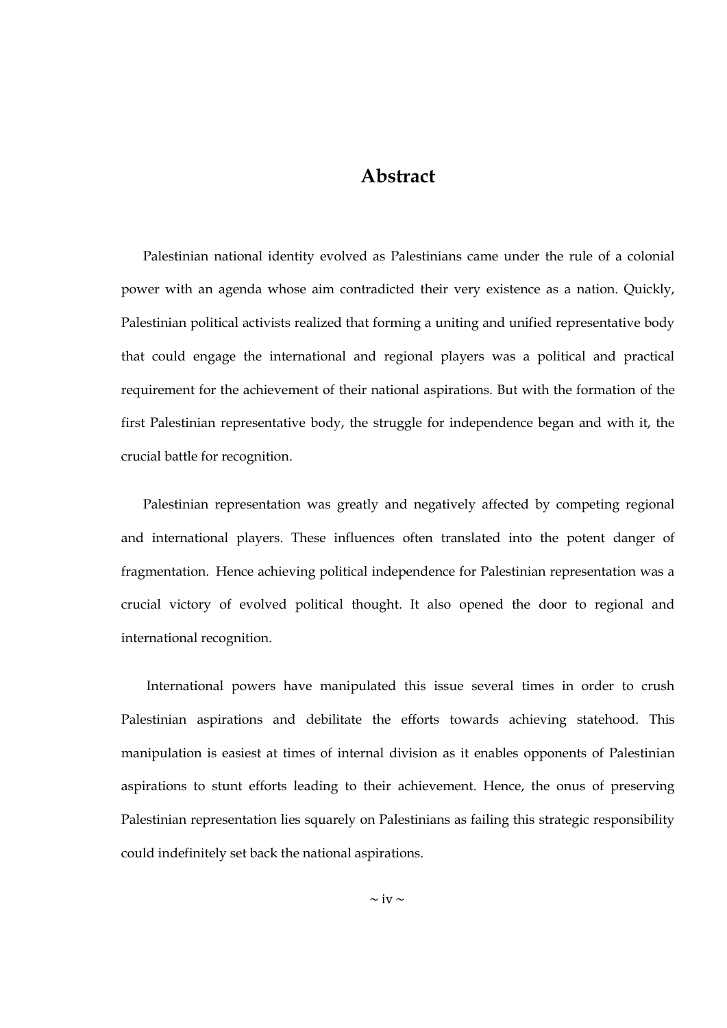# Abstract

Palestinian national identity evolved as Palestinians came under the rule of a colonial power with an agenda whose aim contradicted their very existence as a nation. Quickly, Palestinian political activists realized that forming a uniting and unified representative body that could engage the international and regional players was a political and practical requirement for the achievement of their national aspirations. But with the formation of the first Palestinian representative body, the struggle for independence began and with it, the crucial battle for recognition.

Palestinian representation was greatly and negatively affected by competing regional and international players. These influences often translated into the potent danger of fragmentation. Hence achieving political independence for Palestinian representation was a crucial victory of evolved political thought. It also opened the door to regional and international recognition.

International powers have manipulated this issue several times in order to crush Palestinian aspirations and debilitate the efforts towards achieving statehood. This manipulation is easiest at times of internal division as it enables opponents of Palestinian aspirations to stunt efforts leading to their achievement. Hence, the onus of preserving Palestinian representation lies squarely on Palestinians as failing this strategic responsibility could indefinitely set back the national aspirations.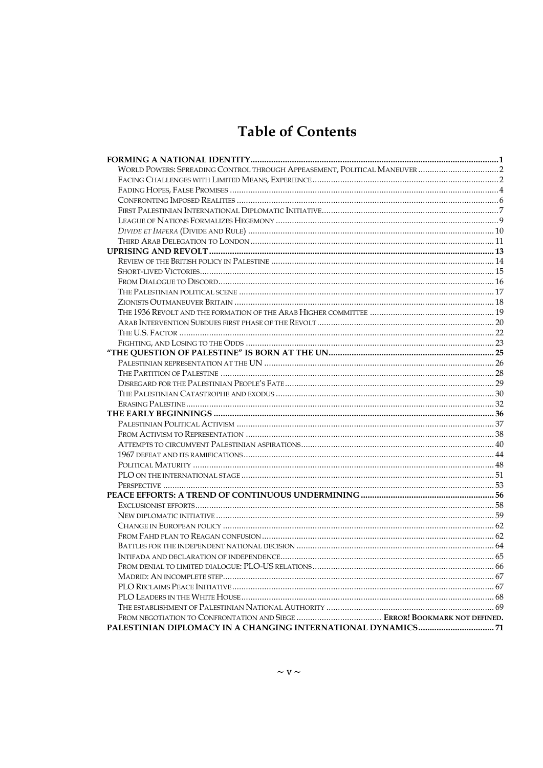# Table of Contents

**FORMING A NATIONAL IDENTITY** .......... **1**
- World Powers: Spreading Control through Appeasement, Political Maneuver .......... 2
- Facing Challenges with Limited Means, Experience .......... 2
- Fading Hopes, False Promises .......... 4
- Confronting Imposed Realities .......... 6
- First Palestinian International Diplomatic Initiative .......... 7
- League of Nations Formalizes Hegemony .......... 9
- *Divide et Impera* (Divide and Rule) .......... 10
- Third Arab Delegation to London .......... 11

**UPRISING AND REVOLT** .......... **13**
- Review of the British policy in Palestine .......... 14
- Short-lived Victories .......... 15
- From Dialogue to Discord .......... 16
- The Palestinian political scene .......... 17
- Zionists Outmaneuver Britain .......... 18
- The 1936 Revolt and the formation of the Arab Higher committee .......... 19
- Arab Intervention Subdues first phase of the Revolt .......... 20
- The U.S. Factor .......... 22
- Fighting, and Losing to the Odds .......... 23

**"THE QUESTION OF PALESTINE" IS BORN AT THE UN** .......... **25**
- Palestinian representation at the UN .......... 26
- The Partition of Palestine .......... 28
- Disregard for the Palestinian People's Fate .......... 29
- The Palestinian Catastrophe and exodus .......... 30
- Erasing Palestine .......... 32

**THE EARLY BEGINNINGS** .......... **36**
- Palestinian Political Activism .......... 37
- From Activism to Representation .......... 38
- Attempts to circumvent Palestinian aspirations .......... 40
- 1967 defeat and its ramifications .......... 44
- Political Maturity .......... 48
- PLO on the international stage .......... 51
- Perspective .......... 53

**PEACE EFFORTS: A TREND OF CONTINUOUS UNDERMINING** .......... **56**
- Exclusionist efforts .......... 58
- New diplomatic initiative .......... 59
- Change in European policy .......... 62
- From Fahd plan to Reagan confusion .......... 62
- Battles for the independent national decision .......... 64
- Intifada and declaration of independence .......... 65
- From denial to limited dialogue: PLO-US relations .......... 66
- Madrid: An incomplete step .......... 67
- PLO Reclaims Peace Initiative .......... 67
- PLO Leaders in the White House .......... 68
- The establishment of Palestinian National Authority .......... 69
- From negotiation to Confrontation and Siege .......... **Error! Bookmark not defined.**

**PALESTINIAN DIPLOMACY IN A CHANGING INTERNATIONAL DYNAMICS** .......... **71**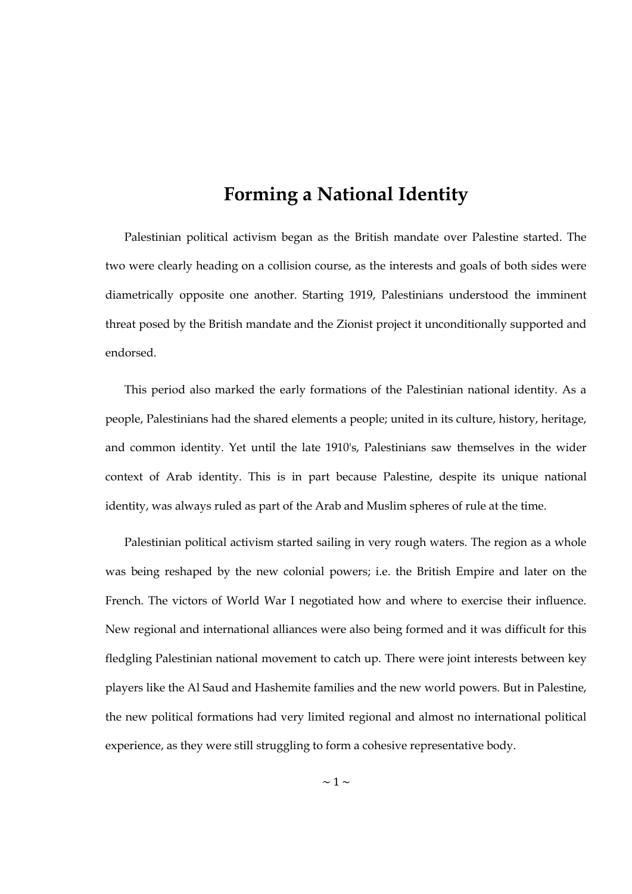# Forming a National Identity

Palestinian political activism began as the British mandate over Palestine started. The two were clearly heading on a collision course, as the interests and goals of both sides were diametrically opposite one another. Starting 1919, Palestinians understood the imminent threat posed by the British mandate and the Zionist project it unconditionally supported and endorsed.

This period also marked the early formations of the Palestinian national identity. As a people, Palestinians had the shared elements a people; united in its culture, history, heritage, and common identity. Yet until the late 1910's, Palestinians saw themselves in the wider context of Arab identity. This is in part because Palestine, despite its unique national identity, was always ruled as part of the Arab and Muslim spheres of rule at the time.

Palestinian political activism started sailing in very rough waters. The region as a whole was being reshaped by the new colonial powers; i.e. the British Empire and later on the French. The victors of World War I negotiated how and where to exercise their influence. New regional and international alliances were also being formed and it was difficult for this fledgling Palestinian national movement to catch up. There were joint interests between key players like the Al Saud and Hashemite families and the new world powers. But in Palestine, the new political formations had very limited regional and almost no international political experience, as they were still struggling to form a cohesive representative body.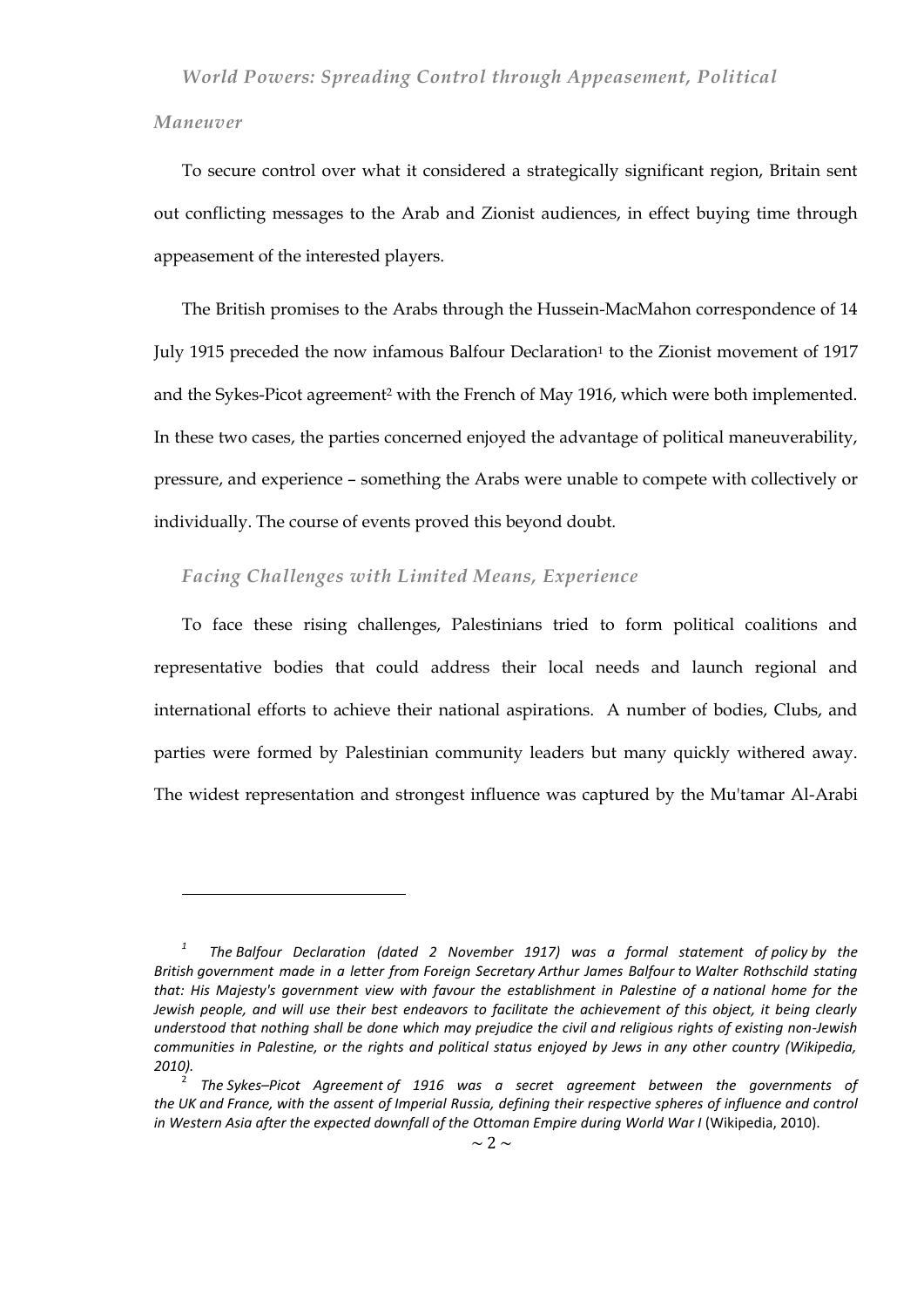### *World Powers: Spreading Control through Appeasement, Political Maneuver*

To secure control over what it considered a strategically significant region, Britain sent out conflicting messages to the Arab and Zionist audiences, in effect buying time through appeasement of the interested players.

The British promises to the Arabs through the Hussein-MacMahon correspondence of 14 July 1915 preceded the now infamous Balfour Declaration[1] to the Zionist movement of 1917 and the Sykes-Picot agreement[2] with the French of May 1916, which were both implemented. In these two cases, the parties concerned enjoyed the advantage of political maneuverability, pressure, and experience – something the Arabs were unable to compete with collectively or individually. The course of events proved this beyond doubt.

### *Facing Challenges with Limited Means, Experience*

To face these rising challenges, Palestinians tried to form political coalitions and representative bodies that could address their local needs and launch regional and international efforts to achieve their national aspirations. A number of bodies, Clubs, and parties were formed by Palestinian community leaders but many quickly withered away. The widest representation and strongest influence was captured by the Mu'tamar Al-Arabi

---

[1] *The Balfour Declaration (dated 2 November 1917) was a formal statement of policy by the British government made in a letter from Foreign Secretary Arthur James Balfour to Walter Rothschild stating that: His Majesty's government view with favour the establishment in Palestine of a national home for the Jewish people, and will use their best endeavors to facilitate the achievement of this object, it being clearly understood that nothing shall be done which may prejudice the civil and religious rights of existing non-Jewish communities in Palestine, or the rights and political status enjoyed by Jews in any other country (Wikipedia, 2010).*

[2] *The Sykes–Picot Agreement of 1916 was a secret agreement between the governments of the UK and France, with the assent of Imperial Russia, defining their respective spheres of influence and control in Western Asia after the expected downfall of the Ottoman Empire during World War I* (Wikipedia, 2010).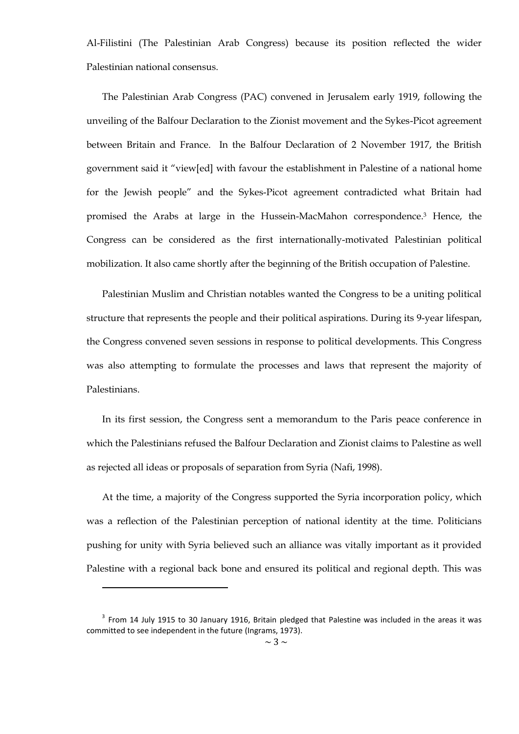Al-Filistini (The Palestinian Arab Congress) because its position reflected the wider Palestinian national consensus.

The Palestinian Arab Congress (PAC) convened in Jerusalem early 1919, following the unveiling of the Balfour Declaration to the Zionist movement and the Sykes-Picot agreement between Britain and France. In the Balfour Declaration of 2 November 1917, the British government said it "view[ed] with favour the establishment in Palestine of a national home for the Jewish people" and the Sykes-Picot agreement contradicted what Britain had promised the Arabs at large in the Hussein-MacMahon correspondence.[3] Hence, the Congress can be considered as the first internationally-motivated Palestinian political mobilization. It also came shortly after the beginning of the British occupation of Palestine.

Palestinian Muslim and Christian notables wanted the Congress to be a uniting political structure that represents the people and their political aspirations. During its 9-year lifespan, the Congress convened seven sessions in response to political developments. This Congress was also attempting to formulate the processes and laws that represent the majority of Palestinians.

In its first session, the Congress sent a memorandum to the Paris peace conference in which the Palestinians refused the Balfour Declaration and Zionist claims to Palestine as well as rejected all ideas or proposals of separation from Syria (Nafi, 1998).

At the time, a majority of the Congress supported the Syria incorporation policy, which was a reflection of the Palestinian perception of national identity at the time. Politicians pushing for unity with Syria believed such an alliance was vitally important as it provided Palestine with a regional back bone and ensured its political and regional depth. This was

---

[3] From 14 July 1915 to 30 January 1916, Britain pledged that Palestine was included in the areas it was committed to see independent in the future (Ingrams, 1973).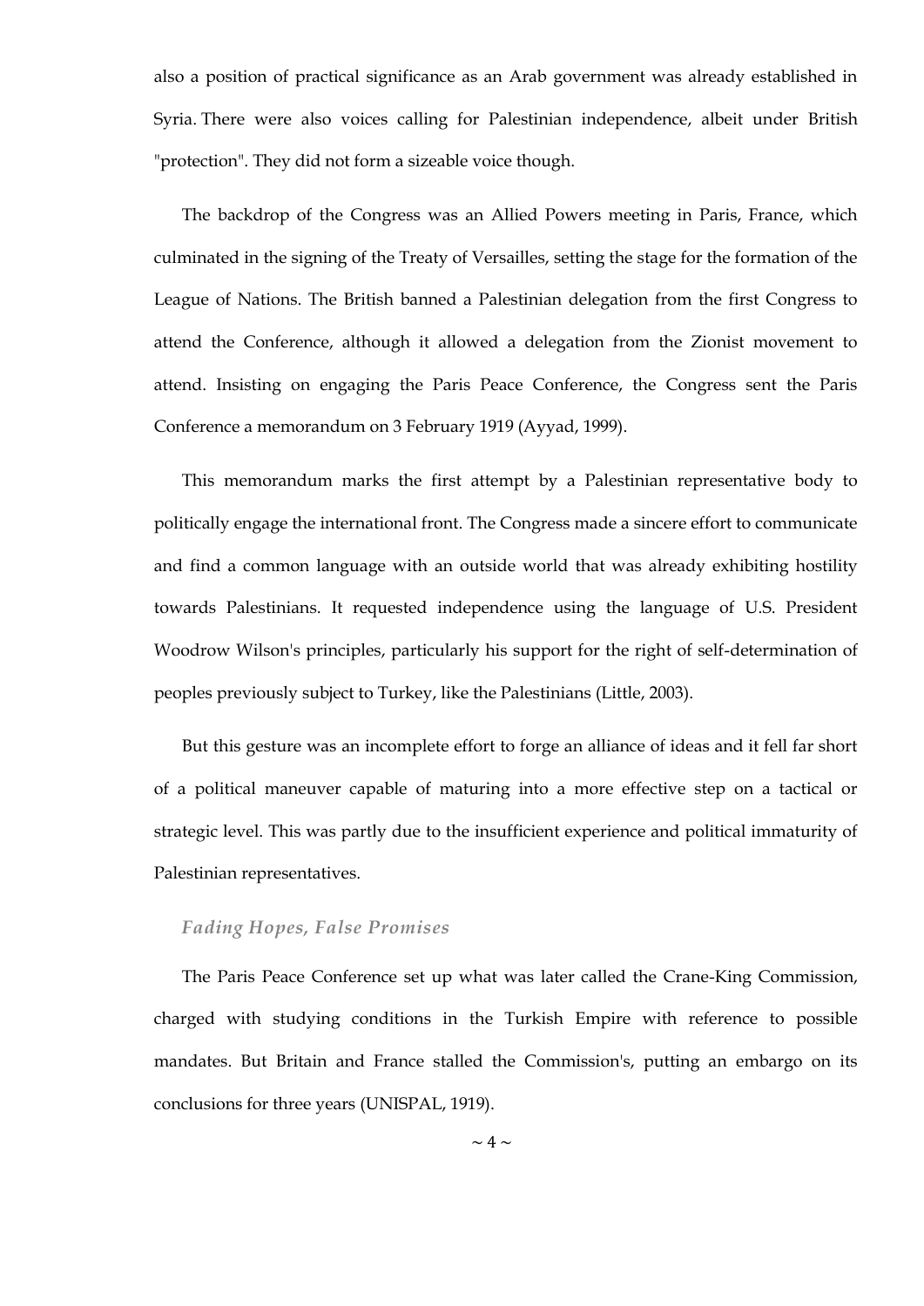also a position of practical significance as an Arab government was already established in Syria. There were also voices calling for Palestinian independence, albeit under British "protection". They did not form a sizeable voice though.

The backdrop of the Congress was an Allied Powers meeting in Paris, France, which culminated in the signing of the Treaty of Versailles, setting the stage for the formation of the League of Nations. The British banned a Palestinian delegation from the first Congress to attend the Conference, although it allowed a delegation from the Zionist movement to attend. Insisting on engaging the Paris Peace Conference, the Congress sent the Paris Conference a memorandum on 3 February 1919 (Ayyad, 1999).

This memorandum marks the first attempt by a Palestinian representative body to politically engage the international front. The Congress made a sincere effort to communicate and find a common language with an outside world that was already exhibiting hostility towards Palestinians. It requested independence using the language of U.S. President Woodrow Wilson's principles, particularly his support for the right of self-determination of peoples previously subject to Turkey, like the Palestinians (Little, 2003).

But this gesture was an incomplete effort to forge an alliance of ideas and it fell far short of a political maneuver capable of maturing into a more effective step on a tactical or strategic level. This was partly due to the insufficient experience and political immaturity of Palestinian representatives.

### *Fading Hopes, False Promises*

The Paris Peace Conference set up what was later called the Crane-King Commission, charged with studying conditions in the Turkish Empire with reference to possible mandates. But Britain and France stalled the Commission's, putting an embargo on its conclusions for three years (UNISPAL, 1919).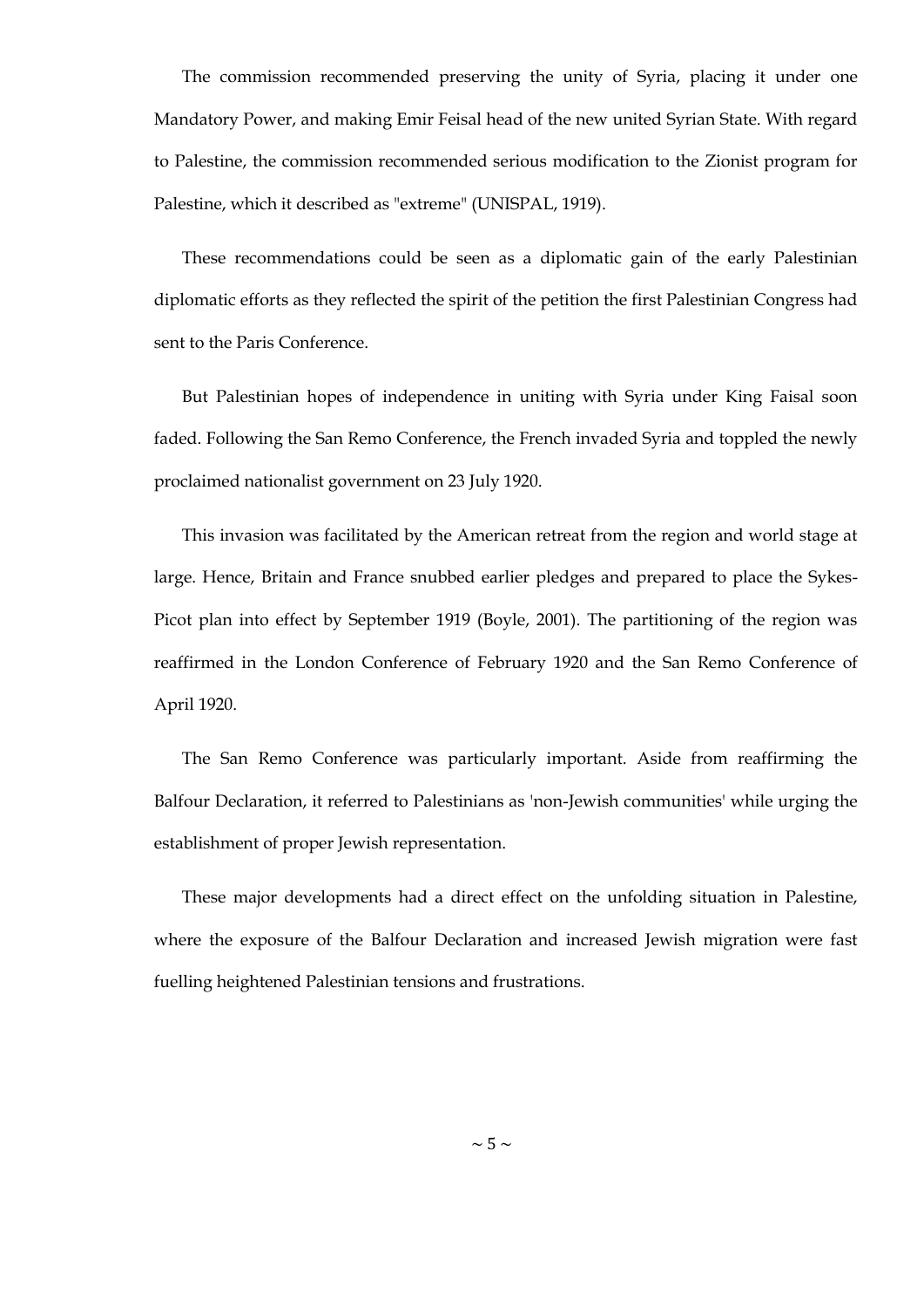The commission recommended preserving the unity of Syria, placing it under one Mandatory Power, and making Emir Feisal head of the new united Syrian State. With regard to Palestine, the commission recommended serious modification to the Zionist program for Palestine, which it described as "extreme" (UNISPAL, 1919).

These recommendations could be seen as a diplomatic gain of the early Palestinian diplomatic efforts as they reflected the spirit of the petition the first Palestinian Congress had sent to the Paris Conference.

But Palestinian hopes of independence in uniting with Syria under King Faisal soon faded. Following the San Remo Conference, the French invaded Syria and toppled the newly proclaimed nationalist government on 23 July 1920.

This invasion was facilitated by the American retreat from the region and world stage at large. Hence, Britain and France snubbed earlier pledges and prepared to place the Sykes-Picot plan into effect by September 1919 (Boyle, 2001). The partitioning of the region was reaffirmed in the London Conference of February 1920 and the San Remo Conference of April 1920.

The San Remo Conference was particularly important. Aside from reaffirming the Balfour Declaration, it referred to Palestinians as 'non-Jewish communities' while urging the establishment of proper Jewish representation.

These major developments had a direct effect on the unfolding situation in Palestine, where the exposure of the Balfour Declaration and increased Jewish migration were fast fuelling heightened Palestinian tensions and frustrations.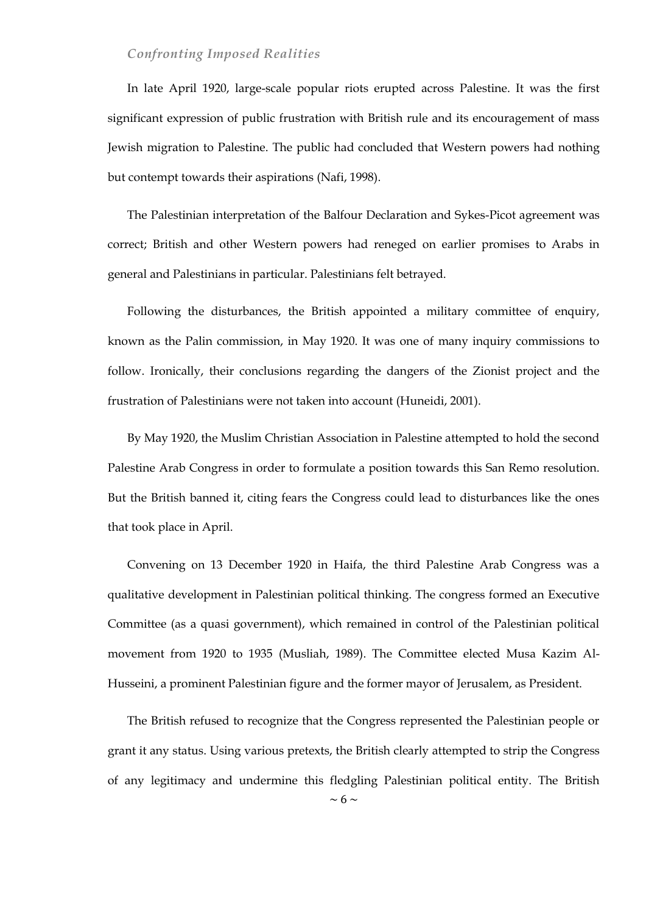### *Confronting Imposed Realities*

In late April 1920, large-scale popular riots erupted across Palestine. It was the first significant expression of public frustration with British rule and its encouragement of mass Jewish migration to Palestine. The public had concluded that Western powers had nothing but contempt towards their aspirations (Nafi, 1998).

The Palestinian interpretation of the Balfour Declaration and Sykes-Picot agreement was correct; British and other Western powers had reneged on earlier promises to Arabs in general and Palestinians in particular. Palestinians felt betrayed.

Following the disturbances, the British appointed a military committee of enquiry, known as the Palin commission, in May 1920. It was one of many inquiry commissions to follow. Ironically, their conclusions regarding the dangers of the Zionist project and the frustration of Palestinians were not taken into account (Huneidi, 2001).

By May 1920, the Muslim Christian Association in Palestine attempted to hold the second Palestine Arab Congress in order to formulate a position towards this San Remo resolution. But the British banned it, citing fears the Congress could lead to disturbances like the ones that took place in April.

Convening on 13 December 1920 in Haifa, the third Palestine Arab Congress was a qualitative development in Palestinian political thinking. The congress formed an Executive Committee (as a quasi government), which remained in control of the Palestinian political movement from 1920 to 1935 (Musliah, 1989). The Committee elected Musa Kazim Al-Husseini, a prominent Palestinian figure and the former mayor of Jerusalem, as President.

The British refused to recognize that the Congress represented the Palestinian people or grant it any status. Using various pretexts, the British clearly attempted to strip the Congress of any legitimacy and undermine this fledgling Palestinian political entity. The British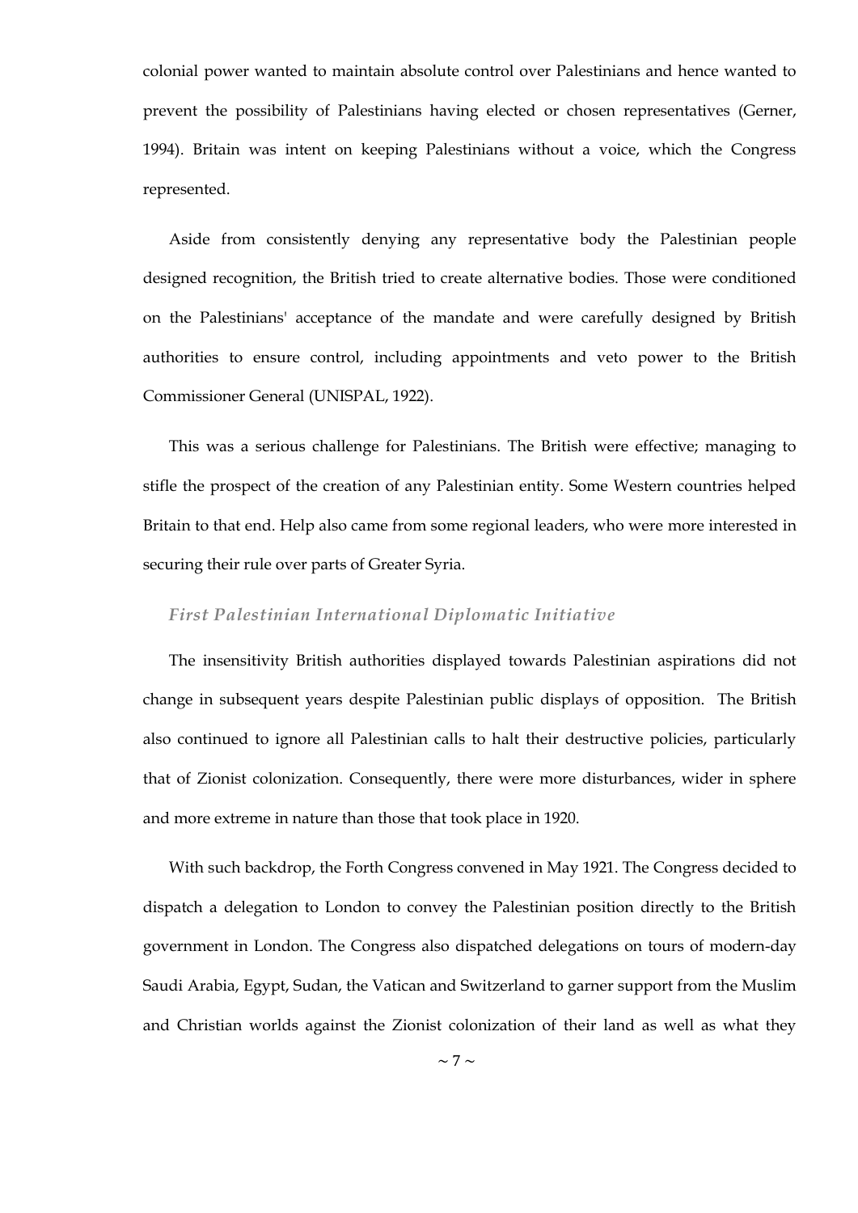colonial power wanted to maintain absolute control over Palestinians and hence wanted to prevent the possibility of Palestinians having elected or chosen representatives (Gerner, 1994). Britain was intent on keeping Palestinians without a voice, which the Congress represented.

Aside from consistently denying any representative body the Palestinian people designed recognition, the British tried to create alternative bodies. Those were conditioned on the Palestinians' acceptance of the mandate and were carefully designed by British authorities to ensure control, including appointments and veto power to the British Commissioner General (UNISPAL, 1922).

This was a serious challenge for Palestinians. The British were effective; managing to stifle the prospect of the creation of any Palestinian entity. Some Western countries helped Britain to that end. Help also came from some regional leaders, who were more interested in securing their rule over parts of Greater Syria.

### *First Palestinian International Diplomatic Initiative*

The insensitivity British authorities displayed towards Palestinian aspirations did not change in subsequent years despite Palestinian public displays of opposition. The British also continued to ignore all Palestinian calls to halt their destructive policies, particularly that of Zionist colonization. Consequently, there were more disturbances, wider in sphere and more extreme in nature than those that took place in 1920.

With such backdrop, the Forth Congress convened in May 1921. The Congress decided to dispatch a delegation to London to convey the Palestinian position directly to the British government in London. The Congress also dispatched delegations on tours of modern-day Saudi Arabia, Egypt, Sudan, the Vatican and Switzerland to garner support from the Muslim and Christian worlds against the Zionist colonization of their land as well as what they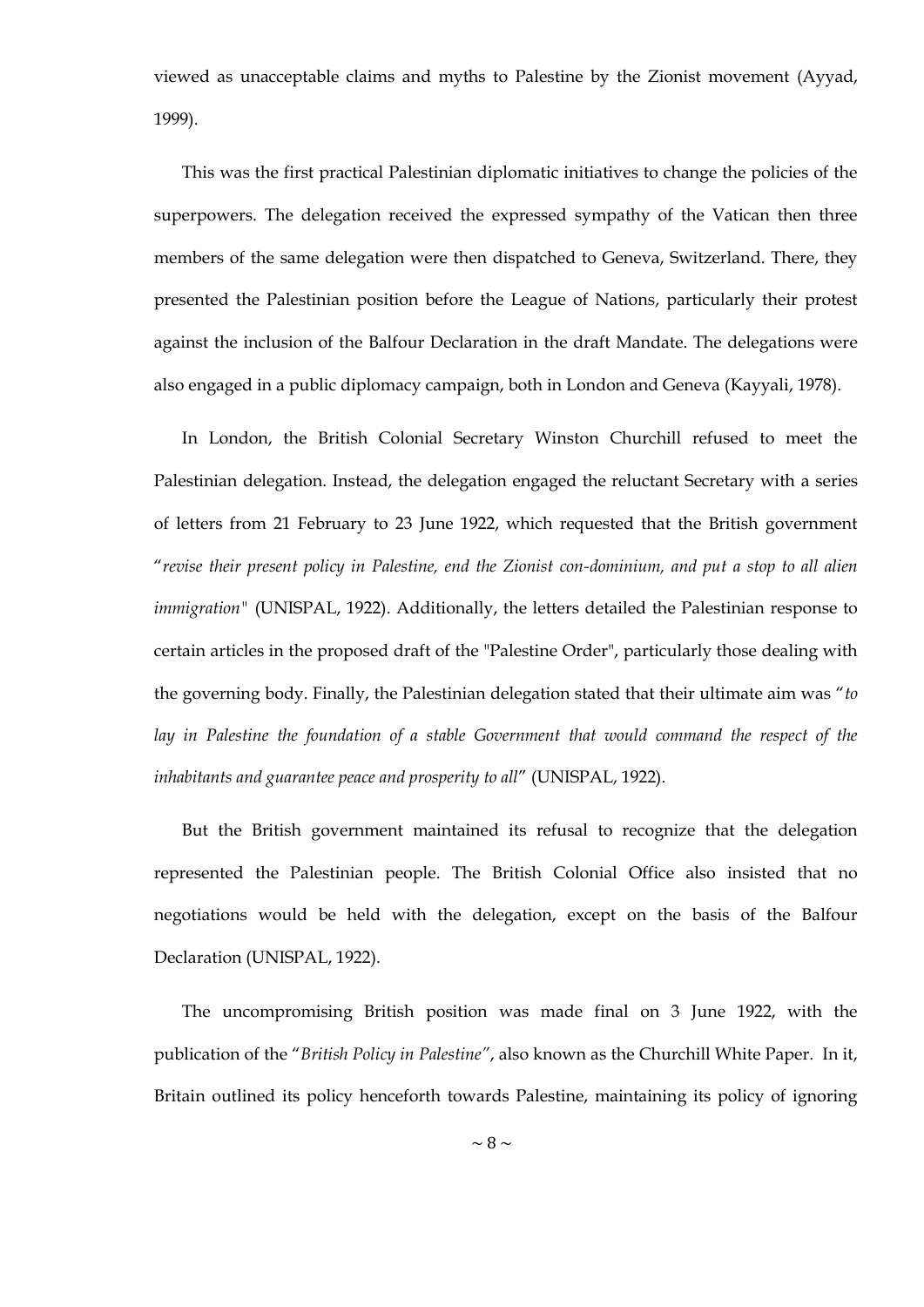viewed as unacceptable claims and myths to Palestine by the Zionist movement (Ayyad, 1999).

This was the first practical Palestinian diplomatic initiatives to change the policies of the superpowers. The delegation received the expressed sympathy of the Vatican then three members of the same delegation were then dispatched to Geneva, Switzerland. There, they presented the Palestinian position before the League of Nations, particularly their protest against the inclusion of the Balfour Declaration in the draft Mandate. The delegations were also engaged in a public diplomacy campaign, both in London and Geneva (Kayyali, 1978).

In London, the British Colonial Secretary Winston Churchill refused to meet the Palestinian delegation. Instead, the delegation engaged the reluctant Secretary with a series of letters from 21 February to 23 June 1922, which requested that the British government "*revise their present policy in Palestine, end the Zionist con-dominium, and put a stop to all alien immigration"* (UNISPAL, 1922). Additionally, the letters detailed the Palestinian response to certain articles in the proposed draft of the "Palestine Order", particularly those dealing with the governing body. Finally, the Palestinian delegation stated that their ultimate aim was "*to lay in Palestine the foundation of a stable Government that would command the respect of the inhabitants and guarantee peace and prosperity to all*" (UNISPAL, 1922).

But the British government maintained its refusal to recognize that the delegation represented the Palestinian people. The British Colonial Office also insisted that no negotiations would be held with the delegation, except on the basis of the Balfour Declaration (UNISPAL, 1922).

The uncompromising British position was made final on 3 June 1922, with the publication of the "*British Policy in Palestine*", also known as the Churchill White Paper. In it, Britain outlined its policy henceforth towards Palestine, maintaining its policy of ignoring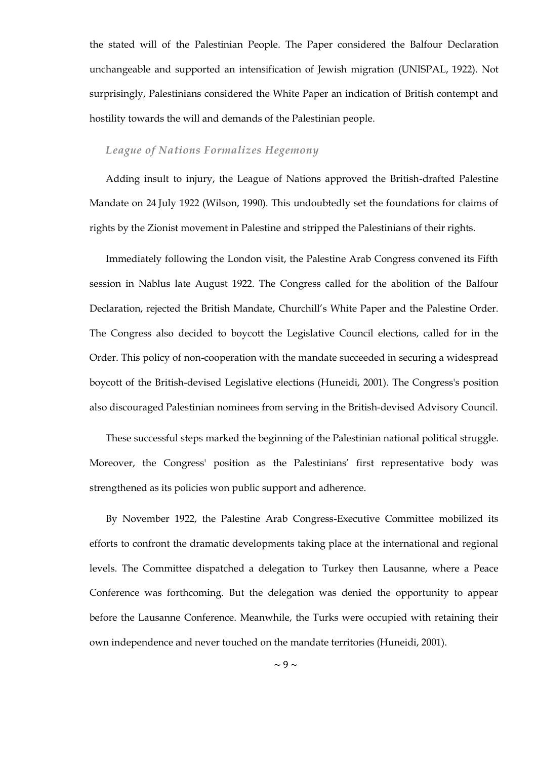the stated will of the Palestinian People. The Paper considered the Balfour Declaration unchangeable and supported an intensification of Jewish migration (UNISPAL, 1922). Not surprisingly, Palestinians considered the White Paper an indication of British contempt and hostility towards the will and demands of the Palestinian people.

### *League of Nations Formalizes Hegemony*

Adding insult to injury, the League of Nations approved the British-drafted Palestine Mandate on 24 July 1922 (Wilson, 1990). This undoubtedly set the foundations for claims of rights by the Zionist movement in Palestine and stripped the Palestinians of their rights.

Immediately following the London visit, the Palestine Arab Congress convened its Fifth session in Nablus late August 1922. The Congress called for the abolition of the Balfour Declaration, rejected the British Mandate, Churchill's White Paper and the Palestine Order. The Congress also decided to boycott the Legislative Council elections, called for in the Order. This policy of non-cooperation with the mandate succeeded in securing a widespread boycott of the British-devised Legislative elections (Huneidi, 2001). The Congress's position also discouraged Palestinian nominees from serving in the British-devised Advisory Council.

These successful steps marked the beginning of the Palestinian national political struggle. Moreover, the Congress' position as the Palestinians' first representative body was strengthened as its policies won public support and adherence.

By November 1922, the Palestine Arab Congress-Executive Committee mobilized its efforts to confront the dramatic developments taking place at the international and regional levels. The Committee dispatched a delegation to Turkey then Lausanne, where a Peace Conference was forthcoming. But the delegation was denied the opportunity to appear before the Lausanne Conference. Meanwhile, the Turks were occupied with retaining their own independence and never touched on the mandate territories (Huneidi, 2001).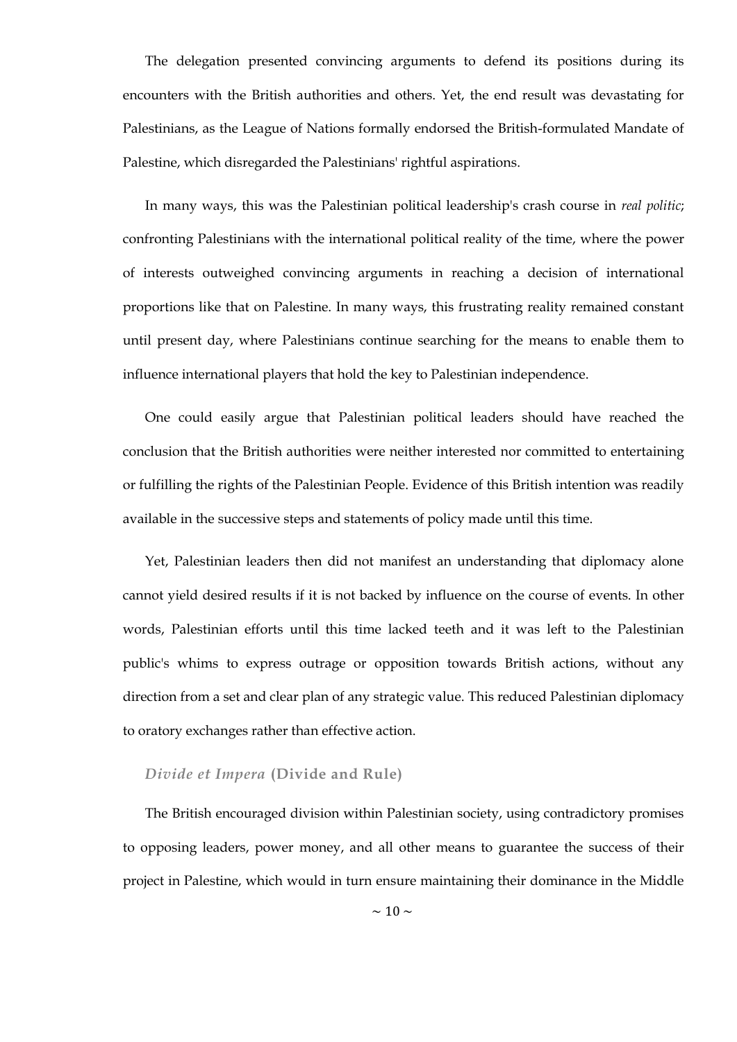The delegation presented convincing arguments to defend its positions during its encounters with the British authorities and others. Yet, the end result was devastating for Palestinians, as the League of Nations formally endorsed the British-formulated Mandate of Palestine, which disregarded the Palestinians' rightful aspirations.

In many ways, this was the Palestinian political leadership's crash course in *real politic*; confronting Palestinians with the international political reality of the time, where the power of interests outweighed convincing arguments in reaching a decision of international proportions like that on Palestine. In many ways, this frustrating reality remained constant until present day, where Palestinians continue searching for the means to enable them to influence international players that hold the key to Palestinian independence.

One could easily argue that Palestinian political leaders should have reached the conclusion that the British authorities were neither interested nor committed to entertaining or fulfilling the rights of the Palestinian People. Evidence of this British intention was readily available in the successive steps and statements of policy made until this time.

Yet, Palestinian leaders then did not manifest an understanding that diplomacy alone cannot yield desired results if it is not backed by influence on the course of events. In other words, Palestinian efforts until this time lacked teeth and it was left to the Palestinian public's whims to express outrage or opposition towards British actions, without any direction from a set and clear plan of any strategic value. This reduced Palestinian diplomacy to oratory exchanges rather than effective action.

### *Divide et Impera* (Divide and Rule)

The British encouraged division within Palestinian society, using contradictory promises to opposing leaders, power money, and all other means to guarantee the success of their project in Palestine, which would in turn ensure maintaining their dominance in the Middle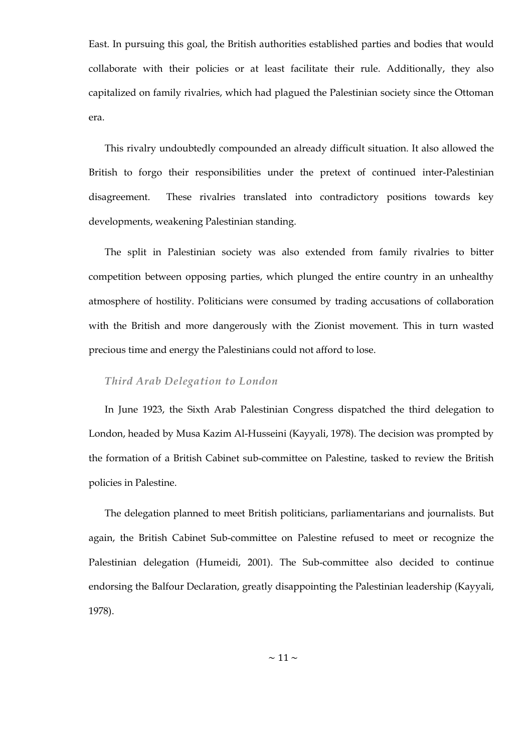East. In pursuing this goal, the British authorities established parties and bodies that would collaborate with their policies or at least facilitate their rule. Additionally, they also capitalized on family rivalries, which had plagued the Palestinian society since the Ottoman era.

This rivalry undoubtedly compounded an already difficult situation. It also allowed the British to forgo their responsibilities under the pretext of continued inter-Palestinian disagreement. These rivalries translated into contradictory positions towards key developments, weakening Palestinian standing.

The split in Palestinian society was also extended from family rivalries to bitter competition between opposing parties, which plunged the entire country in an unhealthy atmosphere of hostility. Politicians were consumed by trading accusations of collaboration with the British and more dangerously with the Zionist movement. This in turn wasted precious time and energy the Palestinians could not afford to lose.

### *Third Arab Delegation to London*

In June 1923, the Sixth Arab Palestinian Congress dispatched the third delegation to London, headed by Musa Kazim Al-Husseini (Kayyali, 1978). The decision was prompted by the formation of a British Cabinet sub-committee on Palestine, tasked to review the British policies in Palestine.

The delegation planned to meet British politicians, parliamentarians and journalists. But again, the British Cabinet Sub-committee on Palestine refused to meet or recognize the Palestinian delegation (Humeidi, 2001). The Sub-committee also decided to continue endorsing the Balfour Declaration, greatly disappointing the Palestinian leadership (Kayyali, 1978).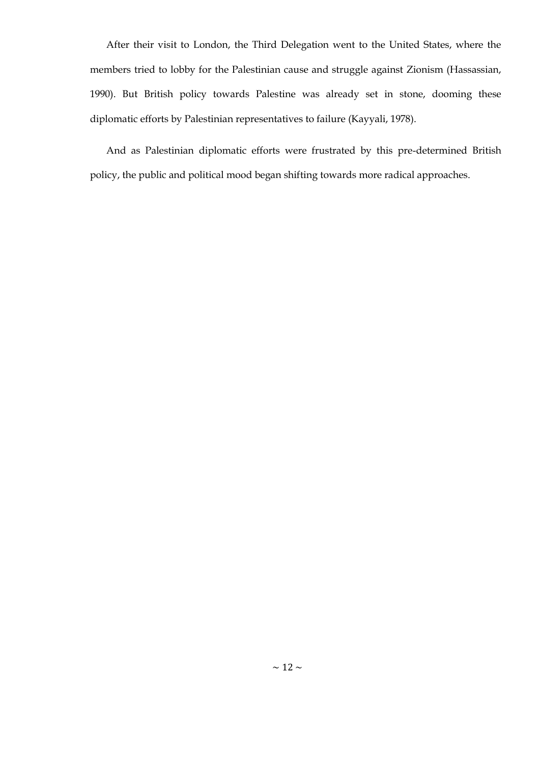After their visit to London, the Third Delegation went to the United States, where the members tried to lobby for the Palestinian cause and struggle against Zionism (Hassassian, 1990). But British policy towards Palestine was already set in stone, dooming these diplomatic efforts by Palestinian representatives to failure (Kayyali, 1978).

And as Palestinian diplomatic efforts were frustrated by this pre-determined British policy, the public and political mood began shifting towards more radical approaches.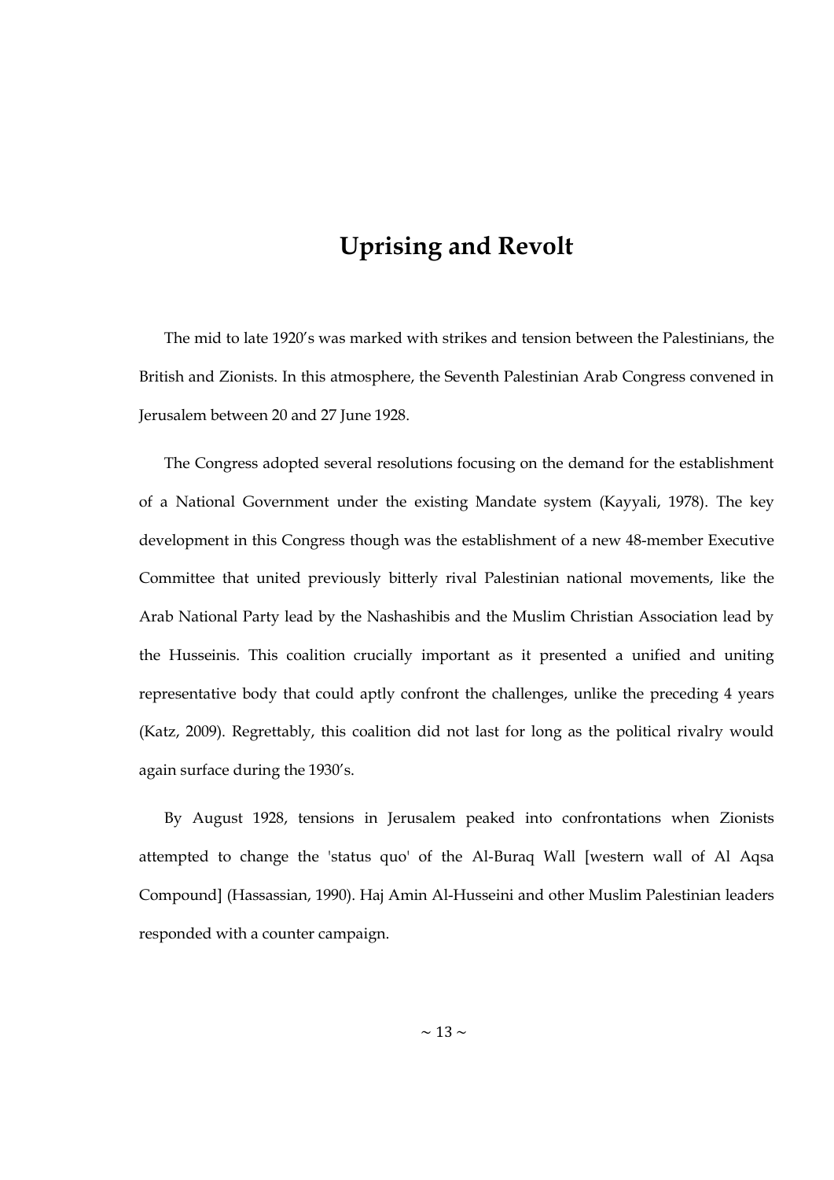# Uprising and Revolt

The mid to late 1920's was marked with strikes and tension between the Palestinians, the British and Zionists. In this atmosphere, the Seventh Palestinian Arab Congress convened in Jerusalem between 20 and 27 June 1928.

The Congress adopted several resolutions focusing on the demand for the establishment of a National Government under the existing Mandate system (Kayyali, 1978). The key development in this Congress though was the establishment of a new 48-member Executive Committee that united previously bitterly rival Palestinian national movements, like the Arab National Party lead by the Nashashibis and the Muslim Christian Association lead by the Husseinis. This coalition crucially important as it presented a unified and uniting representative body that could aptly confront the challenges, unlike the preceding 4 years (Katz, 2009). Regrettably, this coalition did not last for long as the political rivalry would again surface during the 1930's.

By August 1928, tensions in Jerusalem peaked into confrontations when Zionists attempted to change the 'status quo' of the Al-Buraq Wall [western wall of Al Aqsa Compound] (Hassassian, 1990). Haj Amin Al-Husseini and other Muslim Palestinian leaders responded with a counter campaign.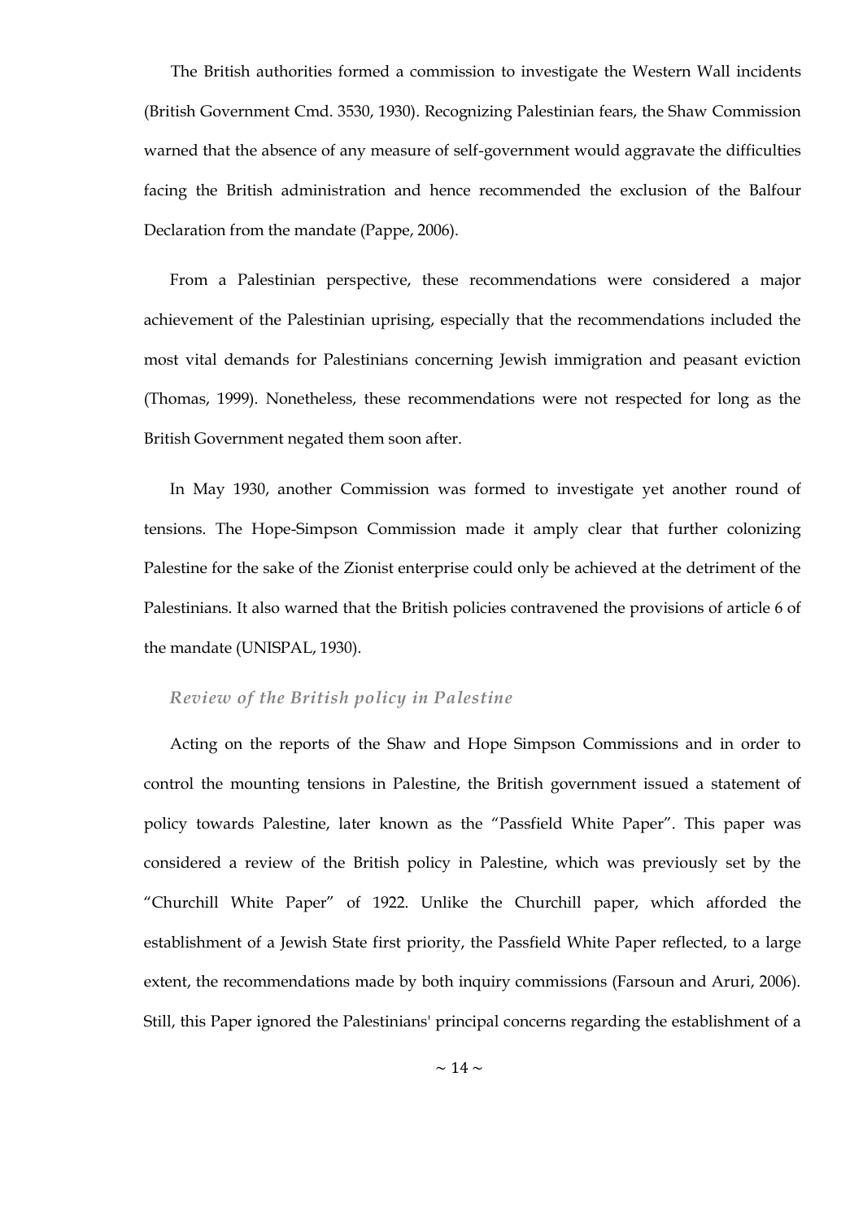The British authorities formed a commission to investigate the Western Wall incidents (British Government Cmd. 3530, 1930). Recognizing Palestinian fears, the Shaw Commission warned that the absence of any measure of self-government would aggravate the difficulties facing the British administration and hence recommended the exclusion of the Balfour Declaration from the mandate (Pappe, 2006).

From a Palestinian perspective, these recommendations were considered a major achievement of the Palestinian uprising, especially that the recommendations included the most vital demands for Palestinians concerning Jewish immigration and peasant eviction (Thomas, 1999). Nonetheless, these recommendations were not respected for long as the British Government negated them soon after.

In May 1930, another Commission was formed to investigate yet another round of tensions. The Hope-Simpson Commission made it amply clear that further colonizing Palestine for the sake of the Zionist enterprise could only be achieved at the detriment of the Palestinians. It also warned that the British policies contravened the provisions of article 6 of the mandate (UNISPAL, 1930).

### *Review of the British policy in Palestine*

Acting on the reports of the Shaw and Hope Simpson Commissions and in order to control the mounting tensions in Palestine, the British government issued a statement of policy towards Palestine, later known as the "Passfield White Paper". This paper was considered a review of the British policy in Palestine, which was previously set by the "Churchill White Paper" of 1922. Unlike the Churchill paper, which afforded the establishment of a Jewish State first priority, the Passfield White Paper reflected, to a large extent, the recommendations made by both inquiry commissions (Farsoun and Aruri, 2006). Still, this Paper ignored the Palestinians' principal concerns regarding the establishment of a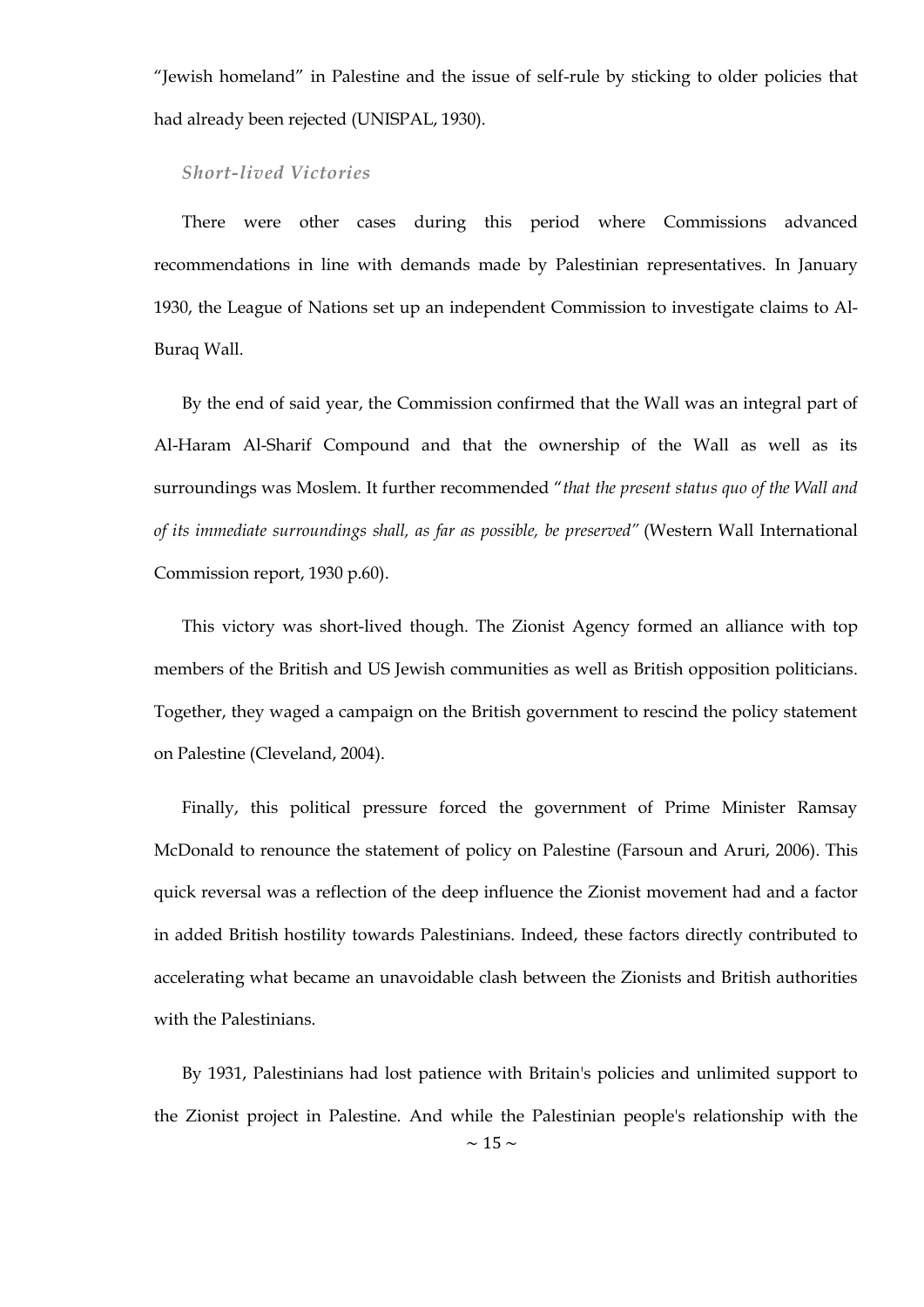"Jewish homeland" in Palestine and the issue of self-rule by sticking to older policies that had already been rejected (UNISPAL, 1930).

### *Short-lived Victories*

There were other cases during this period where Commissions advanced recommendations in line with demands made by Palestinian representatives. In January 1930, the League of Nations set up an independent Commission to investigate claims to Al-Buraq Wall.

By the end of said year, the Commission confirmed that the Wall was an integral part of Al-Haram Al-Sharif Compound and that the ownership of the Wall as well as its surroundings was Moslem. It further recommended "*that the present status quo of the Wall and of its immediate surroundings shall, as far as possible, be preserved"* (Western Wall International Commission report, 1930 p.60).

This victory was short-lived though. The Zionist Agency formed an alliance with top members of the British and US Jewish communities as well as British opposition politicians. Together, they waged a campaign on the British government to rescind the policy statement on Palestine (Cleveland, 2004).

Finally, this political pressure forced the government of Prime Minister Ramsay McDonald to renounce the statement of policy on Palestine (Farsoun and Aruri, 2006). This quick reversal was a reflection of the deep influence the Zionist movement had and a factor in added British hostility towards Palestinians. Indeed, these factors directly contributed to accelerating what became an unavoidable clash between the Zionists and British authorities with the Palestinians.

By 1931, Palestinians had lost patience with Britain's policies and unlimited support to the Zionist project in Palestine. And while the Palestinian people's relationship with the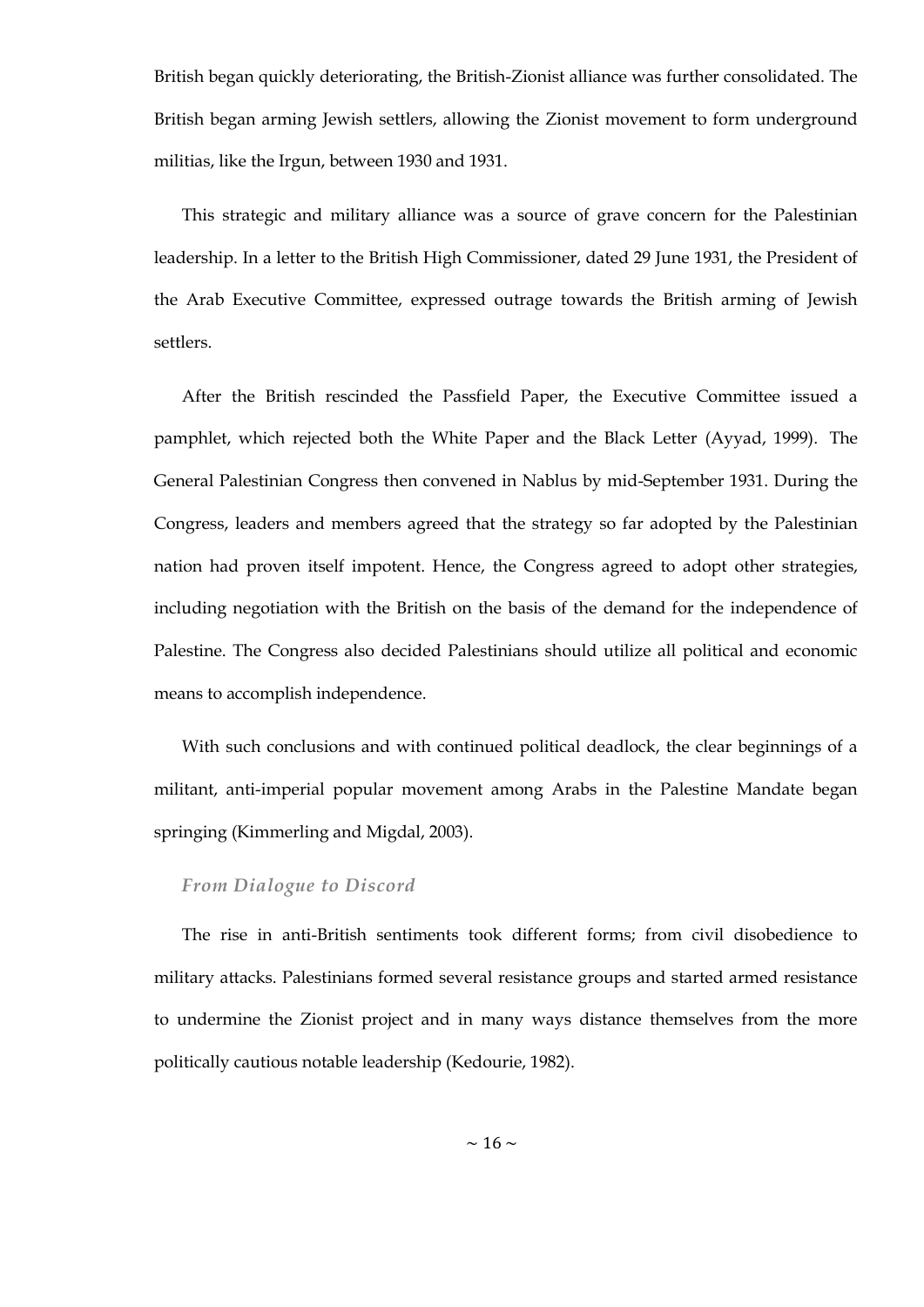British began quickly deteriorating, the British-Zionist alliance was further consolidated. The British began arming Jewish settlers, allowing the Zionist movement to form underground militias, like the Irgun, between 1930 and 1931.

This strategic and military alliance was a source of grave concern for the Palestinian leadership. In a letter to the British High Commissioner, dated 29 June 1931, the President of the Arab Executive Committee, expressed outrage towards the British arming of Jewish settlers.

After the British rescinded the Passfield Paper, the Executive Committee issued a pamphlet, which rejected both the White Paper and the Black Letter (Ayyad, 1999). The General Palestinian Congress then convened in Nablus by mid-September 1931. During the Congress, leaders and members agreed that the strategy so far adopted by the Palestinian nation had proven itself impotent. Hence, the Congress agreed to adopt other strategies, including negotiation with the British on the basis of the demand for the independence of Palestine. The Congress also decided Palestinians should utilize all political and economic means to accomplish independence.

With such conclusions and with continued political deadlock, the clear beginnings of a militant, anti-imperial popular movement among Arabs in the Palestine Mandate began springing (Kimmerling and Migdal, 2003).

### *From Dialogue to Discord*

The rise in anti-British sentiments took different forms; from civil disobedience to military attacks. Palestinians formed several resistance groups and started armed resistance to undermine the Zionist project and in many ways distance themselves from the more politically cautious notable leadership (Kedourie, 1982).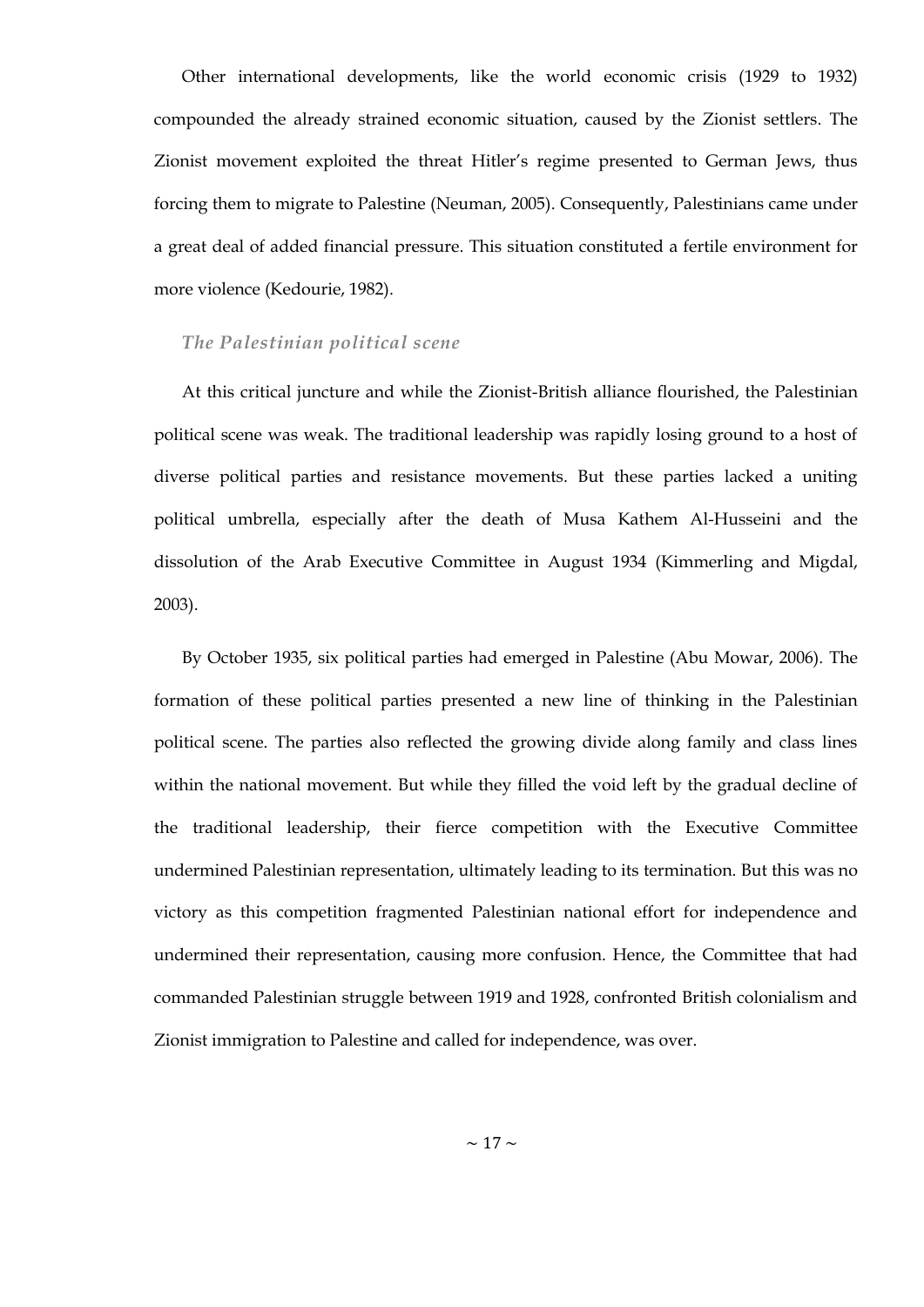Other international developments, like the world economic crisis (1929 to 1932) compounded the already strained economic situation, caused by the Zionist settlers. The Zionist movement exploited the threat Hitler's regime presented to German Jews, thus forcing them to migrate to Palestine (Neuman, 2005). Consequently, Palestinians came under a great deal of added financial pressure. This situation constituted a fertile environment for more violence (Kedourie, 1982).

### *The Palestinian political scene*

At this critical juncture and while the Zionist-British alliance flourished, the Palestinian political scene was weak. The traditional leadership was rapidly losing ground to a host of diverse political parties and resistance movements. But these parties lacked a uniting political umbrella, especially after the death of Musa Kathem Al-Husseini and the dissolution of the Arab Executive Committee in August 1934 (Kimmerling and Migdal, 2003).

By October 1935, six political parties had emerged in Palestine (Abu Mowar, 2006). The formation of these political parties presented a new line of thinking in the Palestinian political scene. The parties also reflected the growing divide along family and class lines within the national movement. But while they filled the void left by the gradual decline of the traditional leadership, their fierce competition with the Executive Committee undermined Palestinian representation, ultimately leading to its termination. But this was no victory as this competition fragmented Palestinian national effort for independence and undermined their representation, causing more confusion. Hence, the Committee that had commanded Palestinian struggle between 1919 and 1928, confronted British colonialism and Zionist immigration to Palestine and called for independence, was over.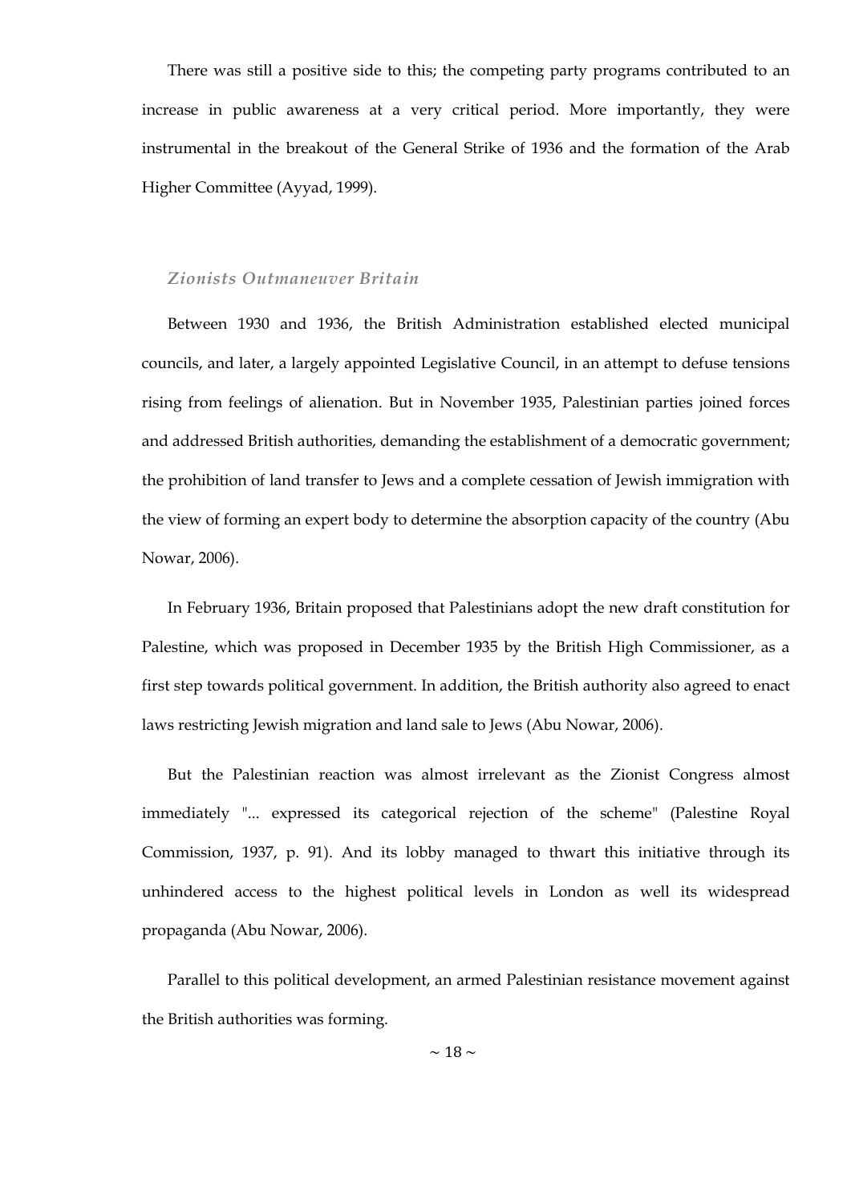There was still a positive side to this; the competing party programs contributed to an increase in public awareness at a very critical period. More importantly, they were instrumental in the breakout of the General Strike of 1936 and the formation of the Arab Higher Committee (Ayyad, 1999).

### *Zionists Outmaneuver Britain*

Between 1930 and 1936, the British Administration established elected municipal councils, and later, a largely appointed Legislative Council, in an attempt to defuse tensions rising from feelings of alienation. But in November 1935, Palestinian parties joined forces and addressed British authorities, demanding the establishment of a democratic government; the prohibition of land transfer to Jews and a complete cessation of Jewish immigration with the view of forming an expert body to determine the absorption capacity of the country (Abu Nowar, 2006).

In February 1936, Britain proposed that Palestinians adopt the new draft constitution for Palestine, which was proposed in December 1935 by the British High Commissioner, as a first step towards political government. In addition, the British authority also agreed to enact laws restricting Jewish migration and land sale to Jews (Abu Nowar, 2006).

But the Palestinian reaction was almost irrelevant as the Zionist Congress almost immediately "... expressed its categorical rejection of the scheme" (Palestine Royal Commission, 1937, p. 91). And its lobby managed to thwart this initiative through its unhindered access to the highest political levels in London as well its widespread propaganda (Abu Nowar, 2006).

Parallel to this political development, an armed Palestinian resistance movement against the British authorities was forming.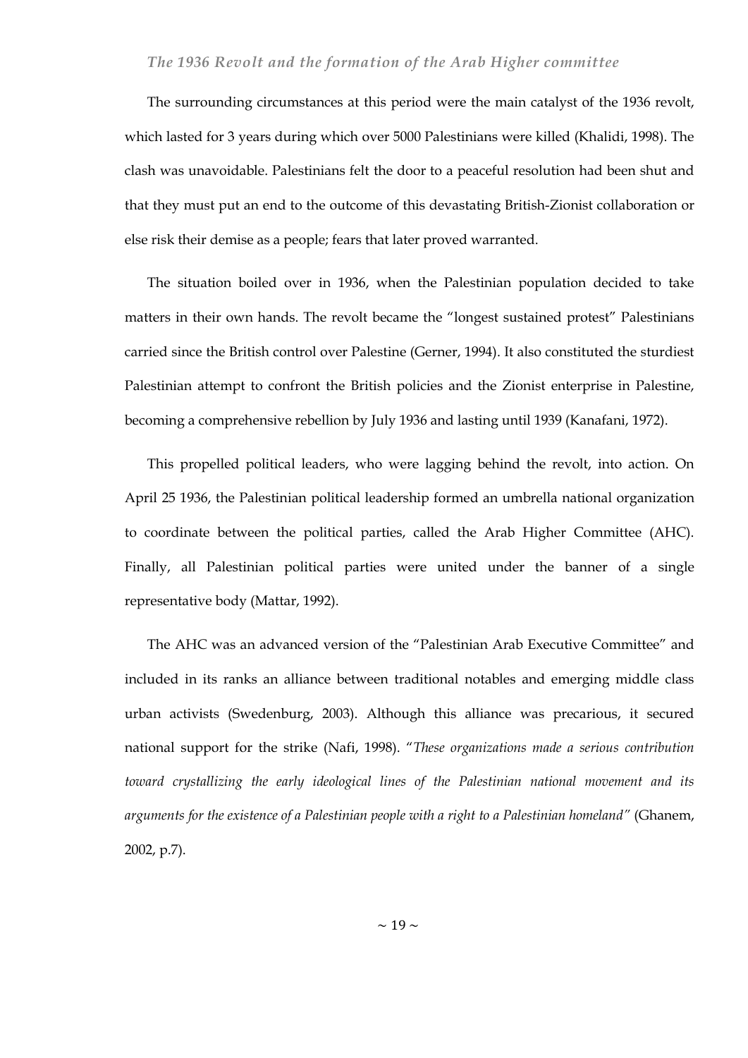### *The 1936 Revolt and the formation of the Arab Higher committee*

The surrounding circumstances at this period were the main catalyst of the 1936 revolt, which lasted for 3 years during which over 5000 Palestinians were killed (Khalidi, 1998). The clash was unavoidable. Palestinians felt the door to a peaceful resolution had been shut and that they must put an end to the outcome of this devastating British-Zionist collaboration or else risk their demise as a people; fears that later proved warranted.

The situation boiled over in 1936, when the Palestinian population decided to take matters in their own hands. The revolt became the "longest sustained protest" Palestinians carried since the British control over Palestine (Gerner, 1994). It also constituted the sturdiest Palestinian attempt to confront the British policies and the Zionist enterprise in Palestine, becoming a comprehensive rebellion by July 1936 and lasting until 1939 (Kanafani, 1972).

This propelled political leaders, who were lagging behind the revolt, into action. On April 25 1936, the Palestinian political leadership formed an umbrella national organization to coordinate between the political parties, called the Arab Higher Committee (AHC). Finally, all Palestinian political parties were united under the banner of a single representative body (Mattar, 1992).

The AHC was an advanced version of the "Palestinian Arab Executive Committee" and included in its ranks an alliance between traditional notables and emerging middle class urban activists (Swedenburg, 2003). Although this alliance was precarious, it secured national support for the strike (Nafi, 1998). "*These organizations made a serious contribution toward crystallizing the early ideological lines of the Palestinian national movement and its arguments for the existence of a Palestinian people with a right to a Palestinian homeland*" (Ghanem, 2002, p.7).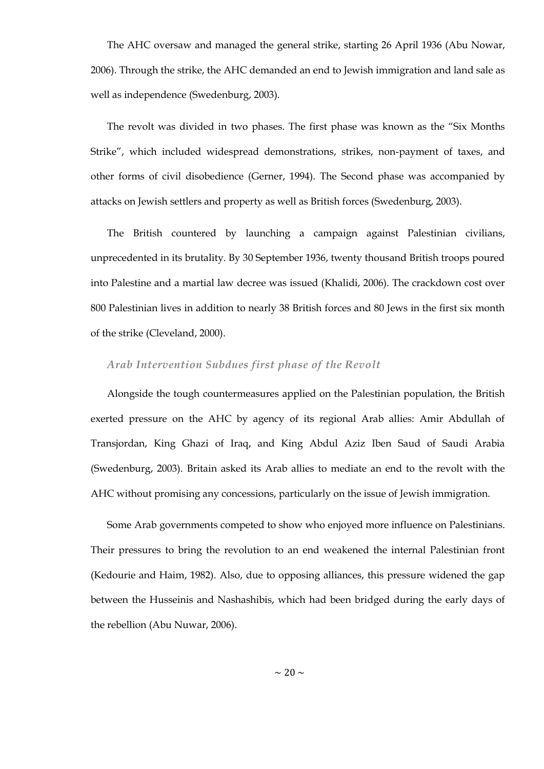The AHC oversaw and managed the general strike, starting 26 April 1936 (Abu Nowar, 2006). Through the strike, the AHC demanded an end to Jewish immigration and land sale as well as independence (Swedenburg, 2003).

The revolt was divided in two phases. The first phase was known as the "Six Months Strike", which included widespread demonstrations, strikes, non-payment of taxes, and other forms of civil disobedience (Gerner, 1994). The Second phase was accompanied by attacks on Jewish settlers and property as well as British forces (Swedenburg, 2003).

The British countered by launching a campaign against Palestinian civilians, unprecedented in its brutality. By 30 September 1936, twenty thousand British troops poured into Palestine and a martial law decree was issued (Khalidi, 2006). The crackdown cost over 800 Palestinian lives in addition to nearly 38 British forces and 80 Jews in the first six month of the strike (Cleveland, 2000).

### *Arab Intervention Subdues first phase of the Revolt*

Alongside the tough countermeasures applied on the Palestinian population, the British exerted pressure on the AHC by agency of its regional Arab allies: Amir Abdullah of Transjordan, King Ghazi of Iraq, and King Abdul Aziz Iben Saud of Saudi Arabia (Swedenburg, 2003). Britain asked its Arab allies to mediate an end to the revolt with the AHC without promising any concessions, particularly on the issue of Jewish immigration.

Some Arab governments competed to show who enjoyed more influence on Palestinians. Their pressures to bring the revolution to an end weakened the internal Palestinian front (Kedourie and Haim, 1982). Also, due to opposing alliances, this pressure widened the gap between the Husseinis and Nashashibis, which had been bridged during the early days of the rebellion (Abu Nuwar, 2006).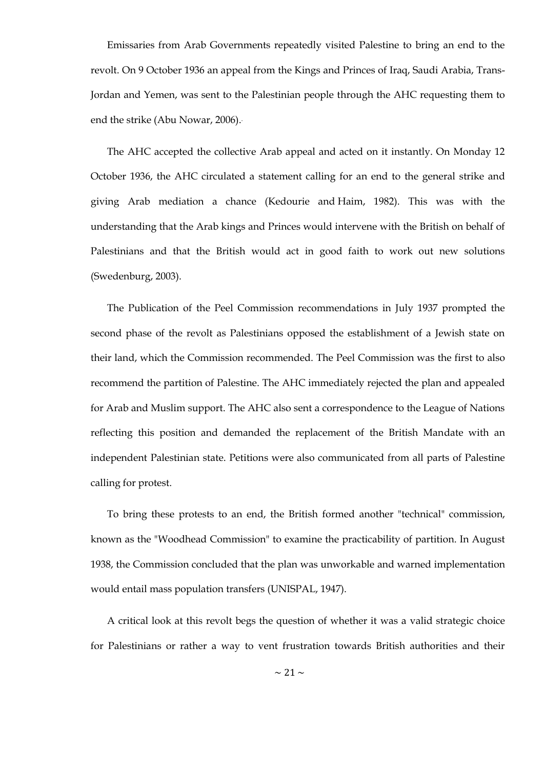Emissaries from Arab Governments repeatedly visited Palestine to bring an end to the revolt. On 9 October 1936 an appeal from the Kings and Princes of Iraq, Saudi Arabia, Trans-Jordan and Yemen, was sent to the Palestinian people through the AHC requesting them to end the strike (Abu Nowar, 2006).

The AHC accepted the collective Arab appeal and acted on it instantly. On Monday 12 October 1936, the AHC circulated a statement calling for an end to the general strike and giving Arab mediation a chance (Kedourie and Haim, 1982). This was with the understanding that the Arab kings and Princes would intervene with the British on behalf of Palestinians and that the British would act in good faith to work out new solutions (Swedenburg, 2003).

The Publication of the Peel Commission recommendations in July 1937 prompted the second phase of the revolt as Palestinians opposed the establishment of a Jewish state on their land, which the Commission recommended. The Peel Commission was the first to also recommend the partition of Palestine. The AHC immediately rejected the plan and appealed for Arab and Muslim support. The AHC also sent a correspondence to the League of Nations reflecting this position and demanded the replacement of the British Mandate with an independent Palestinian state. Petitions were also communicated from all parts of Palestine calling for protest.

To bring these protests to an end, the British formed another "technical" commission, known as the "Woodhead Commission" to examine the practicability of partition. In August 1938, the Commission concluded that the plan was unworkable and warned implementation would entail mass population transfers (UNISPAL, 1947).

A critical look at this revolt begs the question of whether it was a valid strategic choice for Palestinians or rather a way to vent frustration towards British authorities and their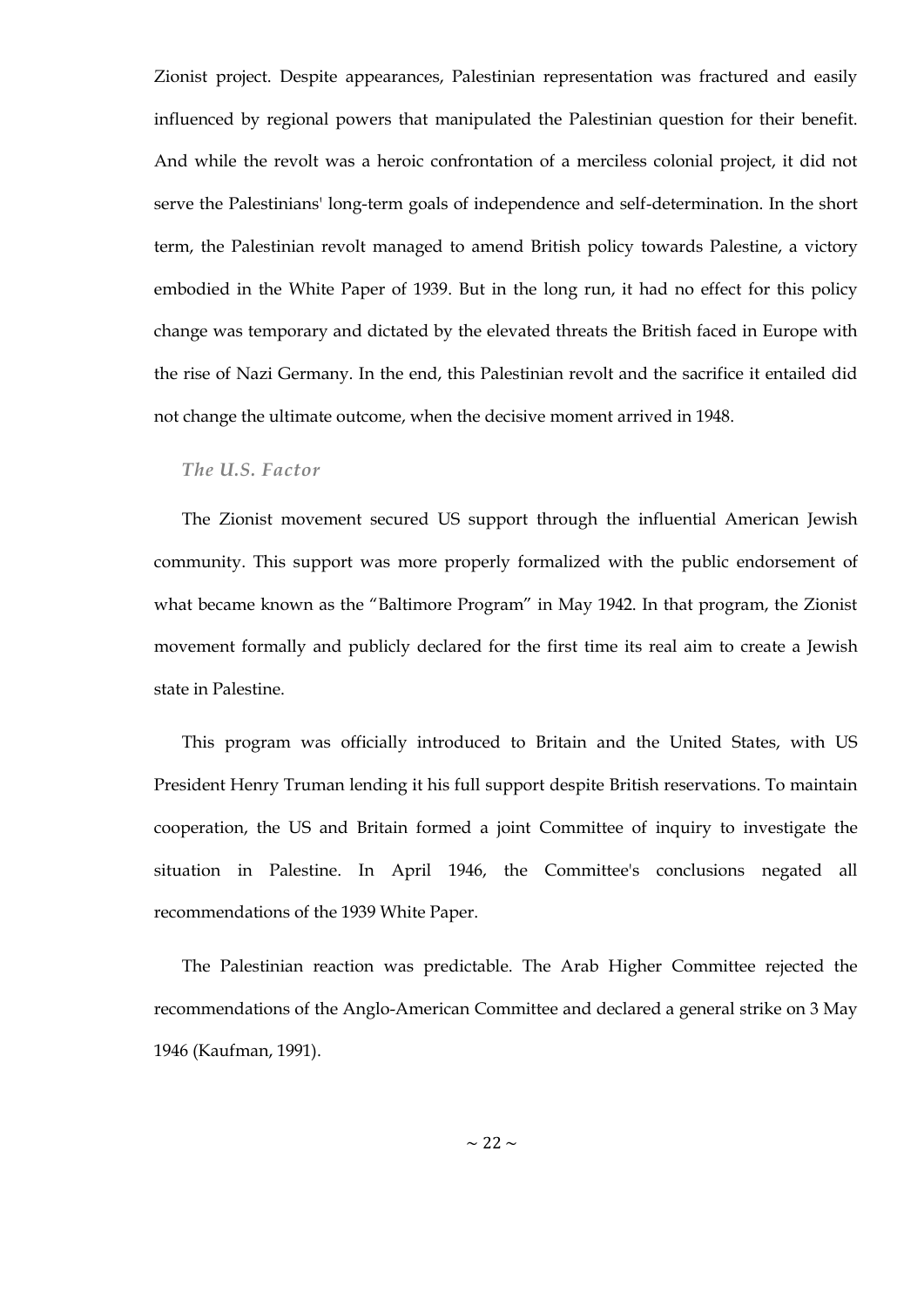Zionist project. Despite appearances, Palestinian representation was fractured and easily influenced by regional powers that manipulated the Palestinian question for their benefit. And while the revolt was a heroic confrontation of a merciless colonial project, it did not serve the Palestinians' long-term goals of independence and self-determination. In the short term, the Palestinian revolt managed to amend British policy towards Palestine, a victory embodied in the White Paper of 1939. But in the long run, it had no effect for this policy change was temporary and dictated by the elevated threats the British faced in Europe with the rise of Nazi Germany. In the end, this Palestinian revolt and the sacrifice it entailed did not change the ultimate outcome, when the decisive moment arrived in 1948.

### *The U.S. Factor*

The Zionist movement secured US support through the influential American Jewish community. This support was more properly formalized with the public endorsement of what became known as the "Baltimore Program" in May 1942. In that program, the Zionist movement formally and publicly declared for the first time its real aim to create a Jewish state in Palestine.

This program was officially introduced to Britain and the United States, with US President Henry Truman lending it his full support despite British reservations. To maintain cooperation, the US and Britain formed a joint Committee of inquiry to investigate the situation in Palestine. In April 1946, the Committee's conclusions negated all recommendations of the 1939 White Paper.

The Palestinian reaction was predictable. The Arab Higher Committee rejected the recommendations of the Anglo-American Committee and declared a general strike on 3 May 1946 (Kaufman, 1991).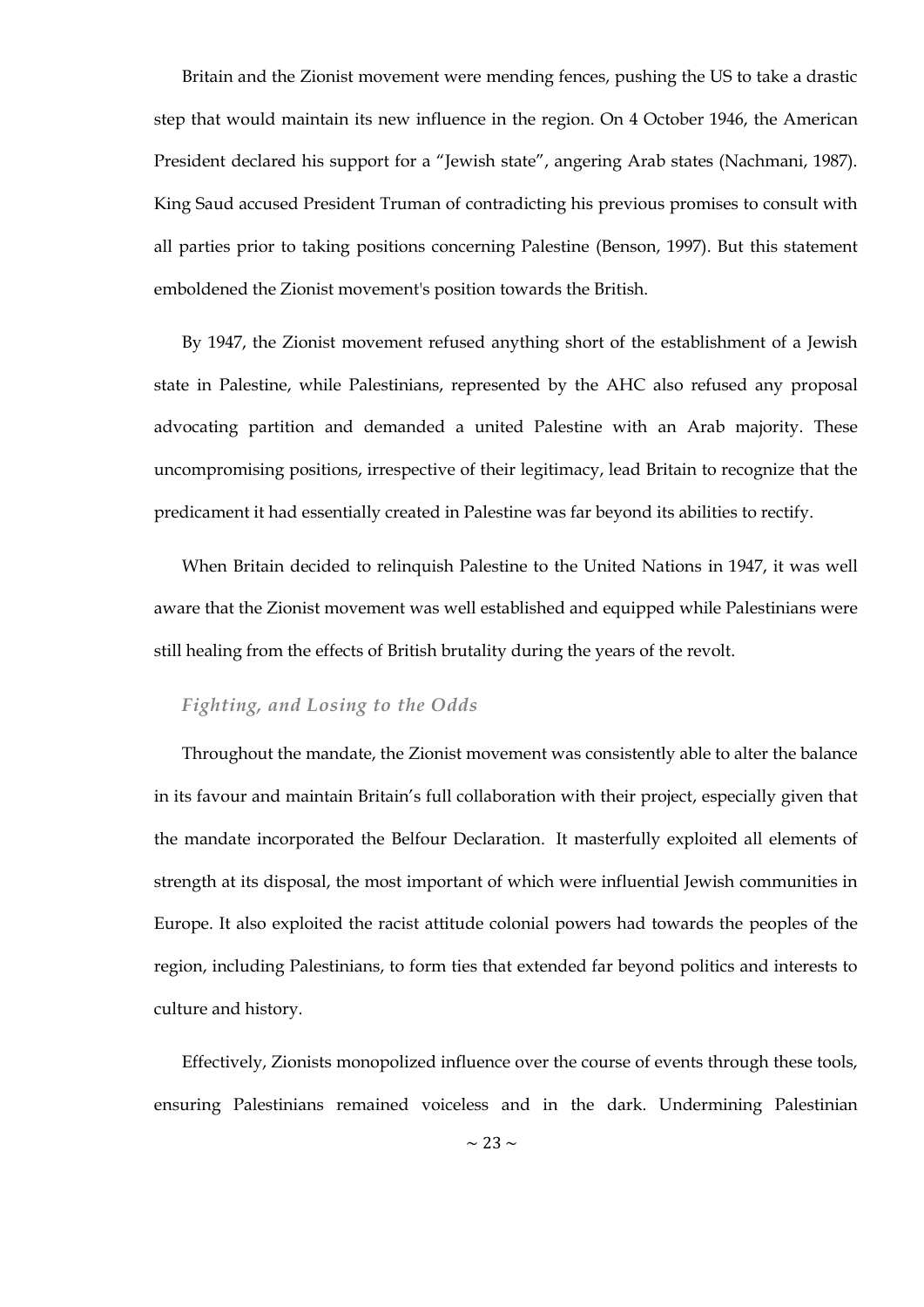Britain and the Zionist movement were mending fences, pushing the US to take a drastic step that would maintain its new influence in the region. On 4 October 1946, the American President declared his support for a "Jewish state", angering Arab states (Nachmani, 1987). King Saud accused President Truman of contradicting his previous promises to consult with all parties prior to taking positions concerning Palestine (Benson, 1997). But this statement emboldened the Zionist movement's position towards the British.

By 1947, the Zionist movement refused anything short of the establishment of a Jewish state in Palestine, while Palestinians, represented by the AHC also refused any proposal advocating partition and demanded a united Palestine with an Arab majority. These uncompromising positions, irrespective of their legitimacy, lead Britain to recognize that the predicament it had essentially created in Palestine was far beyond its abilities to rectify.

When Britain decided to relinquish Palestine to the United Nations in 1947, it was well aware that the Zionist movement was well established and equipped while Palestinians were still healing from the effects of British brutality during the years of the revolt.

### *Fighting, and Losing to the Odds*

Throughout the mandate, the Zionist movement was consistently able to alter the balance in its favour and maintain Britain's full collaboration with their project, especially given that the mandate incorporated the Belfour Declaration. It masterfully exploited all elements of strength at its disposal, the most important of which were influential Jewish communities in Europe. It also exploited the racist attitude colonial powers had towards the peoples of the region, including Palestinians, to form ties that extended far beyond politics and interests to culture and history.

Effectively, Zionists monopolized influence over the course of events through these tools, ensuring Palestinians remained voiceless and in the dark. Undermining Palestinian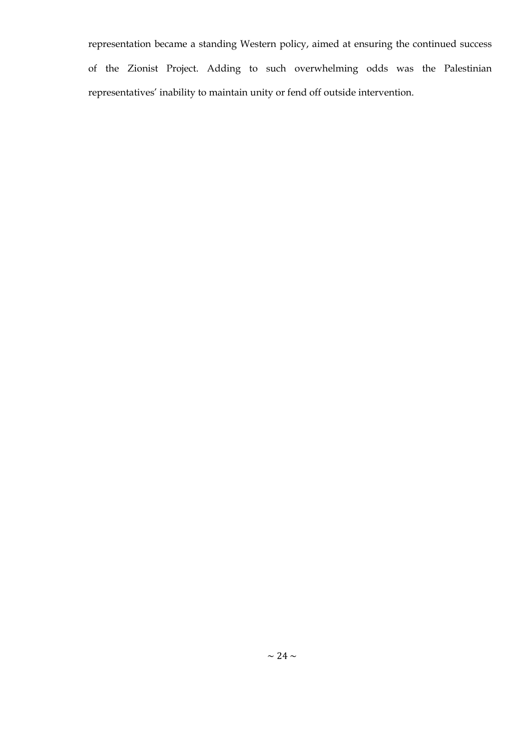representation became a standing Western policy, aimed at ensuring the continued success of the Zionist Project. Adding to such overwhelming odds was the Palestinian representatives' inability to maintain unity or fend off outside intervention.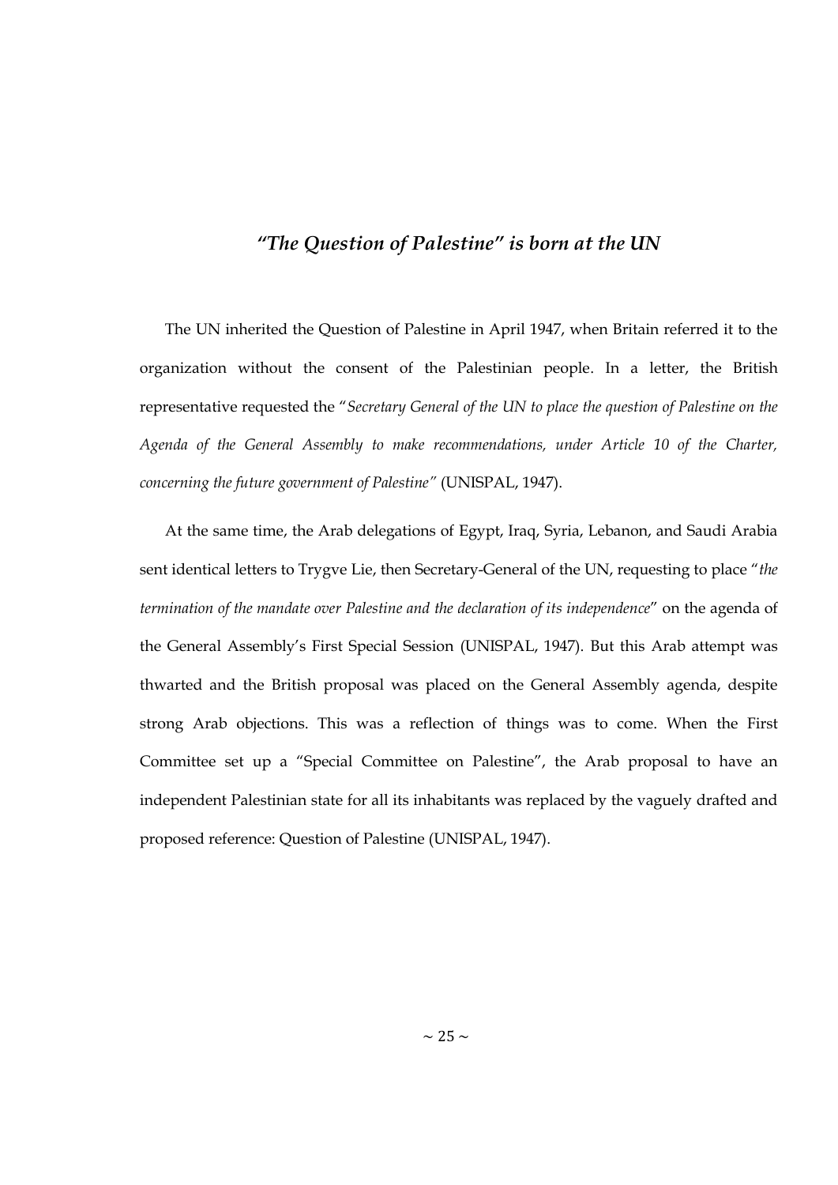## *"The Question of Palestine" is born at the UN*

The UN inherited the Question of Palestine in April 1947, when Britain referred it to the organization without the consent of the Palestinian people. In a letter, the British representative requested the "*Secretary General of the UN to place the question of Palestine on the Agenda of the General Assembly to make recommendations, under Article 10 of the Charter, concerning the future government of Palestine"* (UNISPAL, 1947).

At the same time, the Arab delegations of Egypt, Iraq, Syria, Lebanon, and Saudi Arabia sent identical letters to Trygve Lie, then Secretary-General of the UN, requesting to place "*the termination of the mandate over Palestine and the declaration of its independence*" on the agenda of the General Assembly's First Special Session (UNISPAL, 1947). But this Arab attempt was thwarted and the British proposal was placed on the General Assembly agenda, despite strong Arab objections. This was a reflection of things was to come. When the First Committee set up a "Special Committee on Palestine", the Arab proposal to have an independent Palestinian state for all its inhabitants was replaced by the vaguely drafted and proposed reference: Question of Palestine (UNISPAL, 1947).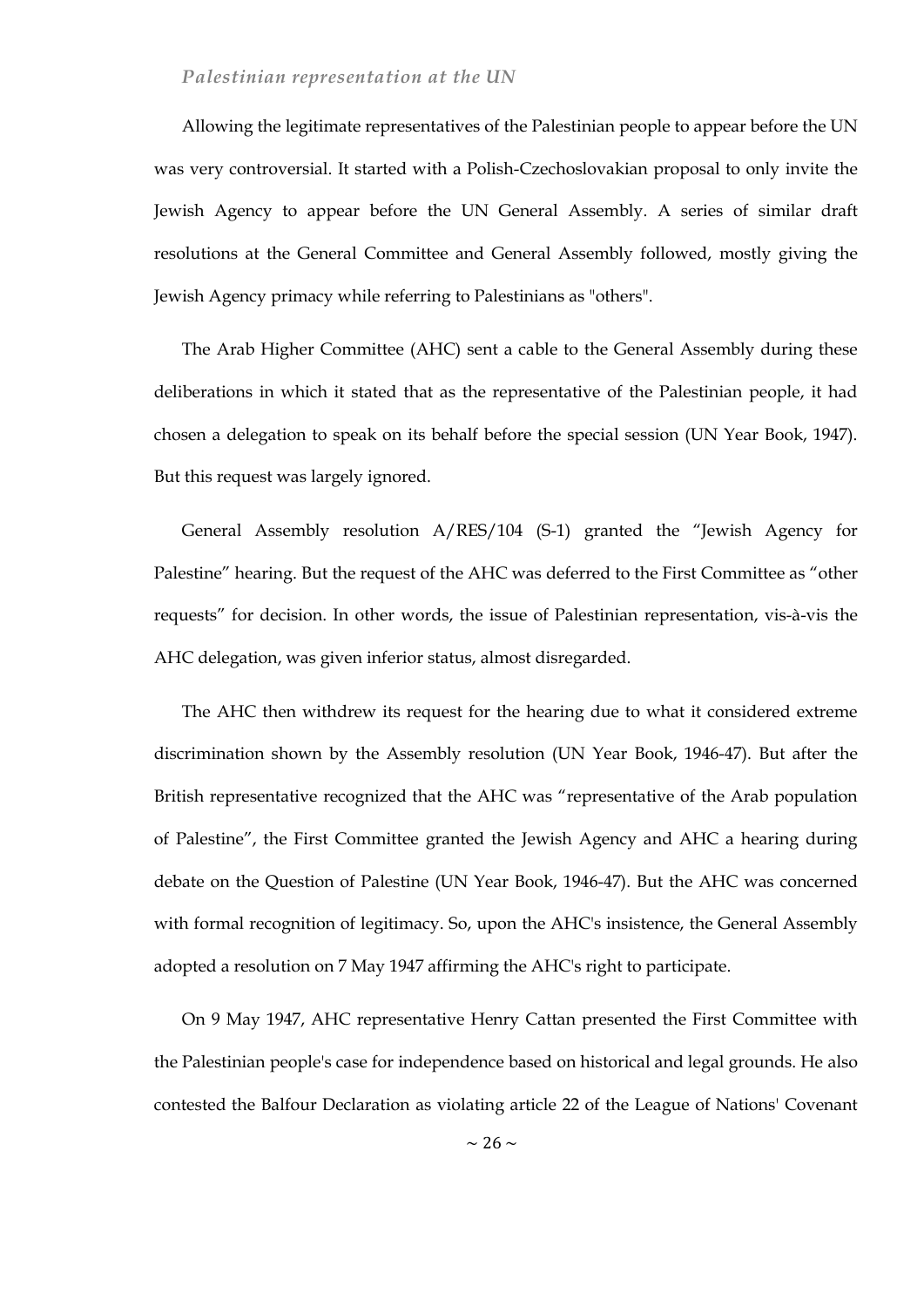### *Palestinian representation at the UN*

Allowing the legitimate representatives of the Palestinian people to appear before the UN was very controversial. It started with a Polish-Czechoslovakian proposal to only invite the Jewish Agency to appear before the UN General Assembly. A series of similar draft resolutions at the General Committee and General Assembly followed, mostly giving the Jewish Agency primacy while referring to Palestinians as "others".

The Arab Higher Committee (AHC) sent a cable to the General Assembly during these deliberations in which it stated that as the representative of the Palestinian people, it had chosen a delegation to speak on its behalf before the special session (UN Year Book, 1947). But this request was largely ignored.

General Assembly resolution A/RES/104 (S-1) granted the "Jewish Agency for Palestine" hearing. But the request of the AHC was deferred to the First Committee as "other requests" for decision. In other words, the issue of Palestinian representation, vis-à-vis the AHC delegation, was given inferior status, almost disregarded.

The AHC then withdrew its request for the hearing due to what it considered extreme discrimination shown by the Assembly resolution (UN Year Book, 1946-47). But after the British representative recognized that the AHC was "representative of the Arab population of Palestine", the First Committee granted the Jewish Agency and AHC a hearing during debate on the Question of Palestine (UN Year Book, 1946-47). But the AHC was concerned with formal recognition of legitimacy. So, upon the AHC's insistence, the General Assembly adopted a resolution on 7 May 1947 affirming the AHC's right to participate.

On 9 May 1947, AHC representative Henry Cattan presented the First Committee with the Palestinian people's case for independence based on historical and legal grounds. He also contested the Balfour Declaration as violating article 22 of the League of Nations' Covenant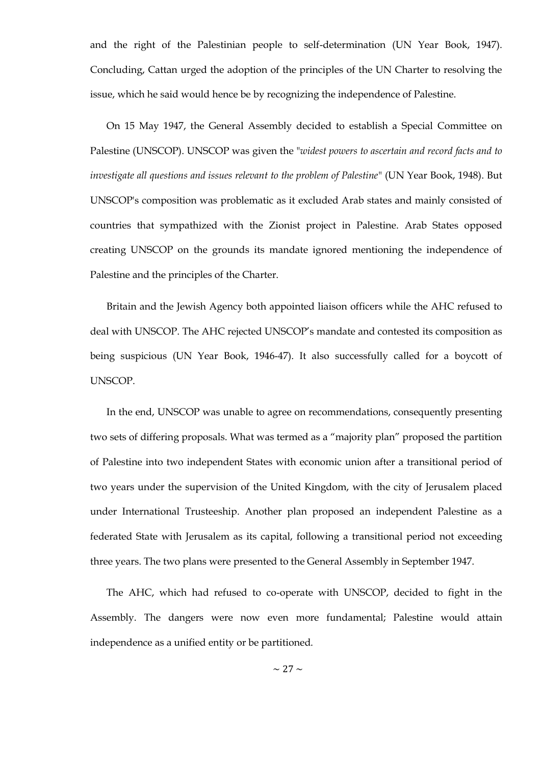and the right of the Palestinian people to self-determination (UN Year Book, 1947). Concluding, Cattan urged the adoption of the principles of the UN Charter to resolving the issue, which he said would hence be by recognizing the independence of Palestine.

On 15 May 1947, the General Assembly decided to establish a Special Committee on Palestine (UNSCOP). UNSCOP was given the "*widest powers to ascertain and record facts and to investigate all questions and issues relevant to the problem of Palestine*" (UN Year Book, 1948). But UNSCOP's composition was problematic as it excluded Arab states and mainly consisted of countries that sympathized with the Zionist project in Palestine. Arab States opposed creating UNSCOP on the grounds its mandate ignored mentioning the independence of Palestine and the principles of the Charter.

Britain and the Jewish Agency both appointed liaison officers while the AHC refused to deal with UNSCOP. The AHC rejected UNSCOP's mandate and contested its composition as being suspicious (UN Year Book, 1946-47). It also successfully called for a boycott of UNSCOP.

In the end, UNSCOP was unable to agree on recommendations, consequently presenting two sets of differing proposals. What was termed as a "majority plan" proposed the partition of Palestine into two independent States with economic union after a transitional period of two years under the supervision of the United Kingdom, with the city of Jerusalem placed under International Trusteeship. Another plan proposed an independent Palestine as a federated State with Jerusalem as its capital, following a transitional period not exceeding three years. The two plans were presented to the General Assembly in September 1947.

The AHC, which had refused to co-operate with UNSCOP, decided to fight in the Assembly. The dangers were now even more fundamental; Palestine would attain independence as a unified entity or be partitioned.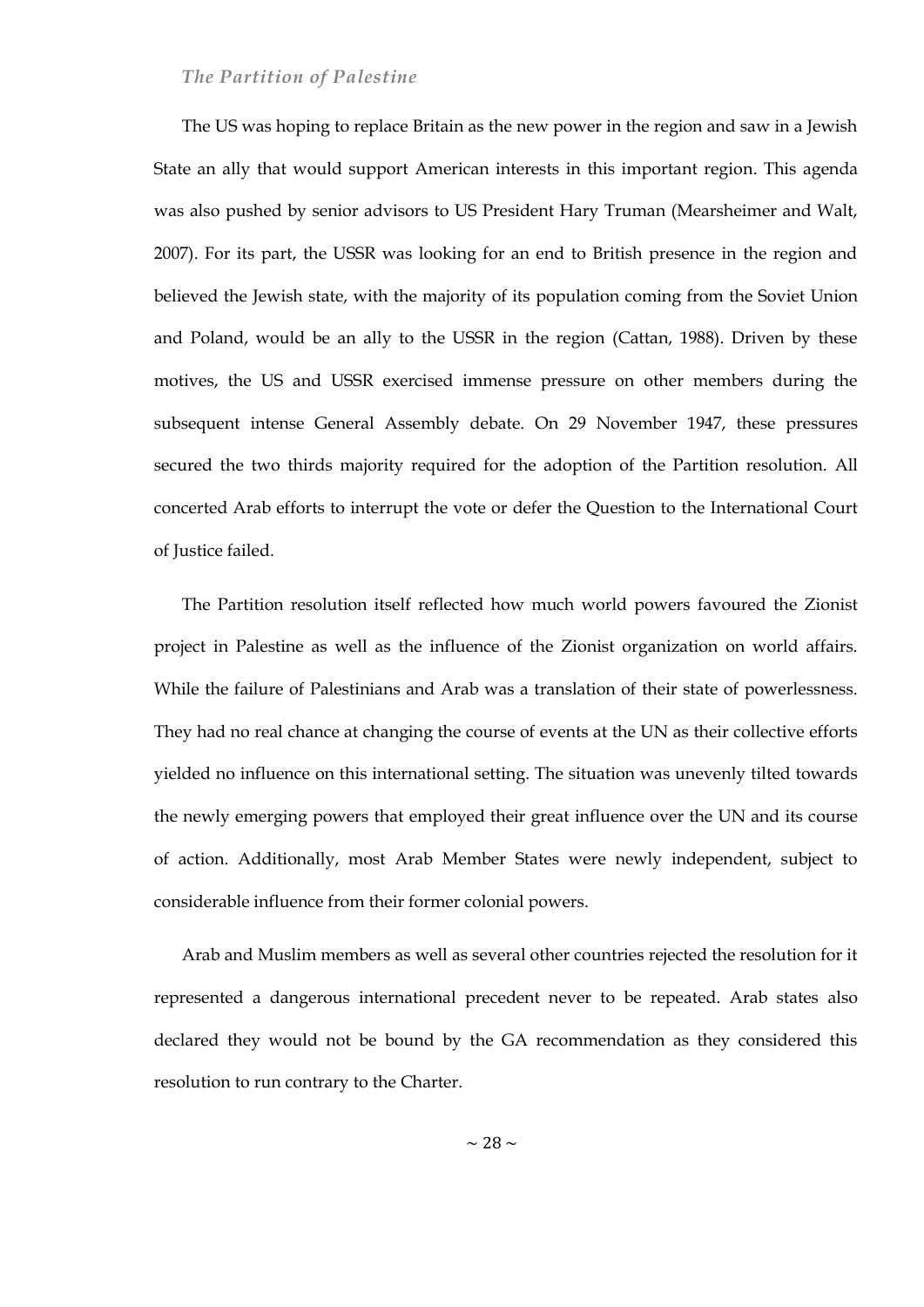### *The Partition of Palestine*

The US was hoping to replace Britain as the new power in the region and saw in a Jewish State an ally that would support American interests in this important region. This agenda was also pushed by senior advisors to US President Hary Truman (Mearsheimer and Walt, 2007). For its part, the USSR was looking for an end to British presence in the region and believed the Jewish state, with the majority of its population coming from the Soviet Union and Poland, would be an ally to the USSR in the region (Cattan, 1988). Driven by these motives, the US and USSR exercised immense pressure on other members during the subsequent intense General Assembly debate. On 29 November 1947, these pressures secured the two thirds majority required for the adoption of the Partition resolution. All concerted Arab efforts to interrupt the vote or defer the Question to the International Court of Justice failed.

The Partition resolution itself reflected how much world powers favoured the Zionist project in Palestine as well as the influence of the Zionist organization on world affairs. While the failure of Palestinians and Arab was a translation of their state of powerlessness. They had no real chance at changing the course of events at the UN as their collective efforts yielded no influence on this international setting. The situation was unevenly tilted towards the newly emerging powers that employed their great influence over the UN and its course of action. Additionally, most Arab Member States were newly independent, subject to considerable influence from their former colonial powers.

Arab and Muslim members as well as several other countries rejected the resolution for it represented a dangerous international precedent never to be repeated. Arab states also declared they would not be bound by the GA recommendation as they considered this resolution to run contrary to the Charter.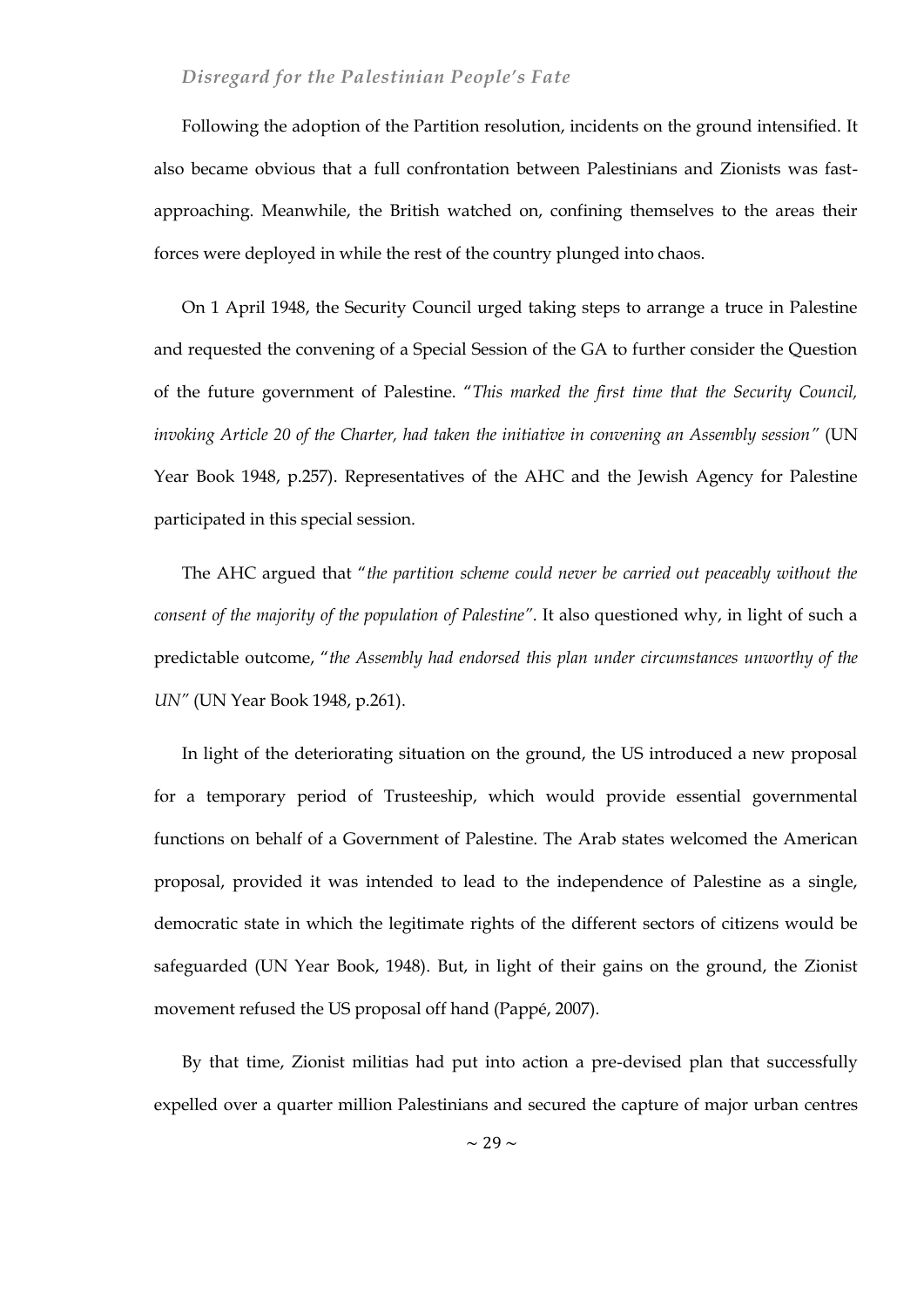### *Disregard for the Palestinian People's Fate*

Following the adoption of the Partition resolution, incidents on the ground intensified. It also became obvious that a full confrontation between Palestinians and Zionists was fast-approaching. Meanwhile, the British watched on, confining themselves to the areas their forces were deployed in while the rest of the country plunged into chaos.

On 1 April 1948, the Security Council urged taking steps to arrange a truce in Palestine and requested the convening of a Special Session of the GA to further consider the Question of the future government of Palestine. "*This marked the first time that the Security Council, invoking Article 20 of the Charter, had taken the initiative in convening an Assembly session*" (UN Year Book 1948, p.257). Representatives of the AHC and the Jewish Agency for Palestine participated in this special session.

The AHC argued that "*the partition scheme could never be carried out peaceably without the consent of the majority of the population of Palestine*". It also questioned why, in light of such a predictable outcome, "*the Assembly had endorsed this plan under circumstances unworthy of the UN*" (UN Year Book 1948, p.261).

In light of the deteriorating situation on the ground, the US introduced a new proposal for a temporary period of Trusteeship, which would provide essential governmental functions on behalf of a Government of Palestine. The Arab states welcomed the American proposal, provided it was intended to lead to the independence of Palestine as a single, democratic state in which the legitimate rights of the different sectors of citizens would be safeguarded (UN Year Book, 1948). But, in light of their gains on the ground, the Zionist movement refused the US proposal off hand (Pappé, 2007).

By that time, Zionist militias had put into action a pre-devised plan that successfully expelled over a quarter million Palestinians and secured the capture of major urban centres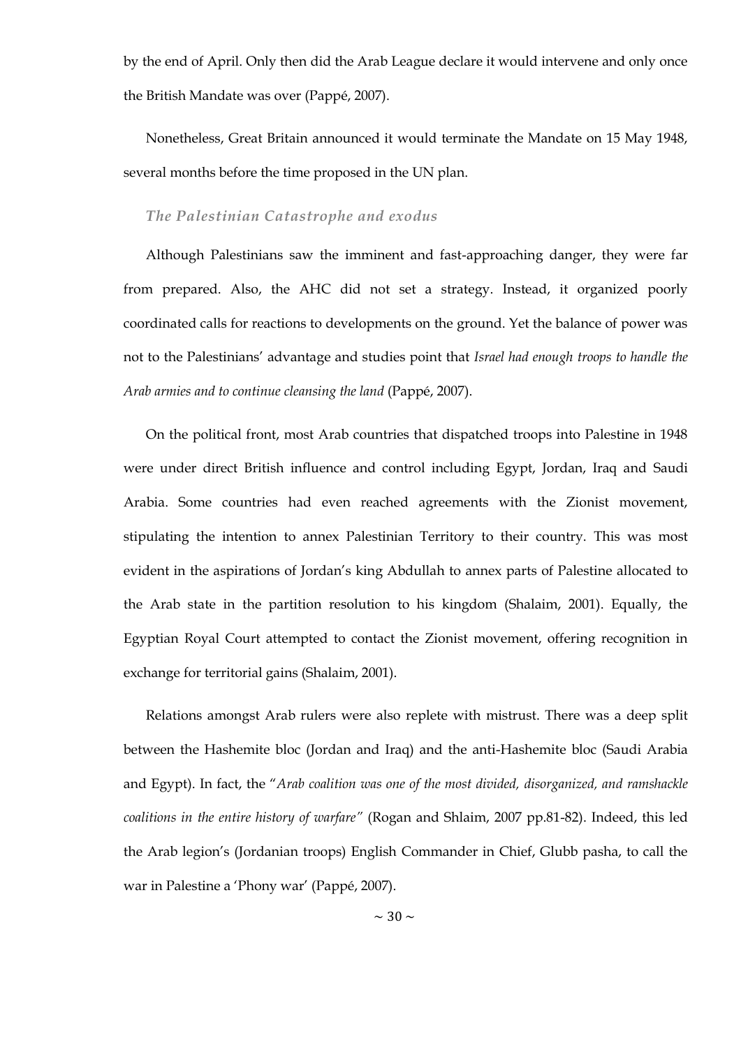by the end of April. Only then did the Arab League declare it would intervene and only once the British Mandate was over (Pappé, 2007).

Nonetheless, Great Britain announced it would terminate the Mandate on 15 May 1948, several months before the time proposed in the UN plan.

### *The Palestinian Catastrophe and exodus*

Although Palestinians saw the imminent and fast-approaching danger, they were far from prepared. Also, the AHC did not set a strategy. Instead, it organized poorly coordinated calls for reactions to developments on the ground. Yet the balance of power was not to the Palestinians' advantage and studies point that *Israel had enough troops to handle the Arab armies and to continue cleansing the land* (Pappé, 2007).

On the political front, most Arab countries that dispatched troops into Palestine in 1948 were under direct British influence and control including Egypt, Jordan, Iraq and Saudi Arabia. Some countries had even reached agreements with the Zionist movement, stipulating the intention to annex Palestinian Territory to their country. This was most evident in the aspirations of Jordan's king Abdullah to annex parts of Palestine allocated to the Arab state in the partition resolution to his kingdom (Shalaim, 2001). Equally, the Egyptian Royal Court attempted to contact the Zionist movement, offering recognition in exchange for territorial gains (Shalaim, 2001).

Relations amongst Arab rulers were also replete with mistrust. There was a deep split between the Hashemite bloc (Jordan and Iraq) and the anti-Hashemite bloc (Saudi Arabia and Egypt). In fact, the "*Arab coalition was one of the most divided, disorganized, and ramshackle coalitions in the entire history of warfare*" (Rogan and Shlaim, 2007 pp.81-82). Indeed, this led the Arab legion's (Jordanian troops) English Commander in Chief, Glubb pasha, to call the war in Palestine a 'Phony war' (Pappé, 2007).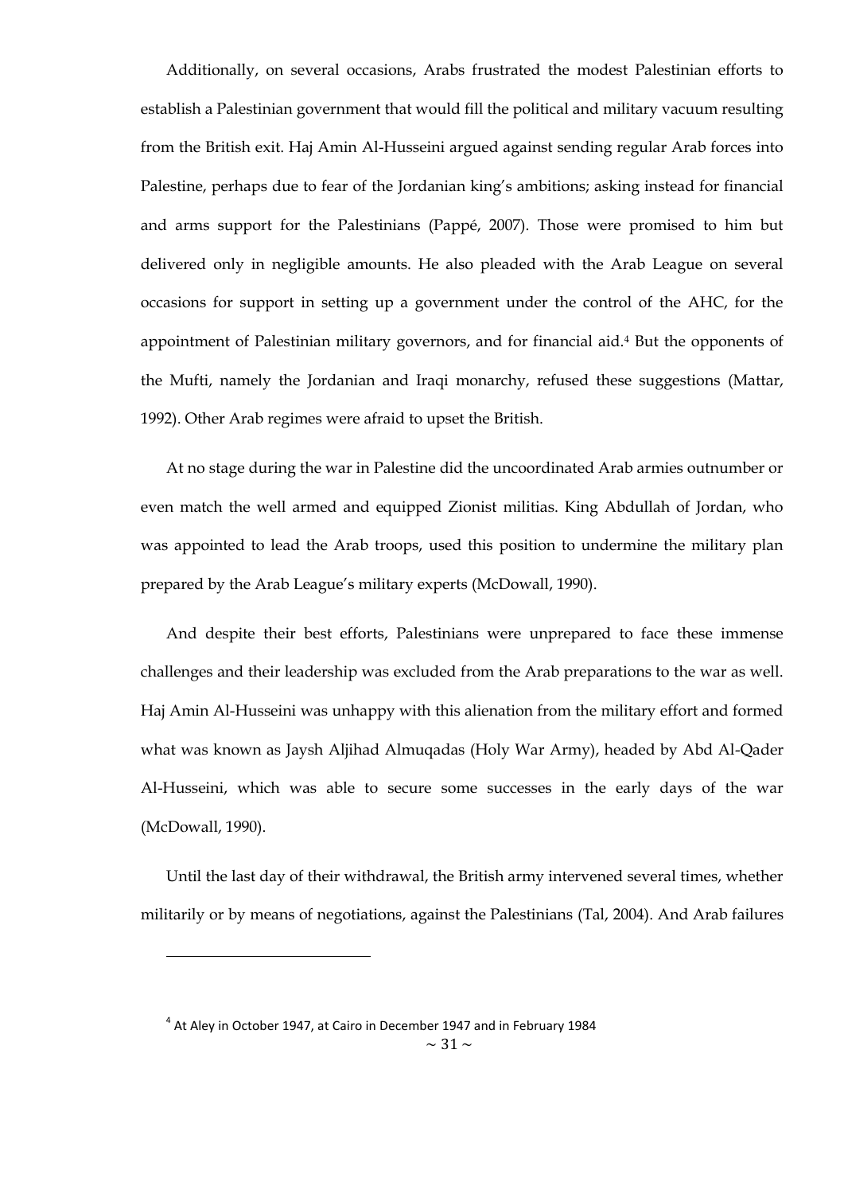Additionally, on several occasions, Arabs frustrated the modest Palestinian efforts to establish a Palestinian government that would fill the political and military vacuum resulting from the British exit. Haj Amin Al-Husseini argued against sending regular Arab forces into Palestine, perhaps due to fear of the Jordanian king's ambitions; asking instead for financial and arms support for the Palestinians (Pappé, 2007). Those were promised to him but delivered only in negligible amounts. He also pleaded with the Arab League on several occasions for support in setting up a government under the control of the AHC, for the appointment of Palestinian military governors, and for financial aid.[4] But the opponents of the Mufti, namely the Jordanian and Iraqi monarchy, refused these suggestions (Mattar, 1992). Other Arab regimes were afraid to upset the British.

At no stage during the war in Palestine did the uncoordinated Arab armies outnumber or even match the well armed and equipped Zionist militias. King Abdullah of Jordan, who was appointed to lead the Arab troops, used this position to undermine the military plan prepared by the Arab League's military experts (McDowall, 1990).

And despite their best efforts, Palestinians were unprepared to face these immense challenges and their leadership was excluded from the Arab preparations to the war as well. Haj Amin Al-Husseini was unhappy with this alienation from the military effort and formed what was known as Jaysh Aljihad Almuqadas (Holy War Army), headed by Abd Al-Qader Al-Husseini, which was able to secure some successes in the early days of the war (McDowall, 1990).

Until the last day of their withdrawal, the British army intervened several times, whether militarily or by means of negotiations, against the Palestinians (Tal, 2004). And Arab failures

---

[4] At Aley in October 1947, at Cairo in December 1947 and in February 1984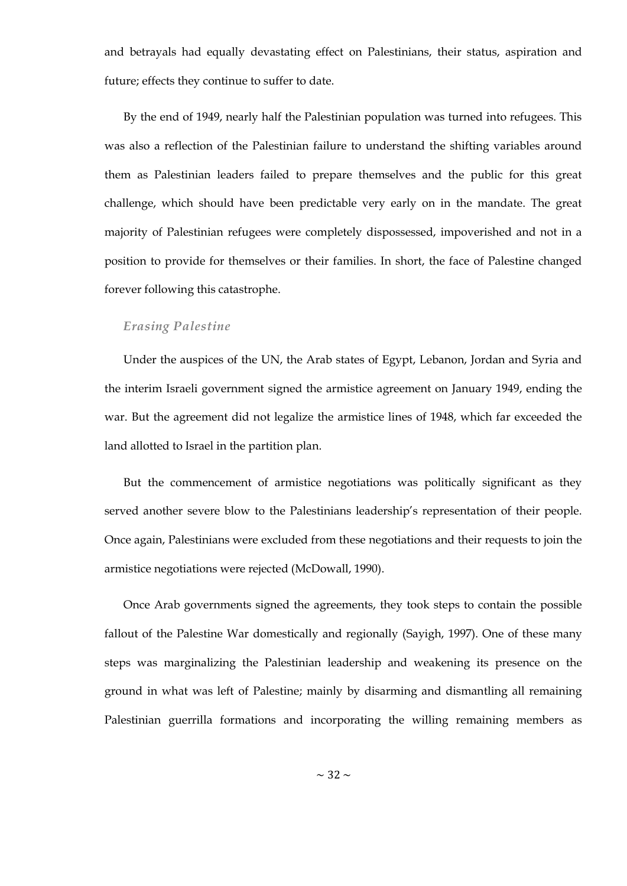and betrayals had equally devastating effect on Palestinians, their status, aspiration and future; effects they continue to suffer to date.

By the end of 1949, nearly half the Palestinian population was turned into refugees. This was also a reflection of the Palestinian failure to understand the shifting variables around them as Palestinian leaders failed to prepare themselves and the public for this great challenge, which should have been predictable very early on in the mandate. The great majority of Palestinian refugees were completely dispossessed, impoverished and not in a position to provide for themselves or their families. In short, the face of Palestine changed forever following this catastrophe.

### *Erasing Palestine*

Under the auspices of the UN, the Arab states of Egypt, Lebanon, Jordan and Syria and the interim Israeli government signed the armistice agreement on January 1949, ending the war. But the agreement did not legalize the armistice lines of 1948, which far exceeded the land allotted to Israel in the partition plan.

But the commencement of armistice negotiations was politically significant as they served another severe blow to the Palestinians leadership's representation of their people. Once again, Palestinians were excluded from these negotiations and their requests to join the armistice negotiations were rejected (McDowall, 1990).

Once Arab governments signed the agreements, they took steps to contain the possible fallout of the Palestine War domestically and regionally (Sayigh, 1997). One of these many steps was marginalizing the Palestinian leadership and weakening its presence on the ground in what was left of Palestine; mainly by disarming and dismantling all remaining Palestinian guerrilla formations and incorporating the willing remaining members as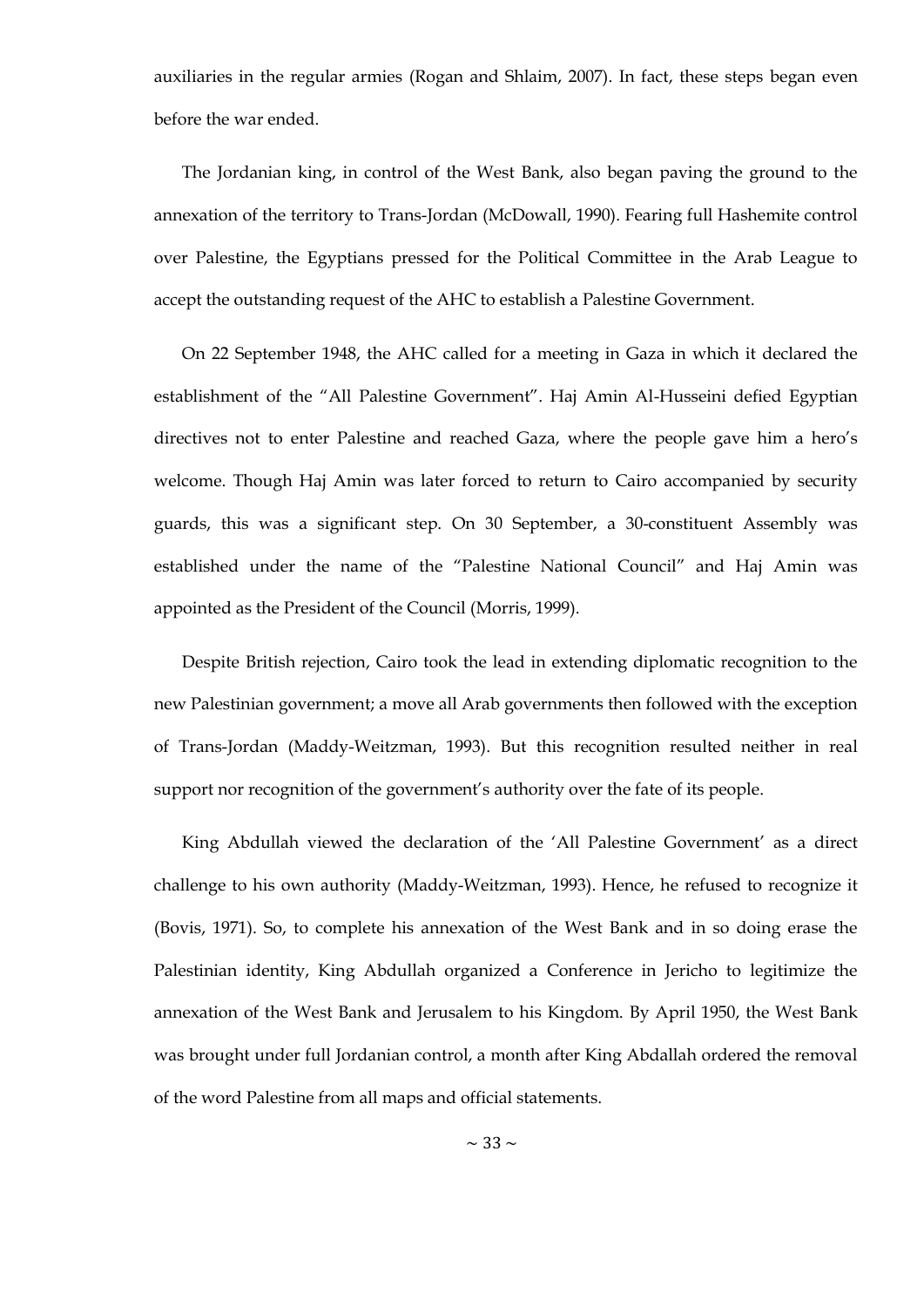auxiliaries in the regular armies (Rogan and Shlaim, 2007). In fact, these steps began even before the war ended.

The Jordanian king, in control of the West Bank, also began paving the ground to the annexation of the territory to Trans-Jordan (McDowall, 1990). Fearing full Hashemite control over Palestine, the Egyptians pressed for the Political Committee in the Arab League to accept the outstanding request of the AHC to establish a Palestine Government.

On 22 September 1948, the AHC called for a meeting in Gaza in which it declared the establishment of the "All Palestine Government". Haj Amin Al-Husseini defied Egyptian directives not to enter Palestine and reached Gaza, where the people gave him a hero's welcome. Though Haj Amin was later forced to return to Cairo accompanied by security guards, this was a significant step. On 30 September, a 30-constituent Assembly was established under the name of the "Palestine National Council" and Haj Amin was appointed as the President of the Council (Morris, 1999).

Despite British rejection, Cairo took the lead in extending diplomatic recognition to the new Palestinian government; a move all Arab governments then followed with the exception of Trans-Jordan (Maddy-Weitzman, 1993). But this recognition resulted neither in real support nor recognition of the government's authority over the fate of its people.

King Abdullah viewed the declaration of the 'All Palestine Government' as a direct challenge to his own authority (Maddy-Weitzman, 1993). Hence, he refused to recognize it (Bovis, 1971). So, to complete his annexation of the West Bank and in so doing erase the Palestinian identity, King Abdullah organized a Conference in Jericho to legitimize the annexation of the West Bank and Jerusalem to his Kingdom. By April 1950, the West Bank was brought under full Jordanian control, a month after King Abdallah ordered the removal of the word Palestine from all maps and official statements.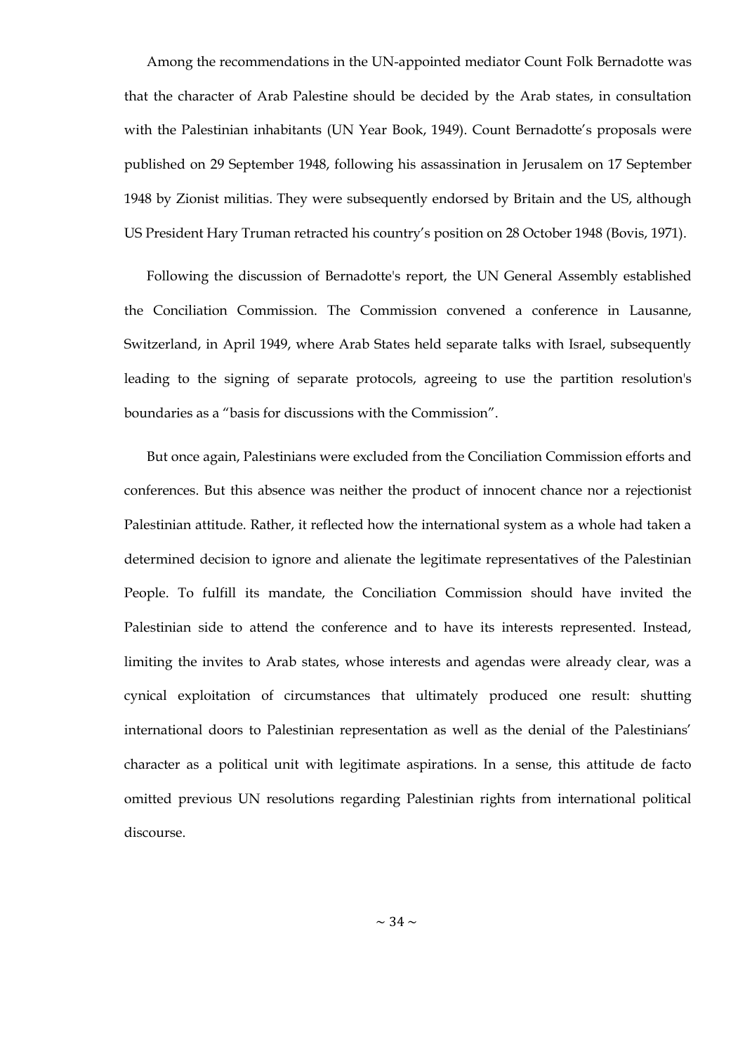Among the recommendations in the UN-appointed mediator Count Folk Bernadotte was that the character of Arab Palestine should be decided by the Arab states, in consultation with the Palestinian inhabitants (UN Year Book, 1949). Count Bernadotte's proposals were published on 29 September 1948, following his assassination in Jerusalem on 17 September 1948 by Zionist militias. They were subsequently endorsed by Britain and the US, although US President Hary Truman retracted his country's position on 28 October 1948 (Bovis, 1971).

Following the discussion of Bernadotte's report, the UN General Assembly established the Conciliation Commission. The Commission convened a conference in Lausanne, Switzerland, in April 1949, where Arab States held separate talks with Israel, subsequently leading to the signing of separate protocols, agreeing to use the partition resolution's boundaries as a "basis for discussions with the Commission".

But once again, Palestinians were excluded from the Conciliation Commission efforts and conferences. But this absence was neither the product of innocent chance nor a rejectionist Palestinian attitude. Rather, it reflected how the international system as a whole had taken a determined decision to ignore and alienate the legitimate representatives of the Palestinian People. To fulfill its mandate, the Conciliation Commission should have invited the Palestinian side to attend the conference and to have its interests represented. Instead, limiting the invites to Arab states, whose interests and agendas were already clear, was a cynical exploitation of circumstances that ultimately produced one result: shutting international doors to Palestinian representation as well as the denial of the Palestinians' character as a political unit with legitimate aspirations. In a sense, this attitude de facto omitted previous UN resolutions regarding Palestinian rights from international political discourse.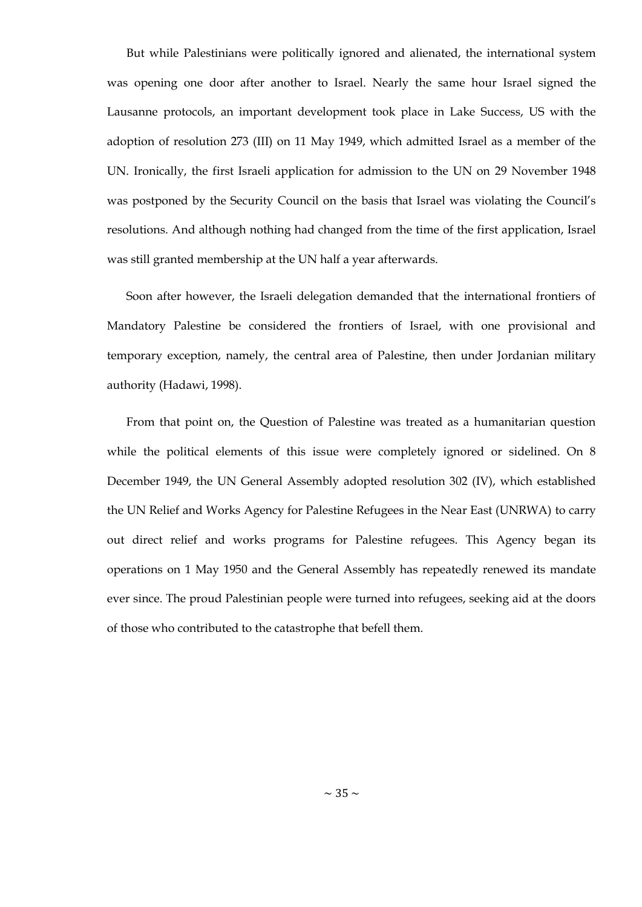But while Palestinians were politically ignored and alienated, the international system was opening one door after another to Israel. Nearly the same hour Israel signed the Lausanne protocols, an important development took place in Lake Success, US with the adoption of resolution 273 (III) on 11 May 1949, which admitted Israel as a member of the UN. Ironically, the first Israeli application for admission to the UN on 29 November 1948 was postponed by the Security Council on the basis that Israel was violating the Council's resolutions. And although nothing had changed from the time of the first application, Israel was still granted membership at the UN half a year afterwards.

Soon after however, the Israeli delegation demanded that the international frontiers of Mandatory Palestine be considered the frontiers of Israel, with one provisional and temporary exception, namely, the central area of Palestine, then under Jordanian military authority (Hadawi, 1998).

From that point on, the Question of Palestine was treated as a humanitarian question while the political elements of this issue were completely ignored or sidelined. On 8 December 1949, the UN General Assembly adopted resolution 302 (IV), which established the UN Relief and Works Agency for Palestine Refugees in the Near East (UNRWA) to carry out direct relief and works programs for Palestine refugees. This Agency began its operations on 1 May 1950 and the General Assembly has repeatedly renewed its mandate ever since. The proud Palestinian people were turned into refugees, seeking aid at the doors of those who contributed to the catastrophe that befell them.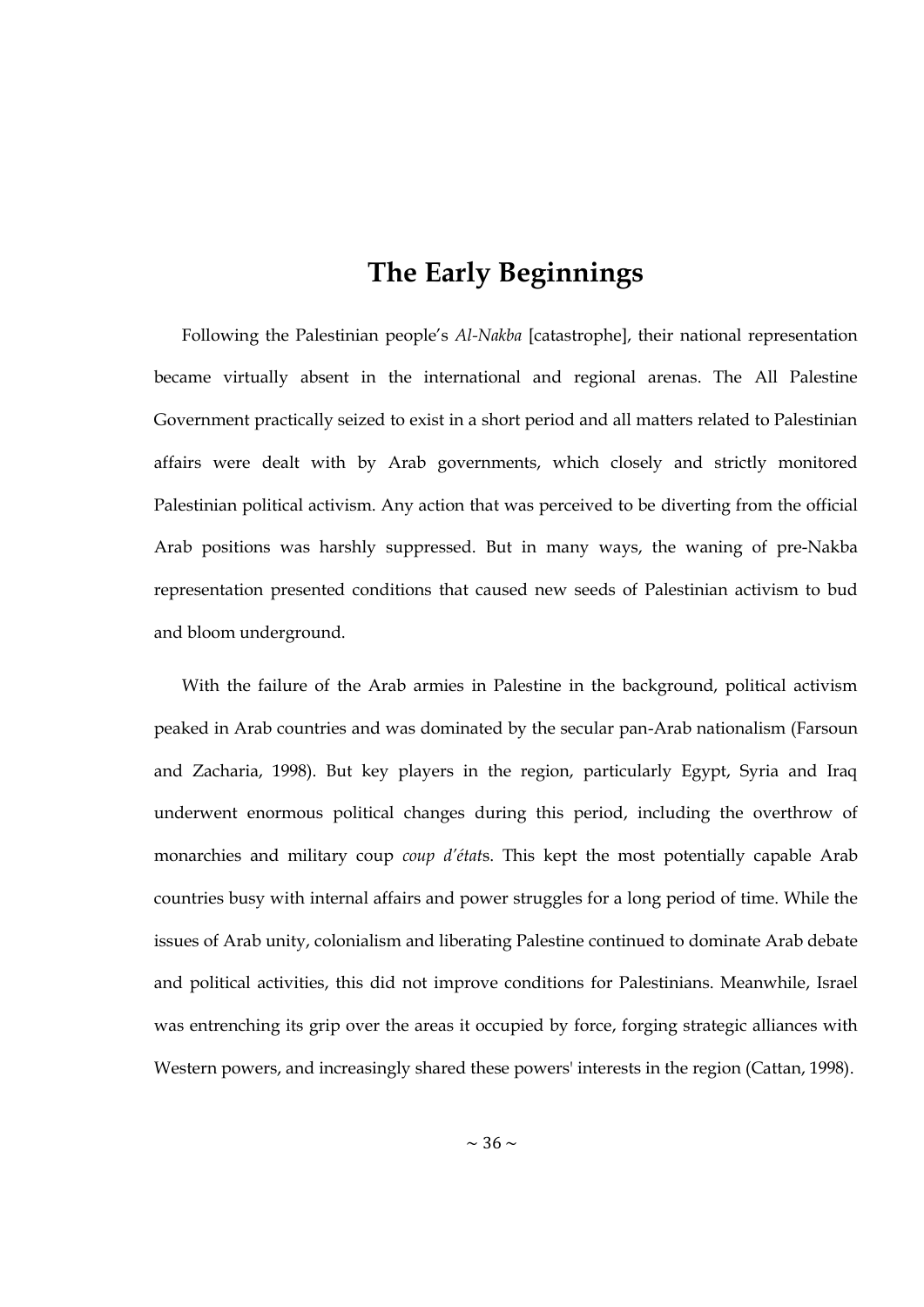## The Early Beginnings

Following the Palestinian people's *Al-Nakba* [catastrophe], their national representation became virtually absent in the international and regional arenas. The All Palestine Government practically seized to exist in a short period and all matters related to Palestinian affairs were dealt with by Arab governments, which closely and strictly monitored Palestinian political activism. Any action that was perceived to be diverting from the official Arab positions was harshly suppressed. But in many ways, the waning of pre-Nakba representation presented conditions that caused new seeds of Palestinian activism to bud and bloom underground.

With the failure of the Arab armies in Palestine in the background, political activism peaked in Arab countries and was dominated by the secular pan-Arab nationalism (Farsoun and Zacharia, 1998). But key players in the region, particularly Egypt, Syria and Iraq underwent enormous political changes during this period, including the overthrow of monarchies and military coup *coup d'état*s. This kept the most potentially capable Arab countries busy with internal affairs and power struggles for a long period of time. While the issues of Arab unity, colonialism and liberating Palestine continued to dominate Arab debate and political activities, this did not improve conditions for Palestinians. Meanwhile, Israel was entrenching its grip over the areas it occupied by force, forging strategic alliances with Western powers, and increasingly shared these powers' interests in the region (Cattan, 1998).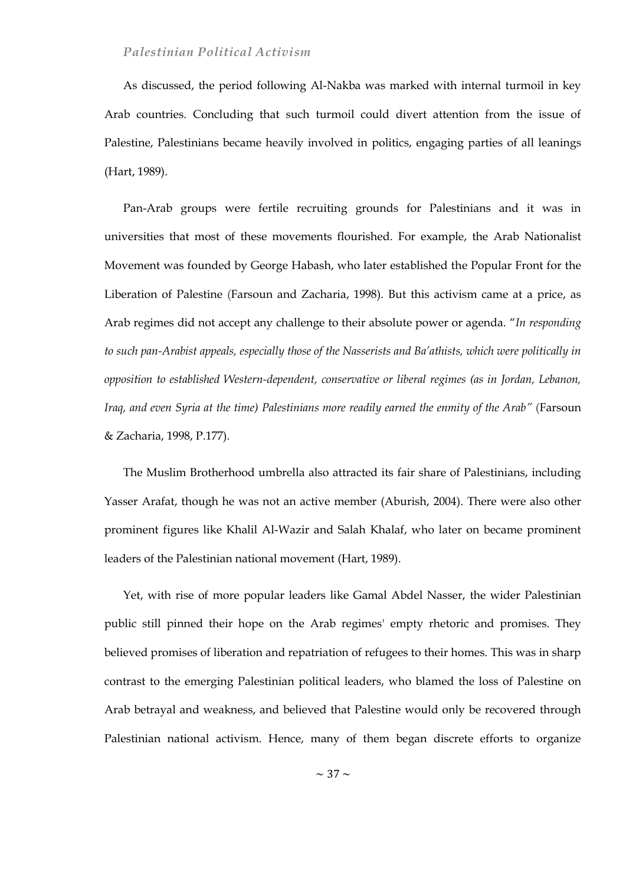### *Palestinian Political Activism*

As discussed, the period following Al-Nakba was marked with internal turmoil in key Arab countries. Concluding that such turmoil could divert attention from the issue of Palestine, Palestinians became heavily involved in politics, engaging parties of all leanings (Hart, 1989).

Pan-Arab groups were fertile recruiting grounds for Palestinians and it was in universities that most of these movements flourished. For example, the Arab Nationalist Movement was founded by George Habash, who later established the Popular Front for the Liberation of Palestine (Farsoun and Zacharia, 1998). But this activism came at a price, as Arab regimes did not accept any challenge to their absolute power or agenda. "*In responding to such pan-Arabist appeals, especially those of the Nasserists and Ba'athists, which were politically in opposition to established Western-dependent, conservative or liberal regimes (as in Jordan, Lebanon, Iraq, and even Syria at the time) Palestinians more readily earned the enmity of the Arab"* (Farsoun & Zacharia, 1998, P.177).

The Muslim Brotherhood umbrella also attracted its fair share of Palestinians, including Yasser Arafat, though he was not an active member (Aburish, 2004). There were also other prominent figures like Khalil Al-Wazir and Salah Khalaf, who later on became prominent leaders of the Palestinian national movement (Hart, 1989).

Yet, with rise of more popular leaders like Gamal Abdel Nasser, the wider Palestinian public still pinned their hope on the Arab regimes' empty rhetoric and promises. They believed promises of liberation and repatriation of refugees to their homes. This was in sharp contrast to the emerging Palestinian political leaders, who blamed the loss of Palestine on Arab betrayal and weakness, and believed that Palestine would only be recovered through Palestinian national activism. Hence, many of them began discrete efforts to organize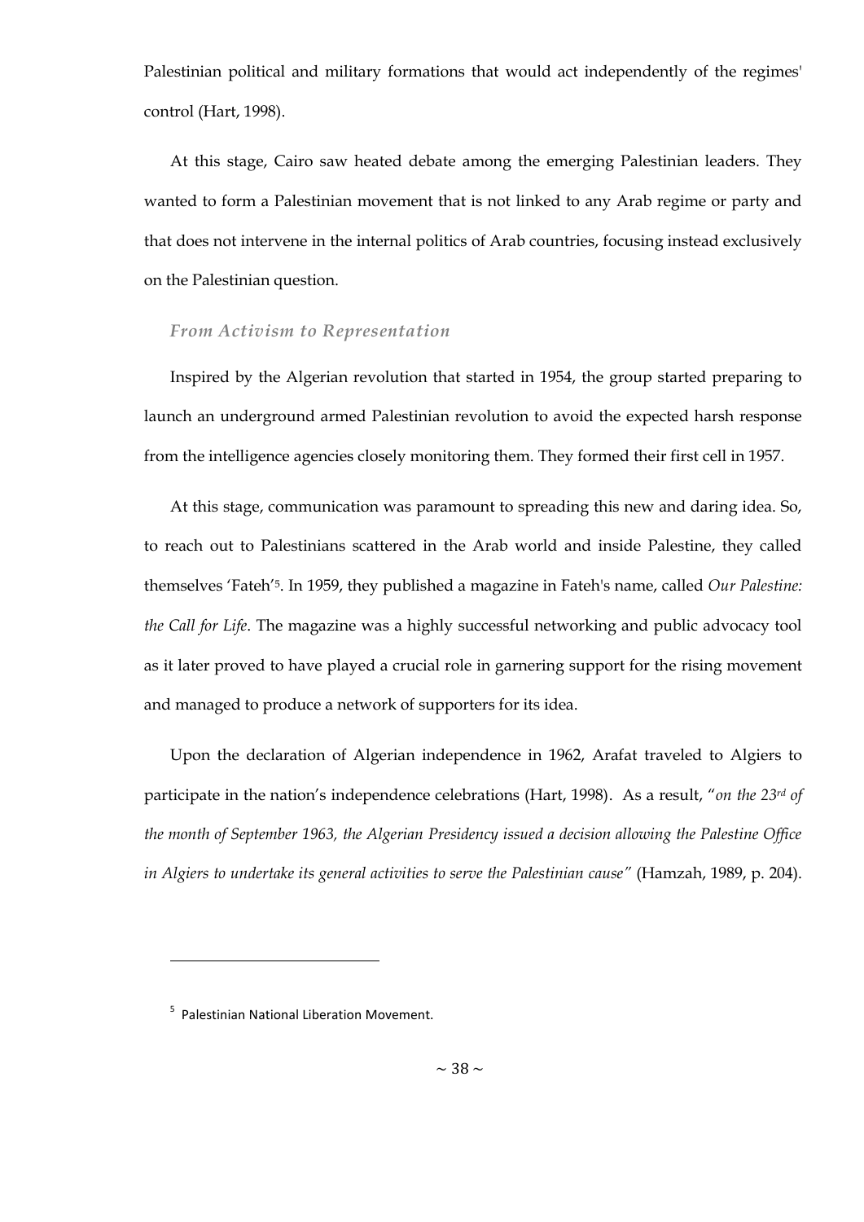Palestinian political and military formations that would act independently of the regimes' control (Hart, 1998).

At this stage, Cairo saw heated debate among the emerging Palestinian leaders. They wanted to form a Palestinian movement that is not linked to any Arab regime or party and that does not intervene in the internal politics of Arab countries, focusing instead exclusively on the Palestinian question.

### *From Activism to Representation*

Inspired by the Algerian revolution that started in 1954, the group started preparing to launch an underground armed Palestinian revolution to avoid the expected harsh response from the intelligence agencies closely monitoring them. They formed their first cell in 1957.

At this stage, communication was paramount to spreading this new and daring idea. So, to reach out to Palestinians scattered in the Arab world and inside Palestine, they called themselves 'Fateh'[5]. In 1959, they published a magazine in Fateh's name, called *Our Palestine: the Call for Life*. The magazine was a highly successful networking and public advocacy tool as it later proved to have played a crucial role in garnering support for the rising movement and managed to produce a network of supporters for its idea.

Upon the declaration of Algerian independence in 1962, Arafat traveled to Algiers to participate in the nation's independence celebrations (Hart, 1998). As a result, "*on the 23rd of the month of September 1963, the Algerian Presidency issued a decision allowing the Palestine Office in Algiers to undertake its general activities to serve the Palestinian cause"* (Hamzah, 1989, p. 204).

---

[5] Palestinian National Liberation Movement.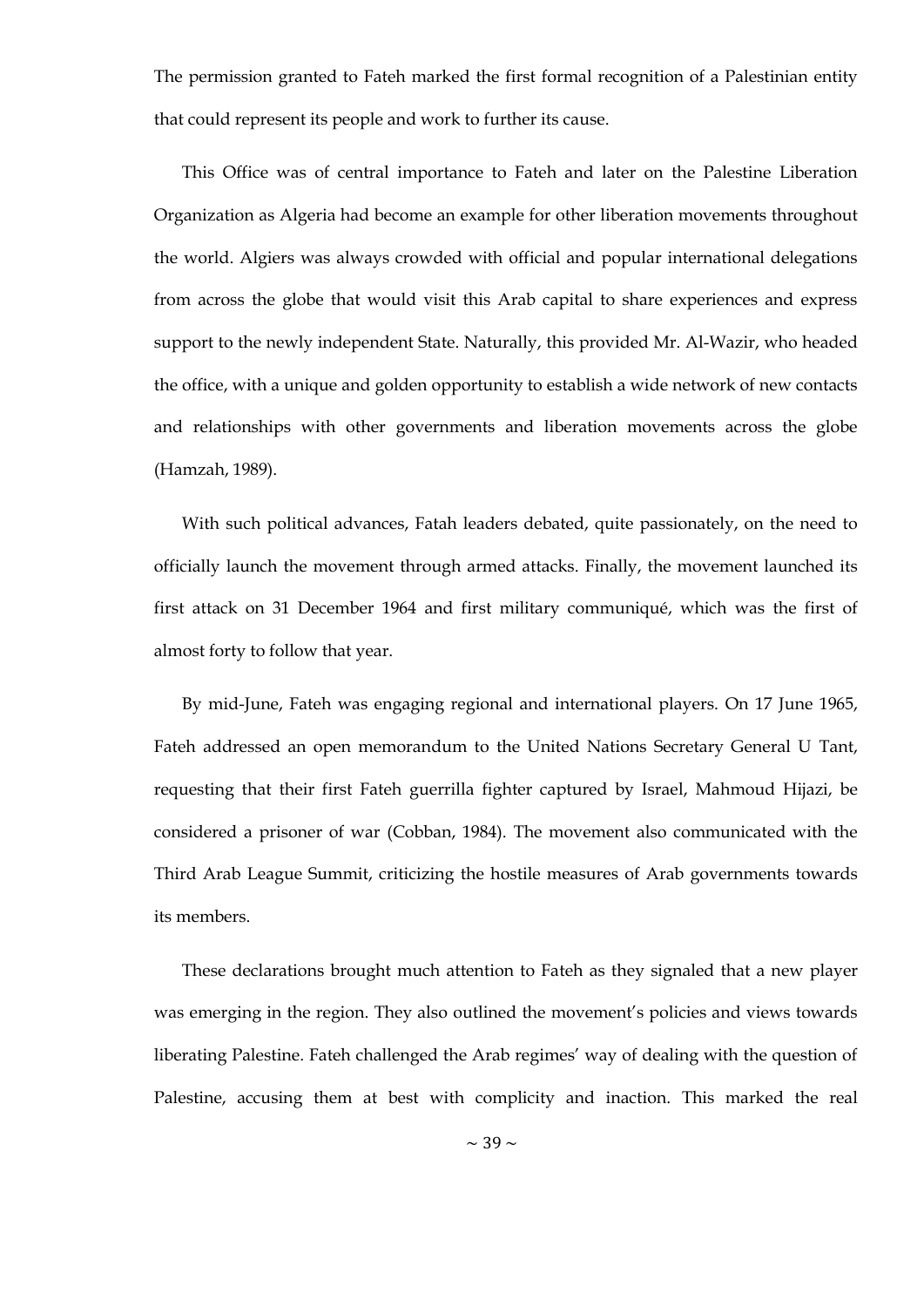The permission granted to Fateh marked the first formal recognition of a Palestinian entity that could represent its people and work to further its cause.

This Office was of central importance to Fateh and later on the Palestine Liberation Organization as Algeria had become an example for other liberation movements throughout the world. Algiers was always crowded with official and popular international delegations from across the globe that would visit this Arab capital to share experiences and express support to the newly independent State. Naturally, this provided Mr. Al-Wazir, who headed the office, with a unique and golden opportunity to establish a wide network of new contacts and relationships with other governments and liberation movements across the globe (Hamzah, 1989).

With such political advances, Fatah leaders debated, quite passionately, on the need to officially launch the movement through armed attacks. Finally, the movement launched its first attack on 31 December 1964 and first military communiqué, which was the first of almost forty to follow that year.

By mid-June, Fateh was engaging regional and international players. On 17 June 1965, Fateh addressed an open memorandum to the United Nations Secretary General U Tant, requesting that their first Fateh guerrilla fighter captured by Israel, Mahmoud Hijazi, be considered a prisoner of war (Cobban, 1984). The movement also communicated with the Third Arab League Summit, criticizing the hostile measures of Arab governments towards its members.

These declarations brought much attention to Fateh as they signaled that a new player was emerging in the region. They also outlined the movement's policies and views towards liberating Palestine. Fateh challenged the Arab regimes' way of dealing with the question of Palestine, accusing them at best with complicity and inaction. This marked the real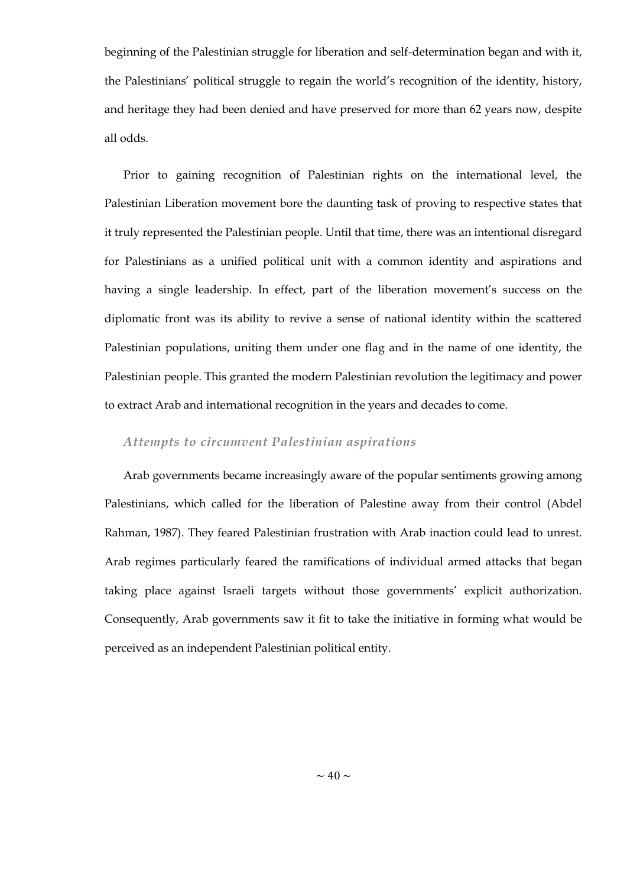beginning of the Palestinian struggle for liberation and self-determination began and with it, the Palestinians' political struggle to regain the world's recognition of the identity, history, and heritage they had been denied and have preserved for more than 62 years now, despite all odds.

Prior to gaining recognition of Palestinian rights on the international level, the Palestinian Liberation movement bore the daunting task of proving to respective states that it truly represented the Palestinian people. Until that time, there was an intentional disregard for Palestinians as a unified political unit with a common identity and aspirations and having a single leadership. In effect, part of the liberation movement's success on the diplomatic front was its ability to revive a sense of national identity within the scattered Palestinian populations, uniting them under one flag and in the name of one identity, the Palestinian people. This granted the modern Palestinian revolution the legitimacy and power to extract Arab and international recognition in the years and decades to come.

### *Attempts to circumvent Palestinian aspirations*

Arab governments became increasingly aware of the popular sentiments growing among Palestinians, which called for the liberation of Palestine away from their control (Abdel Rahman, 1987). They feared Palestinian frustration with Arab inaction could lead to unrest. Arab regimes particularly feared the ramifications of individual armed attacks that began taking place against Israeli targets without those governments' explicit authorization. Consequently, Arab governments saw it fit to take the initiative in forming what would be perceived as an independent Palestinian political entity.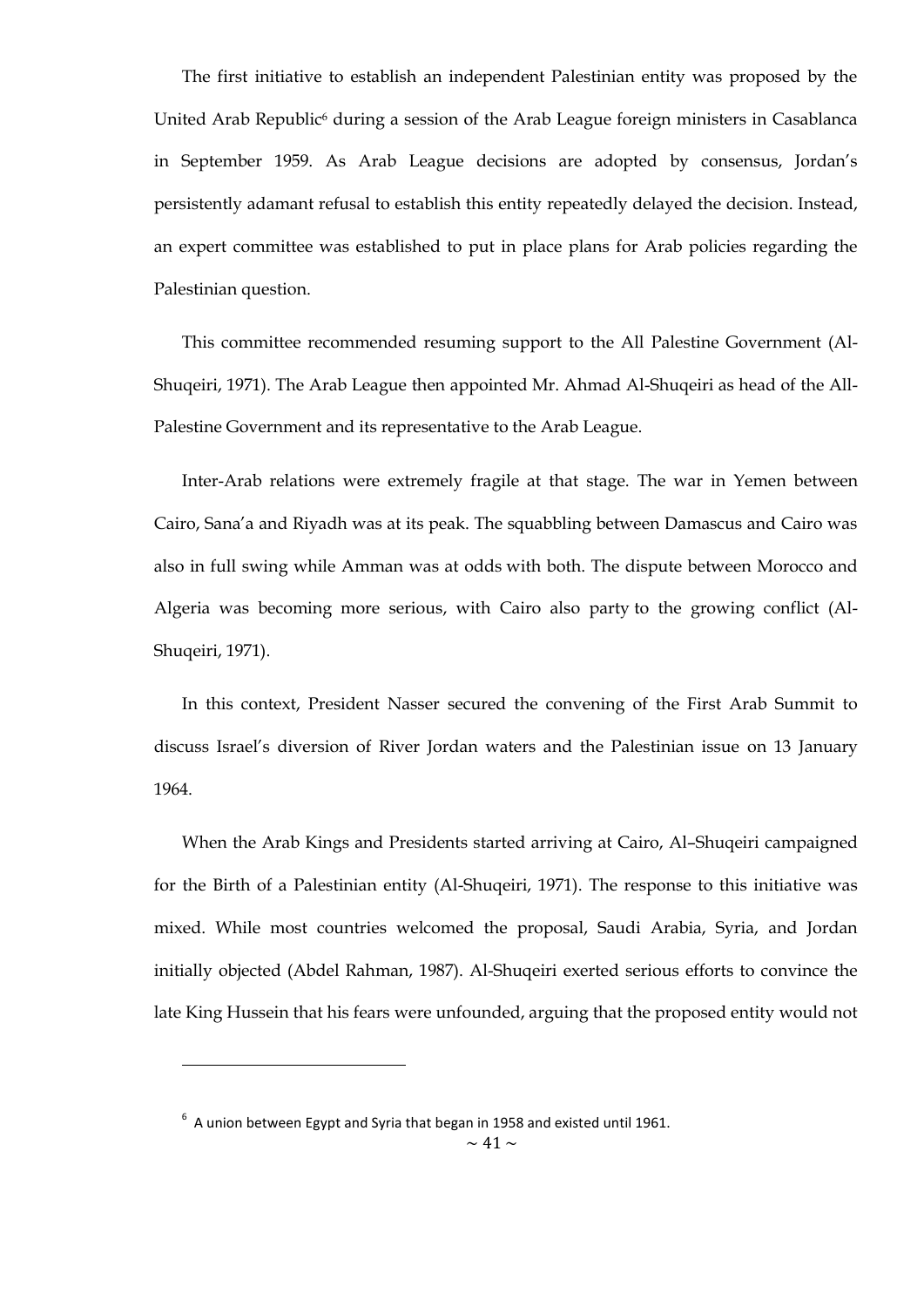The first initiative to establish an independent Palestinian entity was proposed by the United Arab Republic[6] during a session of the Arab League foreign ministers in Casablanca in September 1959. As Arab League decisions are adopted by consensus, Jordan's persistently adamant refusal to establish this entity repeatedly delayed the decision. Instead, an expert committee was established to put in place plans for Arab policies regarding the Palestinian question.

This committee recommended resuming support to the All Palestine Government (Al-Shuqeiri, 1971). The Arab League then appointed Mr. Ahmad Al-Shuqeiri as head of the All-Palestine Government and its representative to the Arab League.

Inter-Arab relations were extremely fragile at that stage. The war in Yemen between Cairo, Sana'a and Riyadh was at its peak. The squabbling between Damascus and Cairo was also in full swing while Amman was at odds with both. The dispute between Morocco and Algeria was becoming more serious, with Cairo also party to the growing conflict (Al-Shuqeiri, 1971).

In this context, President Nasser secured the convening of the First Arab Summit to discuss Israel's diversion of River Jordan waters and the Palestinian issue on 13 January 1964.

When the Arab Kings and Presidents started arriving at Cairo, Al–Shuqeiri campaigned for the Birth of a Palestinian entity (Al-Shuqeiri, 1971). The response to this initiative was mixed. While most countries welcomed the proposal, Saudi Arabia, Syria, and Jordan initially objected (Abdel Rahman, 1987). Al-Shuqeiri exerted serious efforts to convince the late King Hussein that his fears were unfounded, arguing that the proposed entity would not

---

[6] A union between Egypt and Syria that began in 1958 and existed until 1961.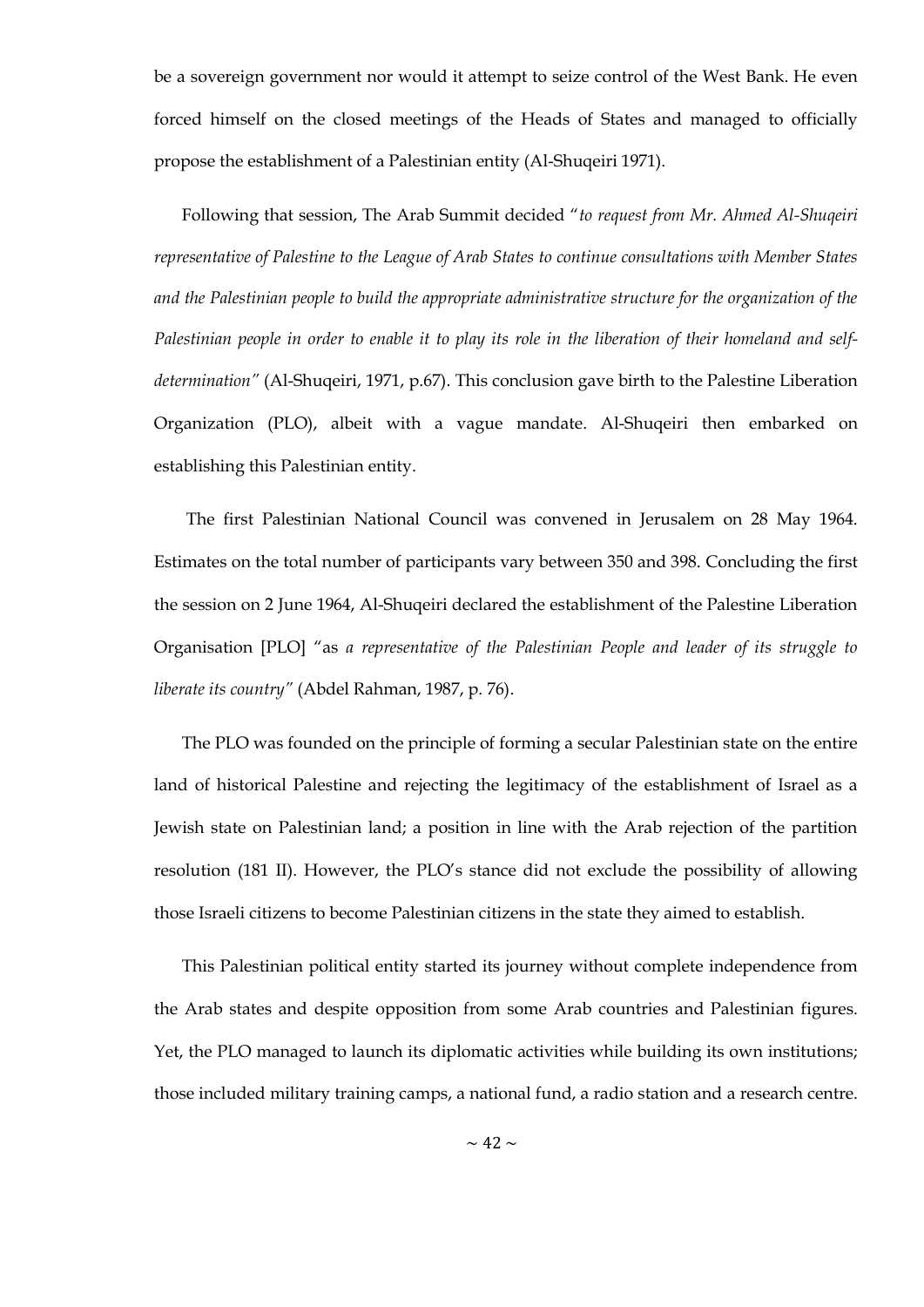be a sovereign government nor would it attempt to seize control of the West Bank. He even forced himself on the closed meetings of the Heads of States and managed to officially propose the establishment of a Palestinian entity (Al-Shuqeiri 1971).

Following that session, The Arab Summit decided "*to request from Mr. Ahmed Al-Shuqeiri representative of Palestine to the League of Arab States to continue consultations with Member States and the Palestinian people to build the appropriate administrative structure for the organization of the Palestinian people in order to enable it to play its role in the liberation of their homeland and self-determination"* (Al-Shuqeiri, 1971, p.67). This conclusion gave birth to the Palestine Liberation Organization (PLO), albeit with a vague mandate. Al-Shuqeiri then embarked on establishing this Palestinian entity.

The first Palestinian National Council was convened in Jerusalem on 28 May 1964. Estimates on the total number of participants vary between 350 and 398. Concluding the first the session on 2 June 1964, Al-Shuqeiri declared the establishment of the Palestine Liberation Organisation [PLO] "as *a representative of the Palestinian People and leader of its struggle to liberate its country"* (Abdel Rahman, 1987, p. 76).

The PLO was founded on the principle of forming a secular Palestinian state on the entire land of historical Palestine and rejecting the legitimacy of the establishment of Israel as a Jewish state on Palestinian land; a position in line with the Arab rejection of the partition resolution (181 II). However, the PLO's stance did not exclude the possibility of allowing those Israeli citizens to become Palestinian citizens in the state they aimed to establish.

This Palestinian political entity started its journey without complete independence from the Arab states and despite opposition from some Arab countries and Palestinian figures. Yet, the PLO managed to launch its diplomatic activities while building its own institutions; those included military training camps, a national fund, a radio station and a research centre.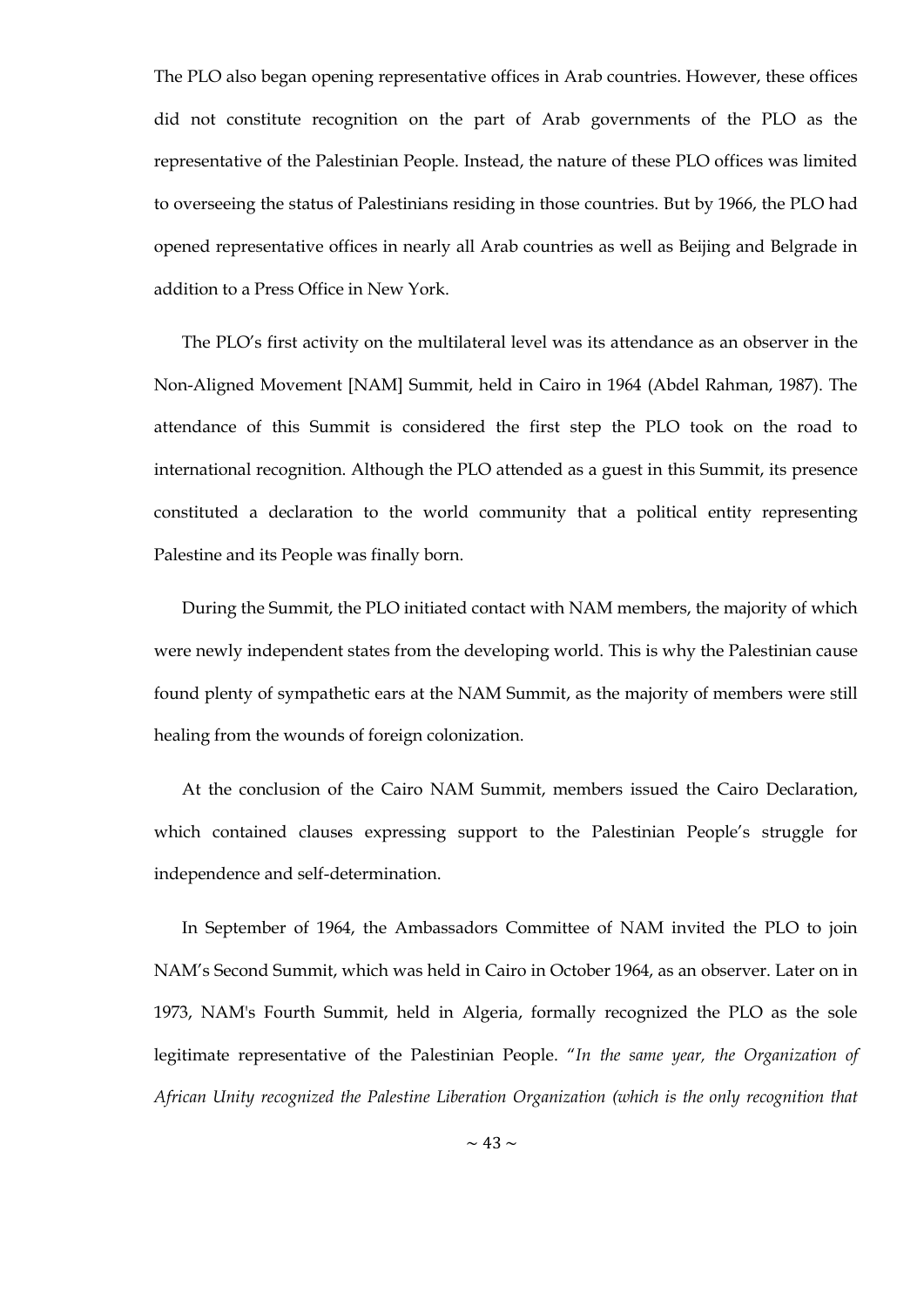The PLO also began opening representative offices in Arab countries. However, these offices did not constitute recognition on the part of Arab governments of the PLO as the representative of the Palestinian People. Instead, the nature of these PLO offices was limited to overseeing the status of Palestinians residing in those countries. But by 1966, the PLO had opened representative offices in nearly all Arab countries as well as Beijing and Belgrade in addition to a Press Office in New York.

The PLO's first activity on the multilateral level was its attendance as an observer in the Non-Aligned Movement [NAM] Summit, held in Cairo in 1964 (Abdel Rahman, 1987). The attendance of this Summit is considered the first step the PLO took on the road to international recognition. Although the PLO attended as a guest in this Summit, its presence constituted a declaration to the world community that a political entity representing Palestine and its People was finally born.

During the Summit, the PLO initiated contact with NAM members, the majority of which were newly independent states from the developing world. This is why the Palestinian cause found plenty of sympathetic ears at the NAM Summit, as the majority of members were still healing from the wounds of foreign colonization.

At the conclusion of the Cairo NAM Summit, members issued the Cairo Declaration, which contained clauses expressing support to the Palestinian People's struggle for independence and self-determination.

In September of 1964, the Ambassadors Committee of NAM invited the PLO to join NAM's Second Summit, which was held in Cairo in October 1964, as an observer. Later on in 1973, NAM's Fourth Summit, held in Algeria, formally recognized the PLO as the sole legitimate representative of the Palestinian People. "*In the same year, the Organization of African Unity recognized the Palestine Liberation Organization (which is the only recognition that*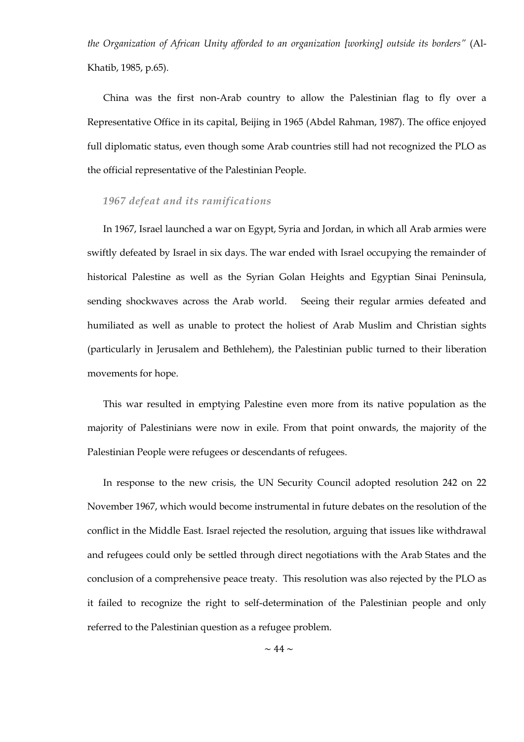*the Organization of African Unity afforded to an organization [working] outside its borders"* (Al-Khatib, 1985, p.65).

China was the first non-Arab country to allow the Palestinian flag to fly over a Representative Office in its capital, Beijing in 1965 (Abdel Rahman, 1987). The office enjoyed full diplomatic status, even though some Arab countries still had not recognized the PLO as the official representative of the Palestinian People.

### *1967 defeat and its ramifications*

In 1967, Israel launched a war on Egypt, Syria and Jordan, in which all Arab armies were swiftly defeated by Israel in six days. The war ended with Israel occupying the remainder of historical Palestine as well as the Syrian Golan Heights and Egyptian Sinai Peninsula, sending shockwaves across the Arab world. Seeing their regular armies defeated and humiliated as well as unable to protect the holiest of Arab Muslim and Christian sights (particularly in Jerusalem and Bethlehem), the Palestinian public turned to their liberation movements for hope.

This war resulted in emptying Palestine even more from its native population as the majority of Palestinians were now in exile. From that point onwards, the majority of the Palestinian People were refugees or descendants of refugees.

In response to the new crisis, the UN Security Council adopted resolution 242 on 22 November 1967, which would become instrumental in future debates on the resolution of the conflict in the Middle East. Israel rejected the resolution, arguing that issues like withdrawal and refugees could only be settled through direct negotiations with the Arab States and the conclusion of a comprehensive peace treaty. This resolution was also rejected by the PLO as it failed to recognize the right to self-determination of the Palestinian people and only referred to the Palestinian question as a refugee problem.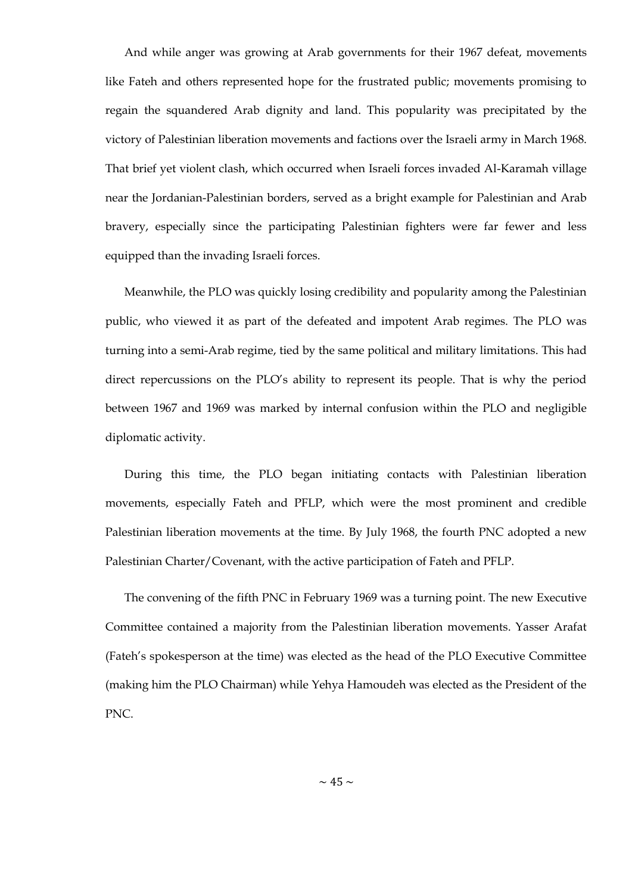And while anger was growing at Arab governments for their 1967 defeat, movements like Fateh and others represented hope for the frustrated public; movements promising to regain the squandered Arab dignity and land. This popularity was precipitated by the victory of Palestinian liberation movements and factions over the Israeli army in March 1968. That brief yet violent clash, which occurred when Israeli forces invaded Al-Karamah village near the Jordanian-Palestinian borders, served as a bright example for Palestinian and Arab bravery, especially since the participating Palestinian fighters were far fewer and less equipped than the invading Israeli forces.

Meanwhile, the PLO was quickly losing credibility and popularity among the Palestinian public, who viewed it as part of the defeated and impotent Arab regimes. The PLO was turning into a semi-Arab regime, tied by the same political and military limitations. This had direct repercussions on the PLO's ability to represent its people. That is why the period between 1967 and 1969 was marked by internal confusion within the PLO and negligible diplomatic activity.

During this time, the PLO began initiating contacts with Palestinian liberation movements, especially Fateh and PFLP, which were the most prominent and credible Palestinian liberation movements at the time. By July 1968, the fourth PNC adopted a new Palestinian Charter/Covenant, with the active participation of Fateh and PFLP.

The convening of the fifth PNC in February 1969 was a turning point. The new Executive Committee contained a majority from the Palestinian liberation movements. Yasser Arafat (Fateh's spokesperson at the time) was elected as the head of the PLO Executive Committee (making him the PLO Chairman) while Yehya Hamoudeh was elected as the President of the PNC.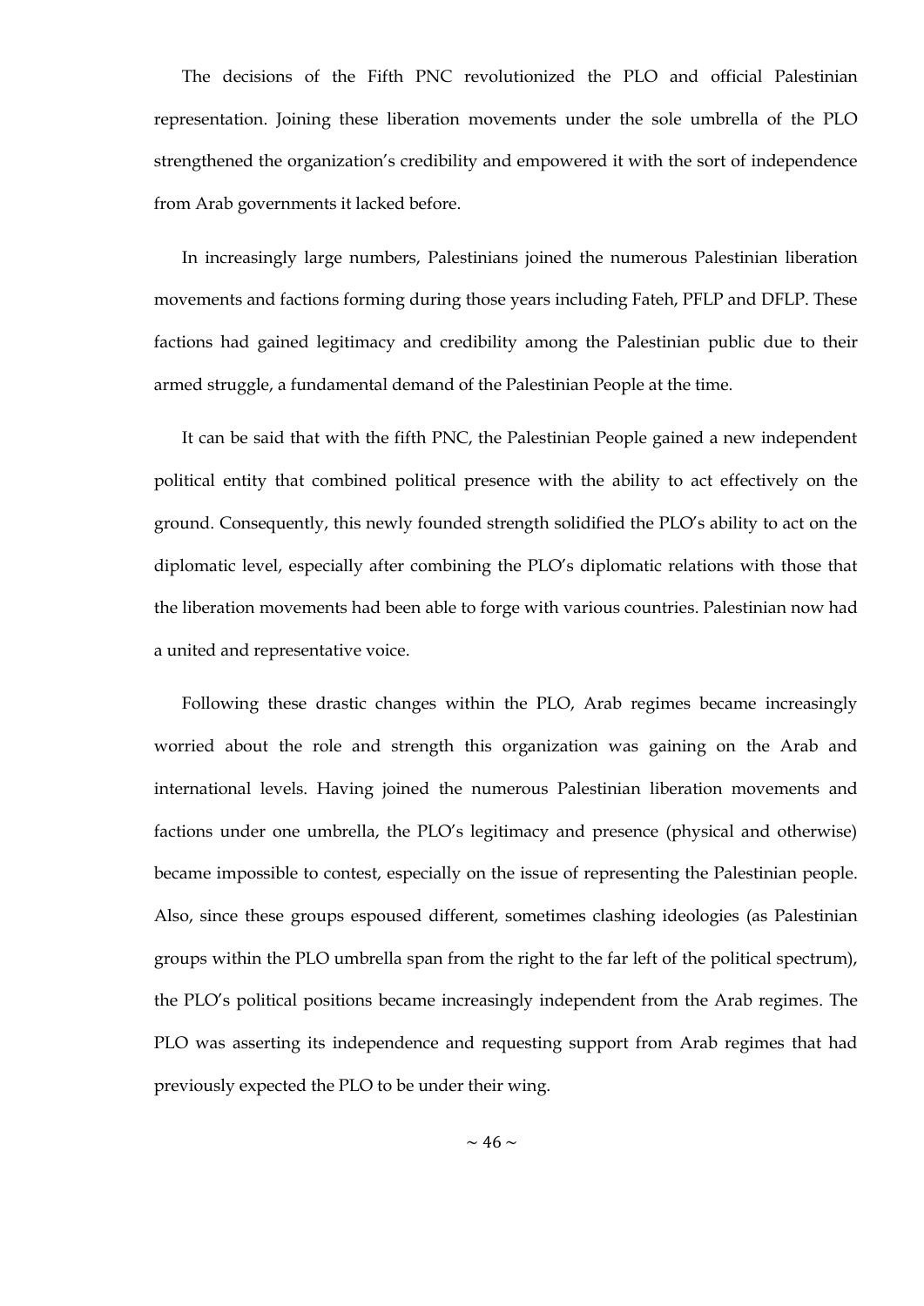The decisions of the Fifth PNC revolutionized the PLO and official Palestinian representation. Joining these liberation movements under the sole umbrella of the PLO strengthened the organization's credibility and empowered it with the sort of independence from Arab governments it lacked before.

In increasingly large numbers, Palestinians joined the numerous Palestinian liberation movements and factions forming during those years including Fateh, PFLP and DFLP. These factions had gained legitimacy and credibility among the Palestinian public due to their armed struggle, a fundamental demand of the Palestinian People at the time.

It can be said that with the fifth PNC, the Palestinian People gained a new independent political entity that combined political presence with the ability to act effectively on the ground. Consequently, this newly founded strength solidified the PLO's ability to act on the diplomatic level, especially after combining the PLO's diplomatic relations with those that the liberation movements had been able to forge with various countries. Palestinian now had a united and representative voice.

Following these drastic changes within the PLO, Arab regimes became increasingly worried about the role and strength this organization was gaining on the Arab and international levels. Having joined the numerous Palestinian liberation movements and factions under one umbrella, the PLO's legitimacy and presence (physical and otherwise) became impossible to contest, especially on the issue of representing the Palestinian people. Also, since these groups espoused different, sometimes clashing ideologies (as Palestinian groups within the PLO umbrella span from the right to the far left of the political spectrum), the PLO's political positions became increasingly independent from the Arab regimes. The PLO was asserting its independence and requesting support from Arab regimes that had previously expected the PLO to be under their wing.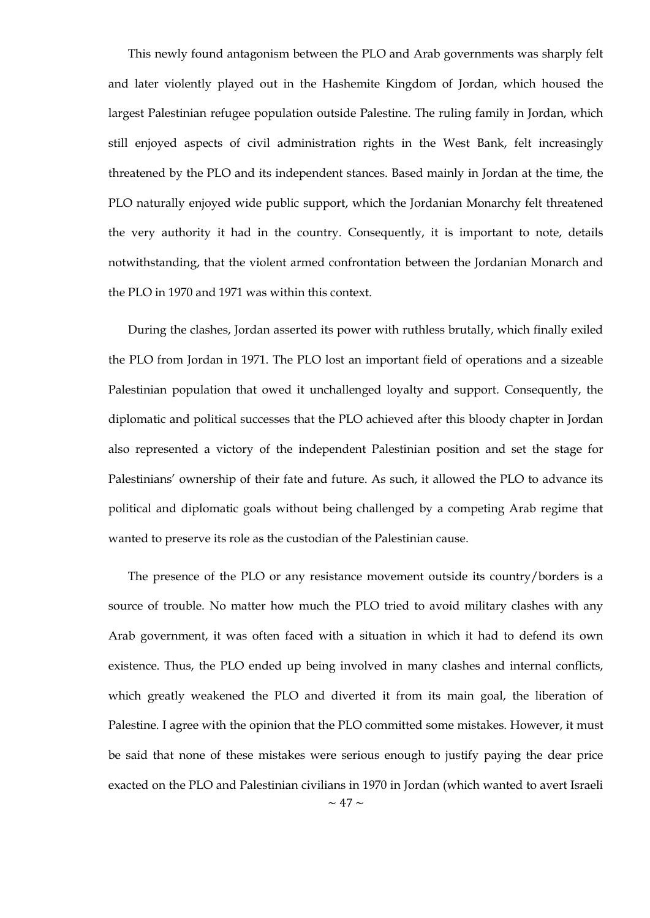This newly found antagonism between the PLO and Arab governments was sharply felt and later violently played out in the Hashemite Kingdom of Jordan, which housed the largest Palestinian refugee population outside Palestine. The ruling family in Jordan, which still enjoyed aspects of civil administration rights in the West Bank, felt increasingly threatened by the PLO and its independent stances. Based mainly in Jordan at the time, the PLO naturally enjoyed wide public support, which the Jordanian Monarchy felt threatened the very authority it had in the country. Consequently, it is important to note, details notwithstanding, that the violent armed confrontation between the Jordanian Monarch and the PLO in 1970 and 1971 was within this context.

During the clashes, Jordan asserted its power with ruthless brutally, which finally exiled the PLO from Jordan in 1971. The PLO lost an important field of operations and a sizeable Palestinian population that owed it unchallenged loyalty and support. Consequently, the diplomatic and political successes that the PLO achieved after this bloody chapter in Jordan also represented a victory of the independent Palestinian position and set the stage for Palestinians' ownership of their fate and future. As such, it allowed the PLO to advance its political and diplomatic goals without being challenged by a competing Arab regime that wanted to preserve its role as the custodian of the Palestinian cause.

The presence of the PLO or any resistance movement outside its country/borders is a source of trouble. No matter how much the PLO tried to avoid military clashes with any Arab government, it was often faced with a situation in which it had to defend its own existence. Thus, the PLO ended up being involved in many clashes and internal conflicts, which greatly weakened the PLO and diverted it from its main goal, the liberation of Palestine. I agree with the opinion that the PLO committed some mistakes. However, it must be said that none of these mistakes were serious enough to justify paying the dear price exacted on the PLO and Palestinian civilians in 1970 in Jordan (which wanted to avert Israeli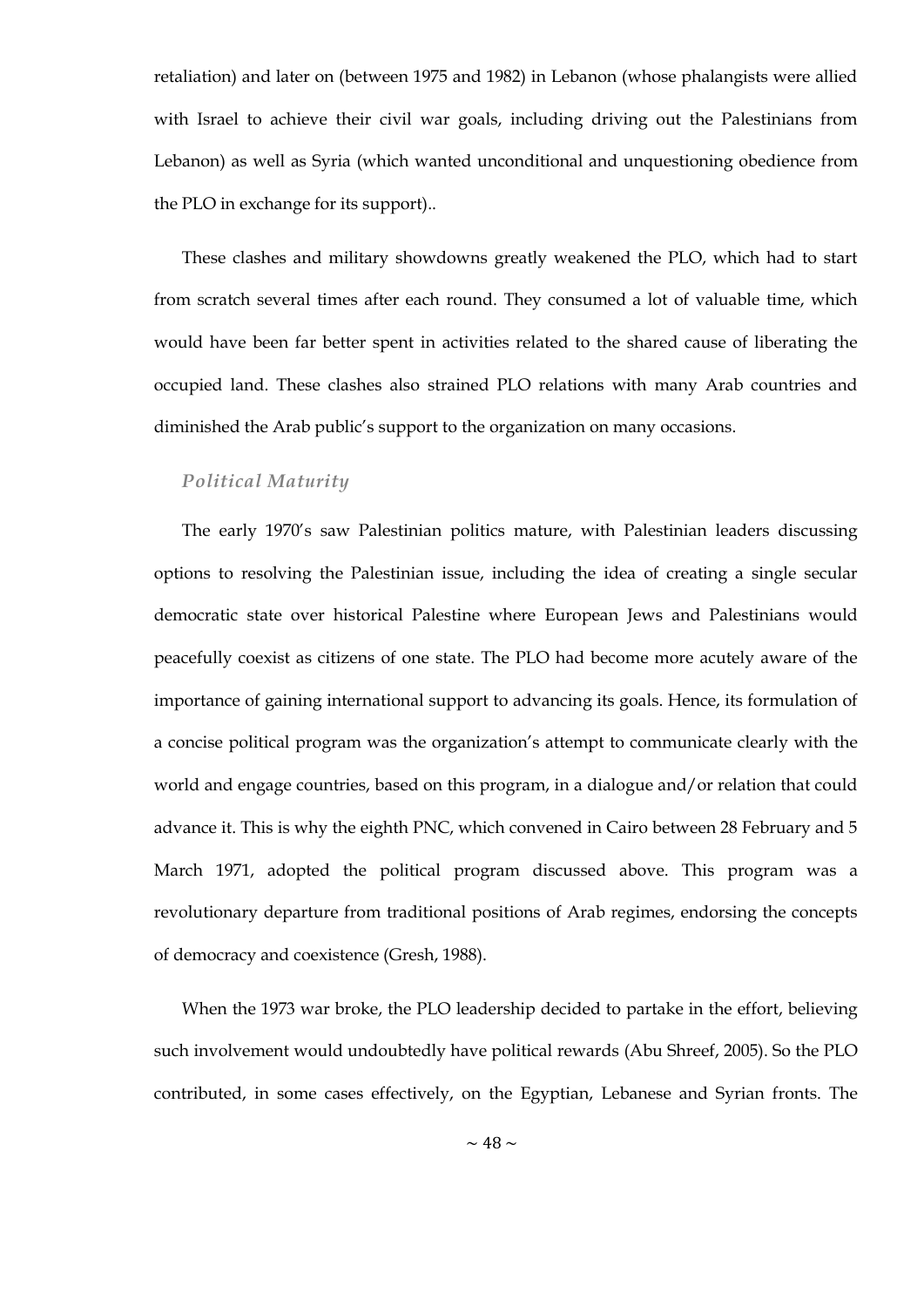retaliation) and later on (between 1975 and 1982) in Lebanon (whose phalangists were allied with Israel to achieve their civil war goals, including driving out the Palestinians from Lebanon) as well as Syria (which wanted unconditional and unquestioning obedience from the PLO in exchange for its support)..

These clashes and military showdowns greatly weakened the PLO, which had to start from scratch several times after each round. They consumed a lot of valuable time, which would have been far better spent in activities related to the shared cause of liberating the occupied land. These clashes also strained PLO relations with many Arab countries and diminished the Arab public's support to the organization on many occasions.

### *Political Maturity*

The early 1970's saw Palestinian politics mature, with Palestinian leaders discussing options to resolving the Palestinian issue, including the idea of creating a single secular democratic state over historical Palestine where European Jews and Palestinians would peacefully coexist as citizens of one state. The PLO had become more acutely aware of the importance of gaining international support to advancing its goals. Hence, its formulation of a concise political program was the organization's attempt to communicate clearly with the world and engage countries, based on this program, in a dialogue and/or relation that could advance it. This is why the eighth PNC, which convened in Cairo between 28 February and 5 March 1971, adopted the political program discussed above. This program was a revolutionary departure from traditional positions of Arab regimes, endorsing the concepts of democracy and coexistence (Gresh, 1988).

When the 1973 war broke, the PLO leadership decided to partake in the effort, believing such involvement would undoubtedly have political rewards (Abu Shreef, 2005). So the PLO contributed, in some cases effectively, on the Egyptian, Lebanese and Syrian fronts. The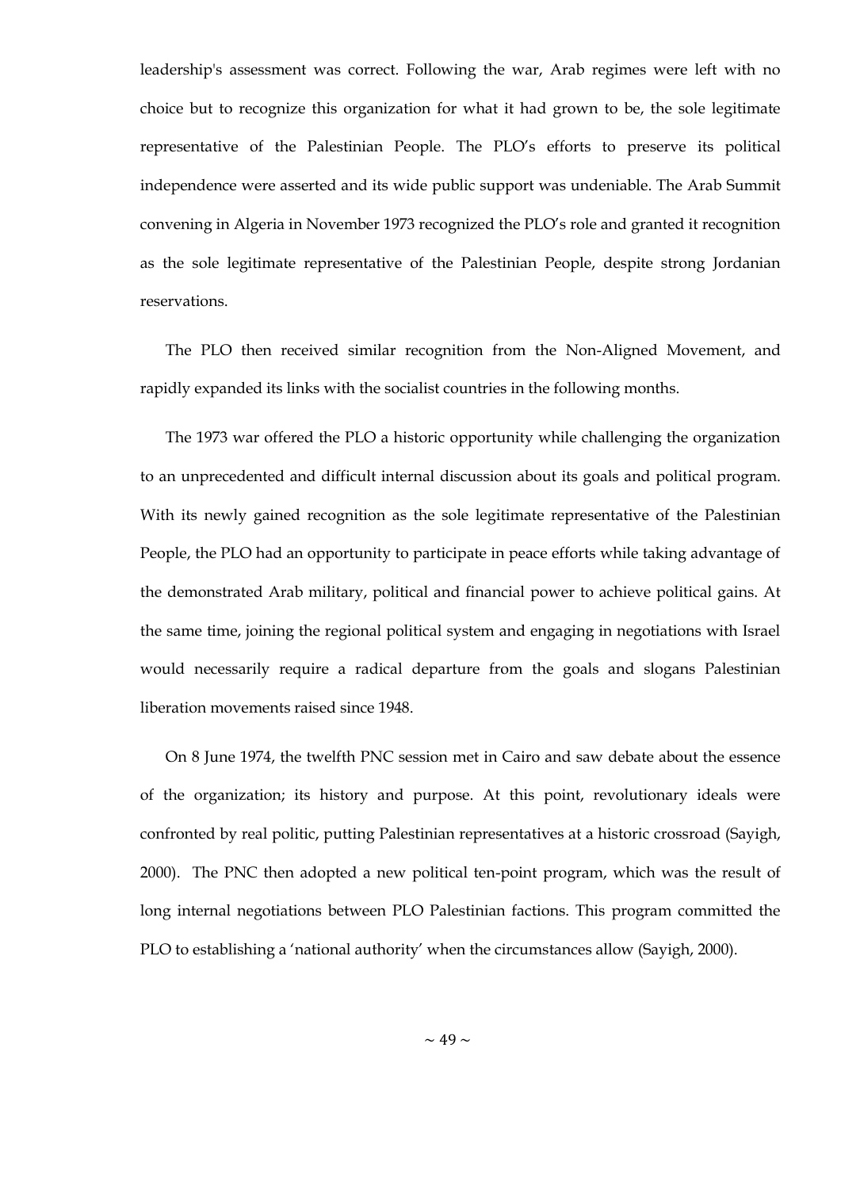leadership's assessment was correct. Following the war, Arab regimes were left with no choice but to recognize this organization for what it had grown to be, the sole legitimate representative of the Palestinian People. The PLO's efforts to preserve its political independence were asserted and its wide public support was undeniable. The Arab Summit convening in Algeria in November 1973 recognized the PLO's role and granted it recognition as the sole legitimate representative of the Palestinian People, despite strong Jordanian reservations.

The PLO then received similar recognition from the Non-Aligned Movement, and rapidly expanded its links with the socialist countries in the following months.

The 1973 war offered the PLO a historic opportunity while challenging the organization to an unprecedented and difficult internal discussion about its goals and political program. With its newly gained recognition as the sole legitimate representative of the Palestinian People, the PLO had an opportunity to participate in peace efforts while taking advantage of the demonstrated Arab military, political and financial power to achieve political gains. At the same time, joining the regional political system and engaging in negotiations with Israel would necessarily require a radical departure from the goals and slogans Palestinian liberation movements raised since 1948.

On 8 June 1974, the twelfth PNC session met in Cairo and saw debate about the essence of the organization; its history and purpose. At this point, revolutionary ideals were confronted by real politic, putting Palestinian representatives at a historic crossroad (Sayigh, 2000). The PNC then adopted a new political ten-point program, which was the result of long internal negotiations between PLO Palestinian factions. This program committed the PLO to establishing a 'national authority' when the circumstances allow (Sayigh, 2000).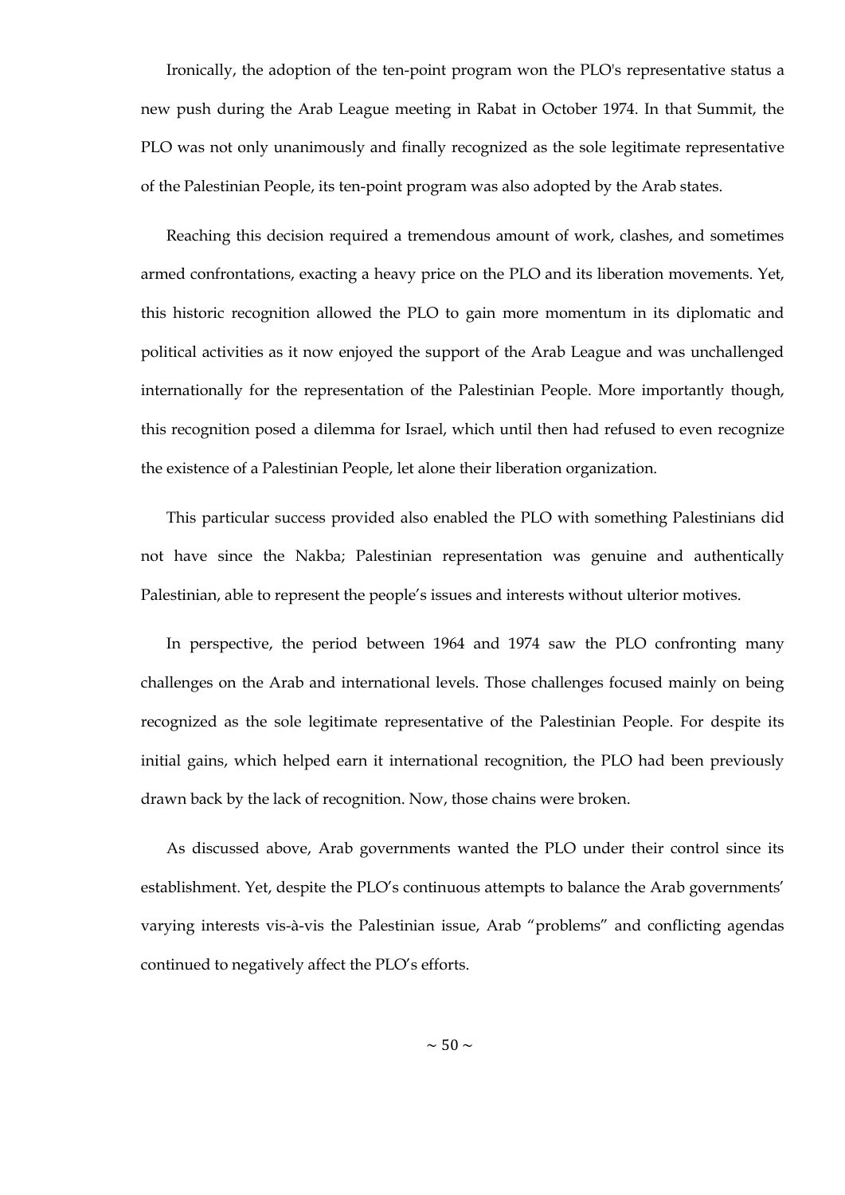Ironically, the adoption of the ten-point program won the PLO's representative status a new push during the Arab League meeting in Rabat in October 1974. In that Summit, the PLO was not only unanimously and finally recognized as the sole legitimate representative of the Palestinian People, its ten-point program was also adopted by the Arab states.

Reaching this decision required a tremendous amount of work, clashes, and sometimes armed confrontations, exacting a heavy price on the PLO and its liberation movements. Yet, this historic recognition allowed the PLO to gain more momentum in its diplomatic and political activities as it now enjoyed the support of the Arab League and was unchallenged internationally for the representation of the Palestinian People. More importantly though, this recognition posed a dilemma for Israel, which until then had refused to even recognize the existence of a Palestinian People, let alone their liberation organization.

This particular success provided also enabled the PLO with something Palestinians did not have since the Nakba; Palestinian representation was genuine and authentically Palestinian, able to represent the people's issues and interests without ulterior motives.

In perspective, the period between 1964 and 1974 saw the PLO confronting many challenges on the Arab and international levels. Those challenges focused mainly on being recognized as the sole legitimate representative of the Palestinian People. For despite its initial gains, which helped earn it international recognition, the PLO had been previously drawn back by the lack of recognition. Now, those chains were broken.

As discussed above, Arab governments wanted the PLO under their control since its establishment. Yet, despite the PLO's continuous attempts to balance the Arab governments' varying interests vis-à-vis the Palestinian issue, Arab "problems" and conflicting agendas continued to negatively affect the PLO's efforts.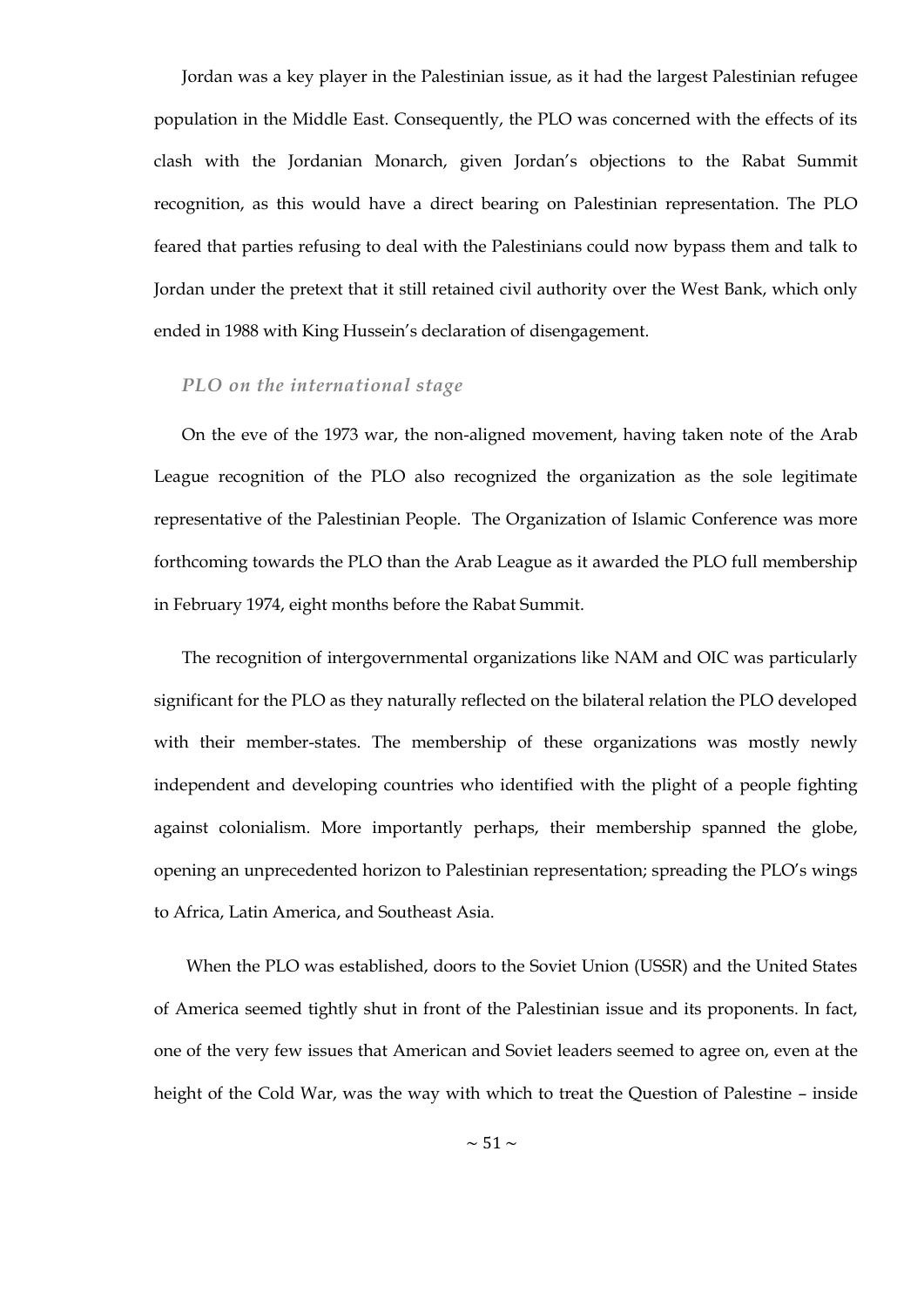Jordan was a key player in the Palestinian issue, as it had the largest Palestinian refugee population in the Middle East. Consequently, the PLO was concerned with the effects of its clash with the Jordanian Monarch, given Jordan's objections to the Rabat Summit recognition, as this would have a direct bearing on Palestinian representation. The PLO feared that parties refusing to deal with the Palestinians could now bypass them and talk to Jordan under the pretext that it still retained civil authority over the West Bank, which only ended in 1988 with King Hussein's declaration of disengagement.

### *PLO on the international stage*

On the eve of the 1973 war, the non-aligned movement, having taken note of the Arab League recognition of the PLO also recognized the organization as the sole legitimate representative of the Palestinian People. The Organization of Islamic Conference was more forthcoming towards the PLO than the Arab League as it awarded the PLO full membership in February 1974, eight months before the Rabat Summit.

The recognition of intergovernmental organizations like NAM and OIC was particularly significant for the PLO as they naturally reflected on the bilateral relation the PLO developed with their member-states. The membership of these organizations was mostly newly independent and developing countries who identified with the plight of a people fighting against colonialism. More importantly perhaps, their membership spanned the globe, opening an unprecedented horizon to Palestinian representation; spreading the PLO's wings to Africa, Latin America, and Southeast Asia.

When the PLO was established, doors to the Soviet Union (USSR) and the United States of America seemed tightly shut in front of the Palestinian issue and its proponents. In fact, one of the very few issues that American and Soviet leaders seemed to agree on, even at the height of the Cold War, was the way with which to treat the Question of Palestine – inside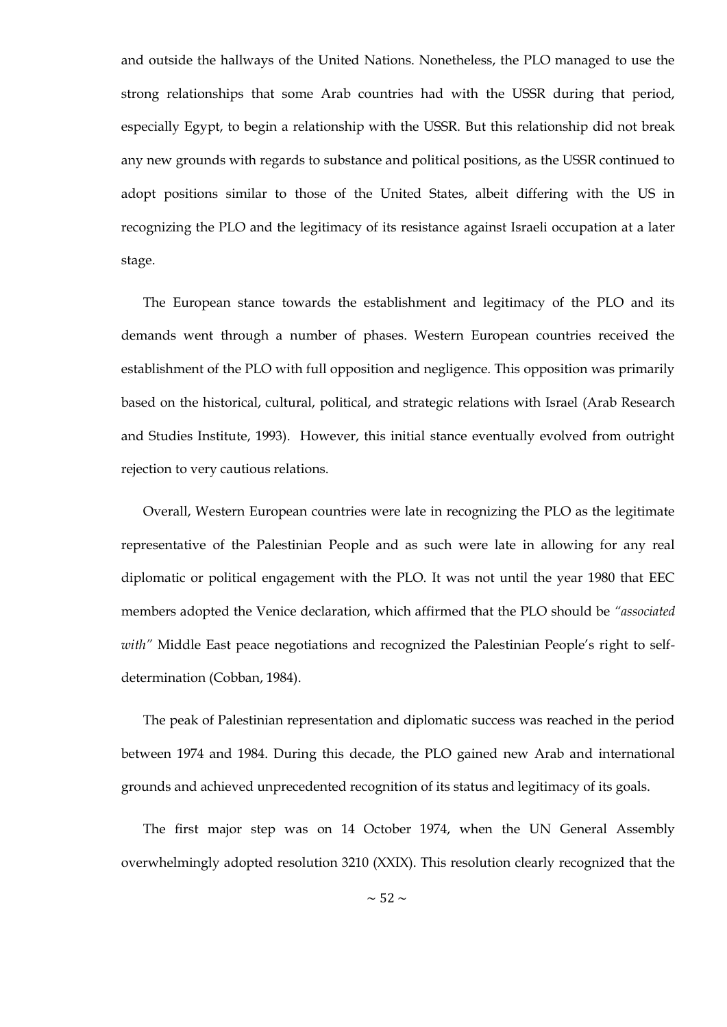and outside the hallways of the United Nations. Nonetheless, the PLO managed to use the strong relationships that some Arab countries had with the USSR during that period, especially Egypt, to begin a relationship with the USSR. But this relationship did not break any new grounds with regards to substance and political positions, as the USSR continued to adopt positions similar to those of the United States, albeit differing with the US in recognizing the PLO and the legitimacy of its resistance against Israeli occupation at a later stage.

The European stance towards the establishment and legitimacy of the PLO and its demands went through a number of phases. Western European countries received the establishment of the PLO with full opposition and negligence. This opposition was primarily based on the historical, cultural, political, and strategic relations with Israel (Arab Research and Studies Institute, 1993). However, this initial stance eventually evolved from outright rejection to very cautious relations.

Overall, Western European countries were late in recognizing the PLO as the legitimate representative of the Palestinian People and as such were late in allowing for any real diplomatic or political engagement with the PLO. It was not until the year 1980 that EEC members adopted the Venice declaration, which affirmed that the PLO should be *"associated with"* Middle East peace negotiations and recognized the Palestinian People's right to self-determination (Cobban, 1984).

The peak of Palestinian representation and diplomatic success was reached in the period between 1974 and 1984. During this decade, the PLO gained new Arab and international grounds and achieved unprecedented recognition of its status and legitimacy of its goals.

The first major step was on 14 October 1974, when the UN General Assembly overwhelmingly adopted resolution 3210 (XXIX). This resolution clearly recognized that the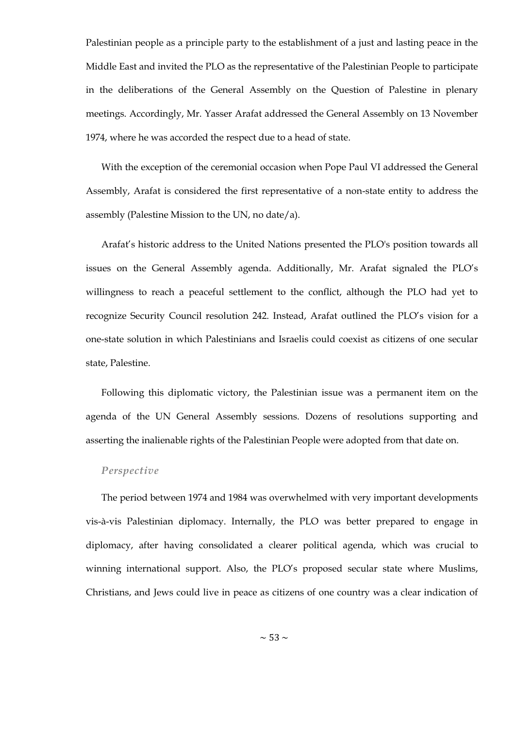Palestinian people as a principle party to the establishment of a just and lasting peace in the Middle East and invited the PLO as the representative of the Palestinian People to participate in the deliberations of the General Assembly on the Question of Palestine in plenary meetings. Accordingly, Mr. Yasser Arafat addressed the General Assembly on 13 November 1974, where he was accorded the respect due to a head of state.

With the exception of the ceremonial occasion when Pope Paul VI addressed the General Assembly, Arafat is considered the first representative of a non-state entity to address the assembly (Palestine Mission to the UN, no date/a).

Arafat's historic address to the United Nations presented the PLO's position towards all issues on the General Assembly agenda. Additionally, Mr. Arafat signaled the PLO's willingness to reach a peaceful settlement to the conflict, although the PLO had yet to recognize Security Council resolution 242. Instead, Arafat outlined the PLO's vision for a one-state solution in which Palestinians and Israelis could coexist as citizens of one secular state, Palestine.

Following this diplomatic victory, the Palestinian issue was a permanent item on the agenda of the UN General Assembly sessions. Dozens of resolutions supporting and asserting the inalienable rights of the Palestinian People were adopted from that date on.

#### *Perspective*

The period between 1974 and 1984 was overwhelmed with very important developments vis-à-vis Palestinian diplomacy. Internally, the PLO was better prepared to engage in diplomacy, after having consolidated a clearer political agenda, which was crucial to winning international support. Also, the PLO's proposed secular state where Muslims, Christians, and Jews could live in peace as citizens of one country was a clear indication of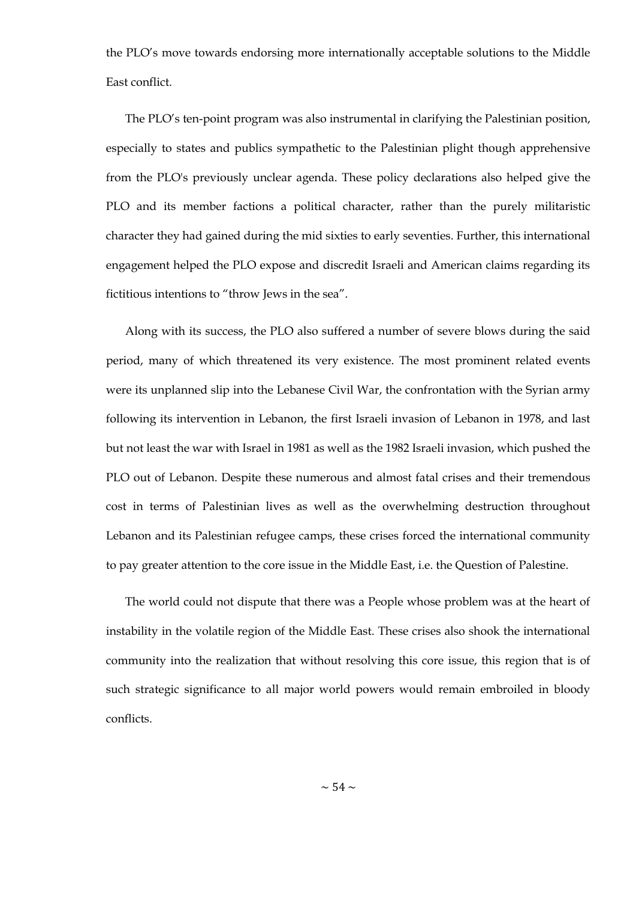the PLO's move towards endorsing more internationally acceptable solutions to the Middle East conflict.

The PLO's ten-point program was also instrumental in clarifying the Palestinian position, especially to states and publics sympathetic to the Palestinian plight though apprehensive from the PLO's previously unclear agenda. These policy declarations also helped give the PLO and its member factions a political character, rather than the purely militaristic character they had gained during the mid sixties to early seventies. Further, this international engagement helped the PLO expose and discredit Israeli and American claims regarding its fictitious intentions to "throw Jews in the sea".

Along with its success, the PLO also suffered a number of severe blows during the said period, many of which threatened its very existence. The most prominent related events were its unplanned slip into the Lebanese Civil War, the confrontation with the Syrian army following its intervention in Lebanon, the first Israeli invasion of Lebanon in 1978, and last but not least the war with Israel in 1981 as well as the 1982 Israeli invasion, which pushed the PLO out of Lebanon. Despite these numerous and almost fatal crises and their tremendous cost in terms of Palestinian lives as well as the overwhelming destruction throughout Lebanon and its Palestinian refugee camps, these crises forced the international community to pay greater attention to the core issue in the Middle East, i.e. the Question of Palestine.

The world could not dispute that there was a People whose problem was at the heart of instability in the volatile region of the Middle East. These crises also shook the international community into the realization that without resolving this core issue, this region that is of such strategic significance to all major world powers would remain embroiled in bloody conflicts.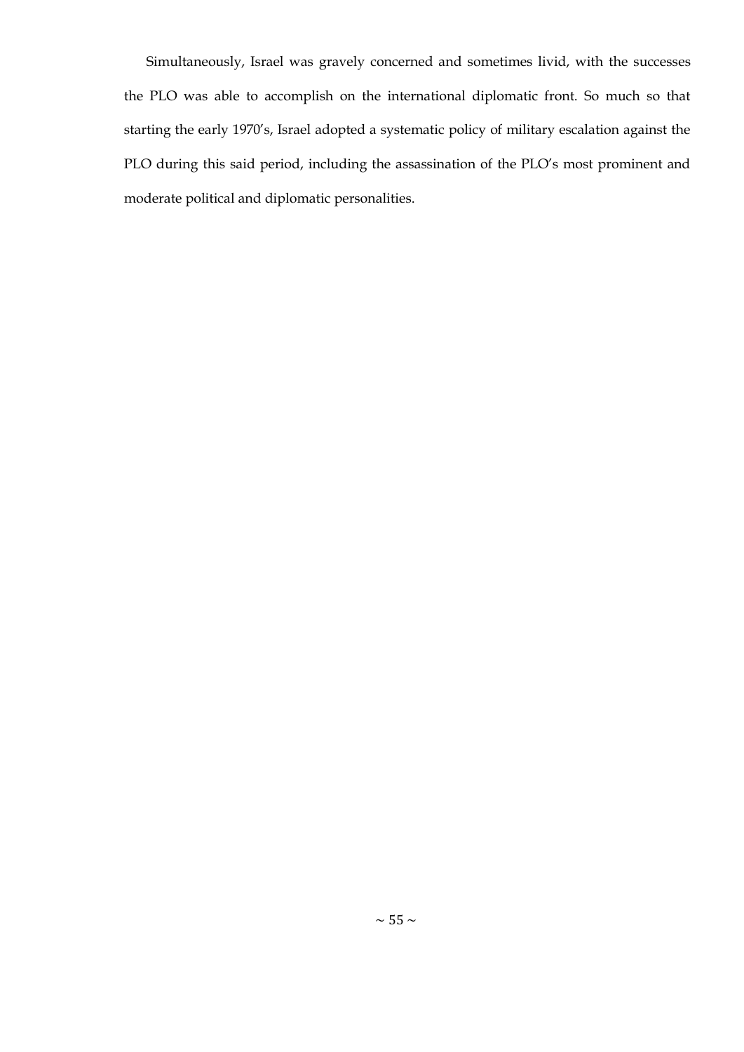Simultaneously, Israel was gravely concerned and sometimes livid, with the successes the PLO was able to accomplish on the international diplomatic front. So much so that starting the early 1970's, Israel adopted a systematic policy of military escalation against the PLO during this said period, including the assassination of the PLO's most prominent and moderate political and diplomatic personalities.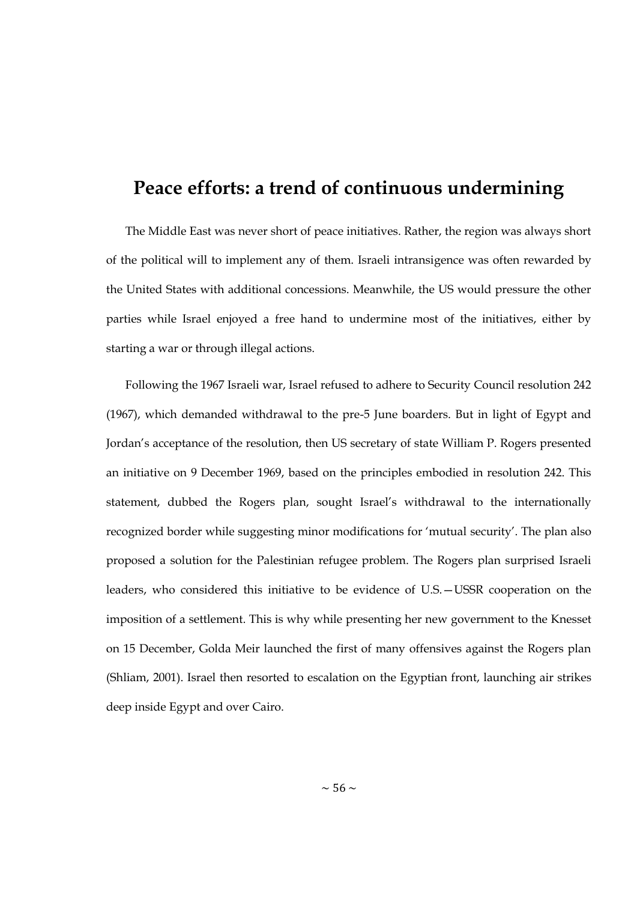# Peace efforts: a trend of continuous undermining

The Middle East was never short of peace initiatives. Rather, the region was always short of the political will to implement any of them. Israeli intransigence was often rewarded by the United States with additional concessions. Meanwhile, the US would pressure the other parties while Israel enjoyed a free hand to undermine most of the initiatives, either by starting a war or through illegal actions.

Following the 1967 Israeli war, Israel refused to adhere to Security Council resolution 242 (1967), which demanded withdrawal to the pre-5 June boarders. But in light of Egypt and Jordan's acceptance of the resolution, then US secretary of state William P. Rogers presented an initiative on 9 December 1969, based on the principles embodied in resolution 242. This statement, dubbed the Rogers plan, sought Israel's withdrawal to the internationally recognized border while suggesting minor modifications for 'mutual security'. The plan also proposed a solution for the Palestinian refugee problem. The Rogers plan surprised Israeli leaders, who considered this initiative to be evidence of U.S.—USSR cooperation on the imposition of a settlement. This is why while presenting her new government to the Knesset on 15 December, Golda Meir launched the first of many offensives against the Rogers plan (Shliam, 2001). Israel then resorted to escalation on the Egyptian front, launching air strikes deep inside Egypt and over Cairo.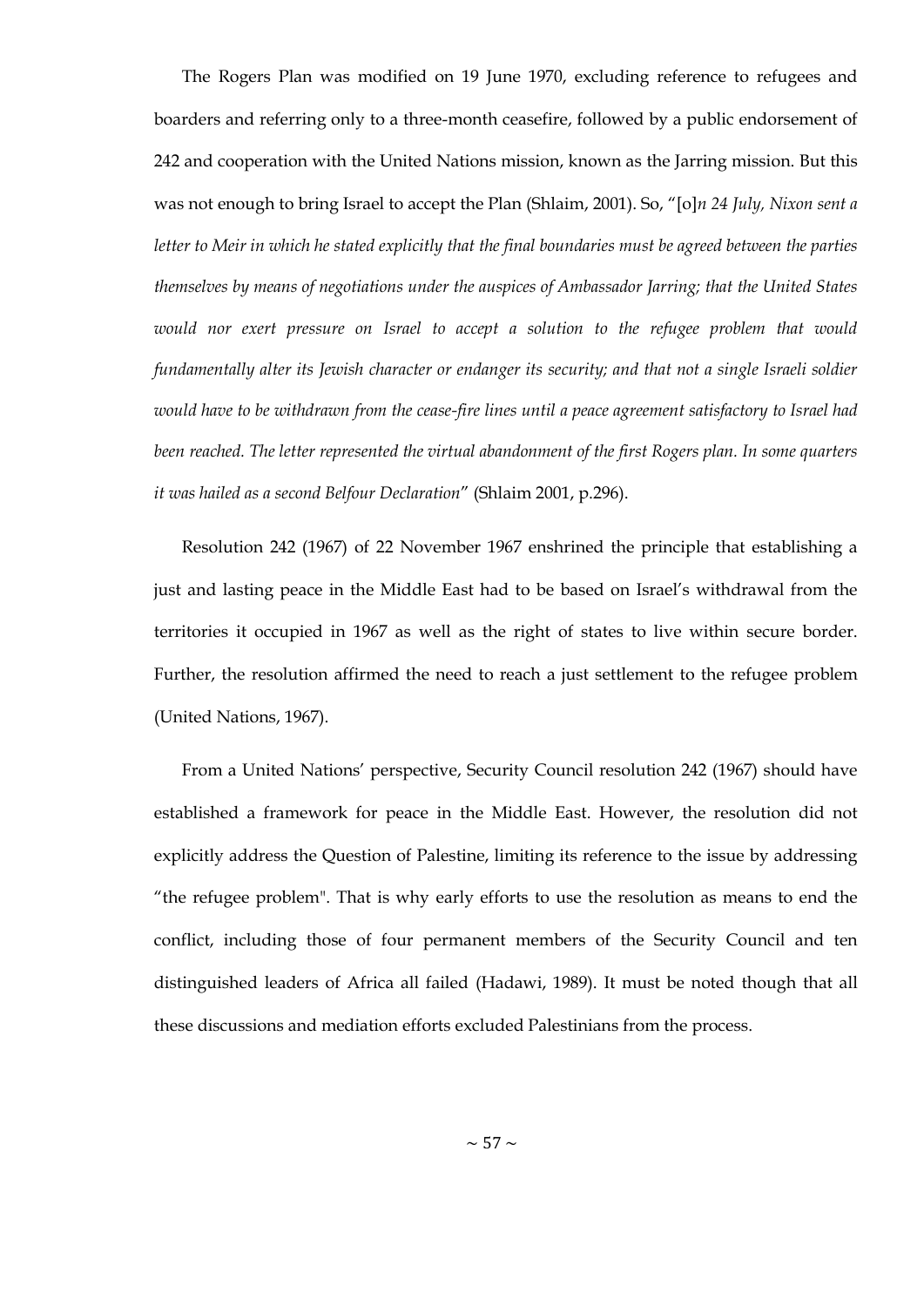The Rogers Plan was modified on 19 June 1970, excluding reference to refugees and boarders and referring only to a three-month ceasefire, followed by a public endorsement of 242 and cooperation with the United Nations mission, known as the Jarring mission. But this was not enough to bring Israel to accept the Plan (Shlaim, 2001). So, "[o]*n 24 July, Nixon sent a letter to Meir in which he stated explicitly that the final boundaries must be agreed between the parties themselves by means of negotiations under the auspices of Ambassador Jarring; that the United States would nor exert pressure on Israel to accept a solution to the refugee problem that would fundamentally alter its Jewish character or endanger its security; and that not a single Israeli soldier would have to be withdrawn from the cease-fire lines until a peace agreement satisfactory to Israel had been reached. The letter represented the virtual abandonment of the first Rogers plan. In some quarters it was hailed as a second Belfour Declaration*" (Shlaim 2001, p.296).

Resolution 242 (1967) of 22 November 1967 enshrined the principle that establishing a just and lasting peace in the Middle East had to be based on Israel's withdrawal from the territories it occupied in 1967 as well as the right of states to live within secure border. Further, the resolution affirmed the need to reach a just settlement to the refugee problem (United Nations, 1967).

From a United Nations' perspective, Security Council resolution 242 (1967) should have established a framework for peace in the Middle East. However, the resolution did not explicitly address the Question of Palestine, limiting its reference to the issue by addressing "the refugee problem". That is why early efforts to use the resolution as means to end the conflict, including those of four permanent members of the Security Council and ten distinguished leaders of Africa all failed (Hadawi, 1989). It must be noted though that all these discussions and mediation efforts excluded Palestinians from the process.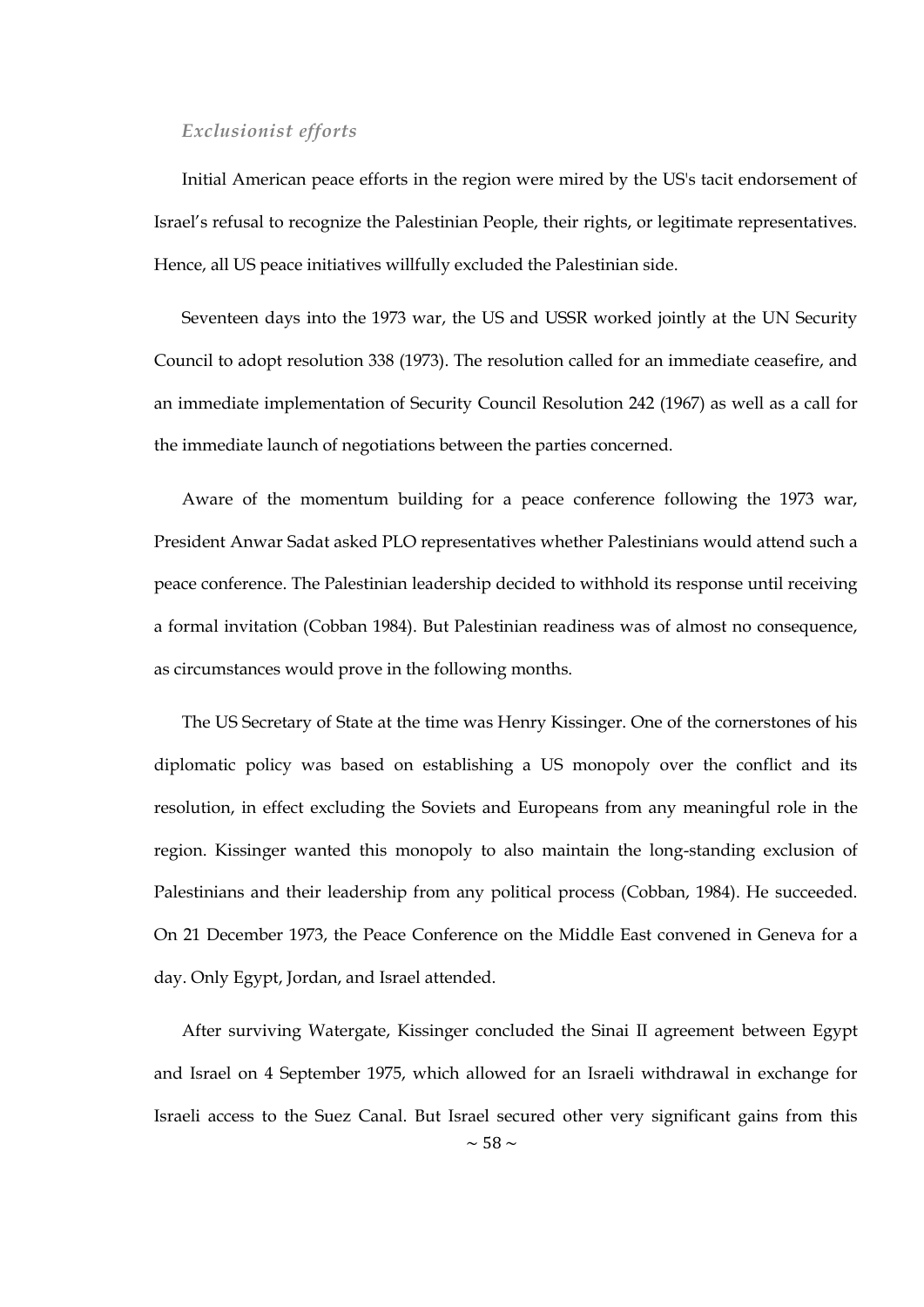### *Exclusionist efforts*

Initial American peace efforts in the region were mired by the US's tacit endorsement of Israel's refusal to recognize the Palestinian People, their rights, or legitimate representatives. Hence, all US peace initiatives willfully excluded the Palestinian side.

Seventeen days into the 1973 war, the US and USSR worked jointly at the UN Security Council to adopt resolution 338 (1973). The resolution called for an immediate ceasefire, and an immediate implementation of Security Council Resolution 242 (1967) as well as a call for the immediate launch of negotiations between the parties concerned.

Aware of the momentum building for a peace conference following the 1973 war, President Anwar Sadat asked PLO representatives whether Palestinians would attend such a peace conference. The Palestinian leadership decided to withhold its response until receiving a formal invitation (Cobban 1984). But Palestinian readiness was of almost no consequence, as circumstances would prove in the following months.

The US Secretary of State at the time was Henry Kissinger. One of the cornerstones of his diplomatic policy was based on establishing a US monopoly over the conflict and its resolution, in effect excluding the Soviets and Europeans from any meaningful role in the region. Kissinger wanted this monopoly to also maintain the long-standing exclusion of Palestinians and their leadership from any political process (Cobban, 1984). He succeeded. On 21 December 1973, the Peace Conference on the Middle East convened in Geneva for a day. Only Egypt, Jordan, and Israel attended.

After surviving Watergate, Kissinger concluded the Sinai II agreement between Egypt and Israel on 4 September 1975, which allowed for an Israeli withdrawal in exchange for Israeli access to the Suez Canal. But Israel secured other very significant gains from this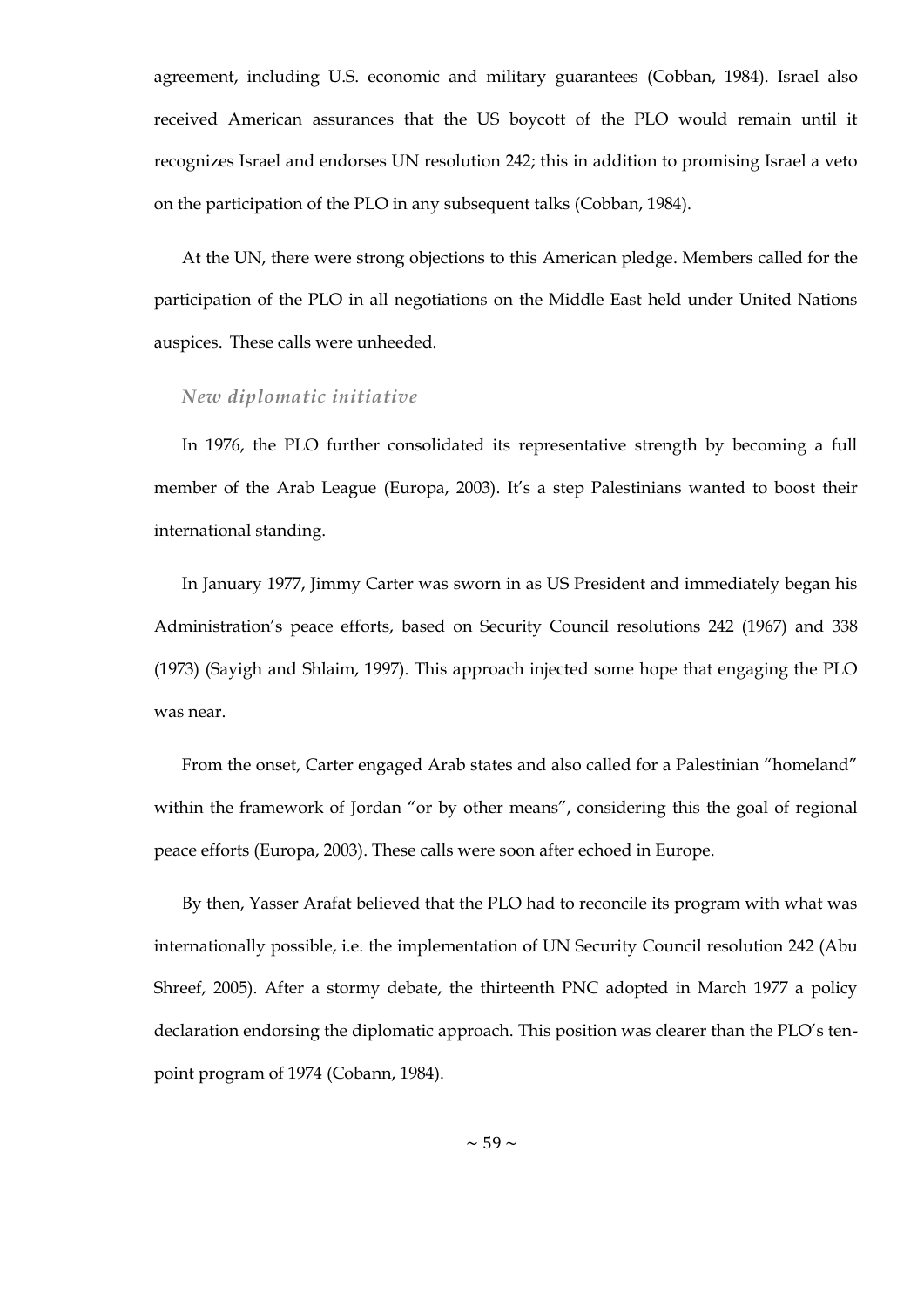agreement, including U.S. economic and military guarantees (Cobban, 1984). Israel also received American assurances that the US boycott of the PLO would remain until it recognizes Israel and endorses UN resolution 242; this in addition to promising Israel a veto on the participation of the PLO in any subsequent talks (Cobban, 1984).

At the UN, there were strong objections to this American pledge. Members called for the participation of the PLO in all negotiations on the Middle East held under United Nations auspices. These calls were unheeded.

### *New diplomatic initiative*

In 1976, the PLO further consolidated its representative strength by becoming a full member of the Arab League (Europa, 2003). It's a step Palestinians wanted to boost their international standing.

In January 1977, Jimmy Carter was sworn in as US President and immediately began his Administration's peace efforts, based on Security Council resolutions 242 (1967) and 338 (1973) (Sayigh and Shlaim, 1997). This approach injected some hope that engaging the PLO was near.

From the onset, Carter engaged Arab states and also called for a Palestinian "homeland" within the framework of Jordan "or by other means", considering this the goal of regional peace efforts (Europa, 2003). These calls were soon after echoed in Europe.

By then, Yasser Arafat believed that the PLO had to reconcile its program with what was internationally possible, i.e. the implementation of UN Security Council resolution 242 (Abu Shreef, 2005). After a stormy debate, the thirteenth PNC adopted in March 1977 a policy declaration endorsing the diplomatic approach. This position was clearer than the PLO's ten-point program of 1974 (Cobann, 1984).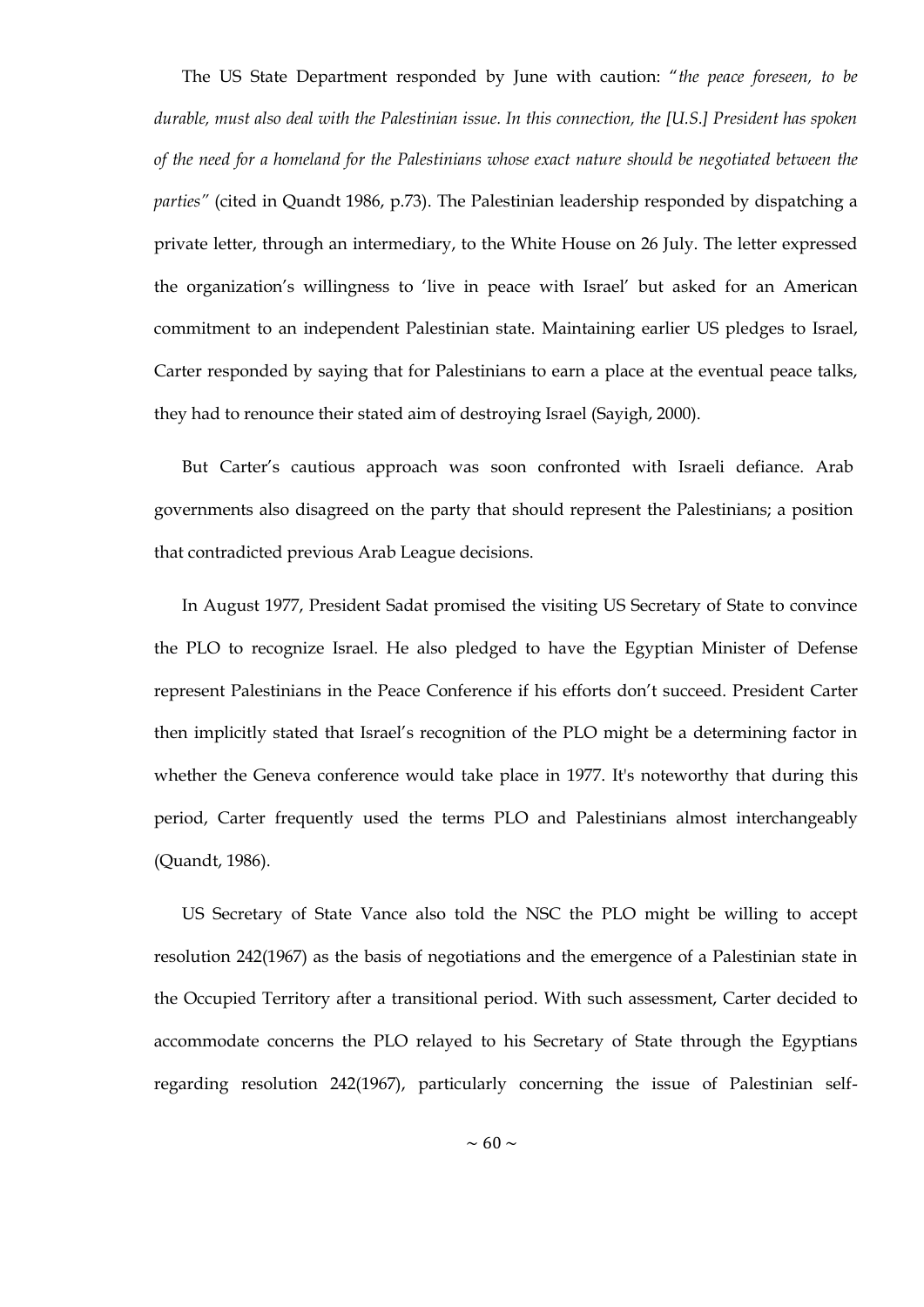The US State Department responded by June with caution: "*the peace foreseen, to be durable, must also deal with the Palestinian issue. In this connection, the [U.S.] President has spoken of the need for a homeland for the Palestinians whose exact nature should be negotiated between the parties"* (cited in Quandt 1986, p.73). The Palestinian leadership responded by dispatching a private letter, through an intermediary, to the White House on 26 July. The letter expressed the organization's willingness to 'live in peace with Israel' but asked for an American commitment to an independent Palestinian state. Maintaining earlier US pledges to Israel, Carter responded by saying that for Palestinians to earn a place at the eventual peace talks, they had to renounce their stated aim of destroying Israel (Sayigh, 2000).

But Carter's cautious approach was soon confronted with Israeli defiance. Arab governments also disagreed on the party that should represent the Palestinians; a position that contradicted previous Arab League decisions.

In August 1977, President Sadat promised the visiting US Secretary of State to convince the PLO to recognize Israel. He also pledged to have the Egyptian Minister of Defense represent Palestinians in the Peace Conference if his efforts don't succeed. President Carter then implicitly stated that Israel's recognition of the PLO might be a determining factor in whether the Geneva conference would take place in 1977. It's noteworthy that during this period, Carter frequently used the terms PLO and Palestinians almost interchangeably (Quandt, 1986).

US Secretary of State Vance also told the NSC the PLO might be willing to accept resolution 242(1967) as the basis of negotiations and the emergence of a Palestinian state in the Occupied Territory after a transitional period. With such assessment, Carter decided to accommodate concerns the PLO relayed to his Secretary of State through the Egyptians regarding resolution 242(1967), particularly concerning the issue of Palestinian self-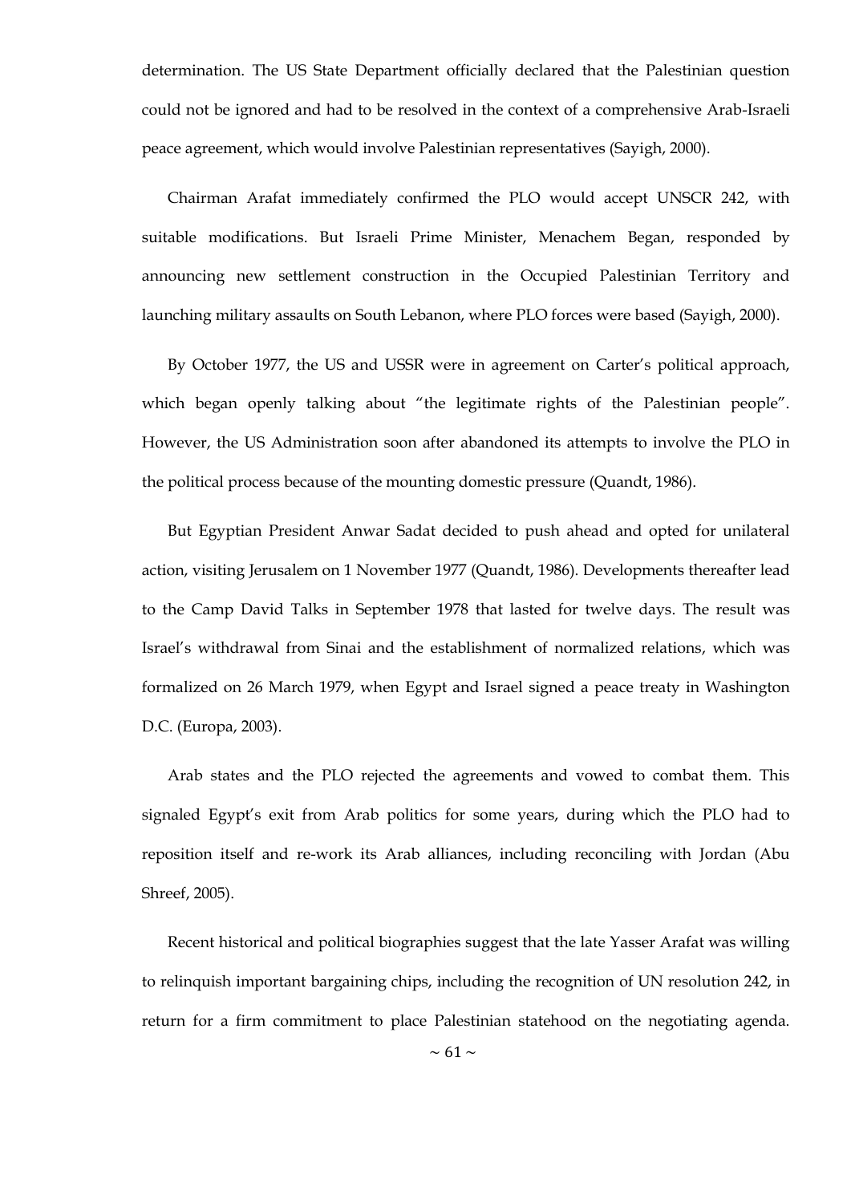determination. The US State Department officially declared that the Palestinian question could not be ignored and had to be resolved in the context of a comprehensive Arab-Israeli peace agreement, which would involve Palestinian representatives (Sayigh, 2000).

Chairman Arafat immediately confirmed the PLO would accept UNSCR 242, with suitable modifications. But Israeli Prime Minister, Menachem Began, responded by announcing new settlement construction in the Occupied Palestinian Territory and launching military assaults on South Lebanon, where PLO forces were based (Sayigh, 2000).

By October 1977, the US and USSR were in agreement on Carter's political approach, which began openly talking about "the legitimate rights of the Palestinian people". However, the US Administration soon after abandoned its attempts to involve the PLO in the political process because of the mounting domestic pressure (Quandt, 1986).

But Egyptian President Anwar Sadat decided to push ahead and opted for unilateral action, visiting Jerusalem on 1 November 1977 (Quandt, 1986). Developments thereafter lead to the Camp David Talks in September 1978 that lasted for twelve days. The result was Israel's withdrawal from Sinai and the establishment of normalized relations, which was formalized on 26 March 1979, when Egypt and Israel signed a peace treaty in Washington D.C. (Europa, 2003).

Arab states and the PLO rejected the agreements and vowed to combat them. This signaled Egypt's exit from Arab politics for some years, during which the PLO had to reposition itself and re-work its Arab alliances, including reconciling with Jordan (Abu Shreef, 2005).

Recent historical and political biographies suggest that the late Yasser Arafat was willing to relinquish important bargaining chips, including the recognition of UN resolution 242, in return for a firm commitment to place Palestinian statehood on the negotiating agenda.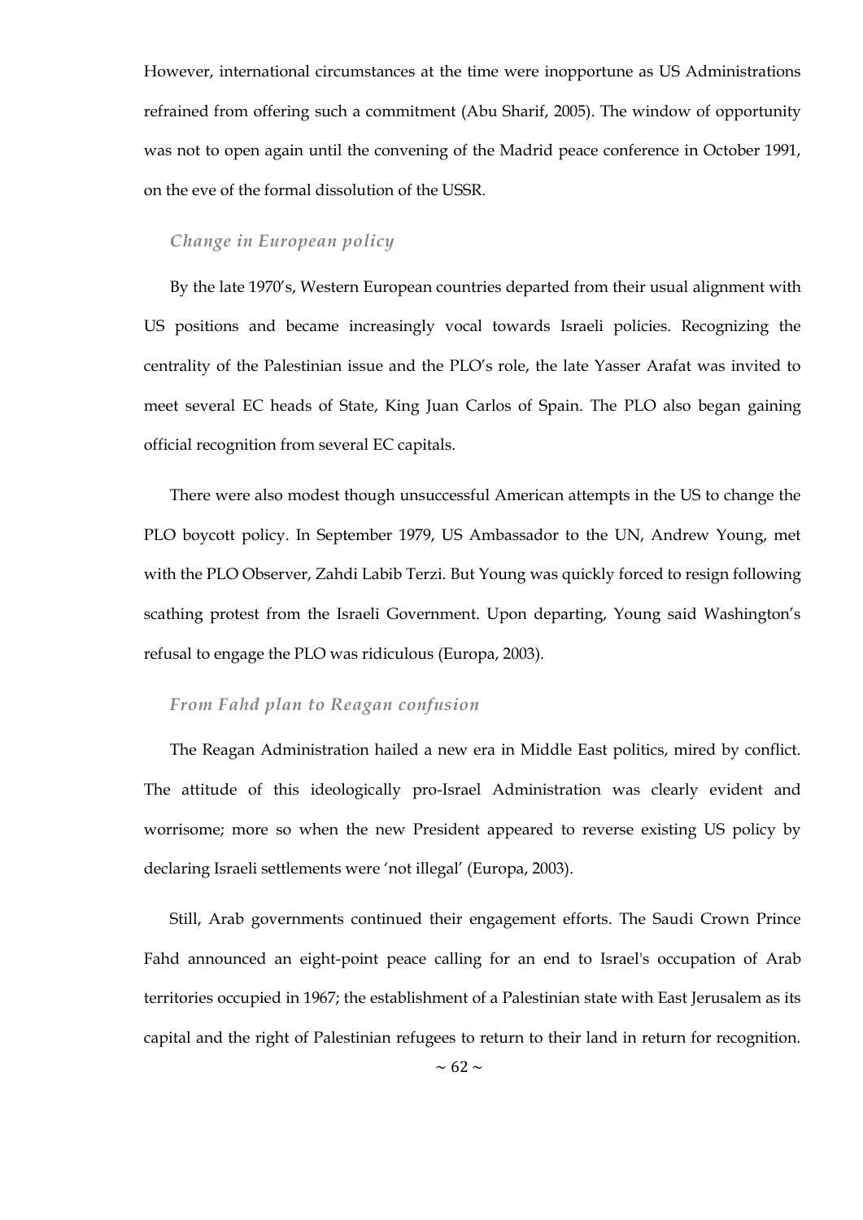However, international circumstances at the time were inopportune as US Administrations refrained from offering such a commitment (Abu Sharif, 2005). The window of opportunity was not to open again until the convening of the Madrid peace conference in October 1991, on the eve of the formal dissolution of the USSR.

### *Change in European policy*

By the late 1970's, Western European countries departed from their usual alignment with US positions and became increasingly vocal towards Israeli policies. Recognizing the centrality of the Palestinian issue and the PLO's role, the late Yasser Arafat was invited to meet several EC heads of State, King Juan Carlos of Spain. The PLO also began gaining official recognition from several EC capitals.

There were also modest though unsuccessful American attempts in the US to change the PLO boycott policy. In September 1979, US Ambassador to the UN, Andrew Young, met with the PLO Observer, Zahdi Labib Terzi. But Young was quickly forced to resign following scathing protest from the Israeli Government. Upon departing, Young said Washington's refusal to engage the PLO was ridiculous (Europa, 2003).

### *From Fahd plan to Reagan confusion*

The Reagan Administration hailed a new era in Middle East politics, mired by conflict. The attitude of this ideologically pro-Israel Administration was clearly evident and worrisome; more so when the new President appeared to reverse existing US policy by declaring Israeli settlements were 'not illegal' (Europa, 2003).

Still, Arab governments continued their engagement efforts. The Saudi Crown Prince Fahd announced an eight-point peace calling for an end to Israel's occupation of Arab territories occupied in 1967; the establishment of a Palestinian state with East Jerusalem as its capital and the right of Palestinian refugees to return to their land in return for recognition.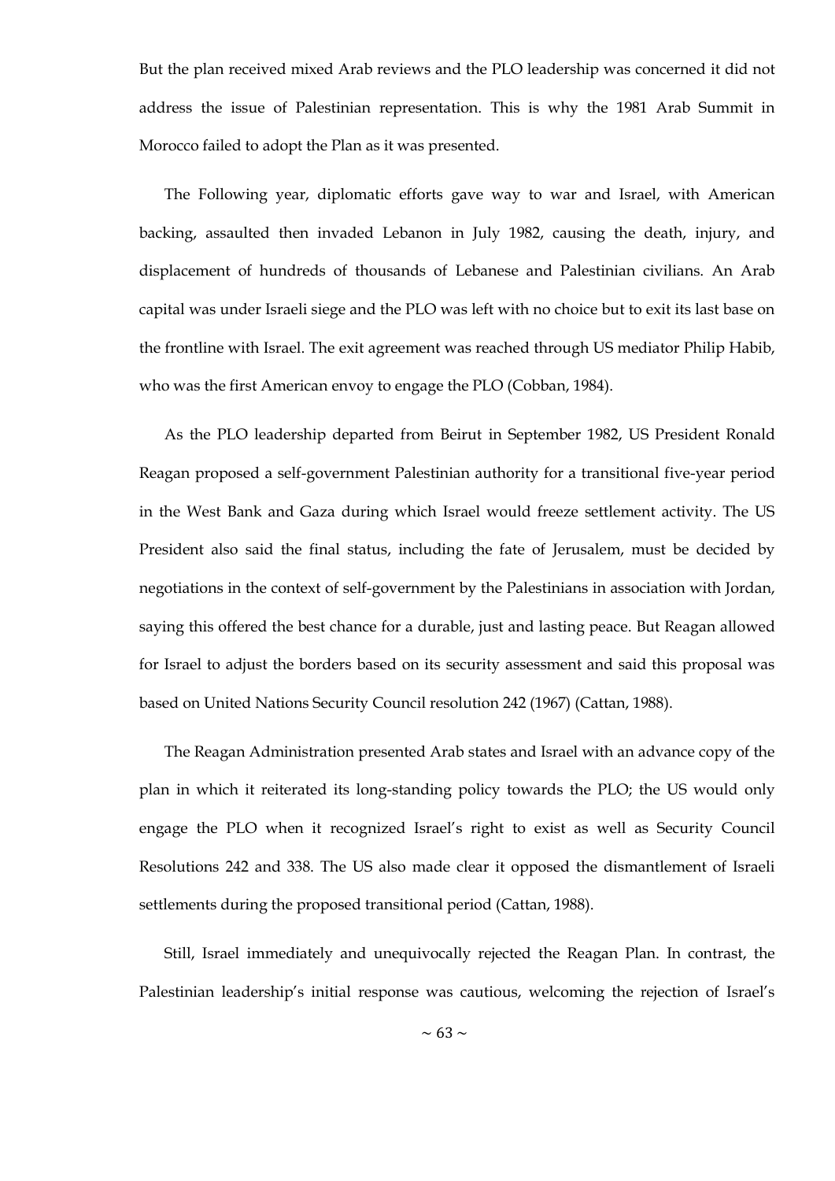But the plan received mixed Arab reviews and the PLO leadership was concerned it did not address the issue of Palestinian representation. This is why the 1981 Arab Summit in Morocco failed to adopt the Plan as it was presented.

The Following year, diplomatic efforts gave way to war and Israel, with American backing, assaulted then invaded Lebanon in July 1982, causing the death, injury, and displacement of hundreds of thousands of Lebanese and Palestinian civilians. An Arab capital was under Israeli siege and the PLO was left with no choice but to exit its last base on the frontline with Israel. The exit agreement was reached through US mediator Philip Habib, who was the first American envoy to engage the PLO (Cobban, 1984).

As the PLO leadership departed from Beirut in September 1982, US President Ronald Reagan proposed a self-government Palestinian authority for a transitional five-year period in the West Bank and Gaza during which Israel would freeze settlement activity. The US President also said the final status, including the fate of Jerusalem, must be decided by negotiations in the context of self-government by the Palestinians in association with Jordan, saying this offered the best chance for a durable, just and lasting peace. But Reagan allowed for Israel to adjust the borders based on its security assessment and said this proposal was based on United Nations Security Council resolution 242 (1967) (Cattan, 1988).

The Reagan Administration presented Arab states and Israel with an advance copy of the plan in which it reiterated its long-standing policy towards the PLO; the US would only engage the PLO when it recognized Israel's right to exist as well as Security Council Resolutions 242 and 338. The US also made clear it opposed the dismantlement of Israeli settlements during the proposed transitional period (Cattan, 1988).

Still, Israel immediately and unequivocally rejected the Reagan Plan. In contrast, the Palestinian leadership's initial response was cautious, welcoming the rejection of Israel's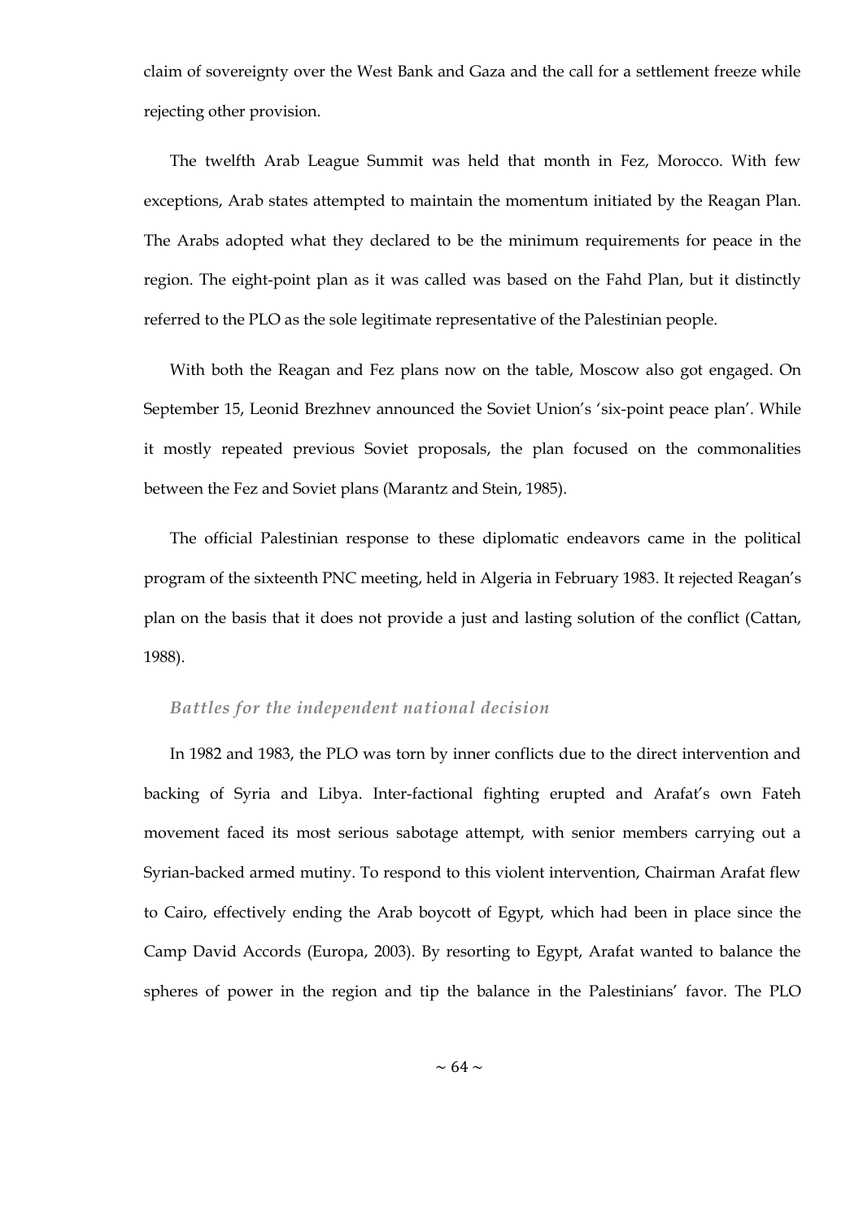claim of sovereignty over the West Bank and Gaza and the call for a settlement freeze while rejecting other provision.

The twelfth Arab League Summit was held that month in Fez, Morocco. With few exceptions, Arab states attempted to maintain the momentum initiated by the Reagan Plan. The Arabs adopted what they declared to be the minimum requirements for peace in the region. The eight-point plan as it was called was based on the Fahd Plan, but it distinctly referred to the PLO as the sole legitimate representative of the Palestinian people.

With both the Reagan and Fez plans now on the table, Moscow also got engaged. On September 15, Leonid Brezhnev announced the Soviet Union's 'six-point peace plan'. While it mostly repeated previous Soviet proposals, the plan focused on the commonalities between the Fez and Soviet plans (Marantz and Stein, 1985).

The official Palestinian response to these diplomatic endeavors came in the political program of the sixteenth PNC meeting, held in Algeria in February 1983. It rejected Reagan's plan on the basis that it does not provide a just and lasting solution of the conflict (Cattan, 1988).

### *Battles for the independent national decision*

In 1982 and 1983, the PLO was torn by inner conflicts due to the direct intervention and backing of Syria and Libya. Inter-factional fighting erupted and Arafat's own Fateh movement faced its most serious sabotage attempt, with senior members carrying out a Syrian-backed armed mutiny. To respond to this violent intervention, Chairman Arafat flew to Cairo, effectively ending the Arab boycott of Egypt, which had been in place since the Camp David Accords (Europa, 2003). By resorting to Egypt, Arafat wanted to balance the spheres of power in the region and tip the balance in the Palestinians' favor. The PLO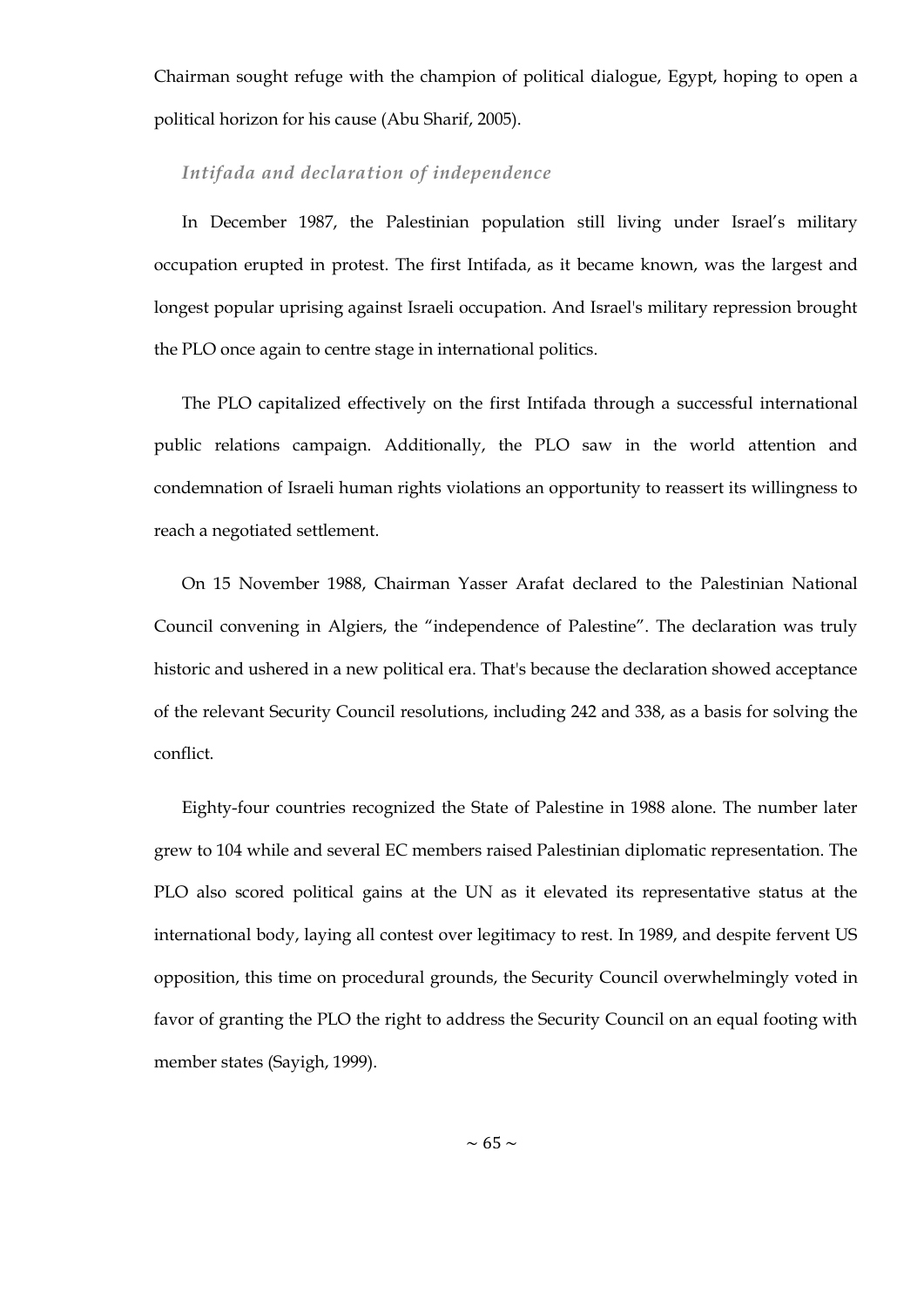Chairman sought refuge with the champion of political dialogue, Egypt, hoping to open a political horizon for his cause (Abu Sharif, 2005).

### *Intifada and declaration of independence*

In December 1987, the Palestinian population still living under Israel's military occupation erupted in protest. The first Intifada, as it became known, was the largest and longest popular uprising against Israeli occupation. And Israel's military repression brought the PLO once again to centre stage in international politics.

The PLO capitalized effectively on the first Intifada through a successful international public relations campaign. Additionally, the PLO saw in the world attention and condemnation of Israeli human rights violations an opportunity to reassert its willingness to reach a negotiated settlement.

On 15 November 1988, Chairman Yasser Arafat declared to the Palestinian National Council convening in Algiers, the "independence of Palestine". The declaration was truly historic and ushered in a new political era. That's because the declaration showed acceptance of the relevant Security Council resolutions, including 242 and 338, as a basis for solving the conflict.

Eighty-four countries recognized the State of Palestine in 1988 alone. The number later grew to 104 while and several EC members raised Palestinian diplomatic representation. The PLO also scored political gains at the UN as it elevated its representative status at the international body, laying all contest over legitimacy to rest. In 1989, and despite fervent US opposition, this time on procedural grounds, the Security Council overwhelmingly voted in favor of granting the PLO the right to address the Security Council on an equal footing with member states (Sayigh, 1999).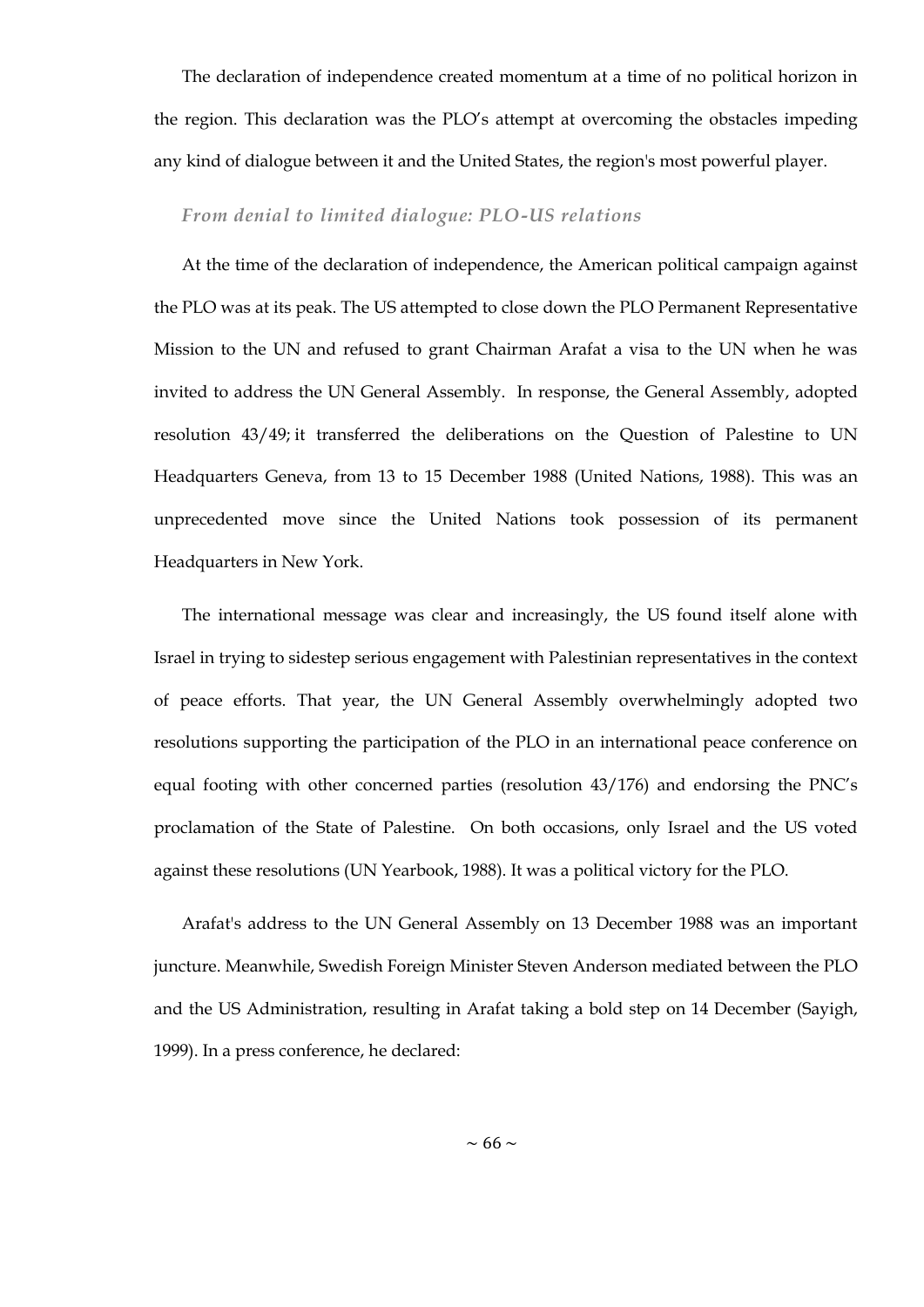The declaration of independence created momentum at a time of no political horizon in the region. This declaration was the PLO's attempt at overcoming the obstacles impeding any kind of dialogue between it and the United States, the region's most powerful player.

### *From denial to limited dialogue: PLO-US relations*

At the time of the declaration of independence, the American political campaign against the PLO was at its peak. The US attempted to close down the PLO Permanent Representative Mission to the UN and refused to grant Chairman Arafat a visa to the UN when he was invited to address the UN General Assembly. In response, the General Assembly, adopted resolution 43/49; it transferred the deliberations on the Question of Palestine to UN Headquarters Geneva, from 13 to 15 December 1988 (United Nations, 1988). This was an unprecedented move since the United Nations took possession of its permanent Headquarters in New York.

The international message was clear and increasingly, the US found itself alone with Israel in trying to sidestep serious engagement with Palestinian representatives in the context of peace efforts. That year, the UN General Assembly overwhelmingly adopted two resolutions supporting the participation of the PLO in an international peace conference on equal footing with other concerned parties (resolution 43/176) and endorsing the PNC's proclamation of the State of Palestine. On both occasions, only Israel and the US voted against these resolutions (UN Yearbook, 1988). It was a political victory for the PLO.

Arafat's address to the UN General Assembly on 13 December 1988 was an important juncture. Meanwhile, Swedish Foreign Minister Steven Anderson mediated between the PLO and the US Administration, resulting in Arafat taking a bold step on 14 December (Sayigh, 1999). In a press conference, he declared: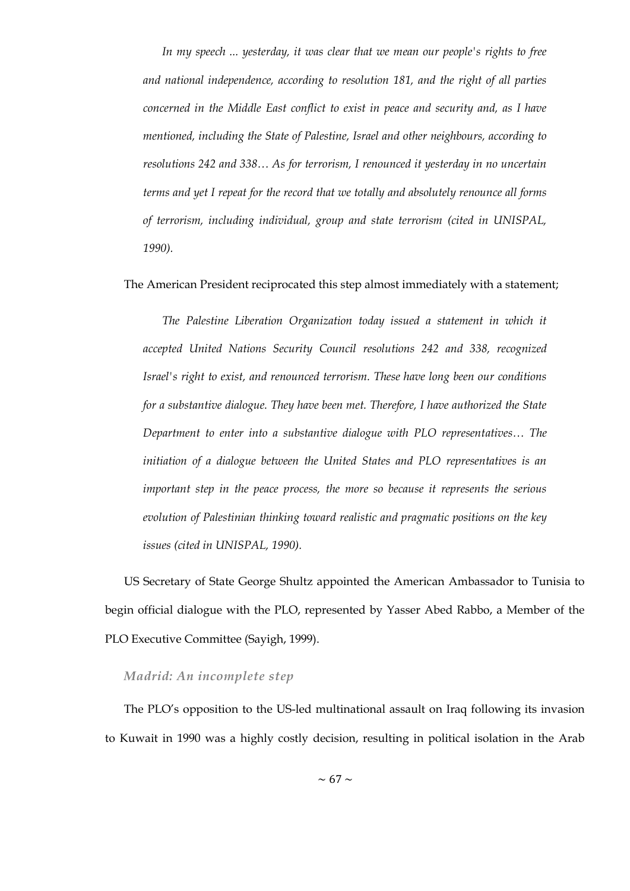> *In my speech ... yesterday, it was clear that we mean our people's rights to free and national independence, according to resolution 181, and the right of all parties concerned in the Middle East conflict to exist in peace and security and, as I have mentioned, including the State of Palestine, Israel and other neighbours, according to resolutions 242 and 338… As for terrorism, I renounced it yesterday in no uncertain terms and yet I repeat for the record that we totally and absolutely renounce all forms of terrorism, including individual, group and state terrorism (cited in UNISPAL, 1990).*

The American President reciprocated this step almost immediately with a statement;

> *The Palestine Liberation Organization today issued a statement in which it accepted United Nations Security Council resolutions 242 and 338, recognized Israel's right to exist, and renounced terrorism. These have long been our conditions for a substantive dialogue. They have been met. Therefore, I have authorized the State Department to enter into a substantive dialogue with PLO representatives… The initiation of a dialogue between the United States and PLO representatives is an important step in the peace process, the more so because it represents the serious evolution of Palestinian thinking toward realistic and pragmatic positions on the key issues (cited in UNISPAL, 1990).*

US Secretary of State George Shultz appointed the American Ambassador to Tunisia to begin official dialogue with the PLO, represented by Yasser Abed Rabbo, a Member of the PLO Executive Committee (Sayigh, 1999).

### *Madrid: An incomplete step*

The PLO's opposition to the US-led multinational assault on Iraq following its invasion to Kuwait in 1990 was a highly costly decision, resulting in political isolation in the Arab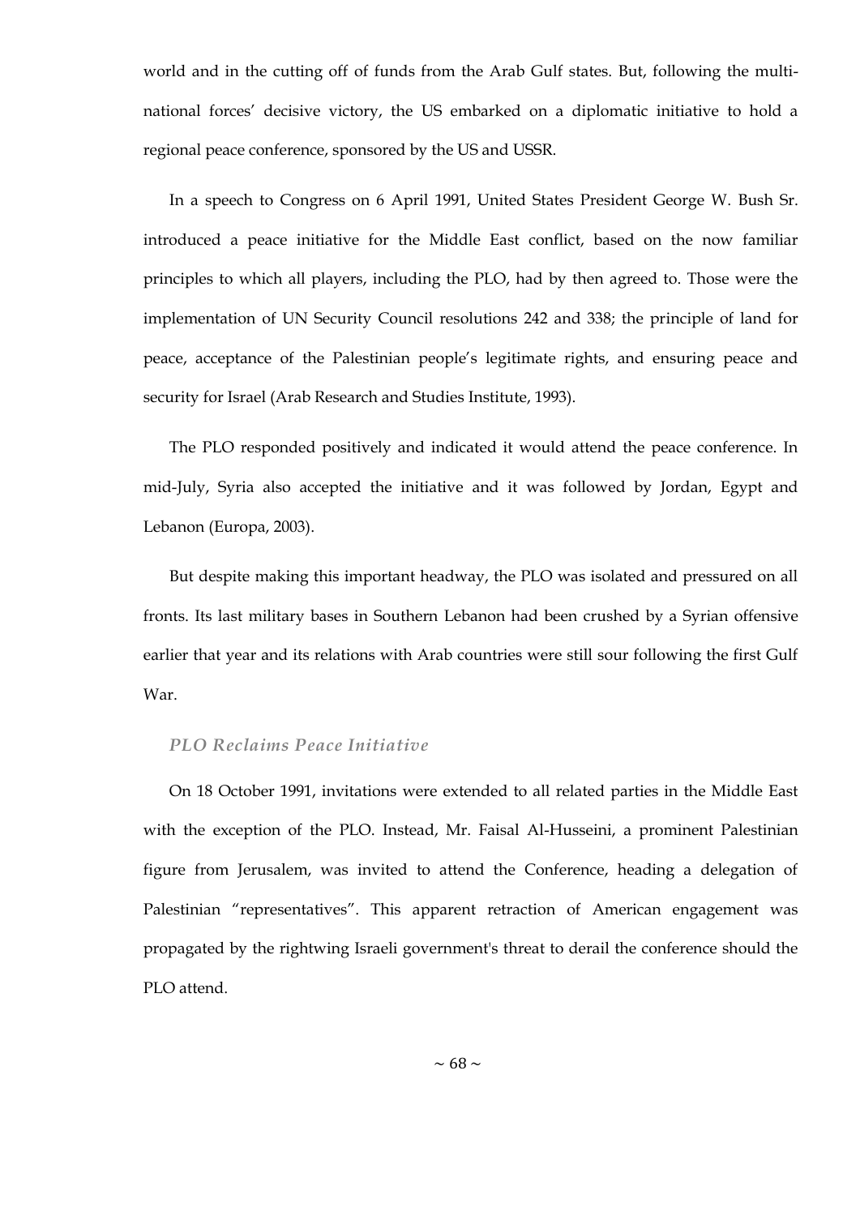world and in the cutting off of funds from the Arab Gulf states. But, following the multi-national forces' decisive victory, the US embarked on a diplomatic initiative to hold a regional peace conference, sponsored by the US and USSR.

In a speech to Congress on 6 April 1991, United States President George W. Bush Sr. introduced a peace initiative for the Middle East conflict, based on the now familiar principles to which all players, including the PLO, had by then agreed to. Those were the implementation of UN Security Council resolutions 242 and 338; the principle of land for peace, acceptance of the Palestinian people's legitimate rights, and ensuring peace and security for Israel (Arab Research and Studies Institute, 1993).

The PLO responded positively and indicated it would attend the peace conference. In mid-July, Syria also accepted the initiative and it was followed by Jordan, Egypt and Lebanon (Europa, 2003).

But despite making this important headway, the PLO was isolated and pressured on all fronts. Its last military bases in Southern Lebanon had been crushed by a Syrian offensive earlier that year and its relations with Arab countries were still sour following the first Gulf War.

### *PLO Reclaims Peace Initiative*

On 18 October 1991, invitations were extended to all related parties in the Middle East with the exception of the PLO. Instead, Mr. Faisal Al-Husseini, a prominent Palestinian figure from Jerusalem, was invited to attend the Conference, heading a delegation of Palestinian "representatives". This apparent retraction of American engagement was propagated by the rightwing Israeli government's threat to derail the conference should the PLO attend.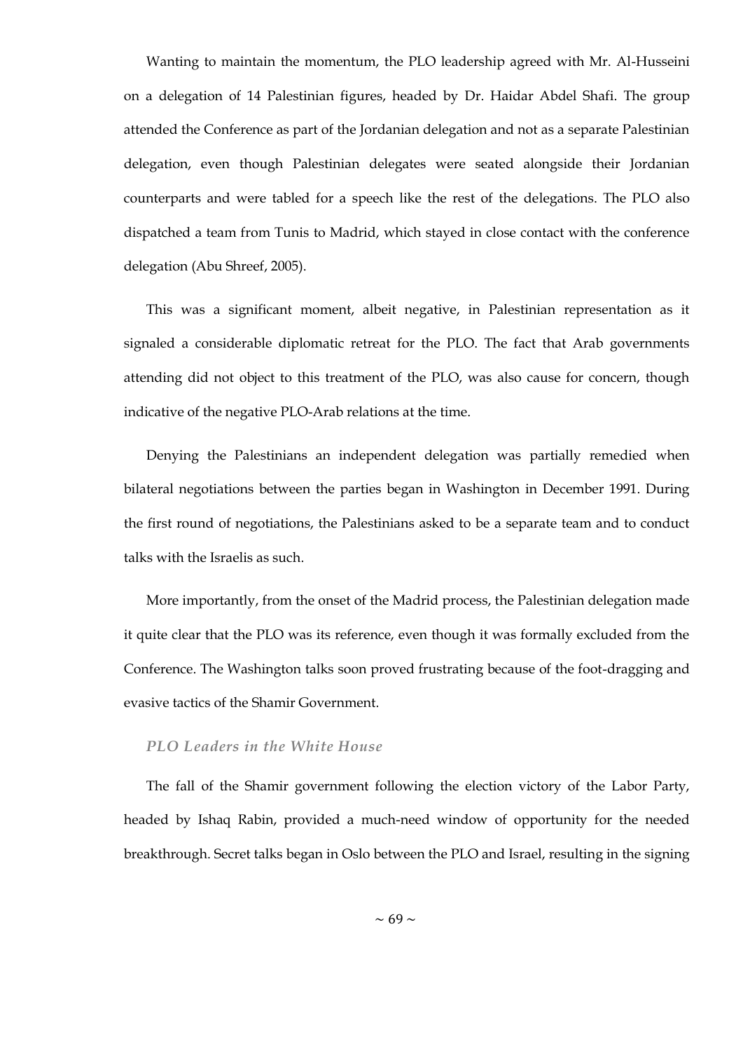Wanting to maintain the momentum, the PLO leadership agreed with Mr. Al-Husseini on a delegation of 14 Palestinian figures, headed by Dr. Haidar Abdel Shafi. The group attended the Conference as part of the Jordanian delegation and not as a separate Palestinian delegation, even though Palestinian delegates were seated alongside their Jordanian counterparts and were tabled for a speech like the rest of the delegations. The PLO also dispatched a team from Tunis to Madrid, which stayed in close contact with the conference delegation (Abu Shreef, 2005).

This was a significant moment, albeit negative, in Palestinian representation as it signaled a considerable diplomatic retreat for the PLO. The fact that Arab governments attending did not object to this treatment of the PLO, was also cause for concern, though indicative of the negative PLO-Arab relations at the time.

Denying the Palestinians an independent delegation was partially remedied when bilateral negotiations between the parties began in Washington in December 1991. During the first round of negotiations, the Palestinians asked to be a separate team and to conduct talks with the Israelis as such.

More importantly, from the onset of the Madrid process, the Palestinian delegation made it quite clear that the PLO was its reference, even though it was formally excluded from the Conference. The Washington talks soon proved frustrating because of the foot-dragging and evasive tactics of the Shamir Government.

### *PLO Leaders in the White House*

The fall of the Shamir government following the election victory of the Labor Party, headed by Ishaq Rabin, provided a much-need window of opportunity for the needed breakthrough. Secret talks began in Oslo between the PLO and Israel, resulting in the signing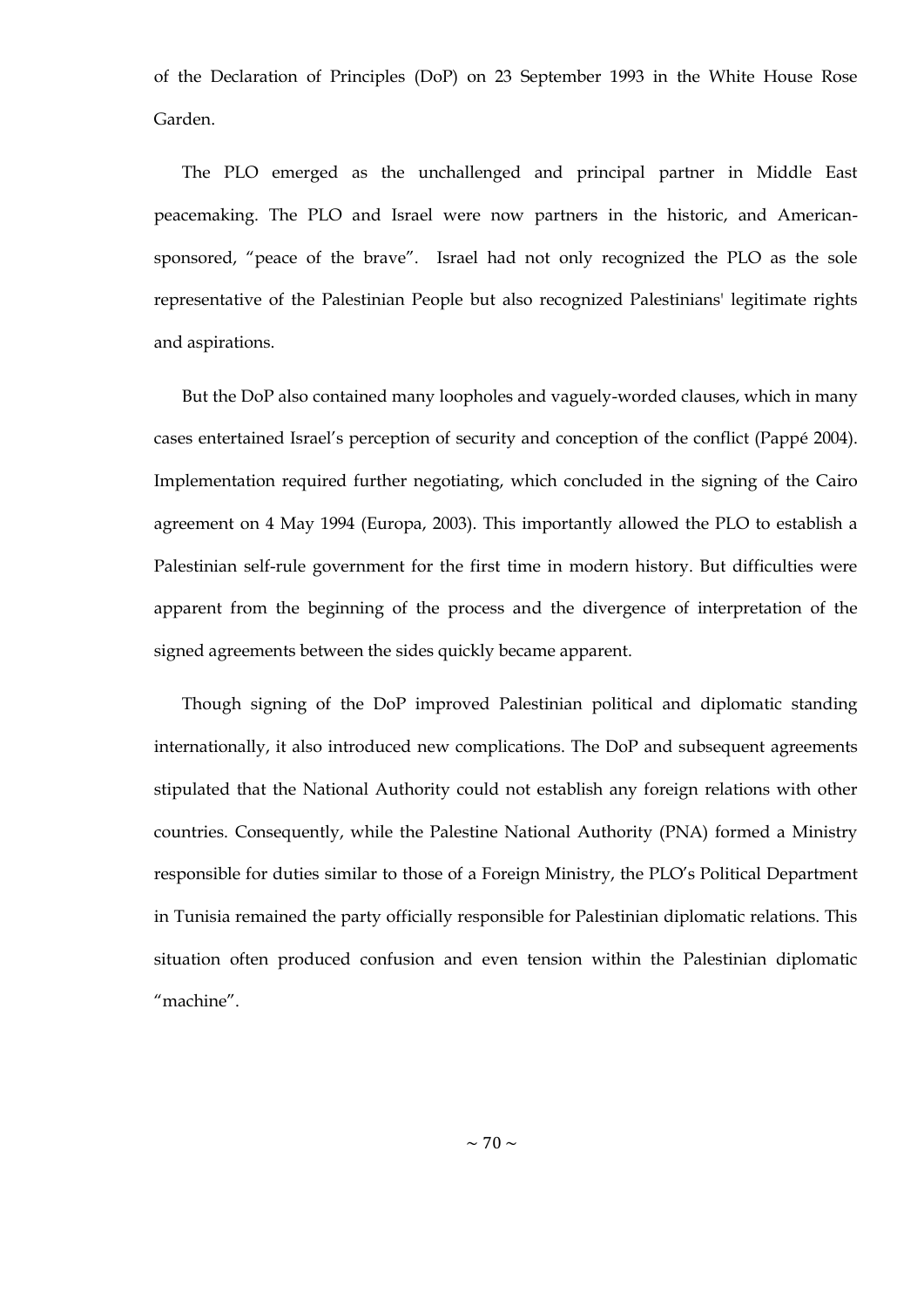of the Declaration of Principles (DoP) on 23 September 1993 in the White House Rose Garden.

The PLO emerged as the unchallenged and principal partner in Middle East peacemaking. The PLO and Israel were now partners in the historic, and American-sponsored, "peace of the brave". Israel had not only recognized the PLO as the sole representative of the Palestinian People but also recognized Palestinians' legitimate rights and aspirations.

But the DoP also contained many loopholes and vaguely-worded clauses, which in many cases entertained Israel's perception of security and conception of the conflict (Pappé 2004). Implementation required further negotiating, which concluded in the signing of the Cairo agreement on 4 May 1994 (Europa, 2003). This importantly allowed the PLO to establish a Palestinian self-rule government for the first time in modern history. But difficulties were apparent from the beginning of the process and the divergence of interpretation of the signed agreements between the sides quickly became apparent.

Though signing of the DoP improved Palestinian political and diplomatic standing internationally, it also introduced new complications. The DoP and subsequent agreements stipulated that the National Authority could not establish any foreign relations with other countries. Consequently, while the Palestine National Authority (PNA) formed a Ministry responsible for duties similar to those of a Foreign Ministry, the PLO's Political Department in Tunisia remained the party officially responsible for Palestinian diplomatic relations. This situation often produced confusion and even tension within the Palestinian diplomatic "machine".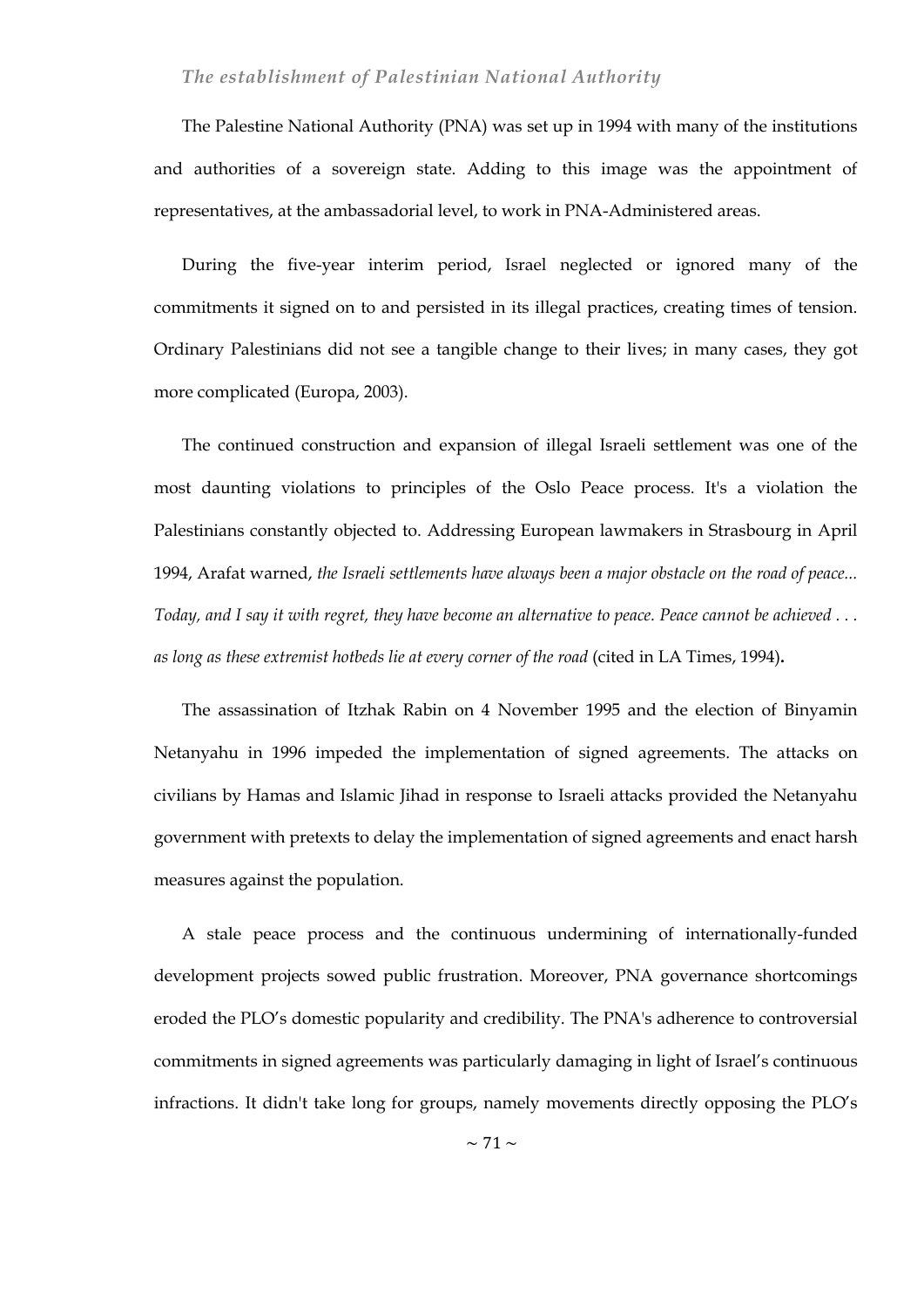### *The establishment of Palestinian National Authority*

The Palestine National Authority (PNA) was set up in 1994 with many of the institutions and authorities of a sovereign state. Adding to this image was the appointment of representatives, at the ambassadorial level, to work in PNA-Administered areas.

During the five-year interim period, Israel neglected or ignored many of the commitments it signed on to and persisted in its illegal practices, creating times of tension. Ordinary Palestinians did not see a tangible change to their lives; in many cases, they got more complicated (Europa, 2003).

The continued construction and expansion of illegal Israeli settlement was one of the most daunting violations to principles of the Oslo Peace process. It's a violation the Palestinians constantly objected to. Addressing European lawmakers in Strasbourg in April 1994, Arafat warned, *the Israeli settlements have always been a major obstacle on the road of peace... Today, and I say it with regret, they have become an alternative to peace. Peace cannot be achieved . . . as long as these extremist hotbeds lie at every corner of the road* (cited in LA Times, 1994)**.**

The assassination of Itzhak Rabin on 4 November 1995 and the election of Binyamin Netanyahu in 1996 impeded the implementation of signed agreements. The attacks on civilians by Hamas and Islamic Jihad in response to Israeli attacks provided the Netanyahu government with pretexts to delay the implementation of signed agreements and enact harsh measures against the population.

A stale peace process and the continuous undermining of internationally-funded development projects sowed public frustration. Moreover, PNA governance shortcomings eroded the PLO's domestic popularity and credibility. The PNA's adherence to controversial commitments in signed agreements was particularly damaging in light of Israel's continuous infractions. It didn't take long for groups, namely movements directly opposing the PLO's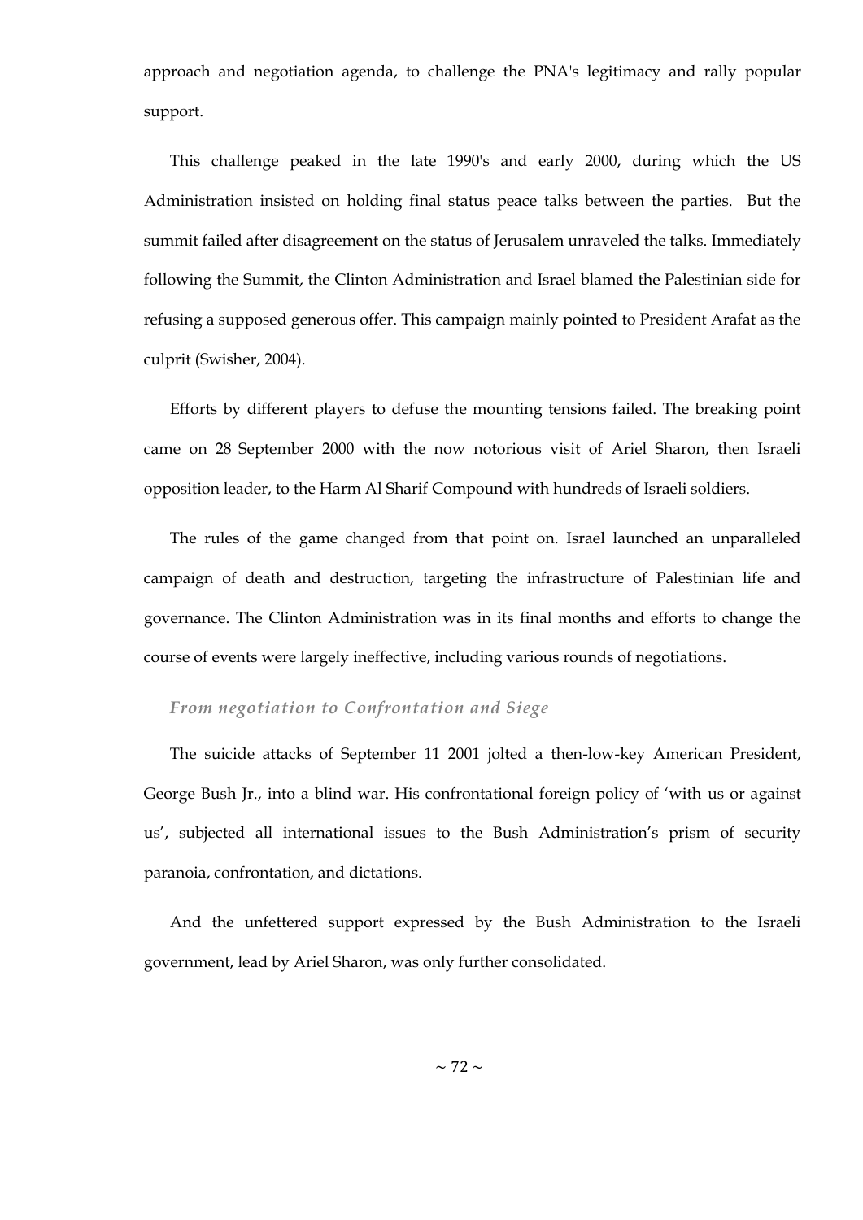approach and negotiation agenda, to challenge the PNA's legitimacy and rally popular support.

This challenge peaked in the late 1990's and early 2000, during which the US Administration insisted on holding final status peace talks between the parties. But the summit failed after disagreement on the status of Jerusalem unraveled the talks. Immediately following the Summit, the Clinton Administration and Israel blamed the Palestinian side for refusing a supposed generous offer. This campaign mainly pointed to President Arafat as the culprit (Swisher, 2004).

Efforts by different players to defuse the mounting tensions failed. The breaking point came on 28 September 2000 with the now notorious visit of Ariel Sharon, then Israeli opposition leader, to the Harm Al Sharif Compound with hundreds of Israeli soldiers.

The rules of the game changed from that point on. Israel launched an unparalleled campaign of death and destruction, targeting the infrastructure of Palestinian life and governance. The Clinton Administration was in its final months and efforts to change the course of events were largely ineffective, including various rounds of negotiations.

### *From negotiation to Confrontation and Siege*

The suicide attacks of September 11 2001 jolted a then-low-key American President, George Bush Jr., into a blind war. His confrontational foreign policy of 'with us or against us', subjected all international issues to the Bush Administration's prism of security paranoia, confrontation, and dictations.

And the unfettered support expressed by the Bush Administration to the Israeli government, lead by Ariel Sharon, was only further consolidated.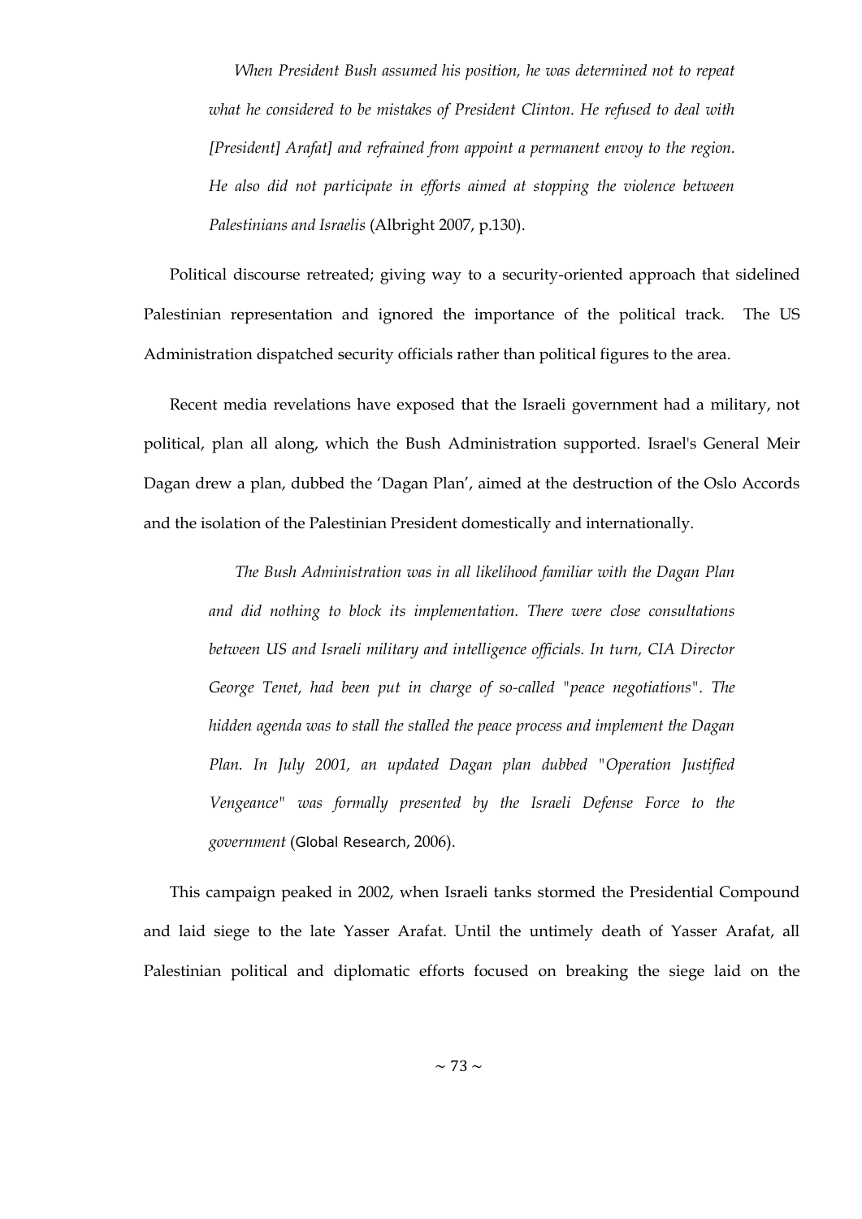> *When President Bush assumed his position, he was determined not to repeat what he considered to be mistakes of President Clinton. He refused to deal with [President] Arafat] and refrained from appoint a permanent envoy to the region. He also did not participate in efforts aimed at stopping the violence between Palestinians and Israelis* (Albright 2007, p.130).

Political discourse retreated; giving way to a security-oriented approach that sidelined Palestinian representation and ignored the importance of the political track. The US Administration dispatched security officials rather than political figures to the area.

Recent media revelations have exposed that the Israeli government had a military, not political, plan all along, which the Bush Administration supported. Israel's General Meir Dagan drew a plan, dubbed the 'Dagan Plan', aimed at the destruction of the Oslo Accords and the isolation of the Palestinian President domestically and internationally.

> *The Bush Administration was in all likelihood familiar with the Dagan Plan and did nothing to block its implementation. There were close consultations between US and Israeli military and intelligence officials. In turn, CIA Director George Tenet, had been put in charge of so-called "peace negotiations". The hidden agenda was to stall the stalled the peace process and implement the Dagan Plan. In July 2001, an updated Dagan plan dubbed "Operation Justified Vengeance" was formally presented by the Israeli Defense Force to the government* (Global Research, 2006).

This campaign peaked in 2002, when Israeli tanks stormed the Presidential Compound and laid siege to the late Yasser Arafat. Until the untimely death of Yasser Arafat, all Palestinian political and diplomatic efforts focused on breaking the siege laid on the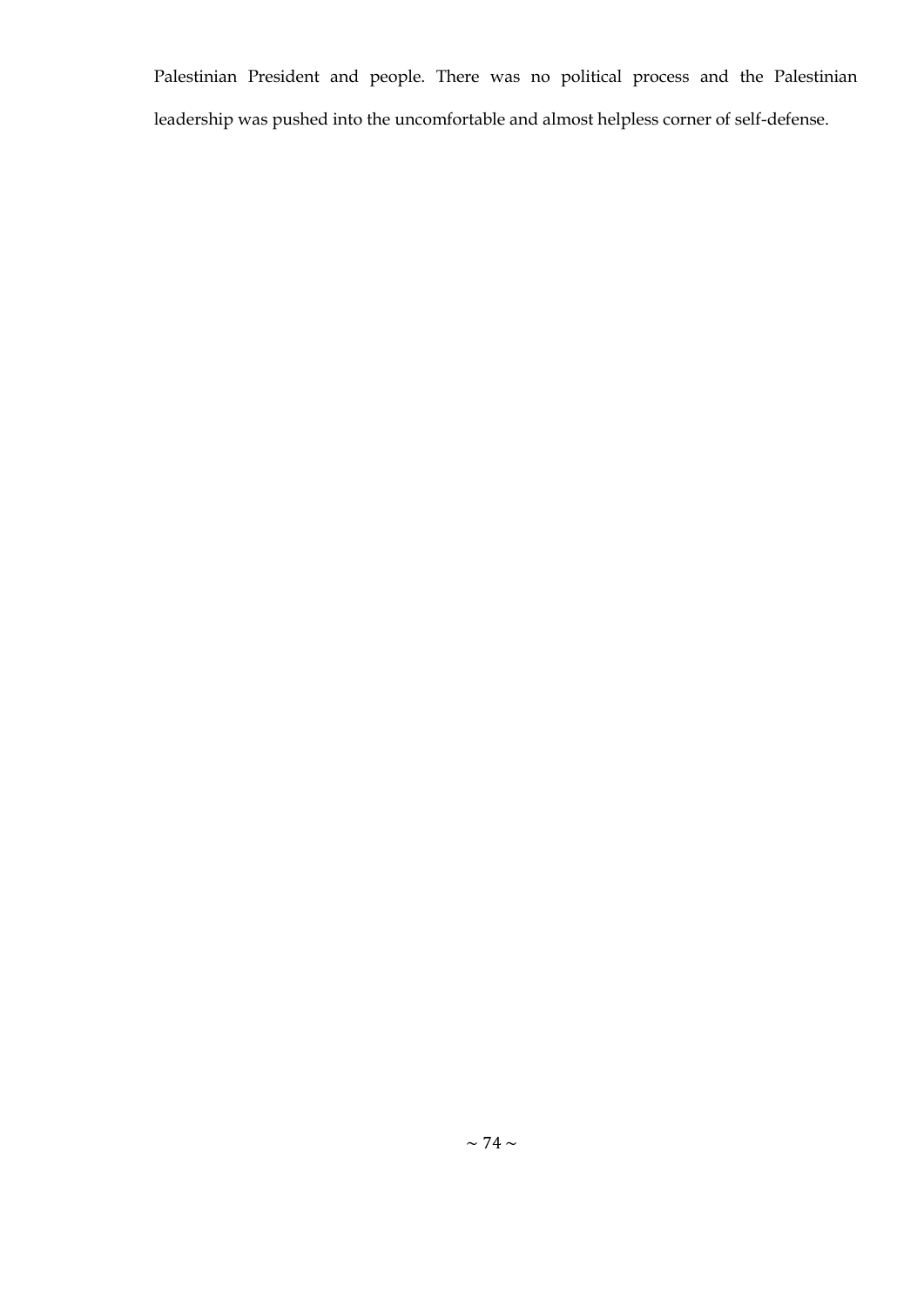Palestinian President and people. There was no political process and the Palestinian leadership was pushed into the uncomfortable and almost helpless corner of self-defense.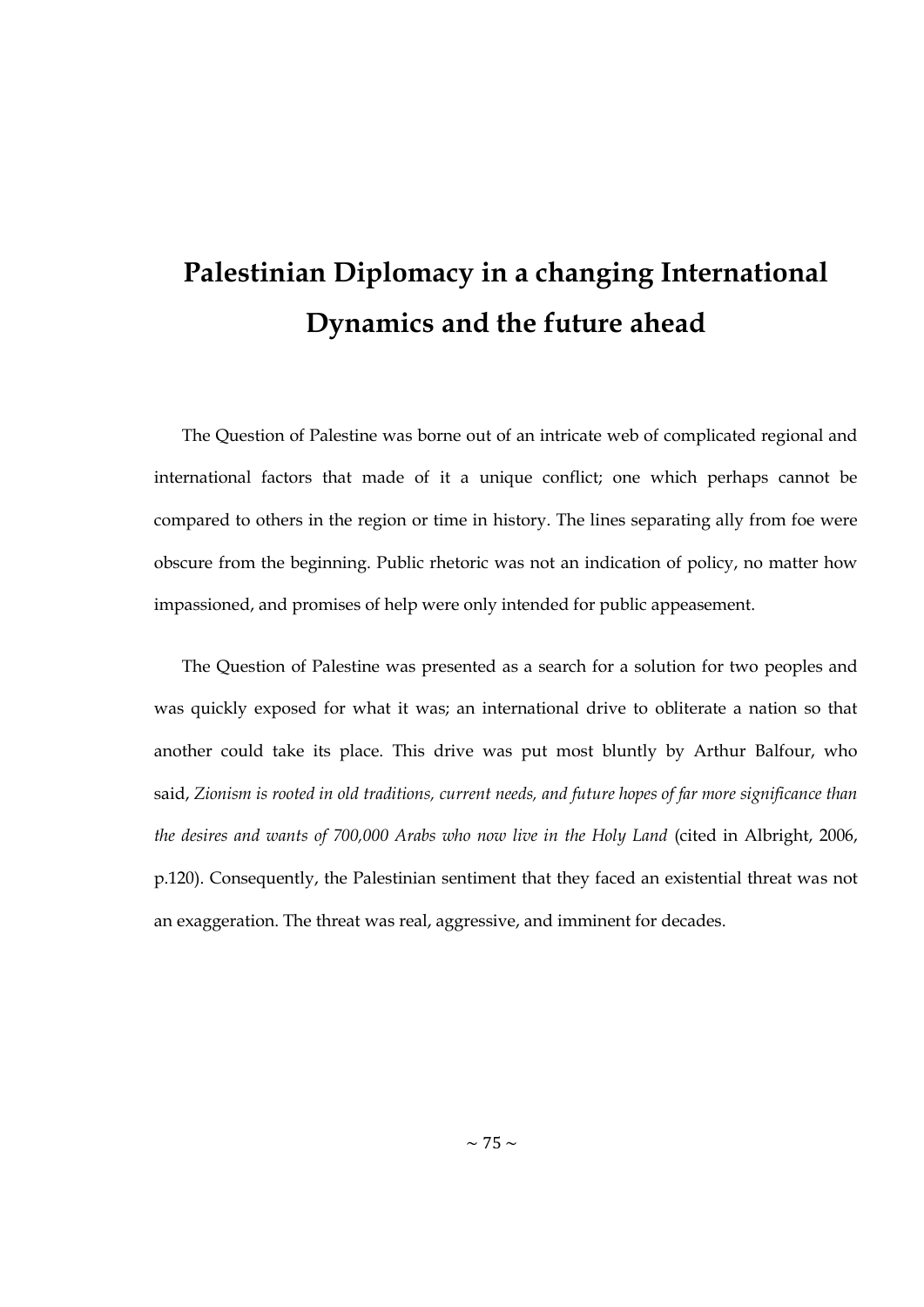# Palestinian Diplomacy in a changing International Dynamics and the future ahead

The Question of Palestine was borne out of an intricate web of complicated regional and international factors that made of it a unique conflict; one which perhaps cannot be compared to others in the region or time in history. The lines separating ally from foe were obscure from the beginning. Public rhetoric was not an indication of policy, no matter how impassioned, and promises of help were only intended for public appeasement.

The Question of Palestine was presented as a search for a solution for two peoples and was quickly exposed for what it was; an international drive to obliterate a nation so that another could take its place. This drive was put most bluntly by Arthur Balfour, who said, *Zionism is rooted in old traditions, current needs, and future hopes of far more significance than the desires and wants of 700,000 Arabs who now live in the Holy Land* (cited in Albright, 2006, p.120). Consequently, the Palestinian sentiment that they faced an existential threat was not an exaggeration. The threat was real, aggressive, and imminent for decades.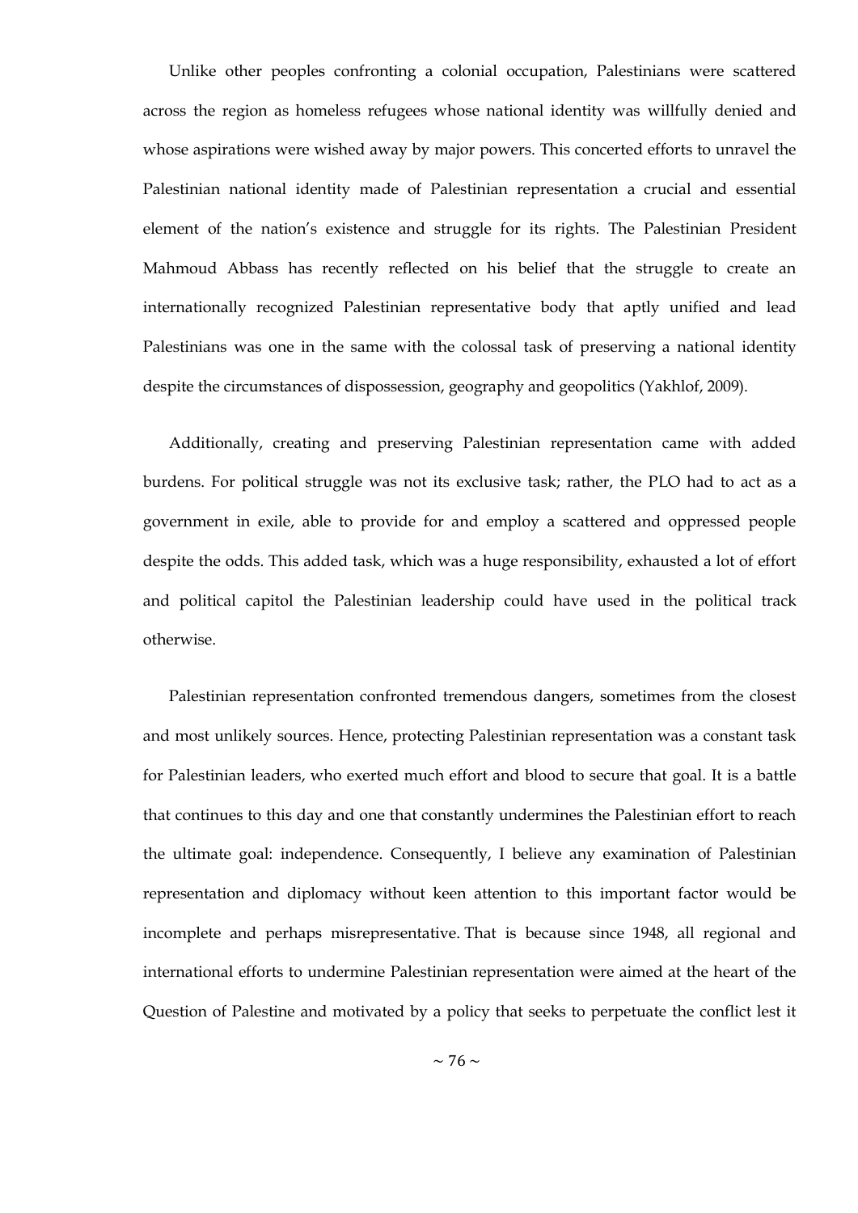Unlike other peoples confronting a colonial occupation, Palestinians were scattered across the region as homeless refugees whose national identity was willfully denied and whose aspirations were wished away by major powers. This concerted efforts to unravel the Palestinian national identity made of Palestinian representation a crucial and essential element of the nation's existence and struggle for its rights. The Palestinian President Mahmoud Abbass has recently reflected on his belief that the struggle to create an internationally recognized Palestinian representative body that aptly unified and lead Palestinians was one in the same with the colossal task of preserving a national identity despite the circumstances of dispossession, geography and geopolitics (Yakhlof, 2009).

Additionally, creating and preserving Palestinian representation came with added burdens. For political struggle was not its exclusive task; rather, the PLO had to act as a government in exile, able to provide for and employ a scattered and oppressed people despite the odds. This added task, which was a huge responsibility, exhausted a lot of effort and political capitol the Palestinian leadership could have used in the political track otherwise.

Palestinian representation confronted tremendous dangers, sometimes from the closest and most unlikely sources. Hence, protecting Palestinian representation was a constant task for Palestinian leaders, who exerted much effort and blood to secure that goal. It is a battle that continues to this day and one that constantly undermines the Palestinian effort to reach the ultimate goal: independence. Consequently, I believe any examination of Palestinian representation and diplomacy without keen attention to this important factor would be incomplete and perhaps misrepresentative. That is because since 1948, all regional and international efforts to undermine Palestinian representation were aimed at the heart of the Question of Palestine and motivated by a policy that seeks to perpetuate the conflict lest it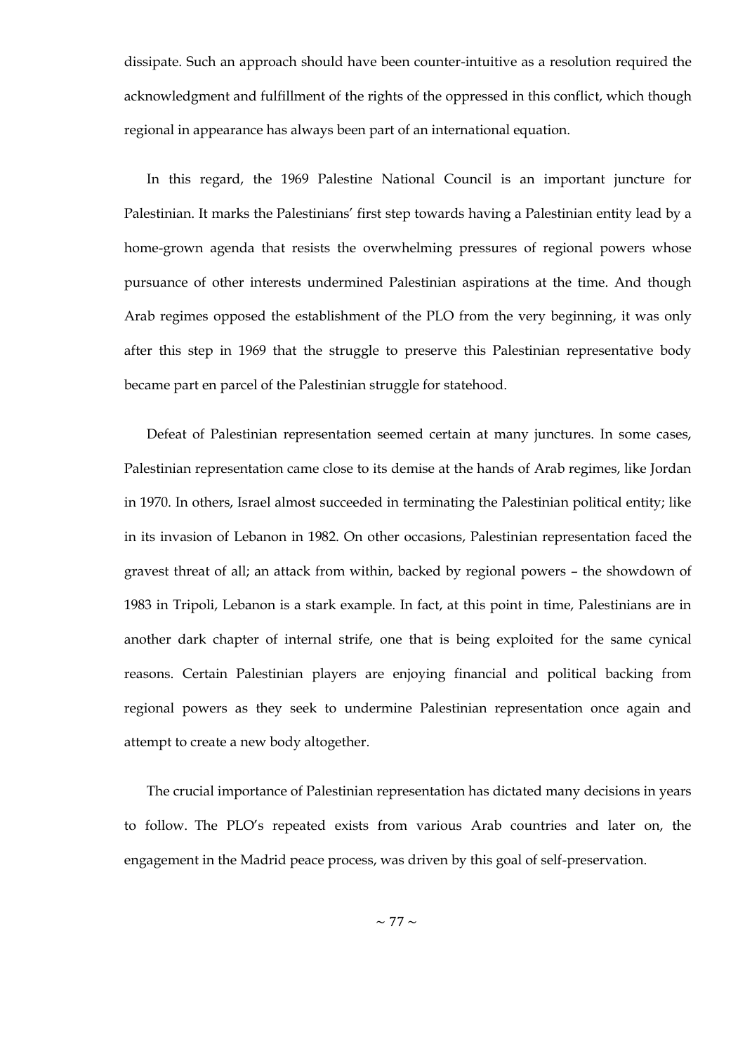dissipate. Such an approach should have been counter-intuitive as a resolution required the acknowledgment and fulfillment of the rights of the oppressed in this conflict, which though regional in appearance has always been part of an international equation.

In this regard, the 1969 Palestine National Council is an important juncture for Palestinian. It marks the Palestinians' first step towards having a Palestinian entity lead by a home-grown agenda that resists the overwhelming pressures of regional powers whose pursuance of other interests undermined Palestinian aspirations at the time. And though Arab regimes opposed the establishment of the PLO from the very beginning, it was only after this step in 1969 that the struggle to preserve this Palestinian representative body became part en parcel of the Palestinian struggle for statehood.

Defeat of Palestinian representation seemed certain at many junctures. In some cases, Palestinian representation came close to its demise at the hands of Arab regimes, like Jordan in 1970. In others, Israel almost succeeded in terminating the Palestinian political entity; like in its invasion of Lebanon in 1982. On other occasions, Palestinian representation faced the gravest threat of all; an attack from within, backed by regional powers – the showdown of 1983 in Tripoli, Lebanon is a stark example. In fact, at this point in time, Palestinians are in another dark chapter of internal strife, one that is being exploited for the same cynical reasons. Certain Palestinian players are enjoying financial and political backing from regional powers as they seek to undermine Palestinian representation once again and attempt to create a new body altogether.

The crucial importance of Palestinian representation has dictated many decisions in years to follow. The PLO's repeated exists from various Arab countries and later on, the engagement in the Madrid peace process, was driven by this goal of self-preservation.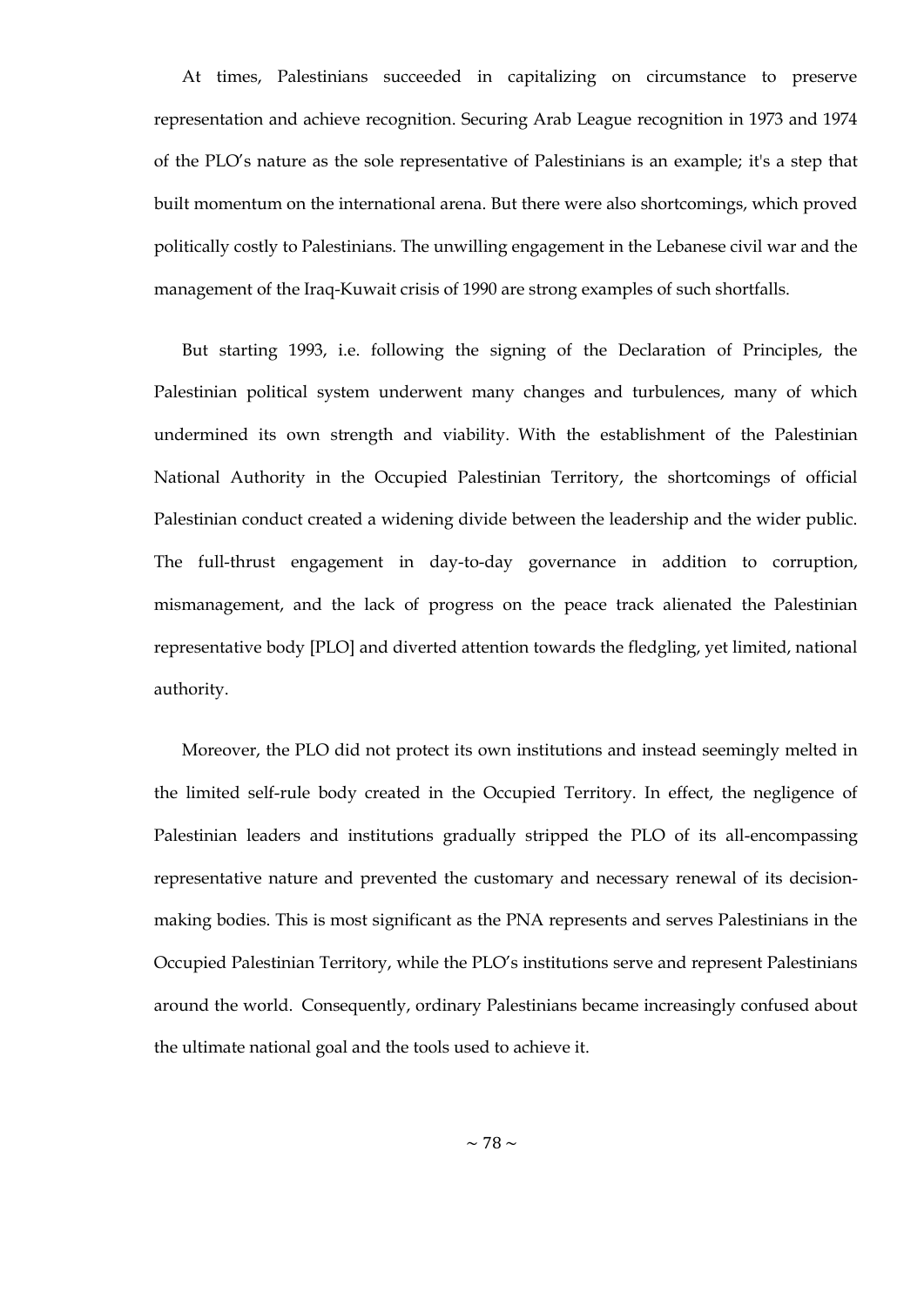At times, Palestinians succeeded in capitalizing on circumstance to preserve representation and achieve recognition. Securing Arab League recognition in 1973 and 1974 of the PLO's nature as the sole representative of Palestinians is an example; it's a step that built momentum on the international arena. But there were also shortcomings, which proved politically costly to Palestinians. The unwilling engagement in the Lebanese civil war and the management of the Iraq-Kuwait crisis of 1990 are strong examples of such shortfalls.

But starting 1993, i.e. following the signing of the Declaration of Principles, the Palestinian political system underwent many changes and turbulences, many of which undermined its own strength and viability. With the establishment of the Palestinian National Authority in the Occupied Palestinian Territory, the shortcomings of official Palestinian conduct created a widening divide between the leadership and the wider public. The full-thrust engagement in day-to-day governance in addition to corruption, mismanagement, and the lack of progress on the peace track alienated the Palestinian representative body [PLO] and diverted attention towards the fledgling, yet limited, national authority.

Moreover, the PLO did not protect its own institutions and instead seemingly melted in the limited self-rule body created in the Occupied Territory. In effect, the negligence of Palestinian leaders and institutions gradually stripped the PLO of its all-encompassing representative nature and prevented the customary and necessary renewal of its decision-making bodies. This is most significant as the PNA represents and serves Palestinians in the Occupied Palestinian Territory, while the PLO's institutions serve and represent Palestinians around the world. Consequently, ordinary Palestinians became increasingly confused about the ultimate national goal and the tools used to achieve it.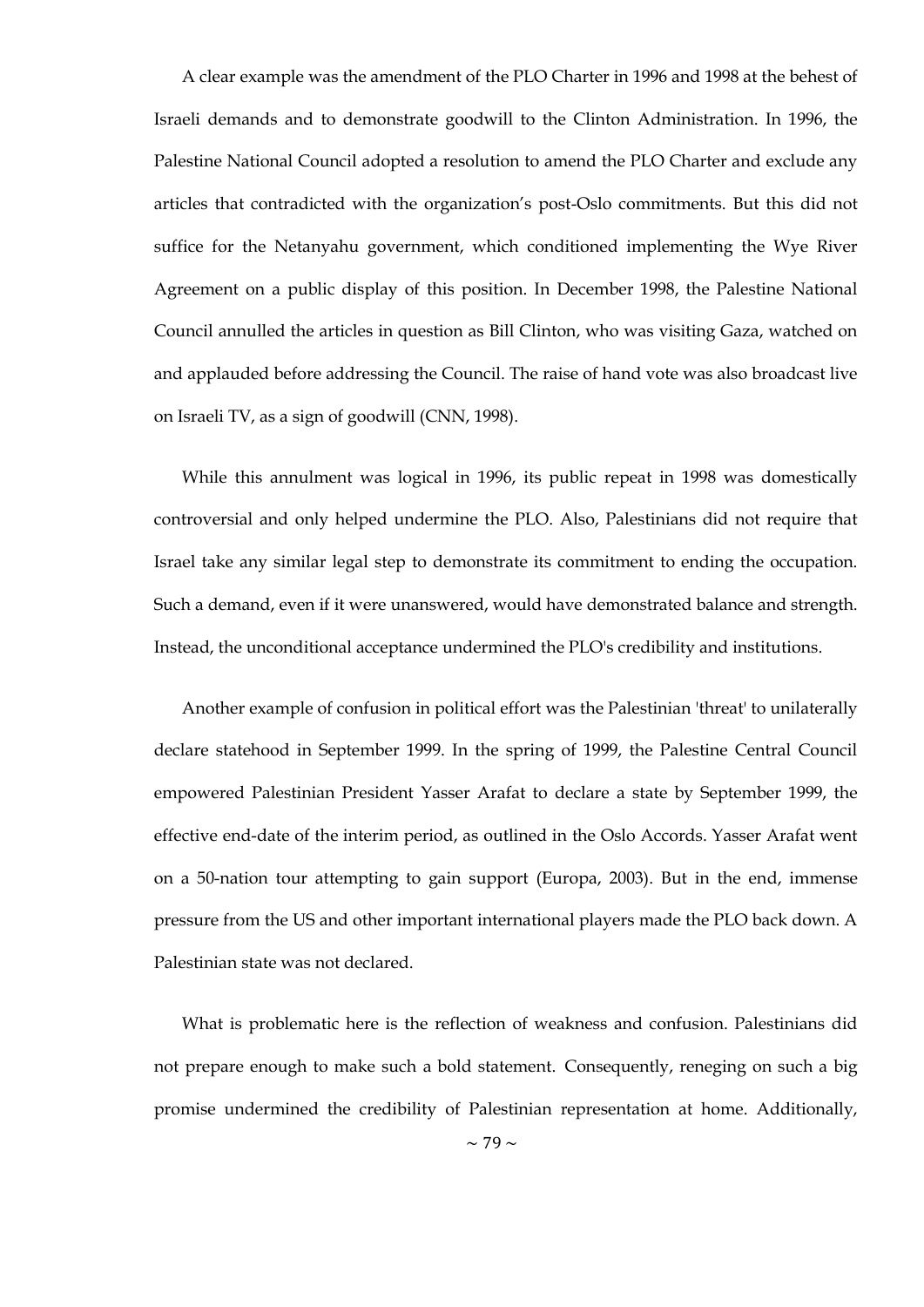A clear example was the amendment of the PLO Charter in 1996 and 1998 at the behest of Israeli demands and to demonstrate goodwill to the Clinton Administration. In 1996, the Palestine National Council adopted a resolution to amend the PLO Charter and exclude any articles that contradicted with the organization's post-Oslo commitments. But this did not suffice for the Netanyahu government, which conditioned implementing the Wye River Agreement on a public display of this position. In December 1998, the Palestine National Council annulled the articles in question as Bill Clinton, who was visiting Gaza, watched on and applauded before addressing the Council. The raise of hand vote was also broadcast live on Israeli TV, as a sign of goodwill (CNN, 1998).

While this annulment was logical in 1996, its public repeat in 1998 was domestically controversial and only helped undermine the PLO. Also, Palestinians did not require that Israel take any similar legal step to demonstrate its commitment to ending the occupation. Such a demand, even if it were unanswered, would have demonstrated balance and strength. Instead, the unconditional acceptance undermined the PLO's credibility and institutions.

Another example of confusion in political effort was the Palestinian 'threat' to unilaterally declare statehood in September 1999. In the spring of 1999, the Palestine Central Council empowered Palestinian President Yasser Arafat to declare a state by September 1999, the effective end-date of the interim period, as outlined in the Oslo Accords. Yasser Arafat went on a 50-nation tour attempting to gain support (Europa, 2003). But in the end, immense pressure from the US and other important international players made the PLO back down. A Palestinian state was not declared.

What is problematic here is the reflection of weakness and confusion. Palestinians did not prepare enough to make such a bold statement. Consequently, reneging on such a big promise undermined the credibility of Palestinian representation at home. Additionally,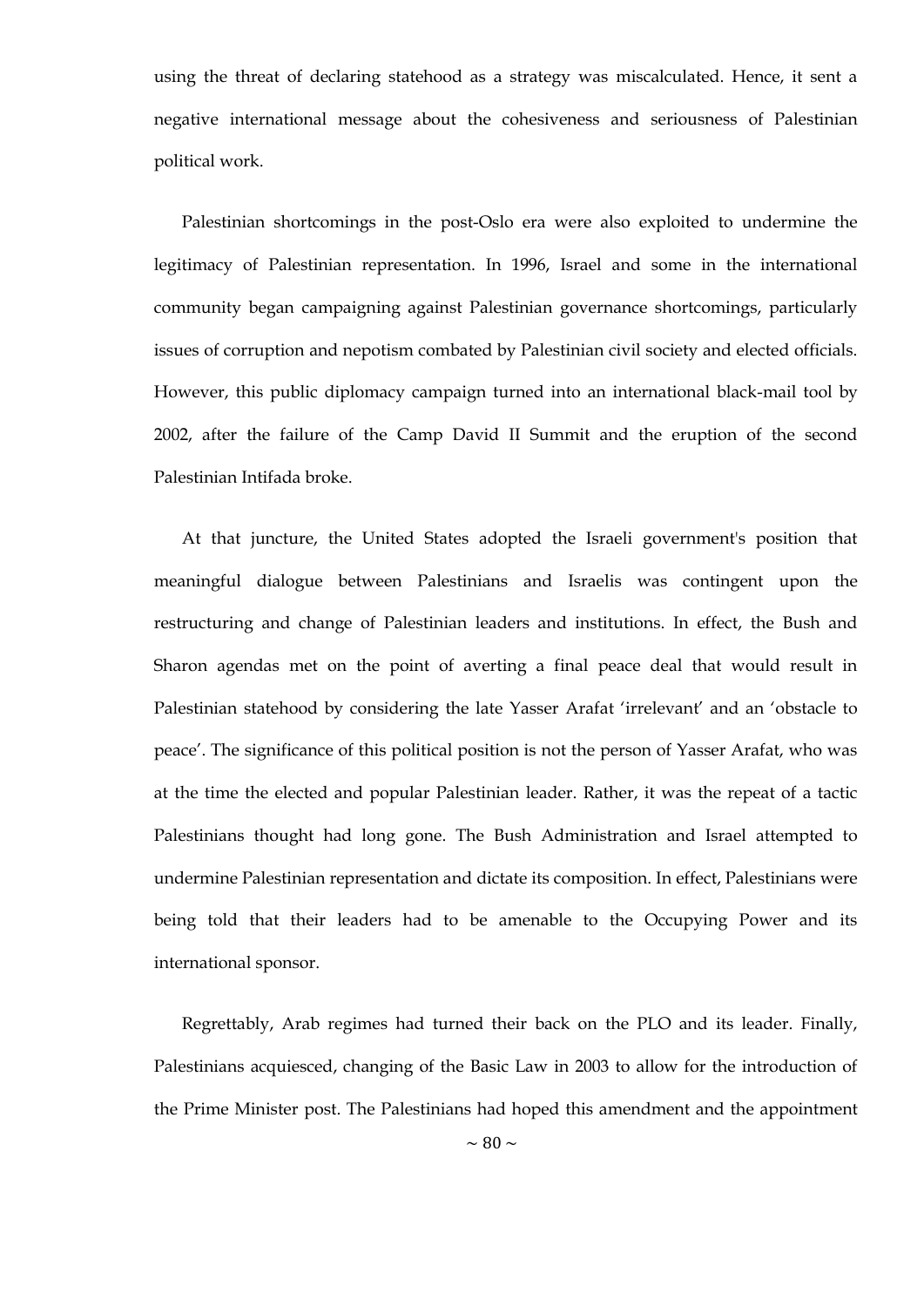using the threat of declaring statehood as a strategy was miscalculated. Hence, it sent a negative international message about the cohesiveness and seriousness of Palestinian political work.

Palestinian shortcomings in the post-Oslo era were also exploited to undermine the legitimacy of Palestinian representation. In 1996, Israel and some in the international community began campaigning against Palestinian governance shortcomings, particularly issues of corruption and nepotism combated by Palestinian civil society and elected officials. However, this public diplomacy campaign turned into an international black-mail tool by 2002, after the failure of the Camp David II Summit and the eruption of the second Palestinian Intifada broke.

At that juncture, the United States adopted the Israeli government's position that meaningful dialogue between Palestinians and Israelis was contingent upon the restructuring and change of Palestinian leaders and institutions. In effect, the Bush and Sharon agendas met on the point of averting a final peace deal that would result in Palestinian statehood by considering the late Yasser Arafat 'irrelevant' and an 'obstacle to peace'. The significance of this political position is not the person of Yasser Arafat, who was at the time the elected and popular Palestinian leader. Rather, it was the repeat of a tactic Palestinians thought had long gone. The Bush Administration and Israel attempted to undermine Palestinian representation and dictate its composition. In effect, Palestinians were being told that their leaders had to be amenable to the Occupying Power and its international sponsor.

Regrettably, Arab regimes had turned their back on the PLO and its leader. Finally, Palestinians acquiesced, changing of the Basic Law in 2003 to allow for the introduction of the Prime Minister post. The Palestinians had hoped this amendment and the appointment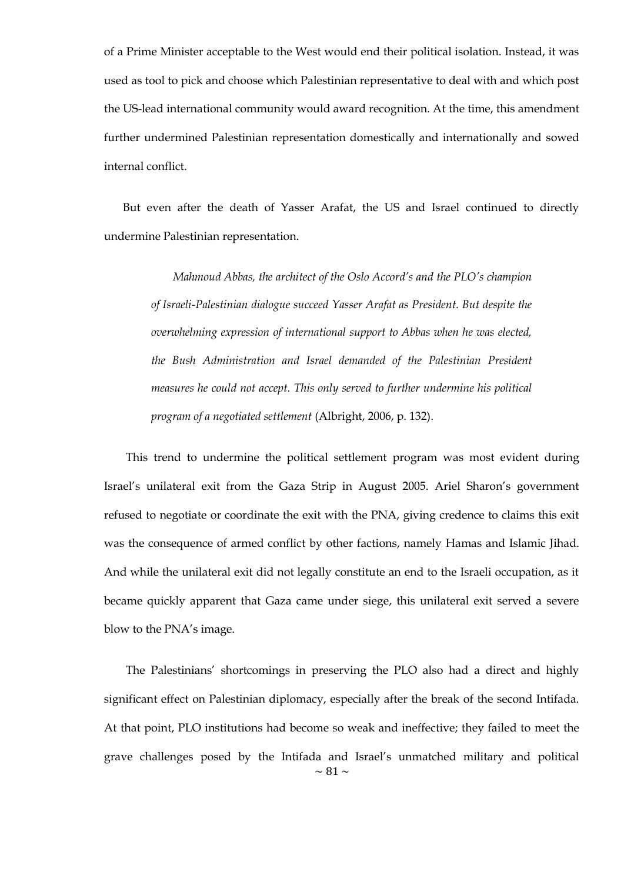of a Prime Minister acceptable to the West would end their political isolation. Instead, it was used as tool to pick and choose which Palestinian representative to deal with and which post the US-lead international community would award recognition. At the time, this amendment further undermined Palestinian representation domestically and internationally and sowed internal conflict.

But even after the death of Yasser Arafat, the US and Israel continued to directly undermine Palestinian representation.

> *Mahmoud Abbas, the architect of the Oslo Accord's and the PLO's champion of Israeli-Palestinian dialogue succeed Yasser Arafat as President. But despite the overwhelming expression of international support to Abbas when he was elected, the Bush Administration and Israel demanded of the Palestinian President measures he could not accept. This only served to further undermine his political program of a negotiated settlement* (Albright, 2006, p. 132).

This trend to undermine the political settlement program was most evident during Israel's unilateral exit from the Gaza Strip in August 2005. Ariel Sharon's government refused to negotiate or coordinate the exit with the PNA, giving credence to claims this exit was the consequence of armed conflict by other factions, namely Hamas and Islamic Jihad. And while the unilateral exit did not legally constitute an end to the Israeli occupation, as it became quickly apparent that Gaza came under siege, this unilateral exit served a severe blow to the PNA's image.

The Palestinians' shortcomings in preserving the PLO also had a direct and highly significant effect on Palestinian diplomacy, especially after the break of the second Intifada. At that point, PLO institutions had become so weak and ineffective; they failed to meet the grave challenges posed by the Intifada and Israel's unmatched military and political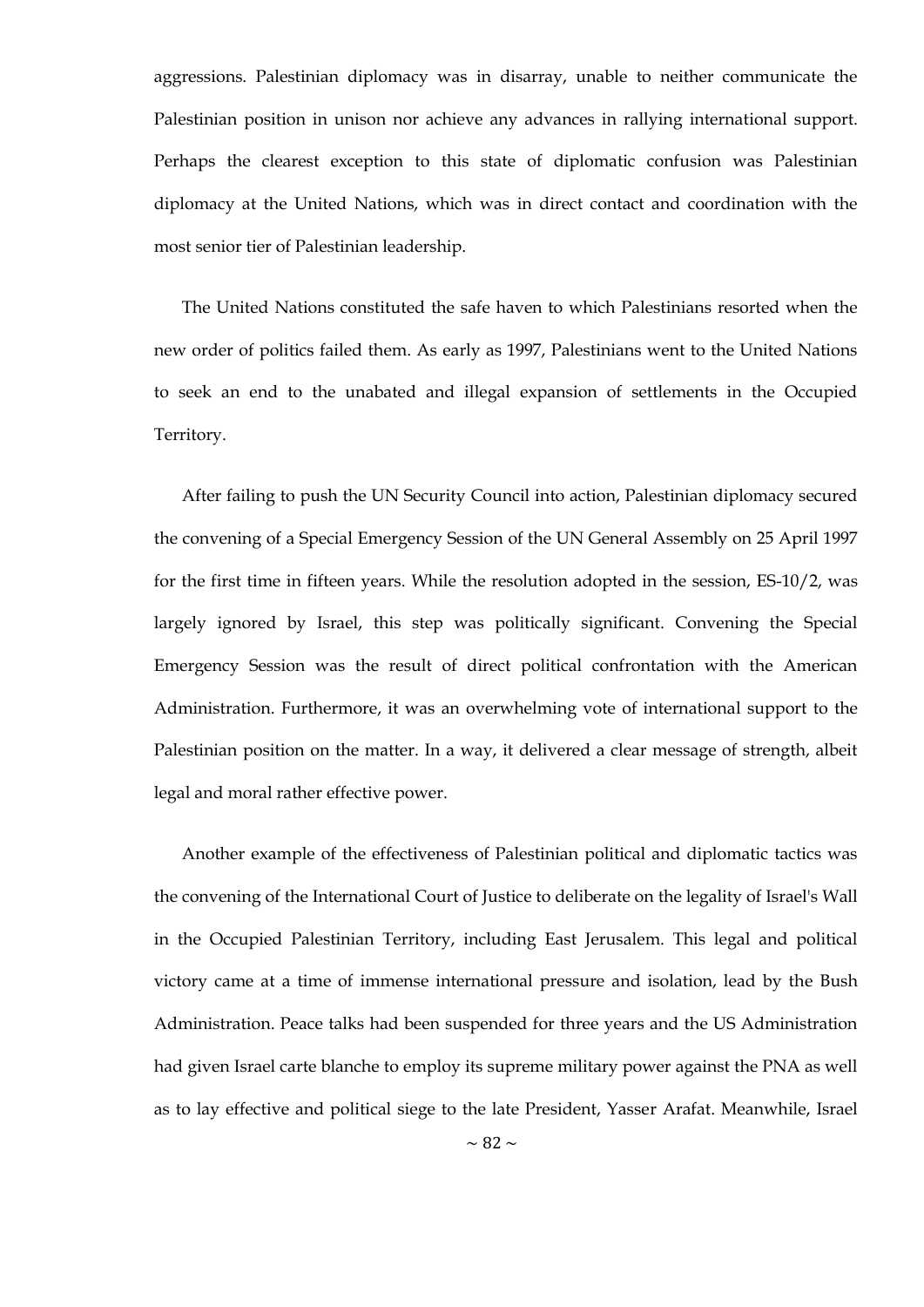aggressions. Palestinian diplomacy was in disarray, unable to neither communicate the Palestinian position in unison nor achieve any advances in rallying international support. Perhaps the clearest exception to this state of diplomatic confusion was Palestinian diplomacy at the United Nations, which was in direct contact and coordination with the most senior tier of Palestinian leadership.

The United Nations constituted the safe haven to which Palestinians resorted when the new order of politics failed them. As early as 1997, Palestinians went to the United Nations to seek an end to the unabated and illegal expansion of settlements in the Occupied Territory.

After failing to push the UN Security Council into action, Palestinian diplomacy secured the convening of a Special Emergency Session of the UN General Assembly on 25 April 1997 for the first time in fifteen years. While the resolution adopted in the session, ES-10/2, was largely ignored by Israel, this step was politically significant. Convening the Special Emergency Session was the result of direct political confrontation with the American Administration. Furthermore, it was an overwhelming vote of international support to the Palestinian position on the matter. In a way, it delivered a clear message of strength, albeit legal and moral rather effective power.

Another example of the effectiveness of Palestinian political and diplomatic tactics was the convening of the International Court of Justice to deliberate on the legality of Israel's Wall in the Occupied Palestinian Territory, including East Jerusalem. This legal and political victory came at a time of immense international pressure and isolation, lead by the Bush Administration. Peace talks had been suspended for three years and the US Administration had given Israel carte blanche to employ its supreme military power against the PNA as well as to lay effective and political siege to the late President, Yasser Arafat. Meanwhile, Israel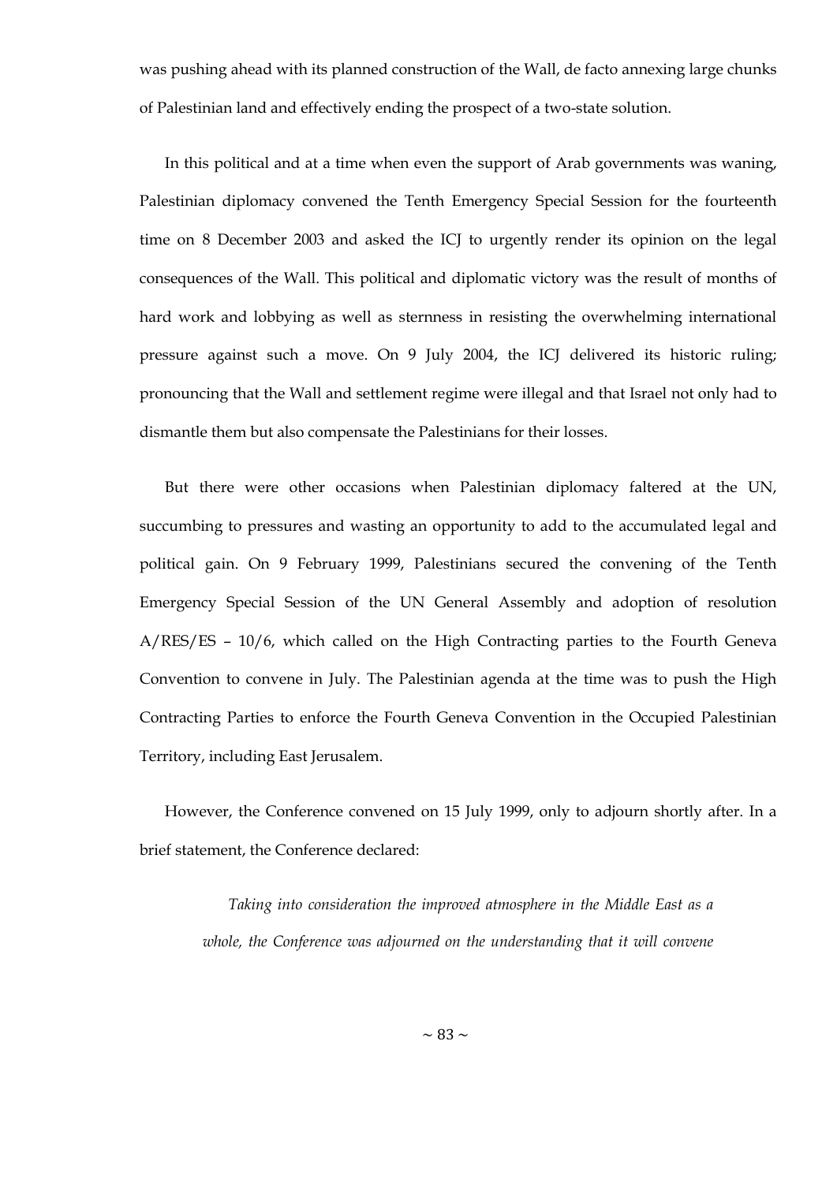was pushing ahead with its planned construction of the Wall, de facto annexing large chunks of Palestinian land and effectively ending the prospect of a two-state solution.

In this political and at a time when even the support of Arab governments was waning, Palestinian diplomacy convened the Tenth Emergency Special Session for the fourteenth time on 8 December 2003 and asked the ICJ to urgently render its opinion on the legal consequences of the Wall. This political and diplomatic victory was the result of months of hard work and lobbying as well as sternness in resisting the overwhelming international pressure against such a move. On 9 July 2004, the ICJ delivered its historic ruling; pronouncing that the Wall and settlement regime were illegal and that Israel not only had to dismantle them but also compensate the Palestinians for their losses.

But there were other occasions when Palestinian diplomacy faltered at the UN, succumbing to pressures and wasting an opportunity to add to the accumulated legal and political gain. On 9 February 1999, Palestinians secured the convening of the Tenth Emergency Special Session of the UN General Assembly and adoption of resolution A/RES/ES – 10/6, which called on the High Contracting parties to the Fourth Geneva Convention to convene in July. The Palestinian agenda at the time was to push the High Contracting Parties to enforce the Fourth Geneva Convention in the Occupied Palestinian Territory, including East Jerusalem.

However, the Conference convened on 15 July 1999, only to adjourn shortly after. In a brief statement, the Conference declared:

> *Taking into consideration the improved atmosphere in the Middle East as a whole, the Conference was adjourned on the understanding that it will convene*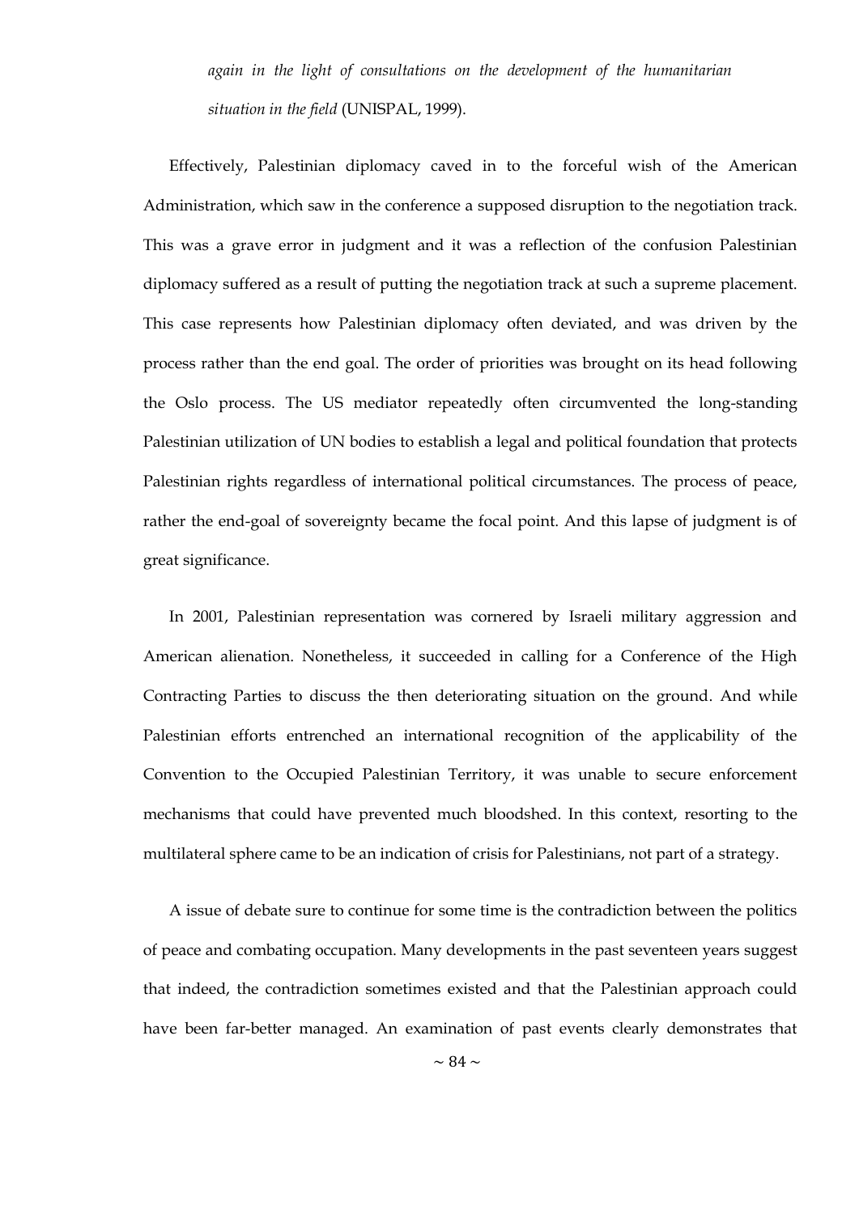*again in the light of consultations on the development of the humanitarian situation in the field* (UNISPAL, 1999).

Effectively, Palestinian diplomacy caved in to the forceful wish of the American Administration, which saw in the conference a supposed disruption to the negotiation track. This was a grave error in judgment and it was a reflection of the confusion Palestinian diplomacy suffered as a result of putting the negotiation track at such a supreme placement. This case represents how Palestinian diplomacy often deviated, and was driven by the process rather than the end goal. The order of priorities was brought on its head following the Oslo process. The US mediator repeatedly often circumvented the long-standing Palestinian utilization of UN bodies to establish a legal and political foundation that protects Palestinian rights regardless of international political circumstances. The process of peace, rather the end-goal of sovereignty became the focal point. And this lapse of judgment is of great significance.

In 2001, Palestinian representation was cornered by Israeli military aggression and American alienation. Nonetheless, it succeeded in calling for a Conference of the High Contracting Parties to discuss the then deteriorating situation on the ground. And while Palestinian efforts entrenched an international recognition of the applicability of the Convention to the Occupied Palestinian Territory, it was unable to secure enforcement mechanisms that could have prevented much bloodshed. In this context, resorting to the multilateral sphere came to be an indication of crisis for Palestinians, not part of a strategy.

A issue of debate sure to continue for some time is the contradiction between the politics of peace and combating occupation. Many developments in the past seventeen years suggest that indeed, the contradiction sometimes existed and that the Palestinian approach could have been far-better managed. An examination of past events clearly demonstrates that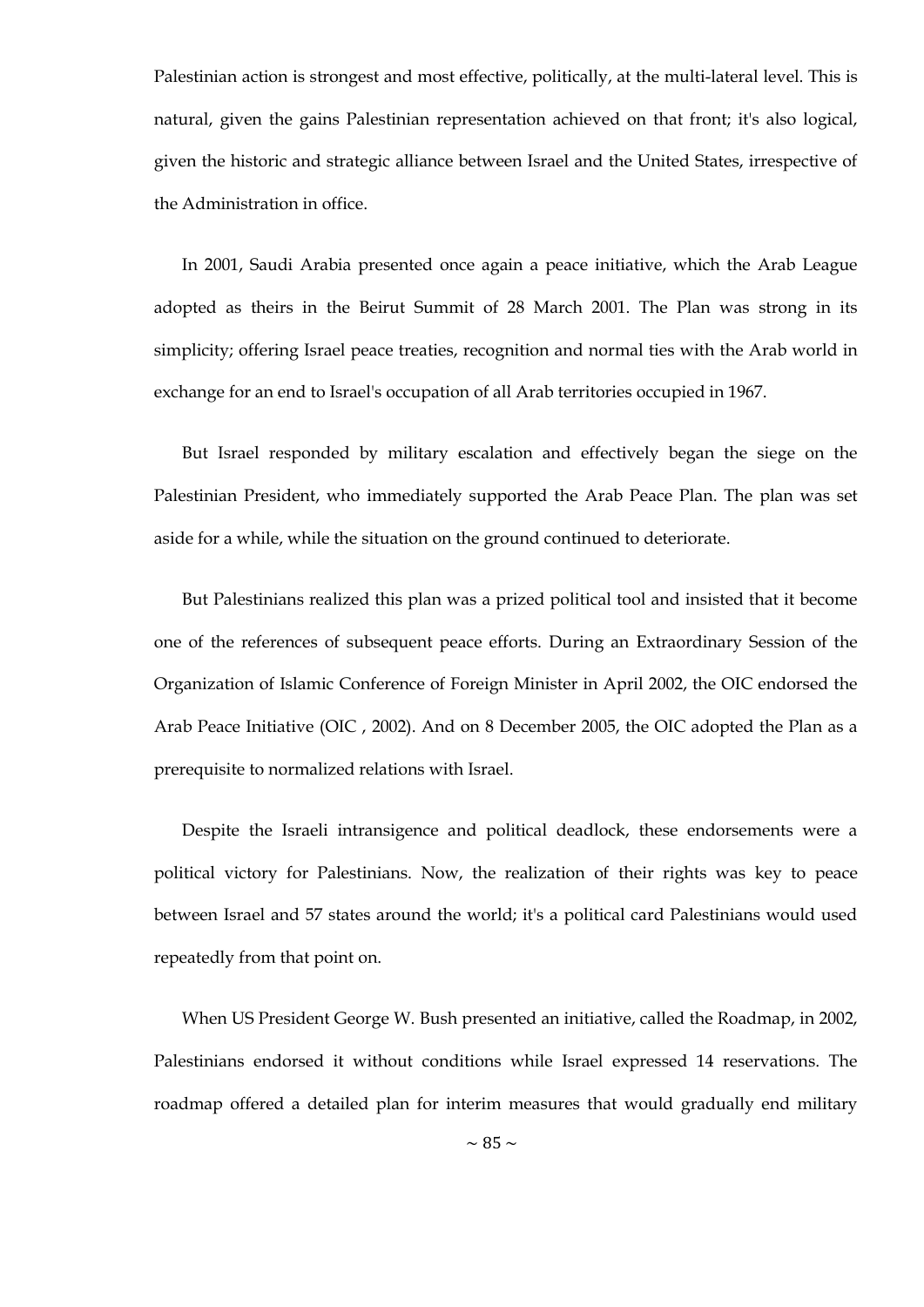Palestinian action is strongest and most effective, politically, at the multi-lateral level. This is natural, given the gains Palestinian representation achieved on that front; it's also logical, given the historic and strategic alliance between Israel and the United States, irrespective of the Administration in office.

In 2001, Saudi Arabia presented once again a peace initiative, which the Arab League adopted as theirs in the Beirut Summit of 28 March 2001. The Plan was strong in its simplicity; offering Israel peace treaties, recognition and normal ties with the Arab world in exchange for an end to Israel's occupation of all Arab territories occupied in 1967.

But Israel responded by military escalation and effectively began the siege on the Palestinian President, who immediately supported the Arab Peace Plan. The plan was set aside for a while, while the situation on the ground continued to deteriorate.

But Palestinians realized this plan was a prized political tool and insisted that it become one of the references of subsequent peace efforts. During an Extraordinary Session of the Organization of Islamic Conference of Foreign Minister in April 2002, the OIC endorsed the Arab Peace Initiative (OIC , 2002). And on 8 December 2005, the OIC adopted the Plan as a prerequisite to normalized relations with Israel.

Despite the Israeli intransigence and political deadlock, these endorsements were a political victory for Palestinians. Now, the realization of their rights was key to peace between Israel and 57 states around the world; it's a political card Palestinians would used repeatedly from that point on.

When US President George W. Bush presented an initiative, called the Roadmap, in 2002, Palestinians endorsed it without conditions while Israel expressed 14 reservations. The roadmap offered a detailed plan for interim measures that would gradually end military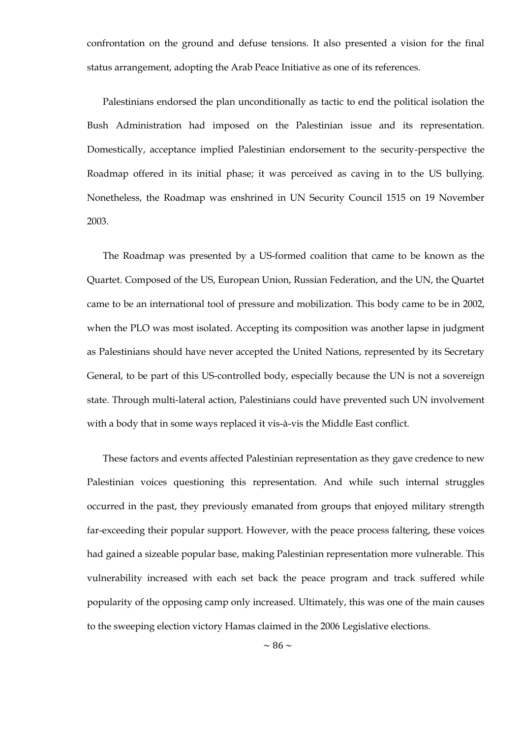confrontation on the ground and defuse tensions. It also presented a vision for the final status arrangement, adopting the Arab Peace Initiative as one of its references.

Palestinians endorsed the plan unconditionally as tactic to end the political isolation the Bush Administration had imposed on the Palestinian issue and its representation. Domestically, acceptance implied Palestinian endorsement to the security-perspective the Roadmap offered in its initial phase; it was perceived as caving in to the US bullying. Nonetheless, the Roadmap was enshrined in UN Security Council 1515 on 19 November 2003.

The Roadmap was presented by a US-formed coalition that came to be known as the Quartet. Composed of the US, European Union, Russian Federation, and the UN, the Quartet came to be an international tool of pressure and mobilization. This body came to be in 2002, when the PLO was most isolated. Accepting its composition was another lapse in judgment as Palestinians should have never accepted the United Nations, represented by its Secretary General, to be part of this US-controlled body, especially because the UN is not a sovereign state. Through multi-lateral action, Palestinians could have prevented such UN involvement with a body that in some ways replaced it vis-à-vis the Middle East conflict.

These factors and events affected Palestinian representation as they gave credence to new Palestinian voices questioning this representation. And while such internal struggles occurred in the past, they previously emanated from groups that enjoyed military strength far-exceeding their popular support. However, with the peace process faltering, these voices had gained a sizeable popular base, making Palestinian representation more vulnerable. This vulnerability increased with each set back the peace program and track suffered while popularity of the opposing camp only increased. Ultimately, this was one of the main causes to the sweeping election victory Hamas claimed in the 2006 Legislative elections.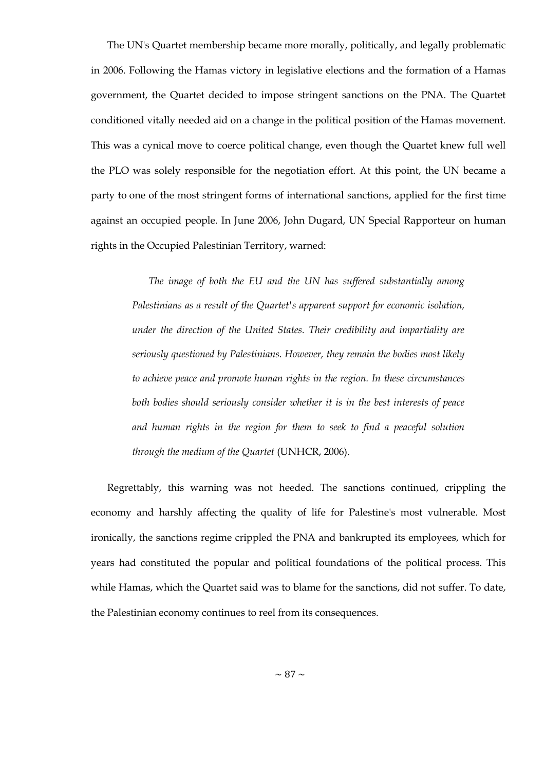The UN's Quartet membership became more morally, politically, and legally problematic in 2006. Following the Hamas victory in legislative elections and the formation of a Hamas government, the Quartet decided to impose stringent sanctions on the PNA. The Quartet conditioned vitally needed aid on a change in the political position of the Hamas movement. This was a cynical move to coerce political change, even though the Quartet knew full well the PLO was solely responsible for the negotiation effort. At this point, the UN became a party to one of the most stringent forms of international sanctions, applied for the first time against an occupied people. In June 2006, John Dugard, UN Special Rapporteur on human rights in the Occupied Palestinian Territory, warned:

> *The image of both the EU and the UN has suffered substantially among Palestinians as a result of the Quartet's apparent support for economic isolation, under the direction of the United States. Their credibility and impartiality are seriously questioned by Palestinians. However, they remain the bodies most likely to achieve peace and promote human rights in the region. In these circumstances both bodies should seriously consider whether it is in the best interests of peace and human rights in the region for them to seek to find a peaceful solution through the medium of the Quartet* (UNHCR, 2006).

Regrettably, this warning was not heeded. The sanctions continued, crippling the economy and harshly affecting the quality of life for Palestine's most vulnerable. Most ironically, the sanctions regime crippled the PNA and bankrupted its employees, which for years had constituted the popular and political foundations of the political process. This while Hamas, which the Quartet said was to blame for the sanctions, did not suffer. To date, the Palestinian economy continues to reel from its consequences.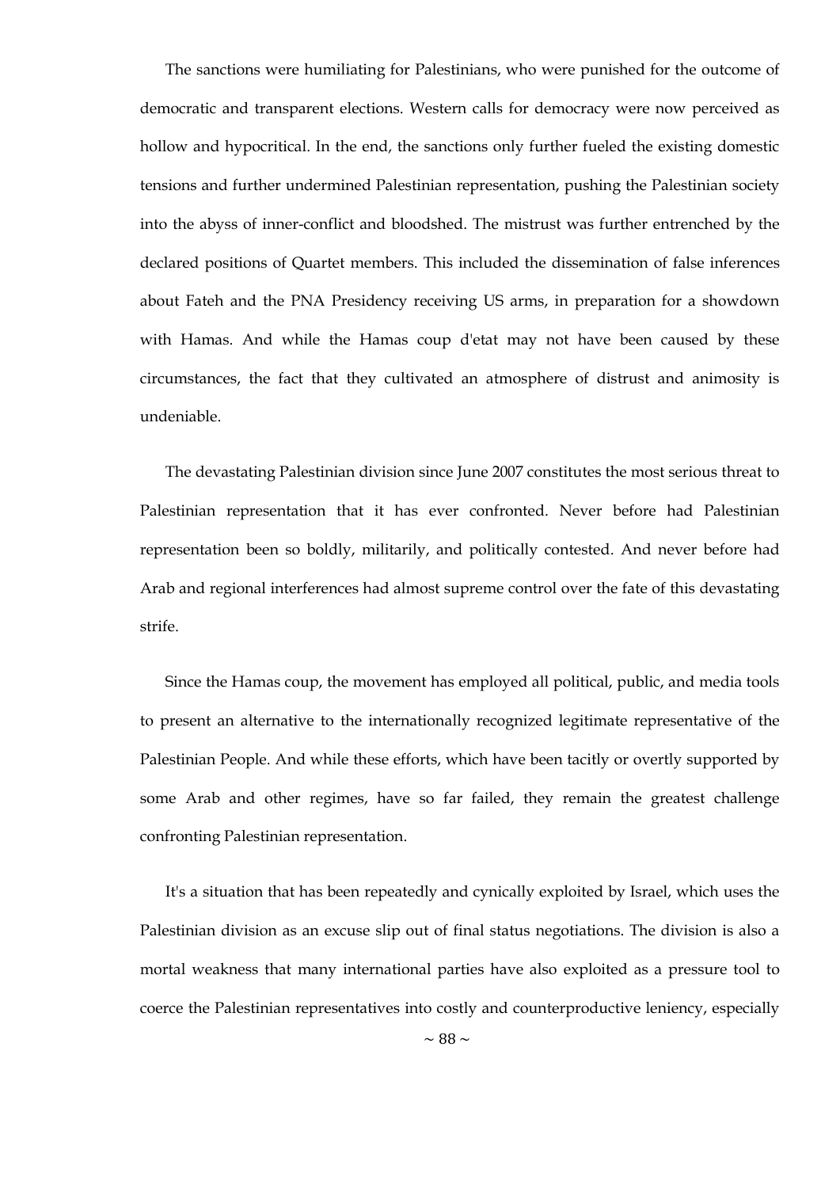The sanctions were humiliating for Palestinians, who were punished for the outcome of democratic and transparent elections. Western calls for democracy were now perceived as hollow and hypocritical. In the end, the sanctions only further fueled the existing domestic tensions and further undermined Palestinian representation, pushing the Palestinian society into the abyss of inner-conflict and bloodshed. The mistrust was further entrenched by the declared positions of Quartet members. This included the dissemination of false inferences about Fateh and the PNA Presidency receiving US arms, in preparation for a showdown with Hamas. And while the Hamas coup d'etat may not have been caused by these circumstances, the fact that they cultivated an atmosphere of distrust and animosity is undeniable.

The devastating Palestinian division since June 2007 constitutes the most serious threat to Palestinian representation that it has ever confronted. Never before had Palestinian representation been so boldly, militarily, and politically contested. And never before had Arab and regional interferences had almost supreme control over the fate of this devastating strife.

Since the Hamas coup, the movement has employed all political, public, and media tools to present an alternative to the internationally recognized legitimate representative of the Palestinian People. And while these efforts, which have been tacitly or overtly supported by some Arab and other regimes, have so far failed, they remain the greatest challenge confronting Palestinian representation.

It's a situation that has been repeatedly and cynically exploited by Israel, which uses the Palestinian division as an excuse slip out of final status negotiations. The division is also a mortal weakness that many international parties have also exploited as a pressure tool to coerce the Palestinian representatives into costly and counterproductive leniency, especially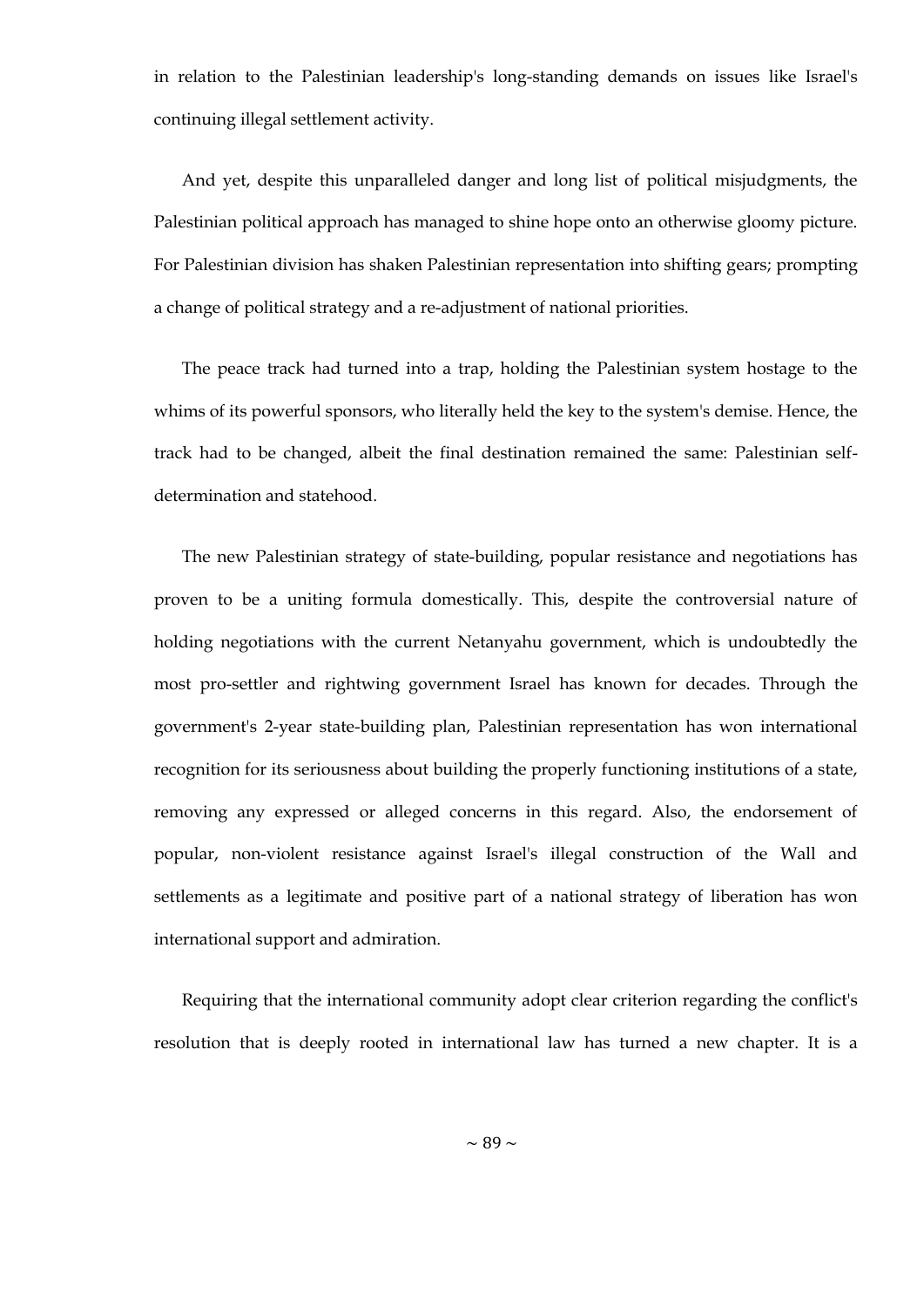in relation to the Palestinian leadership's long-standing demands on issues like Israel's continuing illegal settlement activity.

And yet, despite this unparalleled danger and long list of political misjudgments, the Palestinian political approach has managed to shine hope onto an otherwise gloomy picture. For Palestinian division has shaken Palestinian representation into shifting gears; prompting a change of political strategy and a re-adjustment of national priorities.

The peace track had turned into a trap, holding the Palestinian system hostage to the whims of its powerful sponsors, who literally held the key to the system's demise. Hence, the track had to be changed, albeit the final destination remained the same: Palestinian self-determination and statehood.

The new Palestinian strategy of state-building, popular resistance and negotiations has proven to be a uniting formula domestically. This, despite the controversial nature of holding negotiations with the current Netanyahu government, which is undoubtedly the most pro-settler and rightwing government Israel has known for decades. Through the government's 2-year state-building plan, Palestinian representation has won international recognition for its seriousness about building the properly functioning institutions of a state, removing any expressed or alleged concerns in this regard. Also, the endorsement of popular, non-violent resistance against Israel's illegal construction of the Wall and settlements as a legitimate and positive part of a national strategy of liberation has won international support and admiration.

Requiring that the international community adopt clear criterion regarding the conflict's resolution that is deeply rooted in international law has turned a new chapter. It is a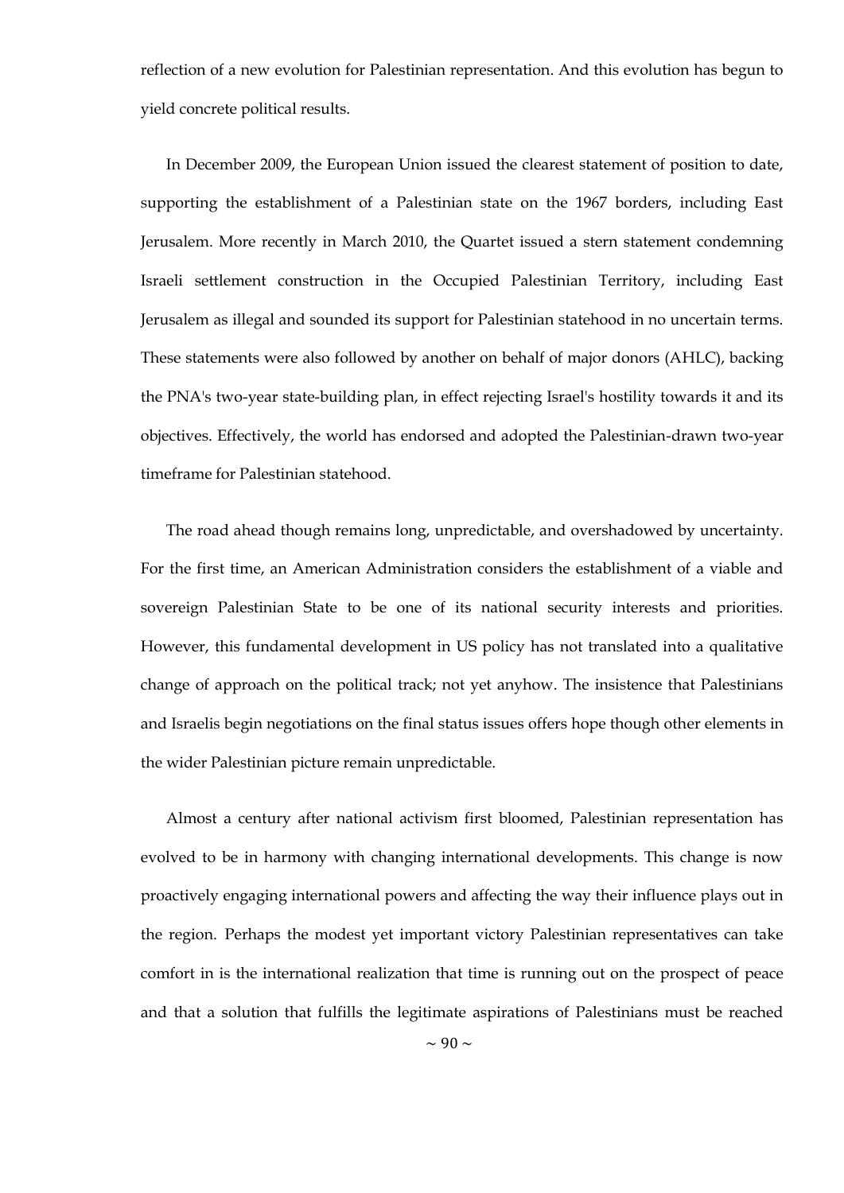reflection of a new evolution for Palestinian representation. And this evolution has begun to yield concrete political results.

In December 2009, the European Union issued the clearest statement of position to date, supporting the establishment of a Palestinian state on the 1967 borders, including East Jerusalem. More recently in March 2010, the Quartet issued a stern statement condemning Israeli settlement construction in the Occupied Palestinian Territory, including East Jerusalem as illegal and sounded its support for Palestinian statehood in no uncertain terms. These statements were also followed by another on behalf of major donors (AHLC), backing the PNA's two-year state-building plan, in effect rejecting Israel's hostility towards it and its objectives. Effectively, the world has endorsed and adopted the Palestinian-drawn two-year timeframe for Palestinian statehood.

The road ahead though remains long, unpredictable, and overshadowed by uncertainty. For the first time, an American Administration considers the establishment of a viable and sovereign Palestinian State to be one of its national security interests and priorities. However, this fundamental development in US policy has not translated into a qualitative change of approach on the political track; not yet anyhow. The insistence that Palestinians and Israelis begin negotiations on the final status issues offers hope though other elements in the wider Palestinian picture remain unpredictable.

Almost a century after national activism first bloomed, Palestinian representation has evolved to be in harmony with changing international developments. This change is now proactively engaging international powers and affecting the way their influence plays out in the region. Perhaps the modest yet important victory Palestinian representatives can take comfort in is the international realization that time is running out on the prospect of peace and that a solution that fulfills the legitimate aspirations of Palestinians must be reached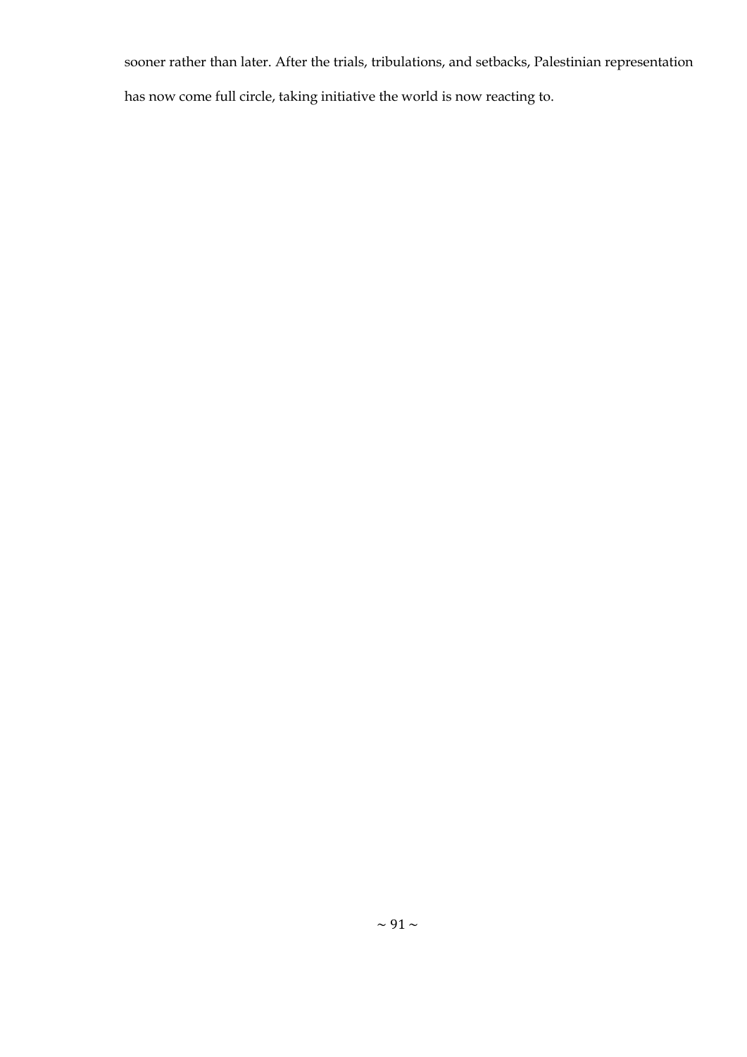sooner rather than later. After the trials, tribulations, and setbacks, Palestinian representation has now come full circle, taking initiative the world is now reacting to.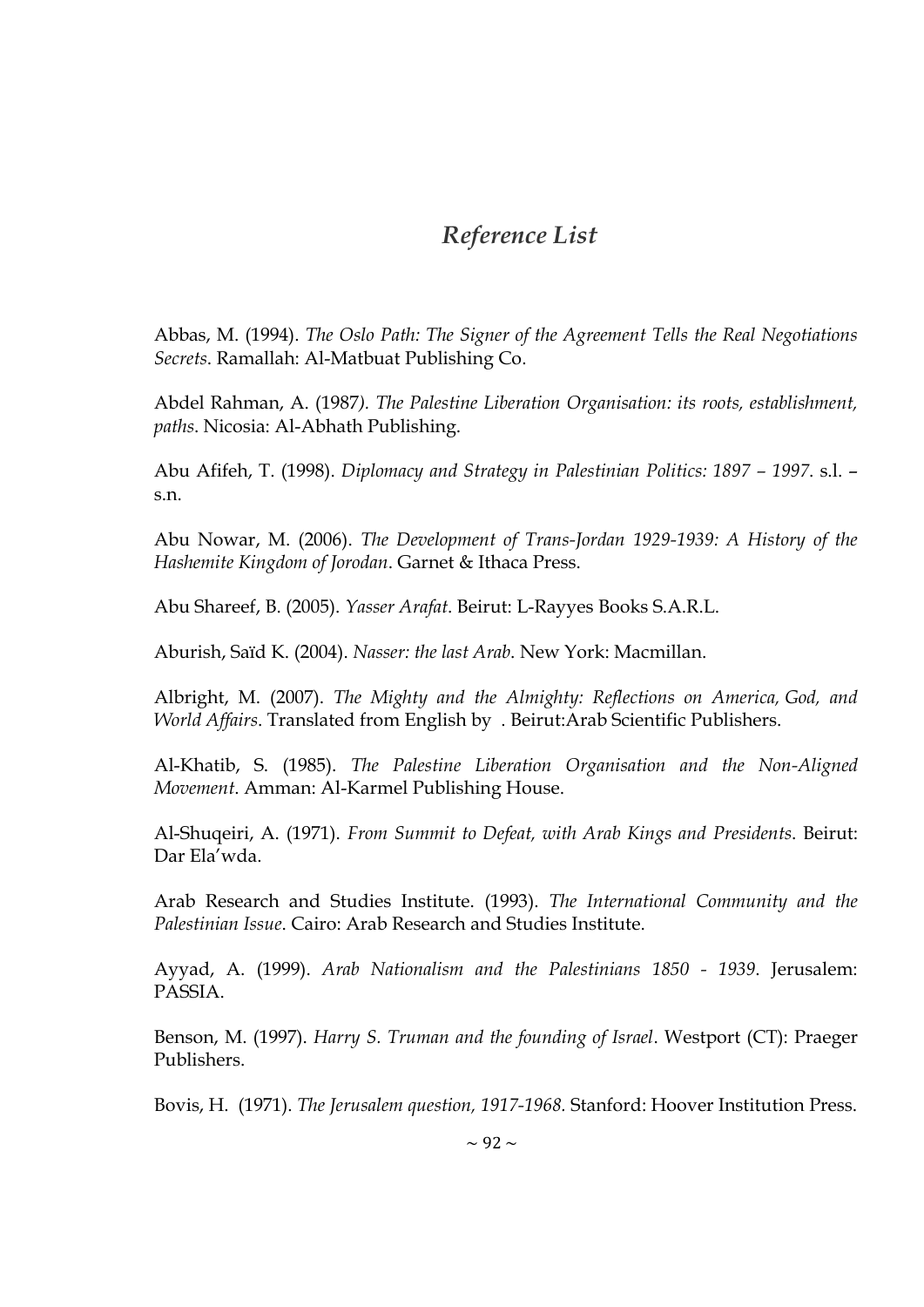# *Reference List*

Abbas, M. (1994). *The Oslo Path: The Signer of the Agreement Tells the Real Negotiations Secrets*. Ramallah: Al-Matbuat Publishing Co.

Abdel Rahman, A. (1987). *The Palestine Liberation Organisation: its roots, establishment, paths*. Nicosia: Al-Abhath Publishing.

Abu Afifeh, T. (1998). *Diplomacy and Strategy in Palestinian Politics: 1897 – 1997*. s.l. – s.n.

Abu Nowar, M. (2006). *The Development of Trans-Jordan 1929-1939: A History of the Hashemite Kingdom of Jorodan*. Garnet & Ithaca Press.

Abu Shareef, B. (2005). *Yasser Arafat*. Beirut: L-Rayyes Books S.A.R.L.

Aburish, Saïd K. (2004). *Nasser: the last Arab*. New York: Macmillan.

Albright, M. (2007). *The Mighty and the Almighty: Reflections on America, God, and World Affairs*. Translated from English by . Beirut:Arab Scientific Publishers.

Al-Khatib, S. (1985). *The Palestine Liberation Organisation and the Non-Aligned Movement*. Amman: Al-Karmel Publishing House.

Al-Shuqeiri, A. (1971). *From Summit to Defeat, with Arab Kings and Presidents*. Beirut: Dar Ela'wda.

Arab Research and Studies Institute. (1993). *The International Community and the Palestinian Issue*. Cairo: Arab Research and Studies Institute.

Ayyad, A. (1999). *Arab Nationalism and the Palestinians 1850 - 1939*. Jerusalem: PASSIA.

Benson, M. (1997). *Harry S. Truman and the founding of Israel*. Westport (CT): Praeger Publishers.

Bovis, H. (1971). *The Jerusalem question, 1917-1968*. Stanford: Hoover Institution Press.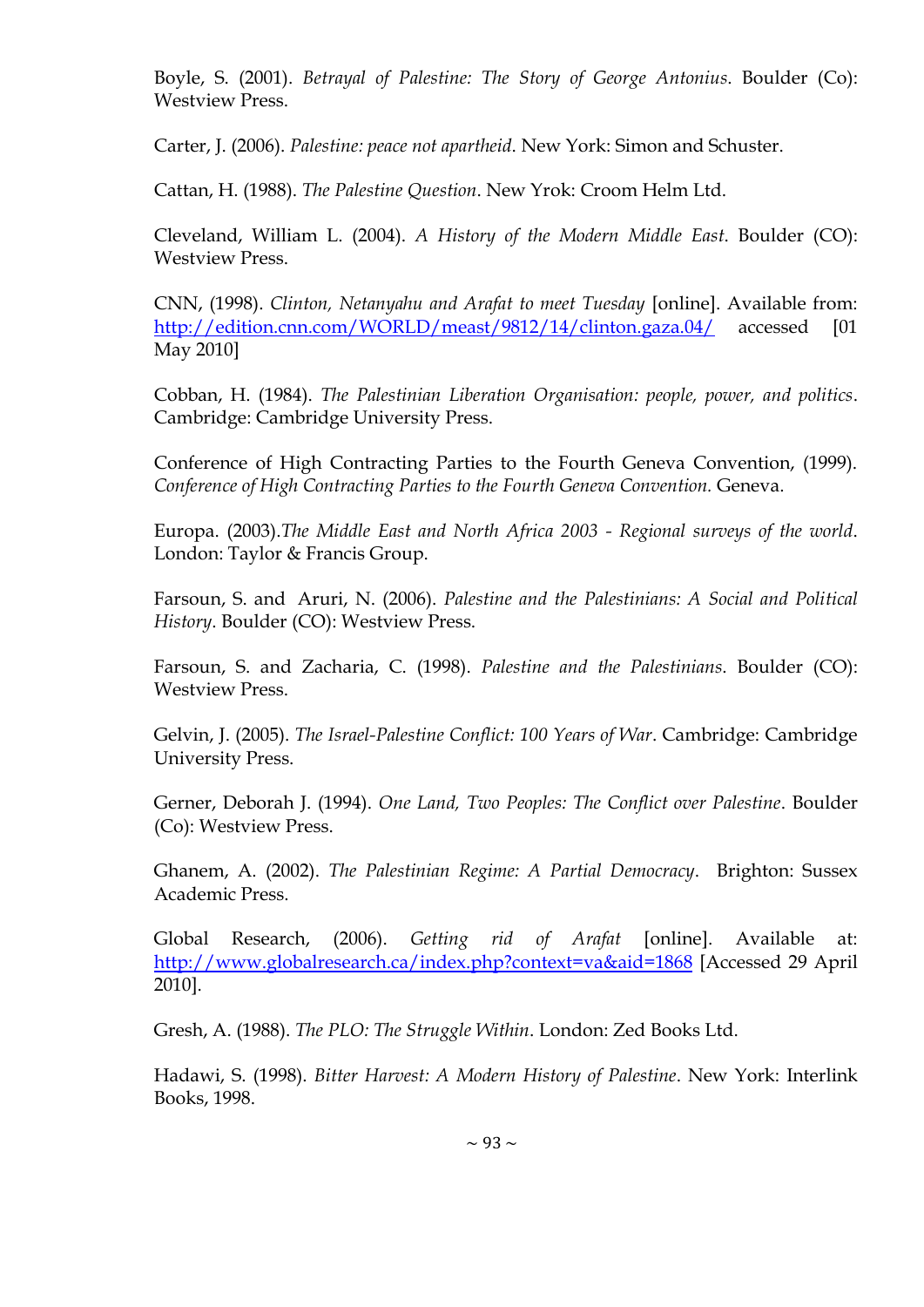Boyle, S. (2001). *Betrayal of Palestine: The Story of George Antonius*. Boulder (Co): Westview Press.

Carter, J. (2006). *Palestine: peace not apartheid*. New York: Simon and Schuster.

Cattan, H. (1988). *The Palestine Question*. New Yrok: Croom Helm Ltd.

Cleveland, William L. (2004). *A History of the Modern Middle East*. Boulder (CO): Westview Press.

CNN, (1998). *Clinton, Netanyahu and Arafat to meet Tuesday* [online]. Available from: http://edition.cnn.com/WORLD/meast/9812/14/clinton.gaza.04/ accessed [01 May 2010]

Cobban, H. (1984). *The Palestinian Liberation Organisation: people, power, and politics*. Cambridge: Cambridge University Press.

Conference of High Contracting Parties to the Fourth Geneva Convention, (1999). *Conference of High Contracting Parties to the Fourth Geneva Convention.* Geneva.

Europa. (2003).*The Middle East and North Africa 2003 - Regional surveys of the world*. London: Taylor & Francis Group.

Farsoun, S. and Aruri, N. (2006). *Palestine and the Palestinians: A Social and Political History*. Boulder (CO): Westview Press.

Farsoun, S. and Zacharia, C. (1998). *Palestine and the Palestinians*. Boulder (CO): Westview Press.

Gelvin, J. (2005). *The Israel-Palestine Conflict: 100 Years of War*. Cambridge: Cambridge University Press.

Gerner, Deborah J. (1994). *One Land, Two Peoples: The Conflict over Palestine*. Boulder (Co): Westview Press.

Ghanem, A. (2002). *The Palestinian Regime: A Partial Democracy*. Brighton: Sussex Academic Press.

Global Research, (2006). *Getting rid of Arafat* [online]. Available at: http://www.globalresearch.ca/index.php?context=va&aid=1868 [Accessed 29 April 2010].

Gresh, A. (1988). *The PLO: The Struggle Within*. London: Zed Books Ltd.

Hadawi, S. (1998). *Bitter Harvest: A Modern History of Palestine*. New York: Interlink Books, 1998.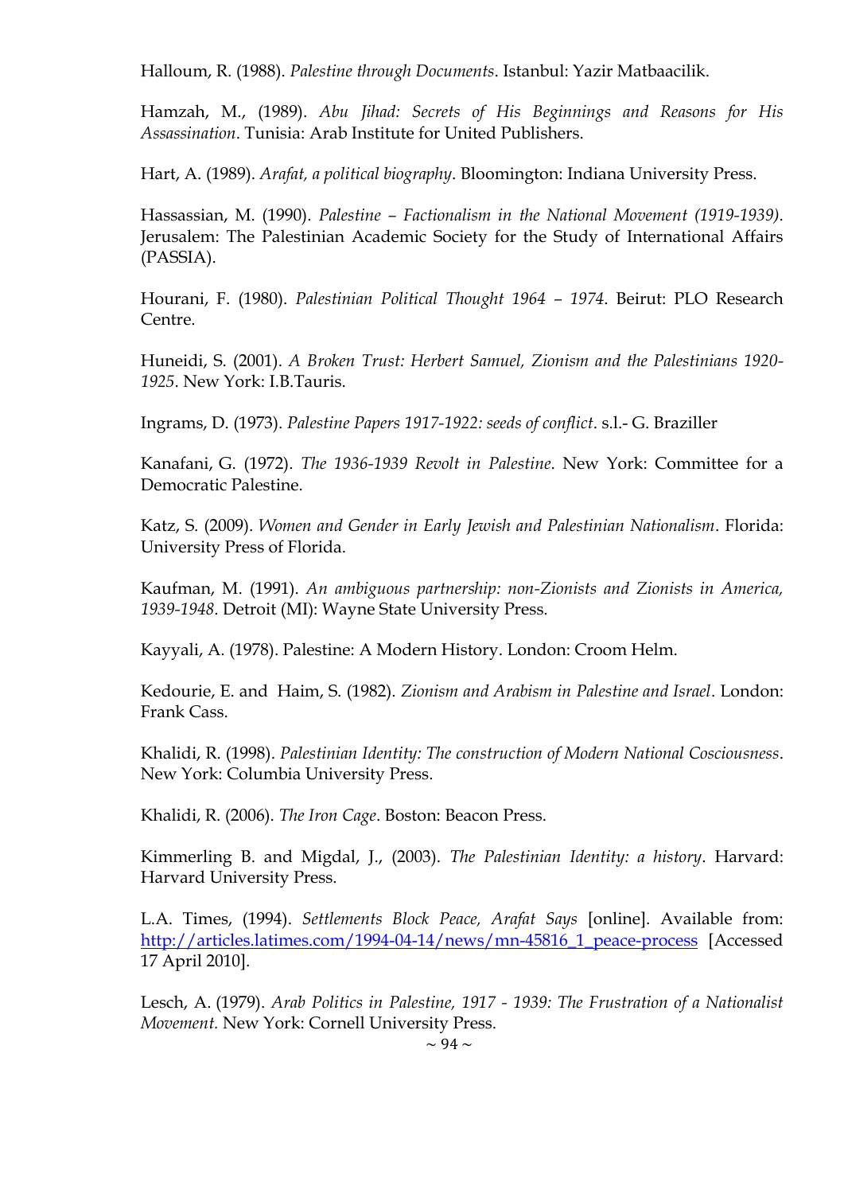Halloum, R. (1988). *Palestine through Documents*. Istanbul: Yazir Matbaacilik.

Hamzah, M., (1989). *Abu Jihad: Secrets of His Beginnings and Reasons for His Assassination*. Tunisia: Arab Institute for United Publishers.

Hart, A. (1989). *Arafat, a political biography*. Bloomington: Indiana University Press.

Hassassian, M. (1990). *Palestine – Factionalism in the National Movement (1919-1939)*. Jerusalem: The Palestinian Academic Society for the Study of International Affairs (PASSIA).

Hourani, F. (1980). *Palestinian Political Thought 1964 – 1974*. Beirut: PLO Research Centre.

Huneidi, S. (2001). *A Broken Trust: Herbert Samuel, Zionism and the Palestinians 1920-1925*. New York: I.B.Tauris.

Ingrams, D. (1973). *Palestine Papers 1917-1922: seeds of conflict*. s.l.- G. Braziller

Kanafani, G. (1972). *The 1936-1939 Revolt in Palestine*. New York: Committee for a Democratic Palestine.

Katz, S. (2009). *Women and Gender in Early Jewish and Palestinian Nationalism*. Florida: University Press of Florida.

Kaufman, M. (1991). *An ambiguous partnership: non-Zionists and Zionists in America, 1939-1948*. Detroit (MI): Wayne State University Press.

Kayyali, A. (1978). Palestine: A Modern History. London: Croom Helm.

Kedourie, E. and Haim, S. (1982). *Zionism and Arabism in Palestine and Israel*. London: Frank Cass.

Khalidi, R. (1998). *Palestinian Identity: The construction of Modern National Cosciousness*. New York: Columbia University Press.

Khalidi, R. (2006). *The Iron Cage*. Boston: Beacon Press.

Kimmerling B. and Migdal, J., (2003). *The Palestinian Identity: a history*. Harvard: Harvard University Press.

L.A. Times, (1994). *Settlements Block Peace, Arafat Says* [online]. Available from: http://articles.latimes.com/1994-04-14/news/mn-45816_1_peace-process [Accessed 17 April 2010].

Lesch, A. (1979). *Arab Politics in Palestine, 1917 - 1939: The Frustration of a Nationalist Movement.* New York: Cornell University Press.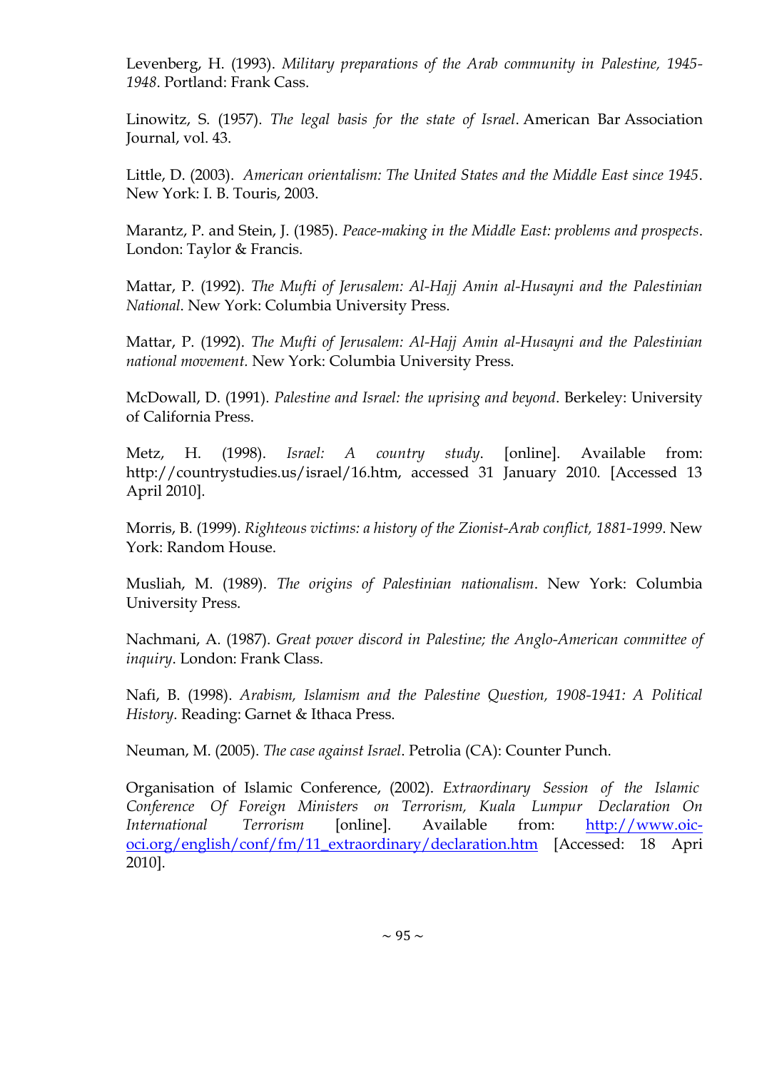Levenberg, H. (1993). *Military preparations of the Arab community in Palestine, 1945-1948*. Portland: Frank Cass.

Linowitz, S. (1957). *The legal basis for the state of Israel*. American Bar Association Journal, vol. 43.

Little, D. (2003). *American orientalism: The United States and the Middle East since 1945*. New York: I. B. Touris, 2003.

Marantz, P. and Stein, J. (1985). *Peace-making in the Middle East: problems and prospects*. London: Taylor & Francis.

Mattar, P. (1992). *The Mufti of Jerusalem: Al-Hajj Amin al-Husayni and the Palestinian National*. New York: Columbia University Press.

Mattar, P. (1992). *The Mufti of Jerusalem: Al-Hajj Amin al-Husayni and the Palestinian national movement.* New York: Columbia University Press.

McDowall, D. (1991). *Palestine and Israel: the uprising and beyond*. Berkeley: University of California Press.

Metz, H. (1998). *Israel: A country study*. [online]. Available from: http://countrystudies.us/israel/16.htm, accessed 31 January 2010. [Accessed 13 April 2010].

Morris, B. (1999). *Righteous victims: a history of the Zionist-Arab conflict, 1881-1999*. New York: Random House.

Musliah, M. (1989). *The origins of Palestinian nationalism*. New York: Columbia University Press.

Nachmani, A. (1987). *Great power discord in Palestine; the Anglo-American committee of inquiry*. London: Frank Class.

Nafi, B. (1998). *Arabism, Islamism and the Palestine Question, 1908-1941: A Political History*. Reading: Garnet & Ithaca Press.

Neuman, M. (2005). *The case against Israel*. Petrolia (CA): Counter Punch.

Organisation of Islamic Conference, (2002). *Extraordinary Session of the Islamic Conference Of Foreign Ministers on Terrorism, Kuala Lumpur Declaration On International Terrorism* [online]. Available from: http://www.oic-oci.org/english/conf/fm/11_extraordinary/declaration.htm [Accessed: 18 Apri 2010].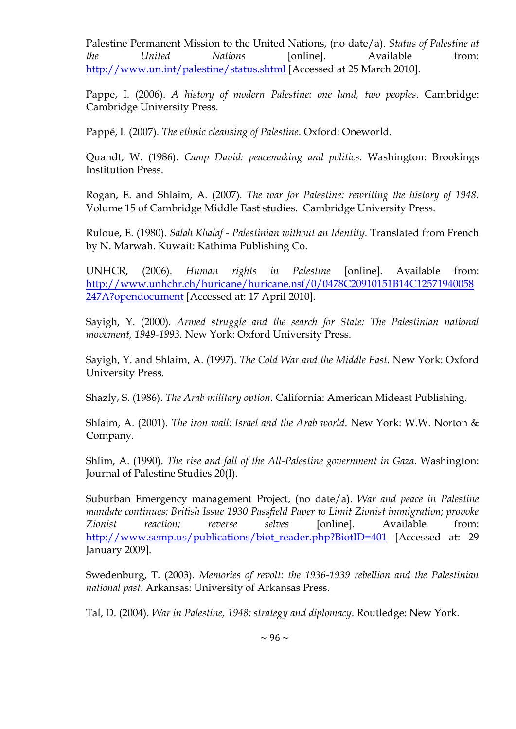Palestine Permanent Mission to the United Nations, (no date/a). *Status of Palestine at the United Nations* [online]. Available from: http://www.un.int/palestine/status.shtml [Accessed at 25 March 2010].

Pappe, I. (2006). *A history of modern Palestine: one land, two peoples*. Cambridge: Cambridge University Press.

Pappé, I. (2007). *The ethnic cleansing of Palestine*. Oxford: Oneworld.

Quandt, W. (1986). *Camp David: peacemaking and politics*. Washington: Brookings Institution Press.

Rogan, E. and Shlaim, A. (2007). *The war for Palestine: rewriting the history of 1948*. Volume 15 of Cambridge Middle East studies. Cambridge University Press.

Ruloue, E. (1980). *Salah Khalaf - Palestinian without an Identity*. Translated from French by N. Marwah. Kuwait: Kathima Publishing Co.

UNHCR, (2006). *Human rights in Palestine* [online]. Available from: http://www.unhchr.ch/huricane/huricane.nsf/0/0478C20910151B14C12571940058247A?opendocument [Accessed at: 17 April 2010].

Sayigh, Y. (2000). *Armed struggle and the search for State: The Palestinian national movement, 1949-1993*. New York: Oxford University Press.

Sayigh, Y. and Shlaim, A. (1997). *The Cold War and the Middle East*. New York: Oxford University Press.

Shazly, S. (1986). *The Arab military option*. California: American Mideast Publishing.

Shlaim, A. (2001). *The iron wall: Israel and the Arab world*. New York: W.W. Norton & Company.

Shlim, A. (1990). *The rise and fall of the All-Palestine government in Gaza*. Washington: Journal of Palestine Studies 20(I).

Suburban Emergency management Project, (no date/a). *War and peace in Palestine mandate continues: British Issue 1930 Passfield Paper to Limit Zionist immigration; provoke Zionist reaction; reverse selves* [online]. Available from: http://www.semp.us/publications/biot_reader.php?BiotID=401 [Accessed at: 29 January 2009].

Swedenburg, T. (2003). *Memories of revolt: the 1936-1939 rebellion and the Palestinian national past*. Arkansas: University of Arkansas Press.

Tal, D. (2004). *War in Palestine, 1948: strategy and diplomacy*. Routledge: New York.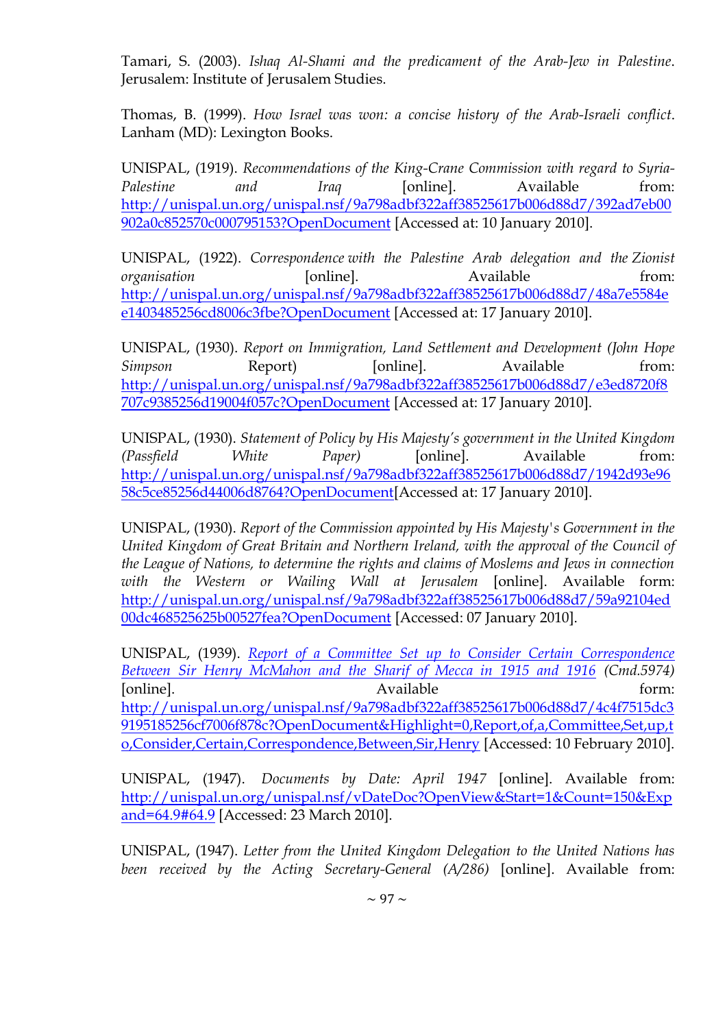Tamari, S. (2003). *Ishaq Al-Shami and the predicament of the Arab-Jew in Palestine*. Jerusalem: Institute of Jerusalem Studies.

Thomas, B. (1999). *How Israel was won: a concise history of the Arab-Israeli conflict*. Lanham (MD): Lexington Books.

UNISPAL, (1919). *Recommendations of the King-Crane Commission with regard to Syria-Palestine and Iraq* [online]. Available from: http://unispal.un.org/unispal.nsf/9a798adbf322aff38525617b006d88d7/392ad7eb00902a0c852570c000795153?OpenDocument [Accessed at: 10 January 2010].

UNISPAL, (1922). *Correspondence with the Palestine Arab delegation and the Zionist organisation* [online]. Available from: http://unispal.un.org/unispal.nsf/9a798adbf322aff38525617b006d88d7/48a7e5584ee1403485256cd8006c3fbe?OpenDocument [Accessed at: 17 January 2010].

UNISPAL, (1930). *Report on Immigration, Land Settlement and Development (John Hope Simpson* Report) [online]. Available from: http://unispal.un.org/unispal.nsf/9a798adbf322aff38525617b006d88d7/e3ed8720f8707c9385256d19004f057c?OpenDocument [Accessed at: 17 January 2010].

UNISPAL, (1930). *Statement of Policy by His Majesty's government in the United Kingdom (Passfield White Paper)* [online]. Available from: http://unispal.un.org/unispal.nsf/9a798adbf322aff38525617b006d88d7/1942d93e9658c5ce85256d44006d8764?OpenDocument[Accessed at: 17 January 2010].

UNISPAL, (1930). *Report of the Commission appointed by His Majesty's Government in the United Kingdom of Great Britain and Northern Ireland, with the approval of the Council of the League of Nations, to determine the rights and claims of Moslems and Jews in connection with the Western or Wailing Wall at Jerusalem* [online]. Available form: http://unispal.un.org/unispal.nsf/9a798adbf322aff38525617b006d88d7/59a92104ed00dc468525625b00527fea?OpenDocument [Accessed: 07 January 2010].

UNISPAL, (1939). *Report of a Committee Set up to Consider Certain Correspondence Between Sir Henry McMahon and the Sharif of Mecca in 1915 and 1916 (Cmd.5974)* [online]. Available form: http://unispal.un.org/unispal.nsf/9a798adbf322aff38525617b006d88d7/4c4f7515dc39195185256cf7006f878c?OpenDocument&Highlight=0,Report,of,a,Committee,Set,up,to,Consider,Certain,Correspondence,Between,Sir,Henry [Accessed: 10 February 2010].

UNISPAL, (1947). *Documents by Date: April 1947* [online]. Available from: http://unispal.un.org/unispal.nsf/vDateDoc?OpenView&Start=1&Count=150&Expand=64.9#64.9 [Accessed: 23 March 2010].

UNISPAL, (1947). *Letter from the United Kingdom Delegation to the United Nations has been received by the Acting Secretary-General (A/286)* [online]. Available from: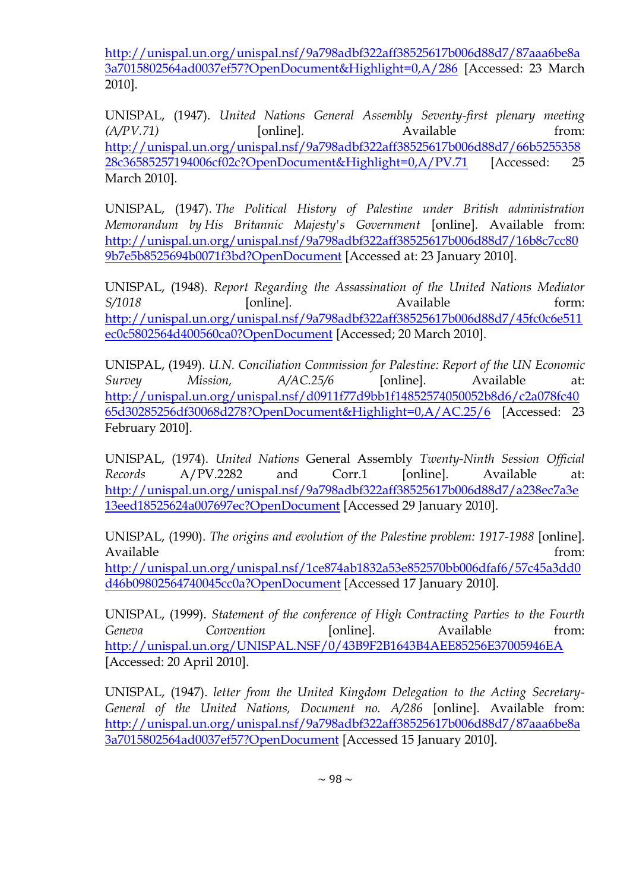http://unispal.un.org/unispal.nsf/9a798adbf322aff38525617b006d88d7/87aaa6be8a3a7015802564ad0037ef57?OpenDocument&Highlight=0,A/286 [Accessed: 23 March 2010].

UNISPAL, (1947). *United Nations General Assembly Seventy-first plenary meeting (A/PV.71)* [online]. Available from: http://unispal.un.org/unispal.nsf/9a798adbf322aff38525617b006d88d7/66b525535828c36585257194006cf02c?OpenDocument&Highlight=0,A/PV.71 [Accessed: 25 March 2010].

UNISPAL, (1947). *The Political History of Palestine under British administration Memorandum by His Britannic Majesty's Government* [online]. Available from: http://unispal.un.org/unispal.nsf/9a798adbf322aff38525617b006d88d7/16b8c7cc809b7e5b8525694b0071f3bd?OpenDocument [Accessed at: 23 January 2010].

UNISPAL, (1948). *Report Regarding the Assassination of the United Nations Mediator S/1018* [online]. Available form: http://unispal.un.org/unispal.nsf/9a798adbf322aff38525617b006d88d7/45fc0c6e511ec0c5802564d400560ca0?OpenDocument [Accessed; 20 March 2010].

UNISPAL, (1949). *U.N. Conciliation Commission for Palestine: Report of the UN Economic Survey Mission, A/AC.25/6* [online]. Available at: http://unispal.un.org/unispal.nsf/d0911f77d9bb1f14852574050052b8d6/c2a078fc4065d30285256df30068d278?OpenDocument&Highlight=0,A/AC.25/6 [Accessed: 23 February 2010].

UNISPAL, (1974). *United Nations* General Assembly *Twenty-Ninth Session Official Records* A/PV.2282 and Corr.1 [online]. Available at: http://unispal.un.org/unispal.nsf/9a798adbf322aff38525617b006d88d7/a238ec7a3e13eed18525624a007697ec?OpenDocument [Accessed 29 January 2010].

UNISPAL, (1990). *The origins and evolution of the Palestine problem: 1917-1988* [online]. Available from: http://unispal.un.org/unispal.nsf/1ce874ab1832a53e852570bb006dfaf6/57c45a3dd0d46b09802564740045cc0a?OpenDocument [Accessed 17 January 2010].

UNISPAL, (1999). *Statement of the conference of High Contracting Parties to the Fourth Geneva Convention* [online]. Available from: http://unispal.un.org/UNISPAL.NSF/0/43B9F2B1643B4AEE85256E37005946EA [Accessed: 20 April 2010].

UNISPAL, (1947). *letter from the United Kingdom Delegation to the Acting Secretary-General of the United Nations, Document no. A/286* [online]. Available from: http://unispal.un.org/unispal.nsf/9a798adbf322aff38525617b006d88d7/87aaa6be8a3a7015802564ad0037ef57?OpenDocument [Accessed 15 January 2010].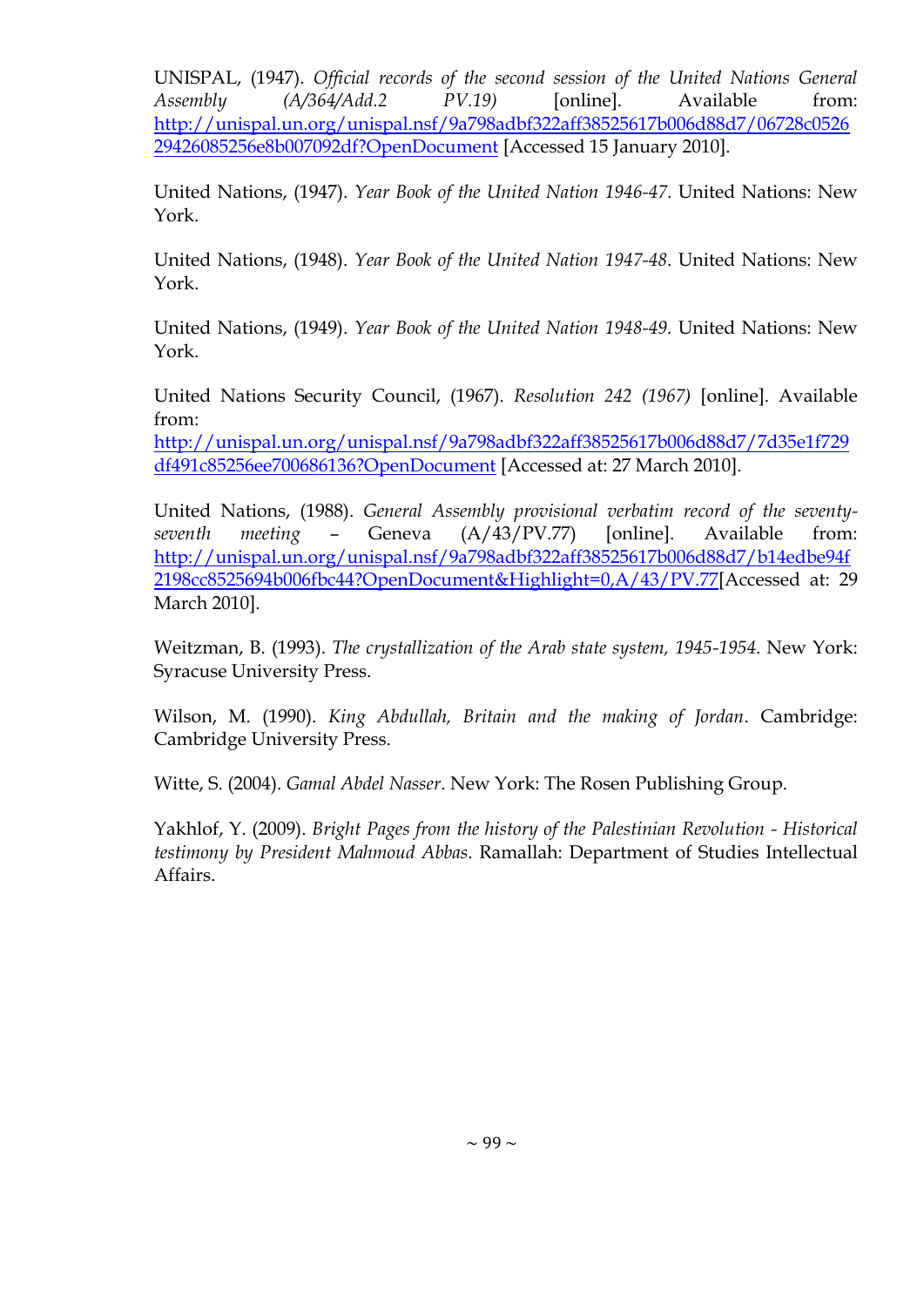UNISPAL, (1947). *Official records of the second session of the United Nations General Assembly (A/364/Add.2 PV.19)* [online]. Available from: http://unispal.un.org/unispal.nsf/9a798adbf322aff38525617b006d88d7/06728c052629426085256e8b007092df?OpenDocument [Accessed 15 January 2010].

United Nations, (1947). *Year Book of the United Nation 1946-47*. United Nations: New York.

United Nations, (1948). *Year Book of the United Nation 1947-48*. United Nations: New York.

United Nations, (1949). *Year Book of the United Nation 1948-49*. United Nations: New York.

United Nations Security Council, (1967). *Resolution 242 (1967)* [online]. Available from: http://unispal.un.org/unispal.nsf/9a798adbf322aff38525617b006d88d7/7d35e1f729df491c85256ee700686136?OpenDocument [Accessed at: 27 March 2010].

United Nations, (1988). *General Assembly provisional verbatim record of the seventy-seventh meeting* – Geneva (A/43/PV.77) [online]. Available from: http://unispal.un.org/unispal.nsf/9a798adbf322aff38525617b006d88d7/b14edbe94f2198cc8525694b006fbc44?OpenDocument&Highlight=0,A/43/PV.77[Accessed at: 29 March 2010].

Weitzman, B. (1993). *The crystallization of the Arab state system, 1945-1954*. New York: Syracuse University Press.

Wilson, M. (1990). *King Abdullah, Britain and the making of Jordan*. Cambridge: Cambridge University Press.

Witte, S. (2004). *Gamal Abdel Nasser*. New York: The Rosen Publishing Group.

Yakhlof, Y. (2009). *Bright Pages from the history of the Palestinian Revolution - Historical testimony by President Mahmoud Abbas*. Ramallah: Department of Studies Intellectual Affairs.